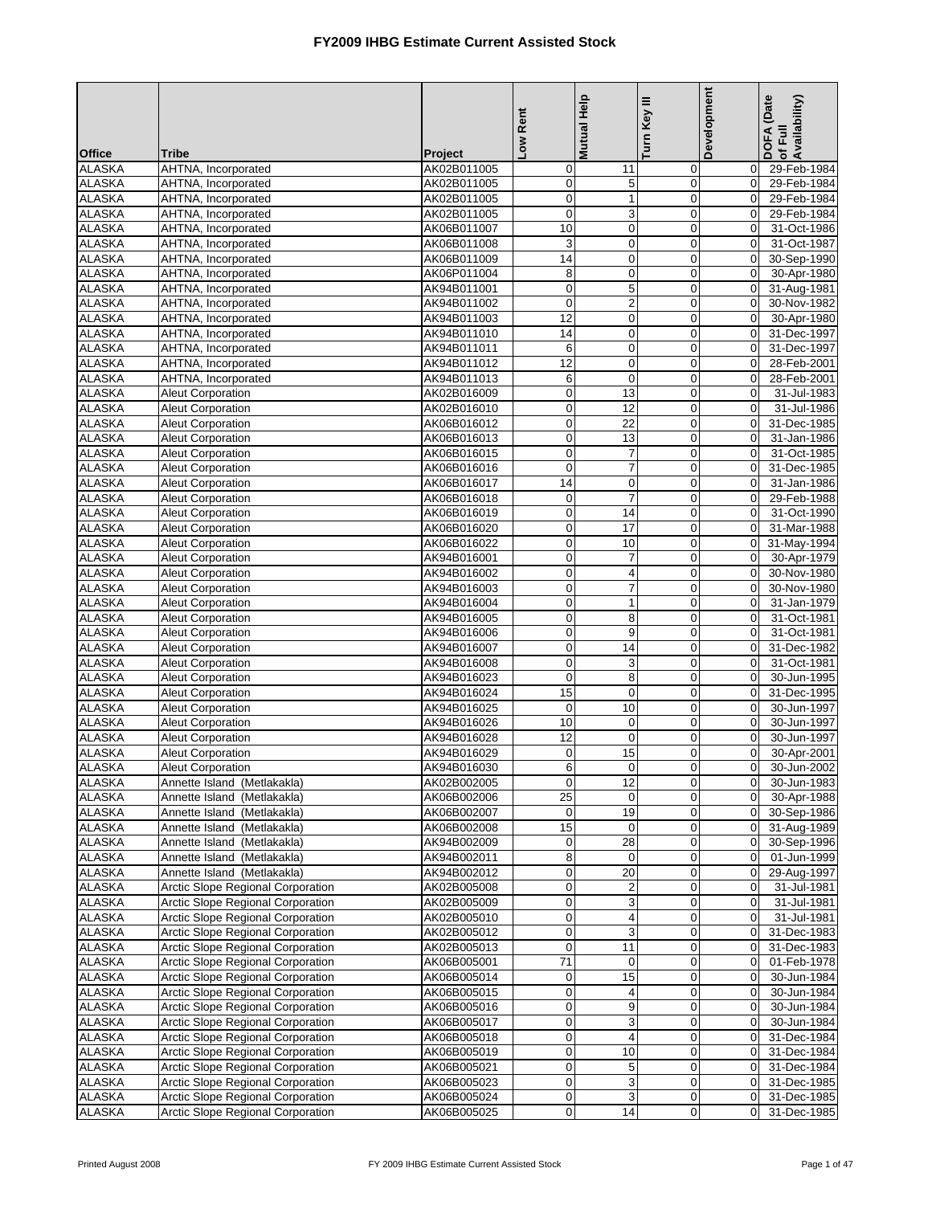# FY2009 IHBG Estimate Current Assisted Stock

| Office | Tribe | Project | Low Rent | Mutual Help | Turn Key III | Development | DOFA (Date of Full Availability) |
|---|---|---|---|---|---|---|---|
| ALASKA | AHTNA, Incorporated | AK02B011005 | 0 | 11 | 0 | 0 | 29-Feb-1984 |
| ALASKA | AHTNA, Incorporated | AK02B011005 | 0 | 5 | 0 | 0 | 29-Feb-1984 |
| ALASKA | AHTNA, Incorporated | AK02B011005 | 0 | 1 | 0 | 0 | 29-Feb-1984 |
| ALASKA | AHTNA, Incorporated | AK02B011005 | 0 | 3 | 0 | 0 | 29-Feb-1984 |
| ALASKA | AHTNA, Incorporated | AK06B011007 | 10 | 0 | 0 | 0 | 31-Oct-1986 |
| ALASKA | AHTNA, Incorporated | AK06B011008 | 3 | 0 | 0 | 0 | 31-Oct-1987 |
| ALASKA | AHTNA, Incorporated | AK06B011009 | 14 | 0 | 0 | 0 | 30-Sep-1990 |
| ALASKA | AHTNA, Incorporated | AK06P011004 | 8 | 0 | 0 | 0 | 30-Apr-1980 |
| ALASKA | AHTNA, Incorporated | AK94B011001 | 0 | 5 | 0 | 0 | 31-Aug-1981 |
| ALASKA | AHTNA, Incorporated | AK94B011002 | 0 | 2 | 0 | 0 | 30-Nov-1982 |
| ALASKA | AHTNA, Incorporated | AK94B011003 | 12 | 0 | 0 | 0 | 30-Apr-1980 |
| ALASKA | AHTNA, Incorporated | AK94B011010 | 14 | 0 | 0 | 0 | 31-Dec-1997 |
| ALASKA | AHTNA, Incorporated | AK94B011011 | 6 | 0 | 0 | 0 | 31-Dec-1997 |
| ALASKA | AHTNA, Incorporated | AK94B011012 | 12 | 0 | 0 | 0 | 28-Feb-2001 |
| ALASKA | AHTNA, Incorporated | AK94B011013 | 6 | 0 | 0 | 0 | 28-Feb-2001 |
| ALASKA | Aleut Corporation | AK02B016009 | 0 | 13 | 0 | 0 | 31-Jul-1983 |
| ALASKA | Aleut Corporation | AK02B016010 | 0 | 12 | 0 | 0 | 31-Jul-1986 |
| ALASKA | Aleut Corporation | AK06B016012 | 0 | 22 | 0 | 0 | 31-Dec-1985 |
| ALASKA | Aleut Corporation | AK06B016013 | 0 | 13 | 0 | 0 | 31-Jan-1986 |
| ALASKA | Aleut Corporation | AK06B016015 | 0 | 7 | 0 | 0 | 31-Oct-1985 |
| ALASKA | Aleut Corporation | AK06B016016 | 0 | 7 | 0 | 0 | 31-Dec-1985 |
| ALASKA | Aleut Corporation | AK06B016017 | 14 | 0 | 0 | 0 | 31-Jan-1986 |
| ALASKA | Aleut Corporation | AK06B016018 | 0 | 7 | 0 | 0 | 29-Feb-1988 |
| ALASKA | Aleut Corporation | AK06B016019 | 0 | 14 | 0 | 0 | 31-Oct-1990 |
| ALASKA | Aleut Corporation | AK06B016020 | 0 | 17 | 0 | 0 | 31-Mar-1988 |
| ALASKA | Aleut Corporation | AK06B016022 | 0 | 10 | 0 | 0 | 31-May-1994 |
| ALASKA | Aleut Corporation | AK94B016001 | 0 | 7 | 0 | 0 | 30-Apr-1979 |
| ALASKA | Aleut Corporation | AK94B016002 | 0 | 4 | 0 | 0 | 30-Nov-1980 |
| ALASKA | Aleut Corporation | AK94B016003 | 0 | 7 | 0 | 0 | 30-Nov-1980 |
| ALASKA | Aleut Corporation | AK94B016004 | 0 | 1 | 0 | 0 | 31-Jan-1979 |
| ALASKA | Aleut Corporation | AK94B016005 | 0 | 8 | 0 | 0 | 31-Oct-1981 |
| ALASKA | Aleut Corporation | AK94B016006 | 0 | 9 | 0 | 0 | 31-Oct-1981 |
| ALASKA | Aleut Corporation | AK94B016007 | 0 | 14 | 0 | 0 | 31-Dec-1982 |
| ALASKA | Aleut Corporation | AK94B016008 | 0 | 3 | 0 | 0 | 31-Oct-1981 |
| ALASKA | Aleut Corporation | AK94B016023 | 0 | 8 | 0 | 0 | 30-Jun-1995 |
| ALASKA | Aleut Corporation | AK94B016024 | 15 | 0 | 0 | 0 | 31-Dec-1995 |
| ALASKA | Aleut Corporation | AK94B016025 | 0 | 10 | 0 | 0 | 30-Jun-1997 |
| ALASKA | Aleut Corporation | AK94B016026 | 10 | 0 | 0 | 0 | 30-Jun-1997 |
| ALASKA | Aleut Corporation | AK94B016028 | 12 | 0 | 0 | 0 | 30-Jun-1997 |
| ALASKA | Aleut Corporation | AK94B016029 | 0 | 15 | 0 | 0 | 30-Apr-2001 |
| ALASKA | Aleut Corporation | AK94B016030 | 6 | 0 | 0 | 0 | 30-Jun-2002 |
| ALASKA | Annette Island (Metlakakla) | AK02B002005 | 0 | 12 | 0 | 0 | 30-Jun-1983 |
| ALASKA | Annette Island (Metlakakla) | AK06B002006 | 25 | 0 | 0 | 0 | 30-Apr-1988 |
| ALASKA | Annette Island (Metlakakla) | AK06B002007 | 0 | 19 | 0 | 0 | 30-Sep-1986 |
| ALASKA | Annette Island (Metlakakla) | AK06B002008 | 15 | 0 | 0 | 0 | 31-Aug-1989 |
| ALASKA | Annette Island (Metlakakla) | AK94B002009 | 0 | 28 | 0 | 0 | 30-Sep-1996 |
| ALASKA | Annette Island (Metlakakla) | AK94B002011 | 8 | 0 | 0 | 0 | 01-Jun-1999 |
| ALASKA | Annette Island (Metlakakla) | AK94B002012 | 0 | 20 | 0 | 0 | 29-Aug-1997 |
| ALASKA | Arctic Slope Regional Corporation | AK02B005008 | 0 | 2 | 0 | 0 | 31-Jul-1981 |
| ALASKA | Arctic Slope Regional Corporation | AK02B005009 | 0 | 3 | 0 | 0 | 31-Jul-1981 |
| ALASKA | Arctic Slope Regional Corporation | AK02B005010 | 0 | 4 | 0 | 0 | 31-Jul-1981 |
| ALASKA | Arctic Slope Regional Corporation | AK02B005012 | 0 | 3 | 0 | 0 | 31-Dec-1983 |
| ALASKA | Arctic Slope Regional Corporation | AK02B005013 | 0 | 11 | 0 | 0 | 31-Dec-1983 |
| ALASKA | Arctic Slope Regional Corporation | AK06B005001 | 71 | 0 | 0 | 0 | 01-Feb-1978 |
| ALASKA | Arctic Slope Regional Corporation | AK06B005014 | 0 | 15 | 0 | 0 | 30-Jun-1984 |
| ALASKA | Arctic Slope Regional Corporation | AK06B005015 | 0 | 4 | 0 | 0 | 30-Jun-1984 |
| ALASKA | Arctic Slope Regional Corporation | AK06B005016 | 0 | 9 | 0 | 0 | 30-Jun-1984 |
| ALASKA | Arctic Slope Regional Corporation | AK06B005017 | 0 | 3 | 0 | 0 | 30-Jun-1984 |
| ALASKA | Arctic Slope Regional Corporation | AK06B005018 | 0 | 4 | 0 | 0 | 31-Dec-1984 |
| ALASKA | Arctic Slope Regional Corporation | AK06B005019 | 0 | 10 | 0 | 0 | 31-Dec-1984 |
| ALASKA | Arctic Slope Regional Corporation | AK06B005021 | 0 | 5 | 0 | 0 | 31-Dec-1984 |
| ALASKA | Arctic Slope Regional Corporation | AK06B005023 | 0 | 3 | 0 | 0 | 31-Dec-1985 |
| ALASKA | Arctic Slope Regional Corporation | AK06B005024 | 0 | 3 | 0 | 0 | 31-Dec-1985 |
| ALASKA | Arctic Slope Regional Corporation | AK06B005025 | 0 | 14 | 0 | 0 | 31-Dec-1985 |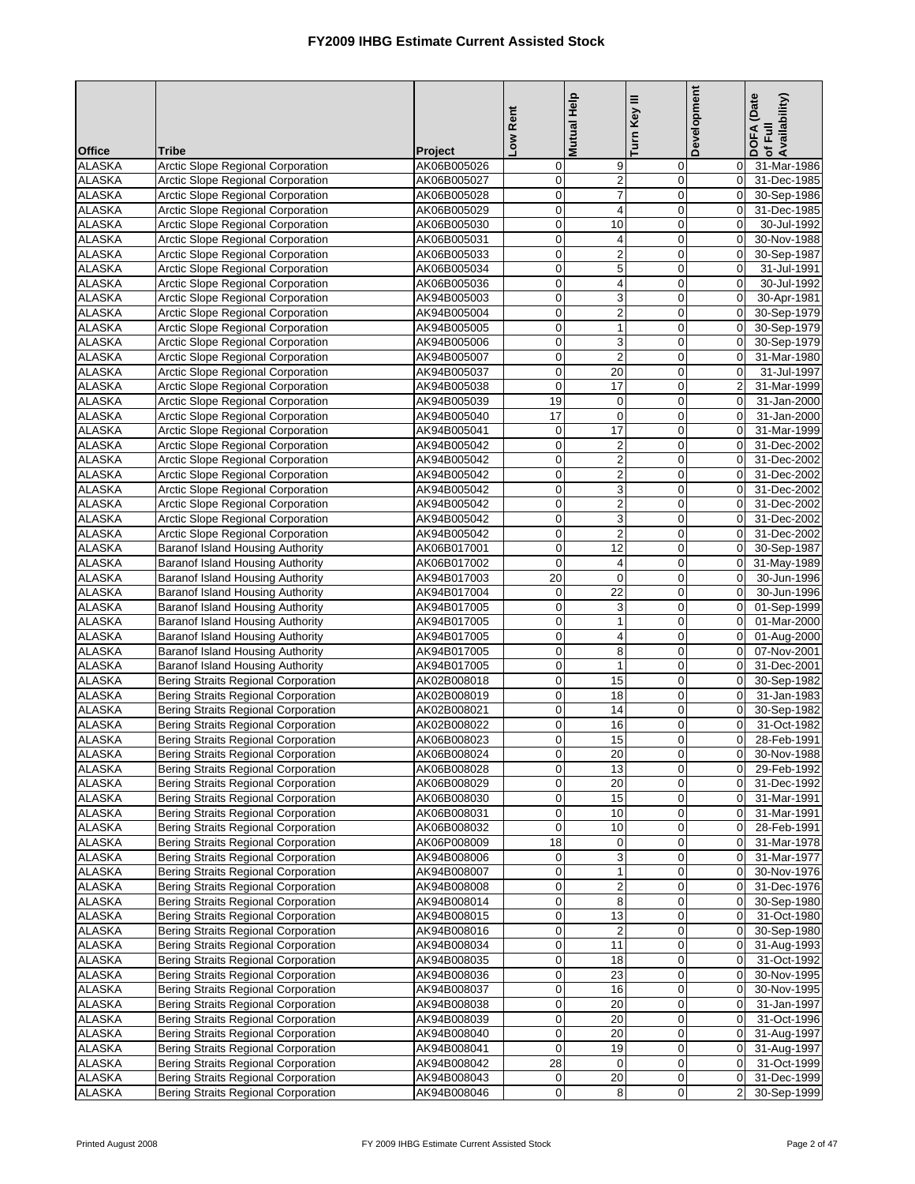# FY2009 IHBG Estimate Current Assisted Stock

| Office | Tribe | Project | Low Rent | Mutual Help | Turn Key III | Development | DOFA (Date of Full Availability) |
|---|---|---|---|---|---|---|---|
| ALASKA | Arctic Slope Regional Corporation | AK06B005026 | 0 | 9 | 0 | 0 | 31-Mar-1986 |
| ALASKA | Arctic Slope Regional Corporation | AK06B005027 | 0 | 2 | 0 | 0 | 31-Dec-1985 |
| ALASKA | Arctic Slope Regional Corporation | AK06B005028 | 0 | 7 | 0 | 0 | 30-Sep-1986 |
| ALASKA | Arctic Slope Regional Corporation | AK06B005029 | 0 | 4 | 0 | 0 | 31-Dec-1985 |
| ALASKA | Arctic Slope Regional Corporation | AK06B005030 | 0 | 10 | 0 | 0 | 30-Jul-1992 |
| ALASKA | Arctic Slope Regional Corporation | AK06B005031 | 0 | 4 | 0 | 0 | 30-Nov-1988 |
| ALASKA | Arctic Slope Regional Corporation | AK06B005033 | 0 | 2 | 0 | 0 | 30-Sep-1987 |
| ALASKA | Arctic Slope Regional Corporation | AK06B005034 | 0 | 5 | 0 | 0 | 31-Jul-1991 |
| ALASKA | Arctic Slope Regional Corporation | AK06B005036 | 0 | 4 | 0 | 0 | 30-Jul-1992 |
| ALASKA | Arctic Slope Regional Corporation | AK94B005003 | 0 | 3 | 0 | 0 | 30-Apr-1981 |
| ALASKA | Arctic Slope Regional Corporation | AK94B005004 | 0 | 2 | 0 | 0 | 30-Sep-1979 |
| ALASKA | Arctic Slope Regional Corporation | AK94B005005 | 0 | 1 | 0 | 0 | 30-Sep-1979 |
| ALASKA | Arctic Slope Regional Corporation | AK94B005006 | 0 | 3 | 0 | 0 | 30-Sep-1979 |
| ALASKA | Arctic Slope Regional Corporation | AK94B005007 | 0 | 2 | 0 | 0 | 31-Mar-1980 |
| ALASKA | Arctic Slope Regional Corporation | AK94B005037 | 0 | 20 | 0 | 0 | 31-Jul-1997 |
| ALASKA | Arctic Slope Regional Corporation | AK94B005038 | 0 | 17 | 0 | 2 | 31-Mar-1999 |
| ALASKA | Arctic Slope Regional Corporation | AK94B005039 | 19 | 0 | 0 | 0 | 31-Jan-2000 |
| ALASKA | Arctic Slope Regional Corporation | AK94B005040 | 17 | 0 | 0 | 0 | 31-Jan-2000 |
| ALASKA | Arctic Slope Regional Corporation | AK94B005041 | 0 | 17 | 0 | 0 | 31-Mar-1999 |
| ALASKA | Arctic Slope Regional Corporation | AK94B005042 | 0 | 2 | 0 | 0 | 31-Dec-2002 |
| ALASKA | Arctic Slope Regional Corporation | AK94B005042 | 0 | 2 | 0 | 0 | 31-Dec-2002 |
| ALASKA | Arctic Slope Regional Corporation | AK94B005042 | 0 | 2 | 0 | 0 | 31-Dec-2002 |
| ALASKA | Arctic Slope Regional Corporation | AK94B005042 | 0 | 3 | 0 | 0 | 31-Dec-2002 |
| ALASKA | Arctic Slope Regional Corporation | AK94B005042 | 0 | 2 | 0 | 0 | 31-Dec-2002 |
| ALASKA | Arctic Slope Regional Corporation | AK94B005042 | 0 | 3 | 0 | 0 | 31-Dec-2002 |
| ALASKA | Arctic Slope Regional Corporation | AK94B005042 | 0 | 2 | 0 | 0 | 31-Dec-2002 |
| ALASKA | Baranof Island Housing Authority | AK06B017001 | 0 | 12 | 0 | 0 | 30-Sep-1987 |
| ALASKA | Baranof Island Housing Authority | AK06B017002 | 0 | 4 | 0 | 0 | 31-May-1989 |
| ALASKA | Baranof Island Housing Authority | AK94B017003 | 20 | 0 | 0 | 0 | 30-Jun-1996 |
| ALASKA | Baranof Island Housing Authority | AK94B017004 | 0 | 22 | 0 | 0 | 30-Jun-1996 |
| ALASKA | Baranof Island Housing Authority | AK94B017005 | 0 | 3 | 0 | 0 | 01-Sep-1999 |
| ALASKA | Baranof Island Housing Authority | AK94B017005 | 0 | 1 | 0 | 0 | 01-Mar-2000 |
| ALASKA | Baranof Island Housing Authority | AK94B017005 | 0 | 4 | 0 | 0 | 01-Aug-2000 |
| ALASKA | Baranof Island Housing Authority | AK94B017005 | 0 | 8 | 0 | 0 | 07-Nov-2001 |
| ALASKA | Baranof Island Housing Authority | AK94B017005 | 0 | 1 | 0 | 0 | 31-Dec-2001 |
| ALASKA | Bering Straits Regional Corporation | AK02B008018 | 0 | 15 | 0 | 0 | 30-Sep-1982 |
| ALASKA | Bering Straits Regional Corporation | AK02B008019 | 0 | 18 | 0 | 0 | 31-Jan-1983 |
| ALASKA | Bering Straits Regional Corporation | AK02B008021 | 0 | 14 | 0 | 0 | 30-Sep-1982 |
| ALASKA | Bering Straits Regional Corporation | AK02B008022 | 0 | 16 | 0 | 0 | 31-Oct-1982 |
| ALASKA | Bering Straits Regional Corporation | AK06B008023 | 0 | 15 | 0 | 0 | 28-Feb-1991 |
| ALASKA | Bering Straits Regional Corporation | AK06B008024 | 0 | 20 | 0 | 0 | 30-Nov-1988 |
| ALASKA | Bering Straits Regional Corporation | AK06B008028 | 0 | 13 | 0 | 0 | 29-Feb-1992 |
| ALASKA | Bering Straits Regional Corporation | AK06B008029 | 0 | 20 | 0 | 0 | 31-Dec-1992 |
| ALASKA | Bering Straits Regional Corporation | AK06B008030 | 0 | 15 | 0 | 0 | 31-Mar-1991 |
| ALASKA | Bering Straits Regional Corporation | AK06B008031 | 0 | 10 | 0 | 0 | 31-Mar-1991 |
| ALASKA | Bering Straits Regional Corporation | AK06B008032 | 0 | 10 | 0 | 0 | 28-Feb-1991 |
| ALASKA | Bering Straits Regional Corporation | AK06P008009 | 18 | 0 | 0 | 0 | 31-Mar-1978 |
| ALASKA | Bering Straits Regional Corporation | AK94B008006 | 0 | 3 | 0 | 0 | 31-Mar-1977 |
| ALASKA | Bering Straits Regional Corporation | AK94B008007 | 0 | 1 | 0 | 0 | 30-Nov-1976 |
| ALASKA | Bering Straits Regional Corporation | AK94B008008 | 0 | 2 | 0 | 0 | 31-Dec-1976 |
| ALASKA | Bering Straits Regional Corporation | AK94B008014 | 0 | 8 | 0 | 0 | 30-Sep-1980 |
| ALASKA | Bering Straits Regional Corporation | AK94B008015 | 0 | 13 | 0 | 0 | 31-Oct-1980 |
| ALASKA | Bering Straits Regional Corporation | AK94B008016 | 0 | 2 | 0 | 0 | 30-Sep-1980 |
| ALASKA | Bering Straits Regional Corporation | AK94B008034 | 0 | 11 | 0 | 0 | 31-Aug-1993 |
| ALASKA | Bering Straits Regional Corporation | AK94B008035 | 0 | 18 | 0 | 0 | 31-Oct-1992 |
| ALASKA | Bering Straits Regional Corporation | AK94B008036 | 0 | 23 | 0 | 0 | 30-Nov-1995 |
| ALASKA | Bering Straits Regional Corporation | AK94B008037 | 0 | 16 | 0 | 0 | 30-Nov-1995 |
| ALASKA | Bering Straits Regional Corporation | AK94B008038 | 0 | 20 | 0 | 0 | 31-Jan-1997 |
| ALASKA | Bering Straits Regional Corporation | AK94B008039 | 0 | 20 | 0 | 0 | 31-Oct-1996 |
| ALASKA | Bering Straits Regional Corporation | AK94B008040 | 0 | 20 | 0 | 0 | 31-Aug-1997 |
| ALASKA | Bering Straits Regional Corporation | AK94B008041 | 0 | 19 | 0 | 0 | 31-Aug-1997 |
| ALASKA | Bering Straits Regional Corporation | AK94B008042 | 28 | 0 | 0 | 0 | 31-Oct-1999 |
| ALASKA | Bering Straits Regional Corporation | AK94B008043 | 0 | 20 | 0 | 0 | 31-Dec-1999 |
| ALASKA | Bering Straits Regional Corporation | AK94B008046 | 0 | 8 | 0 | 2 | 30-Sep-1999 |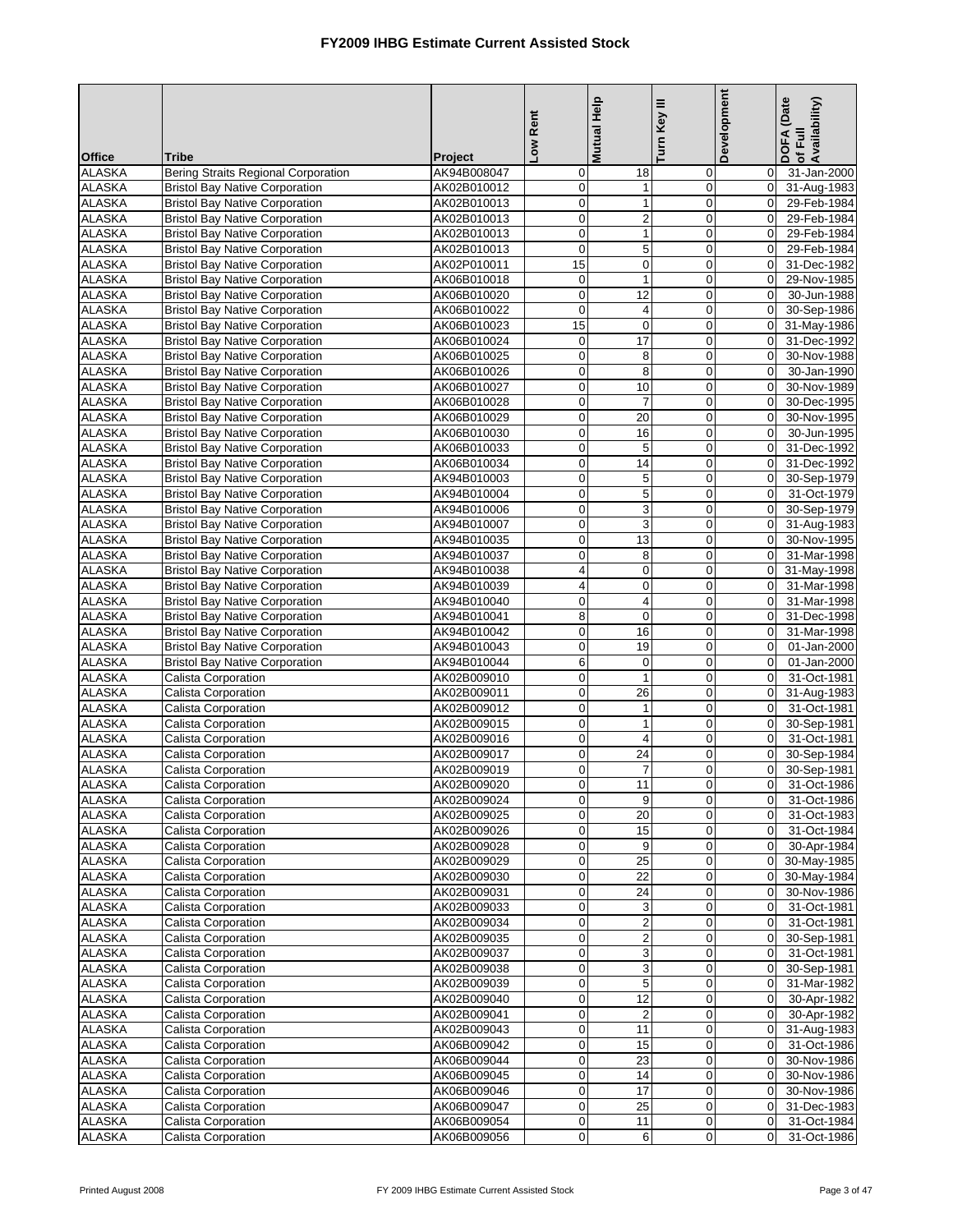# FY2009 IHBG Estimate Current Assisted Stock

| Office | Tribe | Project | Low Rent | Mutual Help | Turn Key III | Development | DOFA (Date of Full Availability) |
|---|---|---|---|---|---|---|---|
| ALASKA | Bering Straits Regional Corporation | AK94B008047 | 0 | 18 | 0 | 0 | 31-Jan-2000 |
| ALASKA | Bristol Bay Native Corporation | AK02B010012 | 0 | 1 | 0 | 0 | 31-Aug-1983 |
| ALASKA | Bristol Bay Native Corporation | AK02B010013 | 0 | 1 | 0 | 0 | 29-Feb-1984 |
| ALASKA | Bristol Bay Native Corporation | AK02B010013 | 0 | 2 | 0 | 0 | 29-Feb-1984 |
| ALASKA | Bristol Bay Native Corporation | AK02B010013 | 0 | 1 | 0 | 0 | 29-Feb-1984 |
| ALASKA | Bristol Bay Native Corporation | AK02B010013 | 0 | 5 | 0 | 0 | 29-Feb-1984 |
| ALASKA | Bristol Bay Native Corporation | AK02P010011 | 15 | 0 | 0 | 0 | 31-Dec-1982 |
| ALASKA | Bristol Bay Native Corporation | AK06B010018 | 0 | 1 | 0 | 0 | 29-Nov-1985 |
| ALASKA | Bristol Bay Native Corporation | AK06B010020 | 0 | 12 | 0 | 0 | 30-Jun-1988 |
| ALASKA | Bristol Bay Native Corporation | AK06B010022 | 0 | 4 | 0 | 0 | 30-Sep-1986 |
| ALASKA | Bristol Bay Native Corporation | AK06B010023 | 15 | 0 | 0 | 0 | 31-May-1986 |
| ALASKA | Bristol Bay Native Corporation | AK06B010024 | 0 | 17 | 0 | 0 | 31-Dec-1992 |
| ALASKA | Bristol Bay Native Corporation | AK06B010025 | 0 | 8 | 0 | 0 | 30-Nov-1988 |
| ALASKA | Bristol Bay Native Corporation | AK06B010026 | 0 | 8 | 0 | 0 | 30-Jan-1990 |
| ALASKA | Bristol Bay Native Corporation | AK06B010027 | 0 | 10 | 0 | 0 | 30-Nov-1989 |
| ALASKA | Bristol Bay Native Corporation | AK06B010028 | 0 | 7 | 0 | 0 | 30-Dec-1995 |
| ALASKA | Bristol Bay Native Corporation | AK06B010029 | 0 | 20 | 0 | 0 | 30-Nov-1995 |
| ALASKA | Bristol Bay Native Corporation | AK06B010030 | 0 | 16 | 0 | 0 | 30-Jun-1995 |
| ALASKA | Bristol Bay Native Corporation | AK06B010033 | 0 | 5 | 0 | 0 | 31-Dec-1992 |
| ALASKA | Bristol Bay Native Corporation | AK06B010034 | 0 | 14 | 0 | 0 | 31-Dec-1992 |
| ALASKA | Bristol Bay Native Corporation | AK94B010003 | 0 | 5 | 0 | 0 | 30-Sep-1979 |
| ALASKA | Bristol Bay Native Corporation | AK94B010004 | 0 | 5 | 0 | 0 | 31-Oct-1979 |
| ALASKA | Bristol Bay Native Corporation | AK94B010006 | 0 | 3 | 0 | 0 | 30-Sep-1979 |
| ALASKA | Bristol Bay Native Corporation | AK94B010007 | 0 | 3 | 0 | 0 | 31-Aug-1983 |
| ALASKA | Bristol Bay Native Corporation | AK94B010035 | 0 | 13 | 0 | 0 | 30-Nov-1995 |
| ALASKA | Bristol Bay Native Corporation | AK94B010037 | 0 | 8 | 0 | 0 | 31-Mar-1998 |
| ALASKA | Bristol Bay Native Corporation | AK94B010038 | 4 | 0 | 0 | 0 | 31-May-1998 |
| ALASKA | Bristol Bay Native Corporation | AK94B010039 | 4 | 0 | 0 | 0 | 31-Mar-1998 |
| ALASKA | Bristol Bay Native Corporation | AK94B010040 | 0 | 4 | 0 | 0 | 31-Mar-1998 |
| ALASKA | Bristol Bay Native Corporation | AK94B010041 | 8 | 0 | 0 | 0 | 31-Dec-1998 |
| ALASKA | Bristol Bay Native Corporation | AK94B010042 | 0 | 16 | 0 | 0 | 31-Mar-1998 |
| ALASKA | Bristol Bay Native Corporation | AK94B010043 | 0 | 19 | 0 | 0 | 01-Jan-2000 |
| ALASKA | Bristol Bay Native Corporation | AK94B010044 | 6 | 0 | 0 | 0 | 01-Jan-2000 |
| ALASKA | Calista Corporation | AK02B009010 | 0 | 1 | 0 | 0 | 31-Oct-1981 |
| ALASKA | Calista Corporation | AK02B009011 | 0 | 26 | 0 | 0 | 31-Aug-1983 |
| ALASKA | Calista Corporation | AK02B009012 | 0 | 1 | 0 | 0 | 31-Oct-1981 |
| ALASKA | Calista Corporation | AK02B009015 | 0 | 1 | 0 | 0 | 30-Sep-1981 |
| ALASKA | Calista Corporation | AK02B009016 | 0 | 4 | 0 | 0 | 31-Oct-1981 |
| ALASKA | Calista Corporation | AK02B009017 | 0 | 24 | 0 | 0 | 30-Sep-1984 |
| ALASKA | Calista Corporation | AK02B009019 | 0 | 7 | 0 | 0 | 30-Sep-1981 |
| ALASKA | Calista Corporation | AK02B009020 | 0 | 11 | 0 | 0 | 31-Oct-1986 |
| ALASKA | Calista Corporation | AK02B009024 | 0 | 9 | 0 | 0 | 31-Oct-1986 |
| ALASKA | Calista Corporation | AK02B009025 | 0 | 20 | 0 | 0 | 31-Oct-1983 |
| ALASKA | Calista Corporation | AK02B009026 | 0 | 15 | 0 | 0 | 31-Oct-1984 |
| ALASKA | Calista Corporation | AK02B009028 | 0 | 9 | 0 | 0 | 30-Apr-1984 |
| ALASKA | Calista Corporation | AK02B009029 | 0 | 25 | 0 | 0 | 30-May-1985 |
| ALASKA | Calista Corporation | AK02B009030 | 0 | 22 | 0 | 0 | 30-May-1984 |
| ALASKA | Calista Corporation | AK02B009031 | 0 | 24 | 0 | 0 | 30-Nov-1986 |
| ALASKA | Calista Corporation | AK02B009033 | 0 | 3 | 0 | 0 | 31-Oct-1981 |
| ALASKA | Calista Corporation | AK02B009034 | 0 | 2 | 0 | 0 | 31-Oct-1981 |
| ALASKA | Calista Corporation | AK02B009035 | 0 | 2 | 0 | 0 | 30-Sep-1981 |
| ALASKA | Calista Corporation | AK02B009037 | 0 | 3 | 0 | 0 | 31-Oct-1981 |
| ALASKA | Calista Corporation | AK02B009038 | 0 | 3 | 0 | 0 | 30-Sep-1981 |
| ALASKA | Calista Corporation | AK02B009039 | 0 | 5 | 0 | 0 | 31-Mar-1982 |
| ALASKA | Calista Corporation | AK02B009040 | 0 | 12 | 0 | 0 | 30-Apr-1982 |
| ALASKA | Calista Corporation | AK02B009041 | 0 | 2 | 0 | 0 | 30-Apr-1982 |
| ALASKA | Calista Corporation | AK02B009043 | 0 | 11 | 0 | 0 | 31-Aug-1983 |
| ALASKA | Calista Corporation | AK06B009042 | 0 | 15 | 0 | 0 | 31-Oct-1986 |
| ALASKA | Calista Corporation | AK06B009044 | 0 | 23 | 0 | 0 | 30-Nov-1986 |
| ALASKA | Calista Corporation | AK06B009045 | 0 | 14 | 0 | 0 | 30-Nov-1986 |
| ALASKA | Calista Corporation | AK06B009046 | 0 | 17 | 0 | 0 | 30-Nov-1986 |
| ALASKA | Calista Corporation | AK06B009047 | 0 | 25 | 0 | 0 | 31-Dec-1983 |
| ALASKA | Calista Corporation | AK06B009054 | 0 | 11 | 0 | 0 | 31-Oct-1984 |
| ALASKA | Calista Corporation | AK06B009056 | 0 | 6 | 0 | 0 | 31-Oct-1986 |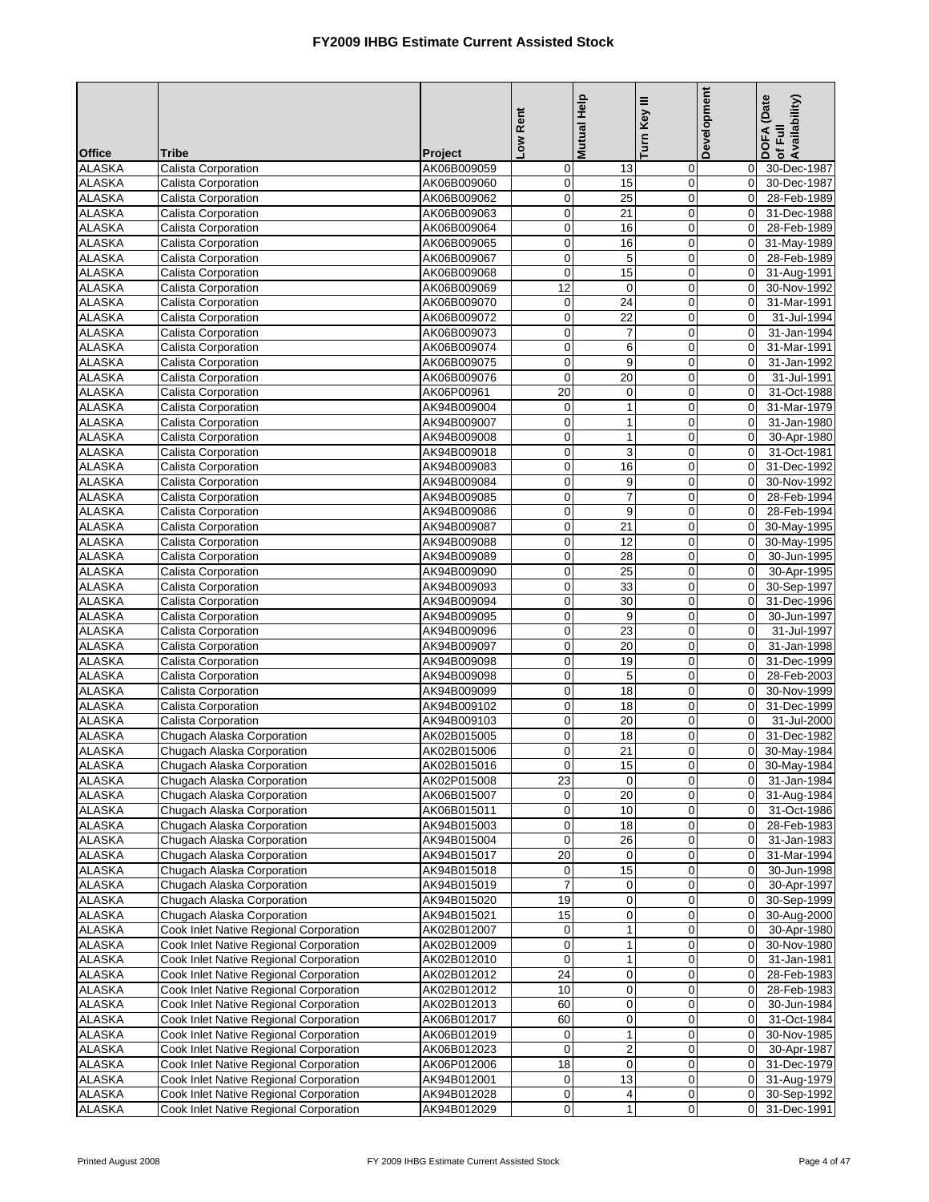# FY2009 IHBG Estimate Current Assisted Stock

| Office | Tribe | Project | Low Rent | Mutual Help | Turn Key III | Development | DOFA (Date of Full Availability) |
|---|---|---|---|---|---|---|---|
| ALASKA | Calista Corporation | AK06B009059 | 0 | 13 | 0 | 0 | 30-Dec-1987 |
| ALASKA | Calista Corporation | AK06B009060 | 0 | 15 | 0 | 0 | 30-Dec-1987 |
| ALASKA | Calista Corporation | AK06B009062 | 0 | 25 | 0 | 0 | 28-Feb-1989 |
| ALASKA | Calista Corporation | AK06B009063 | 0 | 21 | 0 | 0 | 31-Dec-1988 |
| ALASKA | Calista Corporation | AK06B009064 | 0 | 16 | 0 | 0 | 28-Feb-1989 |
| ALASKA | Calista Corporation | AK06B009065 | 0 | 16 | 0 | 0 | 31-May-1989 |
| ALASKA | Calista Corporation | AK06B009067 | 0 | 5 | 0 | 0 | 28-Feb-1989 |
| ALASKA | Calista Corporation | AK06B009068 | 0 | 15 | 0 | 0 | 31-Aug-1991 |
| ALASKA | Calista Corporation | AK06B009069 | 12 | 0 | 0 | 0 | 30-Nov-1992 |
| ALASKA | Calista Corporation | AK06B009070 | 0 | 24 | 0 | 0 | 31-Mar-1991 |
| ALASKA | Calista Corporation | AK06B009072 | 0 | 22 | 0 | 0 | 31-Jul-1994 |
| ALASKA | Calista Corporation | AK06B009073 | 0 | 7 | 0 | 0 | 31-Jan-1994 |
| ALASKA | Calista Corporation | AK06B009074 | 0 | 6 | 0 | 0 | 31-Mar-1991 |
| ALASKA | Calista Corporation | AK06B009075 | 0 | 9 | 0 | 0 | 31-Jan-1992 |
| ALASKA | Calista Corporation | AK06B009076 | 0 | 20 | 0 | 0 | 31-Jul-1991 |
| ALASKA | Calista Corporation | AK06P00961 | 20 | 0 | 0 | 0 | 31-Oct-1988 |
| ALASKA | Calista Corporation | AK94B009004 | 0 | 1 | 0 | 0 | 31-Mar-1979 |
| ALASKA | Calista Corporation | AK94B009007 | 0 | 1 | 0 | 0 | 31-Jan-1980 |
| ALASKA | Calista Corporation | AK94B009008 | 0 | 1 | 0 | 0 | 30-Apr-1980 |
| ALASKA | Calista Corporation | AK94B009018 | 0 | 3 | 0 | 0 | 31-Oct-1981 |
| ALASKA | Calista Corporation | AK94B009083 | 0 | 16 | 0 | 0 | 31-Dec-1992 |
| ALASKA | Calista Corporation | AK94B009084 | 0 | 9 | 0 | 0 | 30-Nov-1992 |
| ALASKA | Calista Corporation | AK94B009085 | 0 | 7 | 0 | 0 | 28-Feb-1994 |
| ALASKA | Calista Corporation | AK94B009086 | 0 | 9 | 0 | 0 | 28-Feb-1994 |
| ALASKA | Calista Corporation | AK94B009087 | 0 | 21 | 0 | 0 | 30-May-1995 |
| ALASKA | Calista Corporation | AK94B009088 | 0 | 12 | 0 | 0 | 30-May-1995 |
| ALASKA | Calista Corporation | AK94B009089 | 0 | 28 | 0 | 0 | 30-Jun-1995 |
| ALASKA | Calista Corporation | AK94B009090 | 0 | 25 | 0 | 0 | 30-Apr-1995 |
| ALASKA | Calista Corporation | AK94B009093 | 0 | 33 | 0 | 0 | 30-Sep-1997 |
| ALASKA | Calista Corporation | AK94B009094 | 0 | 30 | 0 | 0 | 31-Dec-1996 |
| ALASKA | Calista Corporation | AK94B009095 | 0 | 9 | 0 | 0 | 30-Jun-1997 |
| ALASKA | Calista Corporation | AK94B009096 | 0 | 23 | 0 | 0 | 31-Jul-1997 |
| ALASKA | Calista Corporation | AK94B009097 | 0 | 20 | 0 | 0 | 31-Jan-1998 |
| ALASKA | Calista Corporation | AK94B009098 | 0 | 19 | 0 | 0 | 31-Dec-1999 |
| ALASKA | Calista Corporation | AK94B009098 | 0 | 5 | 0 | 0 | 28-Feb-2003 |
| ALASKA | Calista Corporation | AK94B009099 | 0 | 18 | 0 | 0 | 30-Nov-1999 |
| ALASKA | Calista Corporation | AK94B009102 | 0 | 18 | 0 | 0 | 31-Dec-1999 |
| ALASKA | Calista Corporation | AK94B009103 | 0 | 20 | 0 | 0 | 31-Jul-2000 |
| ALASKA | Chugach Alaska Corporation | AK02B015005 | 0 | 18 | 0 | 0 | 31-Dec-1982 |
| ALASKA | Chugach Alaska Corporation | AK02B015006 | 0 | 21 | 0 | 0 | 30-May-1984 |
| ALASKA | Chugach Alaska Corporation | AK02B015016 | 0 | 15 | 0 | 0 | 30-May-1984 |
| ALASKA | Chugach Alaska Corporation | AK02P015008 | 23 | 0 | 0 | 0 | 31-Jan-1984 |
| ALASKA | Chugach Alaska Corporation | AK06B015007 | 0 | 20 | 0 | 0 | 31-Aug-1984 |
| ALASKA | Chugach Alaska Corporation | AK06B015011 | 0 | 10 | 0 | 0 | 31-Oct-1986 |
| ALASKA | Chugach Alaska Corporation | AK94B015003 | 0 | 18 | 0 | 0 | 28-Feb-1983 |
| ALASKA | Chugach Alaska Corporation | AK94B015004 | 0 | 26 | 0 | 0 | 31-Jan-1983 |
| ALASKA | Chugach Alaska Corporation | AK94B015017 | 20 | 0 | 0 | 0 | 31-Mar-1994 |
| ALASKA | Chugach Alaska Corporation | AK94B015018 | 0 | 15 | 0 | 0 | 30-Jun-1998 |
| ALASKA | Chugach Alaska Corporation | AK94B015019 | 7 | 0 | 0 | 0 | 30-Apr-1997 |
| ALASKA | Chugach Alaska Corporation | AK94B015020 | 19 | 0 | 0 | 0 | 30-Sep-1999 |
| ALASKA | Chugach Alaska Corporation | AK94B015021 | 15 | 0 | 0 | 0 | 30-Aug-2000 |
| ALASKA | Cook Inlet Native Regional Corporation | AK02B012007 | 0 | 1 | 0 | 0 | 30-Apr-1980 |
| ALASKA | Cook Inlet Native Regional Corporation | AK02B012009 | 0 | 1 | 0 | 0 | 30-Nov-1980 |
| ALASKA | Cook Inlet Native Regional Corporation | AK02B012010 | 0 | 1 | 0 | 0 | 31-Jan-1981 |
| ALASKA | Cook Inlet Native Regional Corporation | AK02B012012 | 24 | 0 | 0 | 0 | 28-Feb-1983 |
| ALASKA | Cook Inlet Native Regional Corporation | AK02B012012 | 10 | 0 | 0 | 0 | 28-Feb-1983 |
| ALASKA | Cook Inlet Native Regional Corporation | AK02B012013 | 60 | 0 | 0 | 0 | 30-Jun-1984 |
| ALASKA | Cook Inlet Native Regional Corporation | AK06B012017 | 60 | 0 | 0 | 0 | 31-Oct-1984 |
| ALASKA | Cook Inlet Native Regional Corporation | AK06B012019 | 0 | 1 | 0 | 0 | 30-Nov-1985 |
| ALASKA | Cook Inlet Native Regional Corporation | AK06B012023 | 0 | 2 | 0 | 0 | 30-Apr-1987 |
| ALASKA | Cook Inlet Native Regional Corporation | AK06P012006 | 18 | 0 | 0 | 0 | 31-Dec-1979 |
| ALASKA | Cook Inlet Native Regional Corporation | AK94B012001 | 0 | 13 | 0 | 0 | 31-Aug-1979 |
| ALASKA | Cook Inlet Native Regional Corporation | AK94B012028 | 0 | 4 | 0 | 0 | 30-Sep-1992 |
| ALASKA | Cook Inlet Native Regional Corporation | AK94B012029 | 0 | 1 | 0 | 0 | 31-Dec-1991 |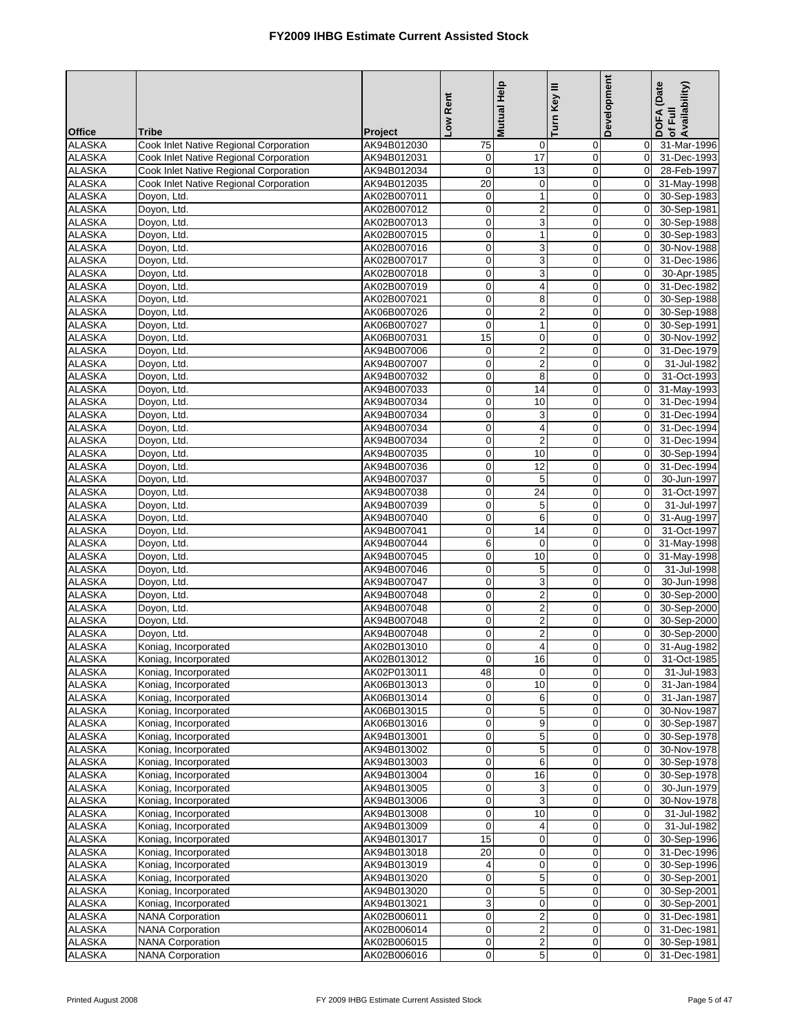# FY2009 IHBG Estimate Current Assisted Stock

| Office | Tribe | Project | Low Rent | Mutual Help | Turn Key III | Development | DOFA (Date of Full Availability) |
|---|---|---|---|---|---|---|---|
| ALASKA | Cook Inlet Native Regional Corporation | AK94B012030 | 75 | 0 | 0 | 0 | 31-Mar-1996 |
| ALASKA | Cook Inlet Native Regional Corporation | AK94B012031 | 0 | 17 | 0 | 0 | 31-Dec-1993 |
| ALASKA | Cook Inlet Native Regional Corporation | AK94B012034 | 0 | 13 | 0 | 0 | 28-Feb-1997 |
| ALASKA | Cook Inlet Native Regional Corporation | AK94B012035 | 20 | 0 | 0 | 0 | 31-May-1998 |
| ALASKA | Doyon, Ltd. | AK02B007011 | 0 | 1 | 0 | 0 | 30-Sep-1983 |
| ALASKA | Doyon, Ltd. | AK02B007012 | 0 | 2 | 0 | 0 | 30-Sep-1981 |
| ALASKA | Doyon, Ltd. | AK02B007013 | 0 | 3 | 0 | 0 | 30-Sep-1988 |
| ALASKA | Doyon, Ltd. | AK02B007015 | 0 | 1 | 0 | 0 | 30-Sep-1983 |
| ALASKA | Doyon, Ltd. | AK02B007016 | 0 | 3 | 0 | 0 | 30-Nov-1988 |
| ALASKA | Doyon, Ltd. | AK02B007017 | 0 | 3 | 0 | 0 | 31-Dec-1986 |
| ALASKA | Doyon, Ltd. | AK02B007018 | 0 | 3 | 0 | 0 | 30-Apr-1985 |
| ALASKA | Doyon, Ltd. | AK02B007019 | 0 | 4 | 0 | 0 | 31-Dec-1982 |
| ALASKA | Doyon, Ltd. | AK02B007021 | 0 | 8 | 0 | 0 | 30-Sep-1988 |
| ALASKA | Doyon, Ltd. | AK06B007026 | 0 | 2 | 0 | 0 | 30-Sep-1988 |
| ALASKA | Doyon, Ltd. | AK06B007027 | 0 | 1 | 0 | 0 | 30-Sep-1991 |
| ALASKA | Doyon, Ltd. | AK06B007031 | 15 | 0 | 0 | 0 | 30-Nov-1992 |
| ALASKA | Doyon, Ltd. | AK94B007006 | 0 | 2 | 0 | 0 | 31-Dec-1979 |
| ALASKA | Doyon, Ltd. | AK94B007007 | 0 | 2 | 0 | 0 | 31-Jul-1982 |
| ALASKA | Doyon, Ltd. | AK94B007032 | 0 | 8 | 0 | 0 | 31-Oct-1993 |
| ALASKA | Doyon, Ltd. | AK94B007033 | 0 | 14 | 0 | 0 | 31-May-1993 |
| ALASKA | Doyon, Ltd. | AK94B007034 | 0 | 10 | 0 | 0 | 31-Dec-1994 |
| ALASKA | Doyon, Ltd. | AK94B007034 | 0 | 3 | 0 | 0 | 31-Dec-1994 |
| ALASKA | Doyon, Ltd. | AK94B007034 | 0 | 4 | 0 | 0 | 31-Dec-1994 |
| ALASKA | Doyon, Ltd. | AK94B007034 | 0 | 2 | 0 | 0 | 31-Dec-1994 |
| ALASKA | Doyon, Ltd. | AK94B007035 | 0 | 10 | 0 | 0 | 30-Sep-1994 |
| ALASKA | Doyon, Ltd. | AK94B007036 | 0 | 12 | 0 | 0 | 31-Dec-1994 |
| ALASKA | Doyon, Ltd. | AK94B007037 | 0 | 5 | 0 | 0 | 30-Jun-1997 |
| ALASKA | Doyon, Ltd. | AK94B007038 | 0 | 24 | 0 | 0 | 31-Oct-1997 |
| ALASKA | Doyon, Ltd. | AK94B007039 | 0 | 5 | 0 | 0 | 31-Jul-1997 |
| ALASKA | Doyon, Ltd. | AK94B007040 | 0 | 6 | 0 | 0 | 31-Aug-1997 |
| ALASKA | Doyon, Ltd. | AK94B007041 | 0 | 14 | 0 | 0 | 31-Oct-1997 |
| ALASKA | Doyon, Ltd. | AK94B007044 | 6 | 0 | 0 | 0 | 31-May-1998 |
| ALASKA | Doyon, Ltd. | AK94B007045 | 0 | 10 | 0 | 0 | 31-May-1998 |
| ALASKA | Doyon, Ltd. | AK94B007046 | 0 | 5 | 0 | 0 | 31-Jul-1998 |
| ALASKA | Doyon, Ltd. | AK94B007047 | 0 | 3 | 0 | 0 | 30-Jun-1998 |
| ALASKA | Doyon, Ltd. | AK94B007048 | 0 | 2 | 0 | 0 | 30-Sep-2000 |
| ALASKA | Doyon, Ltd. | AK94B007048 | 0 | 2 | 0 | 0 | 30-Sep-2000 |
| ALASKA | Doyon, Ltd. | AK94B007048 | 0 | 2 | 0 | 0 | 30-Sep-2000 |
| ALASKA | Doyon, Ltd. | AK94B007048 | 0 | 2 | 0 | 0 | 30-Sep-2000 |
| ALASKA | Koniag, Incorporated | AK02B013010 | 0 | 4 | 0 | 0 | 31-Aug-1982 |
| ALASKA | Koniag, Incorporated | AK02B013012 | 0 | 16 | 0 | 0 | 31-Oct-1985 |
| ALASKA | Koniag, Incorporated | AK02P013011 | 48 | 0 | 0 | 0 | 31-Jul-1983 |
| ALASKA | Koniag, Incorporated | AK06B013013 | 0 | 10 | 0 | 0 | 31-Jan-1984 |
| ALASKA | Koniag, Incorporated | AK06B013014 | 0 | 6 | 0 | 0 | 31-Jan-1987 |
| ALASKA | Koniag, Incorporated | AK06B013015 | 0 | 5 | 0 | 0 | 30-Nov-1987 |
| ALASKA | Koniag, Incorporated | AK06B013016 | 0 | 9 | 0 | 0 | 30-Sep-1987 |
| ALASKA | Koniag, Incorporated | AK94B013001 | 0 | 5 | 0 | 0 | 30-Sep-1978 |
| ALASKA | Koniag, Incorporated | AK94B013002 | 0 | 5 | 0 | 0 | 30-Nov-1978 |
| ALASKA | Koniag, Incorporated | AK94B013003 | 0 | 6 | 0 | 0 | 30-Sep-1978 |
| ALASKA | Koniag, Incorporated | AK94B013004 | 0 | 16 | 0 | 0 | 30-Sep-1978 |
| ALASKA | Koniag, Incorporated | AK94B013005 | 0 | 3 | 0 | 0 | 30-Jun-1979 |
| ALASKA | Koniag, Incorporated | AK94B013006 | 0 | 3 | 0 | 0 | 30-Nov-1978 |
| ALASKA | Koniag, Incorporated | AK94B013008 | 0 | 10 | 0 | 0 | 31-Jul-1982 |
| ALASKA | Koniag, Incorporated | AK94B013009 | 0 | 4 | 0 | 0 | 31-Jul-1982 |
| ALASKA | Koniag, Incorporated | AK94B013017 | 15 | 0 | 0 | 0 | 30-Sep-1996 |
| ALASKA | Koniag, Incorporated | AK94B013018 | 20 | 0 | 0 | 0 | 31-Dec-1996 |
| ALASKA | Koniag, Incorporated | AK94B013019 | 4 | 0 | 0 | 0 | 30-Sep-1996 |
| ALASKA | Koniag, Incorporated | AK94B013020 | 0 | 5 | 0 | 0 | 30-Sep-2001 |
| ALASKA | Koniag, Incorporated | AK94B013020 | 0 | 5 | 0 | 0 | 30-Sep-2001 |
| ALASKA | Koniag, Incorporated | AK94B013021 | 3 | 0 | 0 | 0 | 30-Sep-2001 |
| ALASKA | NANA Corporation | AK02B006011 | 0 | 2 | 0 | 0 | 31-Dec-1981 |
| ALASKA | NANA Corporation | AK02B006014 | 0 | 2 | 0 | 0 | 31-Dec-1981 |
| ALASKA | NANA Corporation | AK02B006015 | 0 | 2 | 0 | 0 | 30-Sep-1981 |
| ALASKA | NANA Corporation | AK02B006016 | 0 | 5 | 0 | 0 | 31-Dec-1981 |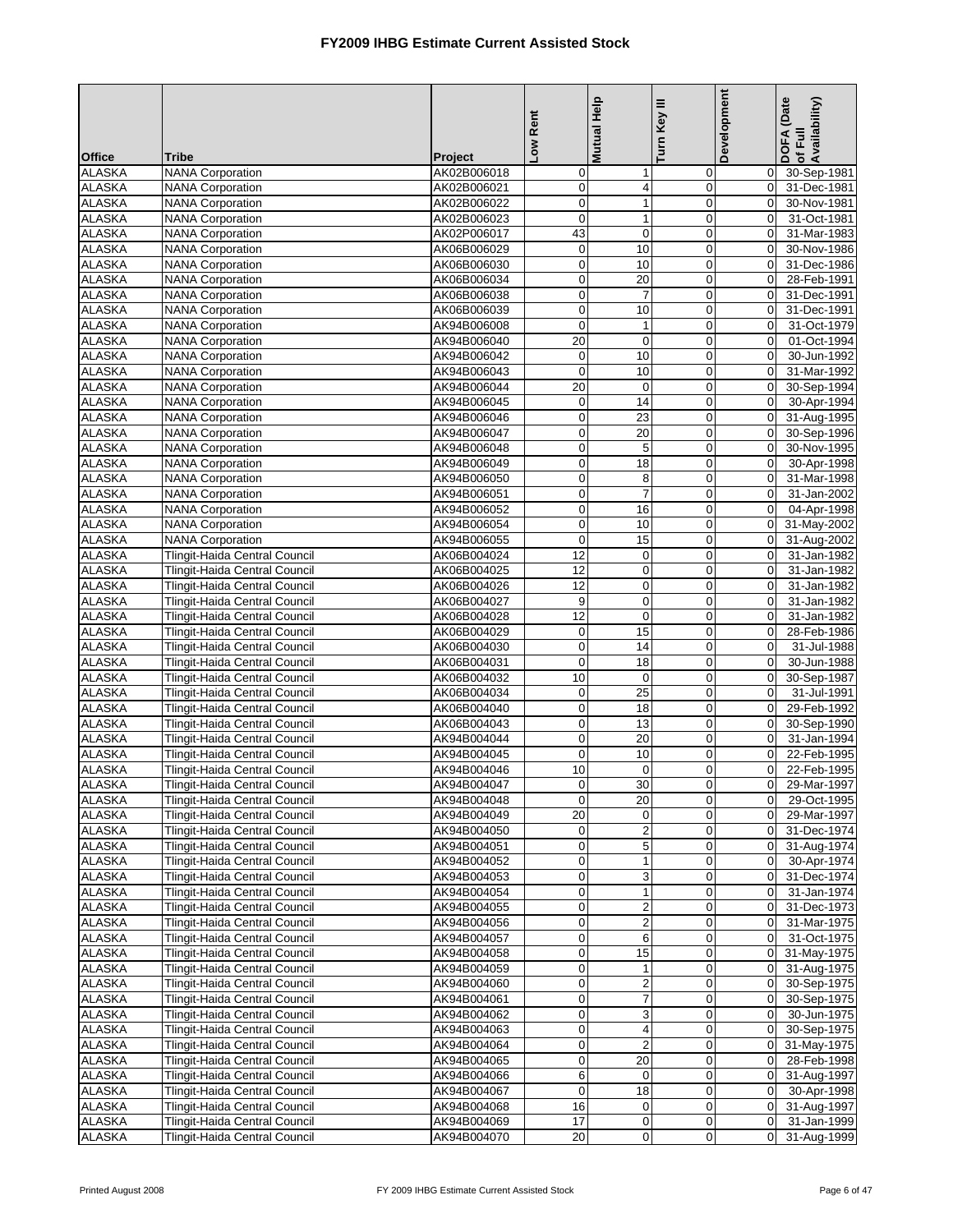# FY2009 IHBG Estimate Current Assisted Stock

| Office | Tribe | Project | Low Rent | Mutual Help | Turn Key III | Development | DOFA (Date of Full Availability) |
|---|---|---|---|---|---|---|---|
| ALASKA | NANA Corporation | AK02B006018 | 0 | 1 | 0 | 0 | 30-Sep-1981 |
| ALASKA | NANA Corporation | AK02B006021 | 0 | 4 | 0 | 0 | 31-Dec-1981 |
| ALASKA | NANA Corporation | AK02B006022 | 0 | 1 | 0 | 0 | 30-Nov-1981 |
| ALASKA | NANA Corporation | AK02B006023 | 0 | 1 | 0 | 0 | 31-Oct-1981 |
| ALASKA | NANA Corporation | AK02P006017 | 43 | 0 | 0 | 0 | 31-Mar-1983 |
| ALASKA | NANA Corporation | AK06B006029 | 0 | 10 | 0 | 0 | 30-Nov-1986 |
| ALASKA | NANA Corporation | AK06B006030 | 0 | 10 | 0 | 0 | 31-Dec-1986 |
| ALASKA | NANA Corporation | AK06B006034 | 0 | 20 | 0 | 0 | 28-Feb-1991 |
| ALASKA | NANA Corporation | AK06B006038 | 0 | 7 | 0 | 0 | 31-Dec-1991 |
| ALASKA | NANA Corporation | AK06B006039 | 0 | 10 | 0 | 0 | 31-Dec-1991 |
| ALASKA | NANA Corporation | AK94B006008 | 0 | 1 | 0 | 0 | 31-Oct-1979 |
| ALASKA | NANA Corporation | AK94B006040 | 20 | 0 | 0 | 0 | 01-Oct-1994 |
| ALASKA | NANA Corporation | AK94B006042 | 0 | 10 | 0 | 0 | 30-Jun-1992 |
| ALASKA | NANA Corporation | AK94B006043 | 0 | 10 | 0 | 0 | 31-Mar-1992 |
| ALASKA | NANA Corporation | AK94B006044 | 20 | 0 | 0 | 0 | 30-Sep-1994 |
| ALASKA | NANA Corporation | AK94B006045 | 0 | 14 | 0 | 0 | 30-Apr-1994 |
| ALASKA | NANA Corporation | AK94B006046 | 0 | 23 | 0 | 0 | 31-Aug-1995 |
| ALASKA | NANA Corporation | AK94B006047 | 0 | 20 | 0 | 0 | 30-Sep-1996 |
| ALASKA | NANA Corporation | AK94B006048 | 0 | 5 | 0 | 0 | 30-Nov-1995 |
| ALASKA | NANA Corporation | AK94B006049 | 0 | 18 | 0 | 0 | 30-Apr-1998 |
| ALASKA | NANA Corporation | AK94B006050 | 0 | 8 | 0 | 0 | 31-Mar-1998 |
| ALASKA | NANA Corporation | AK94B006051 | 0 | 7 | 0 | 0 | 31-Jan-2002 |
| ALASKA | NANA Corporation | AK94B006052 | 0 | 16 | 0 | 0 | 04-Apr-1998 |
| ALASKA | NANA Corporation | AK94B006054 | 0 | 10 | 0 | 0 | 31-May-2002 |
| ALASKA | NANA Corporation | AK94B006055 | 0 | 15 | 0 | 0 | 31-Aug-2002 |
| ALASKA | Tlingit-Haida Central Council | AK06B004024 | 12 | 0 | 0 | 0 | 31-Jan-1982 |
| ALASKA | Tlingit-Haida Central Council | AK06B004025 | 12 | 0 | 0 | 0 | 31-Jan-1982 |
| ALASKA | Tlingit-Haida Central Council | AK06B004026 | 12 | 0 | 0 | 0 | 31-Jan-1982 |
| ALASKA | Tlingit-Haida Central Council | AK06B004027 | 9 | 0 | 0 | 0 | 31-Jan-1982 |
| ALASKA | Tlingit-Haida Central Council | AK06B004028 | 12 | 0 | 0 | 0 | 31-Jan-1982 |
| ALASKA | Tlingit-Haida Central Council | AK06B004029 | 0 | 15 | 0 | 0 | 28-Feb-1986 |
| ALASKA | Tlingit-Haida Central Council | AK06B004030 | 0 | 14 | 0 | 0 | 31-Jul-1988 |
| ALASKA | Tlingit-Haida Central Council | AK06B004031 | 0 | 18 | 0 | 0 | 30-Jun-1988 |
| ALASKA | Tlingit-Haida Central Council | AK06B004032 | 10 | 0 | 0 | 0 | 30-Sep-1987 |
| ALASKA | Tlingit-Haida Central Council | AK06B004034 | 0 | 25 | 0 | 0 | 31-Jul-1991 |
| ALASKA | Tlingit-Haida Central Council | AK06B004040 | 0 | 18 | 0 | 0 | 29-Feb-1992 |
| ALASKA | Tlingit-Haida Central Council | AK06B004043 | 0 | 13 | 0 | 0 | 30-Sep-1990 |
| ALASKA | Tlingit-Haida Central Council | AK94B004044 | 0 | 20 | 0 | 0 | 31-Jan-1994 |
| ALASKA | Tlingit-Haida Central Council | AK94B004045 | 0 | 10 | 0 | 0 | 22-Feb-1995 |
| ALASKA | Tlingit-Haida Central Council | AK94B004046 | 10 | 0 | 0 | 0 | 22-Feb-1995 |
| ALASKA | Tlingit-Haida Central Council | AK94B004047 | 0 | 30 | 0 | 0 | 29-Mar-1997 |
| ALASKA | Tlingit-Haida Central Council | AK94B004048 | 0 | 20 | 0 | 0 | 29-Oct-1995 |
| ALASKA | Tlingit-Haida Central Council | AK94B004049 | 20 | 0 | 0 | 0 | 29-Mar-1997 |
| ALASKA | Tlingit-Haida Central Council | AK94B004050 | 0 | 2 | 0 | 0 | 31-Dec-1974 |
| ALASKA | Tlingit-Haida Central Council | AK94B004051 | 0 | 5 | 0 | 0 | 31-Aug-1974 |
| ALASKA | Tlingit-Haida Central Council | AK94B004052 | 0 | 1 | 0 | 0 | 30-Apr-1974 |
| ALASKA | Tlingit-Haida Central Council | AK94B004053 | 0 | 3 | 0 | 0 | 31-Dec-1974 |
| ALASKA | Tlingit-Haida Central Council | AK94B004054 | 0 | 1 | 0 | 0 | 31-Jan-1974 |
| ALASKA | Tlingit-Haida Central Council | AK94B004055 | 0 | 2 | 0 | 0 | 31-Dec-1973 |
| ALASKA | Tlingit-Haida Central Council | AK94B004056 | 0 | 2 | 0 | 0 | 31-Mar-1975 |
| ALASKA | Tlingit-Haida Central Council | AK94B004057 | 0 | 6 | 0 | 0 | 31-Oct-1975 |
| ALASKA | Tlingit-Haida Central Council | AK94B004058 | 0 | 15 | 0 | 0 | 31-May-1975 |
| ALASKA | Tlingit-Haida Central Council | AK94B004059 | 0 | 1 | 0 | 0 | 31-Aug-1975 |
| ALASKA | Tlingit-Haida Central Council | AK94B004060 | 0 | 2 | 0 | 0 | 30-Sep-1975 |
| ALASKA | Tlingit-Haida Central Council | AK94B004061 | 0 | 7 | 0 | 0 | 30-Sep-1975 |
| ALASKA | Tlingit-Haida Central Council | AK94B004062 | 0 | 3 | 0 | 0 | 30-Jun-1975 |
| ALASKA | Tlingit-Haida Central Council | AK94B004063 | 0 | 4 | 0 | 0 | 30-Sep-1975 |
| ALASKA | Tlingit-Haida Central Council | AK94B004064 | 0 | 2 | 0 | 0 | 31-May-1975 |
| ALASKA | Tlingit-Haida Central Council | AK94B004065 | 0 | 20 | 0 | 0 | 28-Feb-1998 |
| ALASKA | Tlingit-Haida Central Council | AK94B004066 | 6 | 0 | 0 | 0 | 31-Aug-1997 |
| ALASKA | Tlingit-Haida Central Council | AK94B004067 | 0 | 18 | 0 | 0 | 30-Apr-1998 |
| ALASKA | Tlingit-Haida Central Council | AK94B004068 | 16 | 0 | 0 | 0 | 31-Aug-1997 |
| ALASKA | Tlingit-Haida Central Council | AK94B004069 | 17 | 0 | 0 | 0 | 31-Jan-1999 |
| ALASKA | Tlingit-Haida Central Council | AK94B004070 | 20 | 0 | 0 | 0 | 31-Aug-1999 |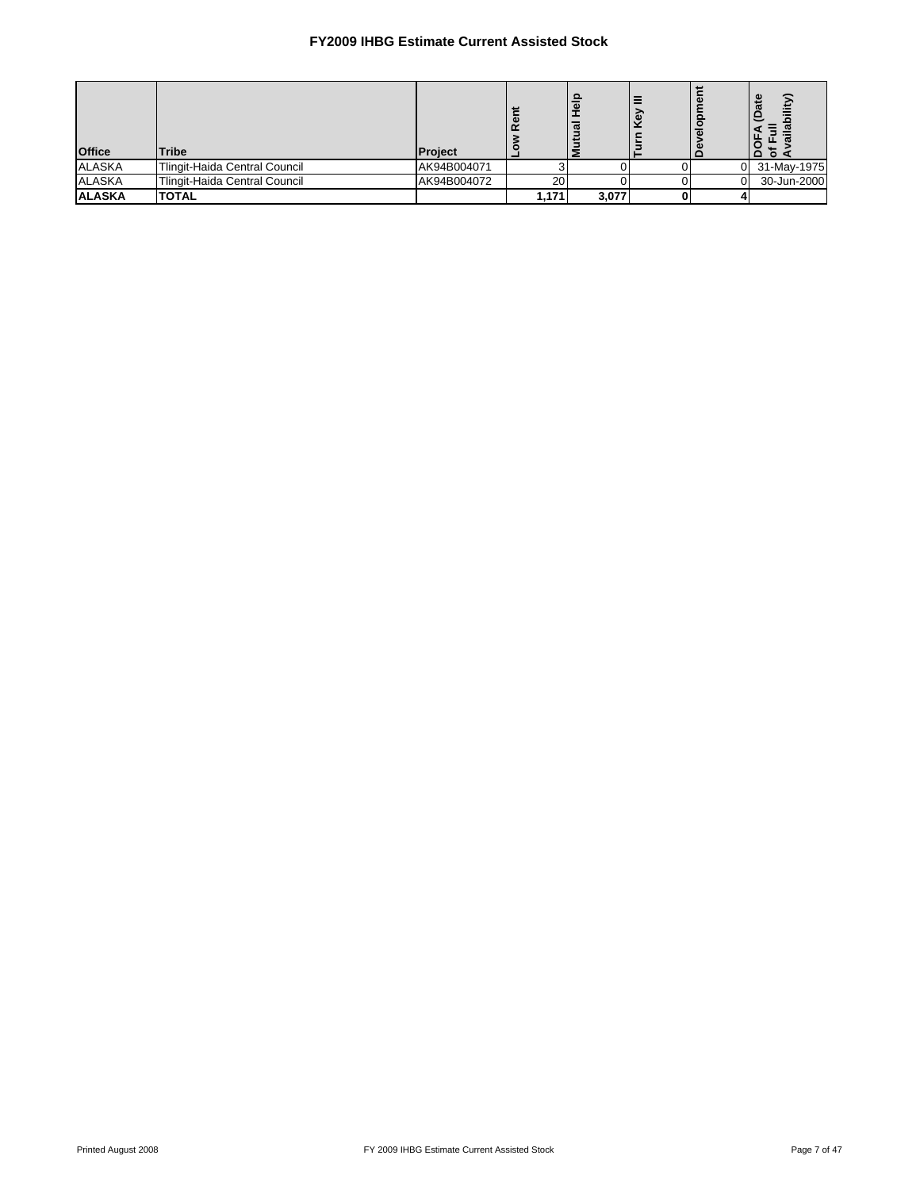# FY2009 IHBG Estimate Current Assisted Stock

| Office | Tribe | Project | Low Rent | Mutual Help | Turn Key III | Development | DOFA (Date of Full Availability) |
|---|---|---|---|---|---|---|---|
| ALASKA | Tlingit-Haida Central Council | AK94B004071 | 3 | 0 | 0 | 0 | 31-May-1975 |
| ALASKA | Tlingit-Haida Central Council | AK94B004072 | 20 | 0 | 0 | 0 | 30-Jun-2000 |
| **ALASKA** | **TOTAL** | | **1,171** | **3,077** | **0** | **4** | |

Printed August 2008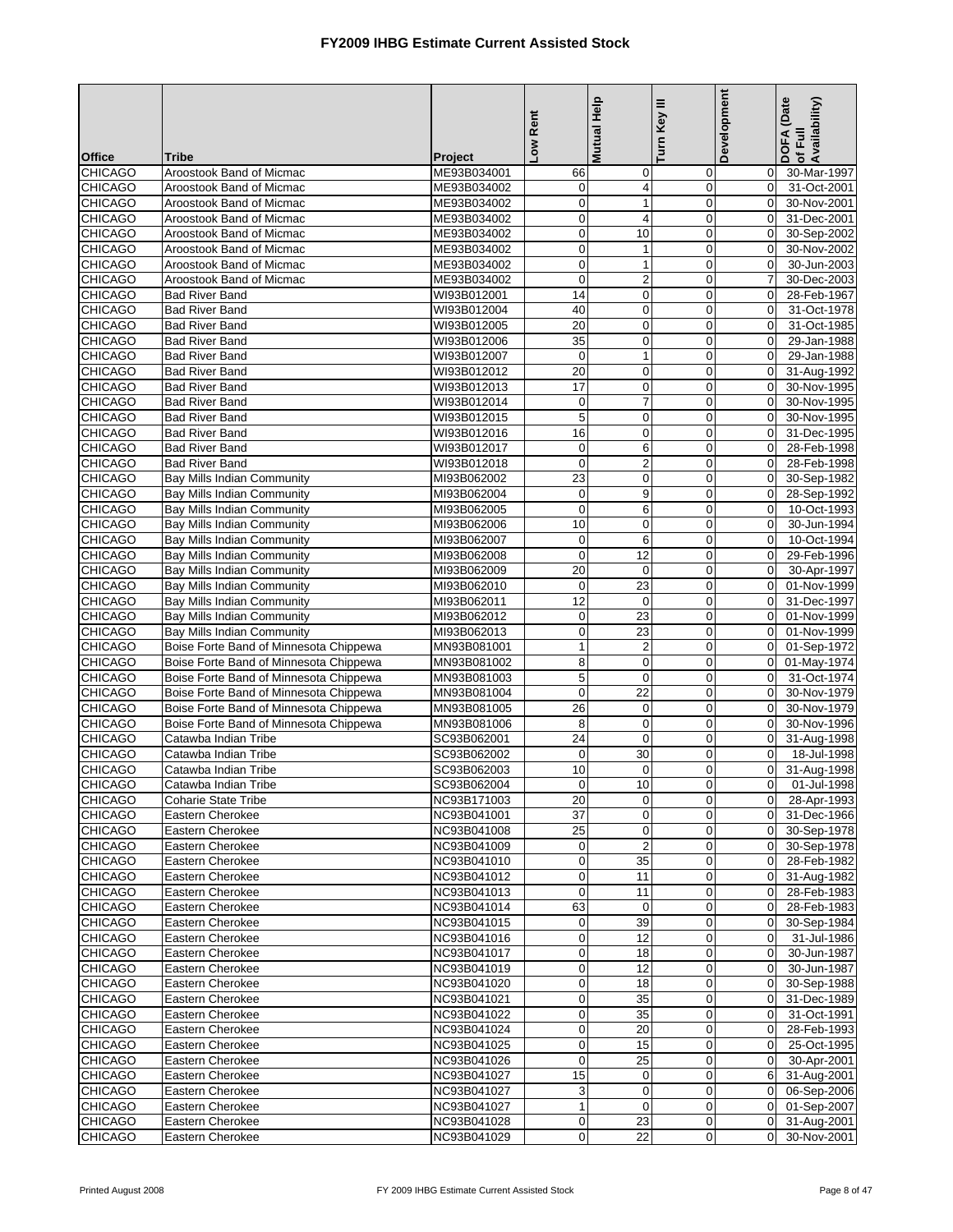# FY2009 IHBG Estimate Current Assisted Stock

| Office | Tribe | Project | Low Rent | Mutual Help | Turn Key III | Development | DOFA (Date of Full Availability) |
|---|---|---|---|---|---|---|---|
| CHICAGO | Aroostook Band of Micmac | ME93B034001 | 66 | 0 | 0 | 0 | 30-Mar-1997 |
| CHICAGO | Aroostook Band of Micmac | ME93B034002 | 0 | 4 | 0 | 0 | 31-Oct-2001 |
| CHICAGO | Aroostook Band of Micmac | ME93B034002 | 0 | 1 | 0 | 0 | 30-Nov-2001 |
| CHICAGO | Aroostook Band of Micmac | ME93B034002 | 0 | 4 | 0 | 0 | 31-Dec-2001 |
| CHICAGO | Aroostook Band of Micmac | ME93B034002 | 0 | 10 | 0 | 0 | 30-Sep-2002 |
| CHICAGO | Aroostook Band of Micmac | ME93B034002 | 0 | 1 | 0 | 0 | 30-Nov-2002 |
| CHICAGO | Aroostook Band of Micmac | ME93B034002 | 0 | 1 | 0 | 0 | 30-Jun-2003 |
| CHICAGO | Aroostook Band of Micmac | ME93B034002 | 0 | 2 | 0 | 7 | 30-Dec-2003 |
| CHICAGO | Bad River Band | WI93B012001 | 14 | 0 | 0 | 0 | 28-Feb-1967 |
| CHICAGO | Bad River Band | WI93B012004 | 40 | 0 | 0 | 0 | 31-Oct-1978 |
| CHICAGO | Bad River Band | WI93B012005 | 20 | 0 | 0 | 0 | 31-Oct-1985 |
| CHICAGO | Bad River Band | WI93B012006 | 35 | 0 | 0 | 0 | 29-Jan-1988 |
| CHICAGO | Bad River Band | WI93B012007 | 0 | 1 | 0 | 0 | 29-Jan-1988 |
| CHICAGO | Bad River Band | WI93B012012 | 20 | 0 | 0 | 0 | 31-Aug-1992 |
| CHICAGO | Bad River Band | WI93B012013 | 17 | 0 | 0 | 0 | 30-Nov-1995 |
| CHICAGO | Bad River Band | WI93B012014 | 0 | 7 | 0 | 0 | 30-Nov-1995 |
| CHICAGO | Bad River Band | WI93B012015 | 5 | 0 | 0 | 0 | 30-Nov-1995 |
| CHICAGO | Bad River Band | WI93B012016 | 16 | 0 | 0 | 0 | 31-Dec-1995 |
| CHICAGO | Bad River Band | WI93B012017 | 0 | 6 | 0 | 0 | 28-Feb-1998 |
| CHICAGO | Bad River Band | WI93B012018 | 0 | 2 | 0 | 0 | 28-Feb-1998 |
| CHICAGO | Bay Mills Indian Community | MI93B062002 | 23 | 0 | 0 | 0 | 30-Sep-1982 |
| CHICAGO | Bay Mills Indian Community | MI93B062004 | 0 | 9 | 0 | 0 | 28-Sep-1992 |
| CHICAGO | Bay Mills Indian Community | MI93B062005 | 0 | 6 | 0 | 0 | 10-Oct-1993 |
| CHICAGO | Bay Mills Indian Community | MI93B062006 | 10 | 0 | 0 | 0 | 30-Jun-1994 |
| CHICAGO | Bay Mills Indian Community | MI93B062007 | 0 | 6 | 0 | 0 | 10-Oct-1994 |
| CHICAGO | Bay Mills Indian Community | MI93B062008 | 0 | 12 | 0 | 0 | 29-Feb-1996 |
| CHICAGO | Bay Mills Indian Community | MI93B062009 | 20 | 0 | 0 | 0 | 30-Apr-1997 |
| CHICAGO | Bay Mills Indian Community | MI93B062010 | 0 | 23 | 0 | 0 | 01-Nov-1999 |
| CHICAGO | Bay Mills Indian Community | MI93B062011 | 12 | 0 | 0 | 0 | 31-Dec-1997 |
| CHICAGO | Bay Mills Indian Community | MI93B062012 | 0 | 23 | 0 | 0 | 01-Nov-1999 |
| CHICAGO | Bay Mills Indian Community | MI93B062013 | 0 | 23 | 0 | 0 | 01-Nov-1999 |
| CHICAGO | Boise Forte Band of Minnesota Chippewa | MN93B081001 | 1 | 2 | 0 | 0 | 01-Sep-1972 |
| CHICAGO | Boise Forte Band of Minnesota Chippewa | MN93B081002 | 8 | 0 | 0 | 0 | 01-May-1974 |
| CHICAGO | Boise Forte Band of Minnesota Chippewa | MN93B081003 | 5 | 0 | 0 | 0 | 31-Oct-1974 |
| CHICAGO | Boise Forte Band of Minnesota Chippewa | MN93B081004 | 0 | 22 | 0 | 0 | 30-Nov-1979 |
| CHICAGO | Boise Forte Band of Minnesota Chippewa | MN93B081005 | 26 | 0 | 0 | 0 | 30-Nov-1979 |
| CHICAGO | Boise Forte Band of Minnesota Chippewa | MN93B081006 | 8 | 0 | 0 | 0 | 30-Nov-1996 |
| CHICAGO | Catawba Indian Tribe | SC93B062001 | 24 | 0 | 0 | 0 | 31-Aug-1998 |
| CHICAGO | Catawba Indian Tribe | SC93B062002 | 0 | 30 | 0 | 0 | 18-Jul-1998 |
| CHICAGO | Catawba Indian Tribe | SC93B062003 | 10 | 0 | 0 | 0 | 31-Aug-1998 |
| CHICAGO | Catawba Indian Tribe | SC93B062004 | 0 | 10 | 0 | 0 | 01-Jul-1998 |
| CHICAGO | Coharie State Tribe | NC93B171003 | 20 | 0 | 0 | 0 | 28-Apr-1993 |
| CHICAGO | Eastern Cherokee | NC93B041001 | 37 | 0 | 0 | 0 | 31-Dec-1966 |
| CHICAGO | Eastern Cherokee | NC93B041008 | 25 | 0 | 0 | 0 | 30-Sep-1978 |
| CHICAGO | Eastern Cherokee | NC93B041009 | 0 | 2 | 0 | 0 | 30-Sep-1978 |
| CHICAGO | Eastern Cherokee | NC93B041010 | 0 | 35 | 0 | 0 | 28-Feb-1982 |
| CHICAGO | Eastern Cherokee | NC93B041012 | 0 | 11 | 0 | 0 | 31-Aug-1982 |
| CHICAGO | Eastern Cherokee | NC93B041013 | 0 | 11 | 0 | 0 | 28-Feb-1983 |
| CHICAGO | Eastern Cherokee | NC93B041014 | 63 | 0 | 0 | 0 | 28-Feb-1983 |
| CHICAGO | Eastern Cherokee | NC93B041015 | 0 | 39 | 0 | 0 | 30-Sep-1984 |
| CHICAGO | Eastern Cherokee | NC93B041016 | 0 | 12 | 0 | 0 | 31-Jul-1986 |
| CHICAGO | Eastern Cherokee | NC93B041017 | 0 | 18 | 0 | 0 | 30-Jun-1987 |
| CHICAGO | Eastern Cherokee | NC93B041019 | 0 | 12 | 0 | 0 | 30-Jun-1987 |
| CHICAGO | Eastern Cherokee | NC93B041020 | 0 | 18 | 0 | 0 | 30-Sep-1988 |
| CHICAGO | Eastern Cherokee | NC93B041021 | 0 | 35 | 0 | 0 | 31-Dec-1989 |
| CHICAGO | Eastern Cherokee | NC93B041022 | 0 | 35 | 0 | 0 | 31-Oct-1991 |
| CHICAGO | Eastern Cherokee | NC93B041024 | 0 | 20 | 0 | 0 | 28-Feb-1993 |
| CHICAGO | Eastern Cherokee | NC93B041025 | 0 | 15 | 0 | 0 | 25-Oct-1995 |
| CHICAGO | Eastern Cherokee | NC93B041026 | 0 | 25 | 0 | 0 | 30-Apr-2001 |
| CHICAGO | Eastern Cherokee | NC93B041027 | 15 | 0 | 0 | 6 | 31-Aug-2001 |
| CHICAGO | Eastern Cherokee | NC93B041027 | 3 | 0 | 0 | 0 | 06-Sep-2006 |
| CHICAGO | Eastern Cherokee | NC93B041027 | 1 | 0 | 0 | 0 | 01-Sep-2007 |
| CHICAGO | Eastern Cherokee | NC93B041028 | 0 | 23 | 0 | 0 | 31-Aug-2001 |
| CHICAGO | Eastern Cherokee | NC93B041029 | 0 | 22 | 0 | 0 | 30-Nov-2001 |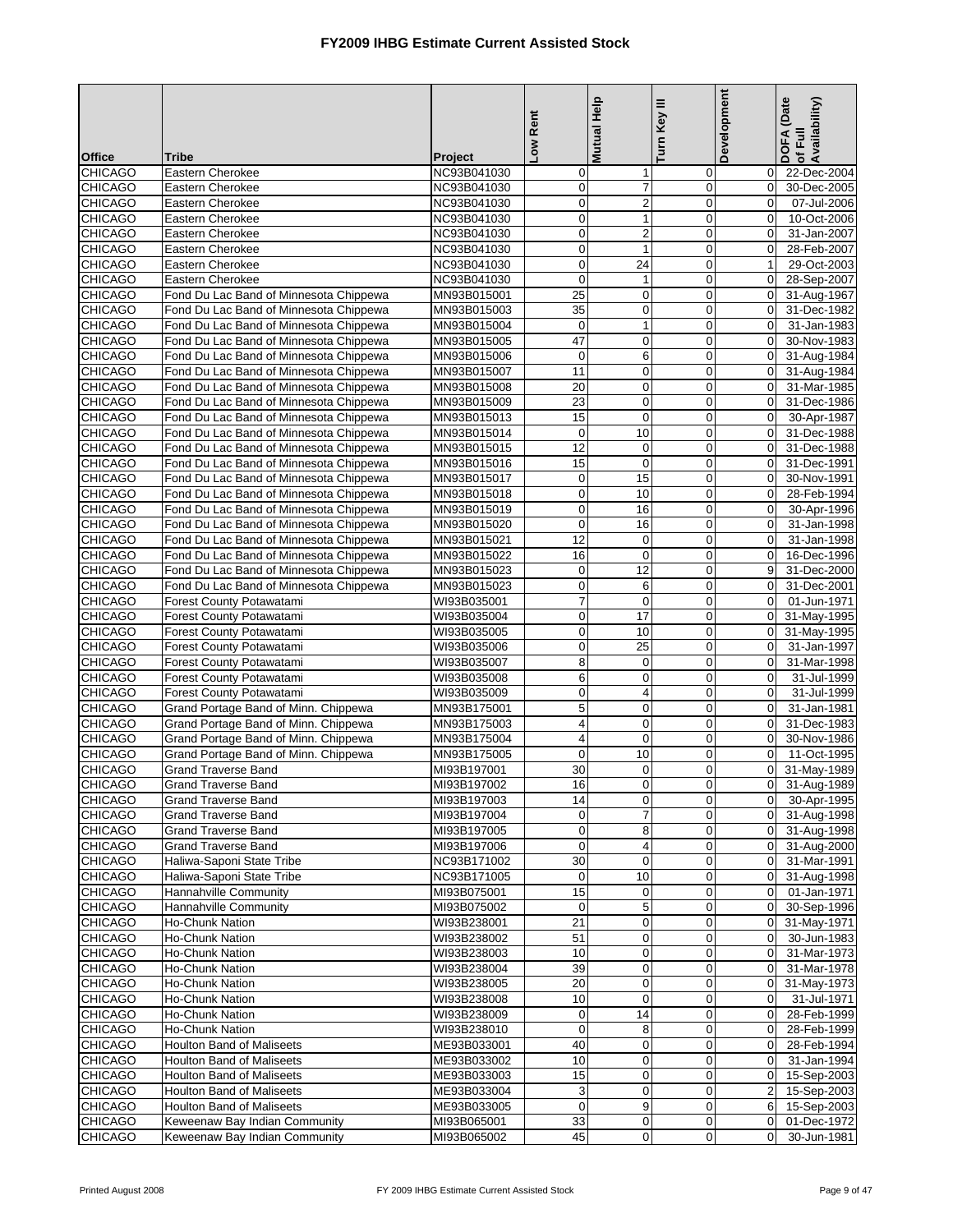# FY2009 IHBG Estimate Current Assisted Stock

| Office | Tribe | Project | Low Rent | Mutual Help | Turn Key III | Development | DOFA (Date of Full Availability) |
|---|---|---|---|---|---|---|---|
| CHICAGO | Eastern Cherokee | NC93B041030 | 0 | 1 | 0 | 0 | 22-Dec-2004 |
| CHICAGO | Eastern Cherokee | NC93B041030 | 0 | 7 | 0 | 0 | 30-Dec-2005 |
| CHICAGO | Eastern Cherokee | NC93B041030 | 0 | 2 | 0 | 0 | 07-Jul-2006 |
| CHICAGO | Eastern Cherokee | NC93B041030 | 0 | 1 | 0 | 0 | 10-Oct-2006 |
| CHICAGO | Eastern Cherokee | NC93B041030 | 0 | 2 | 0 | 0 | 31-Jan-2007 |
| CHICAGO | Eastern Cherokee | NC93B041030 | 0 | 1 | 0 | 0 | 28-Feb-2007 |
| CHICAGO | Eastern Cherokee | NC93B041030 | 0 | 24 | 0 | 1 | 29-Oct-2003 |
| CHICAGO | Eastern Cherokee | NC93B041030 | 0 | 1 | 0 | 0 | 28-Sep-2007 |
| CHICAGO | Fond Du Lac Band of Minnesota Chippewa | MN93B015001 | 25 | 0 | 0 | 0 | 31-Aug-1967 |
| CHICAGO | Fond Du Lac Band of Minnesota Chippewa | MN93B015003 | 35 | 0 | 0 | 0 | 31-Dec-1982 |
| CHICAGO | Fond Du Lac Band of Minnesota Chippewa | MN93B015004 | 0 | 1 | 0 | 0 | 31-Jan-1983 |
| CHICAGO | Fond Du Lac Band of Minnesota Chippewa | MN93B015005 | 47 | 0 | 0 | 0 | 30-Nov-1983 |
| CHICAGO | Fond Du Lac Band of Minnesota Chippewa | MN93B015006 | 0 | 6 | 0 | 0 | 31-Aug-1984 |
| CHICAGO | Fond Du Lac Band of Minnesota Chippewa | MN93B015007 | 11 | 0 | 0 | 0 | 31-Aug-1984 |
| CHICAGO | Fond Du Lac Band of Minnesota Chippewa | MN93B015008 | 20 | 0 | 0 | 0 | 31-Mar-1985 |
| CHICAGO | Fond Du Lac Band of Minnesota Chippewa | MN93B015009 | 23 | 0 | 0 | 0 | 31-Dec-1986 |
| CHICAGO | Fond Du Lac Band of Minnesota Chippewa | MN93B015013 | 15 | 0 | 0 | 0 | 30-Apr-1987 |
| CHICAGO | Fond Du Lac Band of Minnesota Chippewa | MN93B015014 | 0 | 10 | 0 | 0 | 31-Dec-1988 |
| CHICAGO | Fond Du Lac Band of Minnesota Chippewa | MN93B015015 | 12 | 0 | 0 | 0 | 31-Dec-1988 |
| CHICAGO | Fond Du Lac Band of Minnesota Chippewa | MN93B015016 | 15 | 0 | 0 | 0 | 31-Dec-1991 |
| CHICAGO | Fond Du Lac Band of Minnesota Chippewa | MN93B015017 | 0 | 15 | 0 | 0 | 30-Nov-1991 |
| CHICAGO | Fond Du Lac Band of Minnesota Chippewa | MN93B015018 | 0 | 10 | 0 | 0 | 28-Feb-1994 |
| CHICAGO | Fond Du Lac Band of Minnesota Chippewa | MN93B015019 | 0 | 16 | 0 | 0 | 30-Apr-1996 |
| CHICAGO | Fond Du Lac Band of Minnesota Chippewa | MN93B015020 | 0 | 16 | 0 | 0 | 31-Jan-1998 |
| CHICAGO | Fond Du Lac Band of Minnesota Chippewa | MN93B015021 | 12 | 0 | 0 | 0 | 31-Jan-1998 |
| CHICAGO | Fond Du Lac Band of Minnesota Chippewa | MN93B015022 | 16 | 0 | 0 | 0 | 16-Dec-1996 |
| CHICAGO | Fond Du Lac Band of Minnesota Chippewa | MN93B015023 | 0 | 12 | 0 | 9 | 31-Dec-2000 |
| CHICAGO | Fond Du Lac Band of Minnesota Chippewa | MN93B015023 | 0 | 6 | 0 | 0 | 31-Dec-2001 |
| CHICAGO | Forest County Potawatami | WI93B035001 | 7 | 0 | 0 | 0 | 01-Jun-1971 |
| CHICAGO | Forest County Potawatami | WI93B035004 | 0 | 17 | 0 | 0 | 31-May-1995 |
| CHICAGO | Forest County Potawatami | WI93B035005 | 0 | 10 | 0 | 0 | 31-May-1995 |
| CHICAGO | Forest County Potawatami | WI93B035006 | 0 | 25 | 0 | 0 | 31-Jan-1997 |
| CHICAGO | Forest County Potawatami | WI93B035007 | 8 | 0 | 0 | 0 | 31-Mar-1998 |
| CHICAGO | Forest County Potawatami | WI93B035008 | 6 | 0 | 0 | 0 | 31-Jul-1999 |
| CHICAGO | Forest County Potawatami | WI93B035009 | 0 | 4 | 0 | 0 | 31-Jul-1999 |
| CHICAGO | Grand Portage Band of Minn. Chippewa | MN93B175001 | 5 | 0 | 0 | 0 | 31-Jan-1981 |
| CHICAGO | Grand Portage Band of Minn. Chippewa | MN93B175003 | 4 | 0 | 0 | 0 | 31-Dec-1983 |
| CHICAGO | Grand Portage Band of Minn. Chippewa | MN93B175004 | 4 | 0 | 0 | 0 | 30-Nov-1986 |
| CHICAGO | Grand Portage Band of Minn. Chippewa | MN93B175005 | 0 | 10 | 0 | 0 | 11-Oct-1995 |
| CHICAGO | Grand Traverse Band | MI93B197001 | 30 | 0 | 0 | 0 | 31-May-1989 |
| CHICAGO | Grand Traverse Band | MI93B197002 | 16 | 0 | 0 | 0 | 31-Aug-1989 |
| CHICAGO | Grand Traverse Band | MI93B197003 | 14 | 0 | 0 | 0 | 30-Apr-1995 |
| CHICAGO | Grand Traverse Band | MI93B197004 | 0 | 7 | 0 | 0 | 31-Aug-1998 |
| CHICAGO | Grand Traverse Band | MI93B197005 | 0 | 8 | 0 | 0 | 31-Aug-1998 |
| CHICAGO | Grand Traverse Band | MI93B197006 | 0 | 4 | 0 | 0 | 31-Aug-2000 |
| CHICAGO | Haliwa-Saponi State Tribe | NC93B171002 | 30 | 0 | 0 | 0 | 31-Mar-1991 |
| CHICAGO | Haliwa-Saponi State Tribe | NC93B171005 | 0 | 10 | 0 | 0 | 31-Aug-1998 |
| CHICAGO | Hannahville Community | MI93B075001 | 15 | 0 | 0 | 0 | 01-Jan-1971 |
| CHICAGO | Hannahville Community | MI93B075002 | 0 | 5 | 0 | 0 | 30-Sep-1996 |
| CHICAGO | Ho-Chunk Nation | WI93B238001 | 21 | 0 | 0 | 0 | 31-May-1971 |
| CHICAGO | Ho-Chunk Nation | WI93B238002 | 51 | 0 | 0 | 0 | 30-Jun-1983 |
| CHICAGO | Ho-Chunk Nation | WI93B238003 | 10 | 0 | 0 | 0 | 31-Mar-1973 |
| CHICAGO | Ho-Chunk Nation | WI93B238004 | 39 | 0 | 0 | 0 | 31-Mar-1978 |
| CHICAGO | Ho-Chunk Nation | WI93B238005 | 20 | 0 | 0 | 0 | 31-May-1973 |
| CHICAGO | Ho-Chunk Nation | WI93B238008 | 10 | 0 | 0 | 0 | 31-Jul-1971 |
| CHICAGO | Ho-Chunk Nation | WI93B238009 | 0 | 14 | 0 | 0 | 28-Feb-1999 |
| CHICAGO | Ho-Chunk Nation | WI93B238010 | 0 | 8 | 0 | 0 | 28-Feb-1999 |
| CHICAGO | Houlton Band of Maliseets | ME93B033001 | 40 | 0 | 0 | 0 | 28-Feb-1994 |
| CHICAGO | Houlton Band of Maliseets | ME93B033002 | 10 | 0 | 0 | 0 | 31-Jan-1994 |
| CHICAGO | Houlton Band of Maliseets | ME93B033003 | 15 | 0 | 0 | 0 | 15-Sep-2003 |
| CHICAGO | Houlton Band of Maliseets | ME93B033004 | 3 | 0 | 0 | 2 | 15-Sep-2003 |
| CHICAGO | Houlton Band of Maliseets | ME93B033005 | 0 | 9 | 0 | 6 | 15-Sep-2003 |
| CHICAGO | Keweenaw Bay Indian Community | MI93B065001 | 33 | 0 | 0 | 0 | 01-Dec-1972 |
| CHICAGO | Keweenaw Bay Indian Community | MI93B065002 | 45 | 0 | 0 | 0 | 30-Jun-1981 |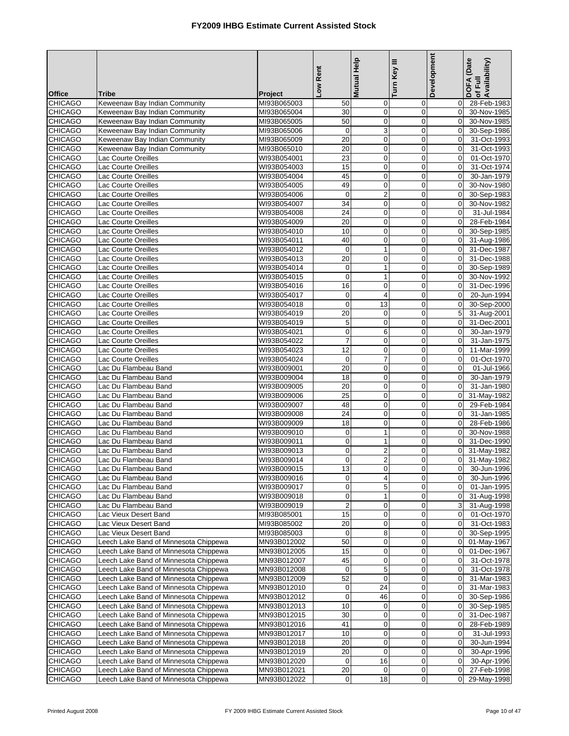# FY2009 IHBG Estimate Current Assisted Stock

| Office | Tribe | Project | Low Rent | Mutual Help | Turn Key III | Development | DOFA (Date of Full Availability) |
|---|---|---|---|---|---|---|---|
| CHICAGO | Keweenaw Bay Indian Community | MI93B065003 | 50 | 0 | 0 | 0 | 28-Feb-1983 |
| CHICAGO | Keweenaw Bay Indian Community | MI93B065004 | 30 | 0 | 0 | 0 | 30-Nov-1985 |
| CHICAGO | Keweenaw Bay Indian Community | MI93B065005 | 50 | 0 | 0 | 0 | 30-Nov-1985 |
| CHICAGO | Keweenaw Bay Indian Community | MI93B065006 | 0 | 3 | 0 | 0 | 30-Sep-1986 |
| CHICAGO | Keweenaw Bay Indian Community | MI93B065009 | 20 | 0 | 0 | 0 | 31-Oct-1993 |
| CHICAGO | Keweenaw Bay Indian Community | MI93B065010 | 20 | 0 | 0 | 0 | 31-Oct-1993 |
| CHICAGO | Lac Courte Oreilles | WI93B054001 | 23 | 0 | 0 | 0 | 01-Oct-1970 |
| CHICAGO | Lac Courte Oreilles | WI93B054003 | 15 | 0 | 0 | 0 | 31-Oct-1974 |
| CHICAGO | Lac Courte Oreilles | WI93B054004 | 45 | 0 | 0 | 0 | 30-Jan-1979 |
| CHICAGO | Lac Courte Oreilles | WI93B054005 | 49 | 0 | 0 | 0 | 30-Nov-1980 |
| CHICAGO | Lac Courte Oreilles | WI93B054006 | 0 | 2 | 0 | 0 | 30-Sep-1983 |
| CHICAGO | Lac Courte Oreilles | WI93B054007 | 34 | 0 | 0 | 0 | 30-Nov-1982 |
| CHICAGO | Lac Courte Oreilles | WI93B054008 | 24 | 0 | 0 | 0 | 31-Jul-1984 |
| CHICAGO | Lac Courte Oreilles | WI93B054009 | 20 | 0 | 0 | 0 | 28-Feb-1984 |
| CHICAGO | Lac Courte Oreilles | WI93B054010 | 10 | 0 | 0 | 0 | 30-Sep-1985 |
| CHICAGO | Lac Courte Oreilles | WI93B054011 | 40 | 0 | 0 | 0 | 31-Aug-1986 |
| CHICAGO | Lac Courte Oreilles | WI93B054012 | 0 | 1 | 0 | 0 | 31-Dec-1987 |
| CHICAGO | Lac Courte Oreilles | WI93B054013 | 20 | 0 | 0 | 0 | 31-Dec-1988 |
| CHICAGO | Lac Courte Oreilles | WI93B054014 | 0 | 1 | 0 | 0 | 30-Sep-1989 |
| CHICAGO | Lac Courte Oreilles | WI93B054015 | 0 | 1 | 0 | 0 | 30-Nov-1992 |
| CHICAGO | Lac Courte Oreilles | WI93B054016 | 16 | 0 | 0 | 0 | 31-Dec-1996 |
| CHICAGO | Lac Courte Oreilles | WI93B054017 | 0 | 4 | 0 | 0 | 20-Jun-1994 |
| CHICAGO | Lac Courte Oreilles | WI93B054018 | 0 | 13 | 0 | 0 | 30-Sep-2000 |
| CHICAGO | Lac Courte Oreilles | WI93B054019 | 20 | 0 | 0 | 5 | 31-Aug-2001 |
| CHICAGO | Lac Courte Oreilles | WI93B054019 | 5 | 0 | 0 | 0 | 31-Dec-2001 |
| CHICAGO | Lac Courte Oreilles | WI93B054021 | 0 | 6 | 0 | 0 | 30-Jan-1979 |
| CHICAGO | Lac Courte Oreilles | WI93B054022 | 7 | 0 | 0 | 0 | 31-Jan-1975 |
| CHICAGO | Lac Courte Oreilles | WI93B054023 | 12 | 0 | 0 | 0 | 11-Mar-1999 |
| CHICAGO | Lac Courte Oreilles | WI93B054024 | 0 | 7 | 0 | 0 | 01-Oct-1970 |
| CHICAGO | Lac Du Flambeau Band | WI93B009001 | 20 | 0 | 0 | 0 | 01-Jul-1966 |
| CHICAGO | Lac Du Flambeau Band | WI93B009004 | 18 | 0 | 0 | 0 | 30-Jan-1979 |
| CHICAGO | Lac Du Flambeau Band | WI93B009005 | 20 | 0 | 0 | 0 | 31-Jan-1980 |
| CHICAGO | Lac Du Flambeau Band | WI93B009006 | 25 | 0 | 0 | 0 | 31-May-1982 |
| CHICAGO | Lac Du Flambeau Band | WI93B009007 | 48 | 0 | 0 | 0 | 29-Feb-1984 |
| CHICAGO | Lac Du Flambeau Band | WI93B009008 | 24 | 0 | 0 | 0 | 31-Jan-1985 |
| CHICAGO | Lac Du Flambeau Band | WI93B009009 | 18 | 0 | 0 | 0 | 28-Feb-1986 |
| CHICAGO | Lac Du Flambeau Band | WI93B009010 | 0 | 1 | 0 | 0 | 30-Nov-1988 |
| CHICAGO | Lac Du Flambeau Band | WI93B009011 | 0 | 1 | 0 | 0 | 31-Dec-1990 |
| CHICAGO | Lac Du Flambeau Band | WI93B009013 | 0 | 2 | 0 | 0 | 31-May-1982 |
| CHICAGO | Lac Du Flambeau Band | WI93B009014 | 0 | 2 | 0 | 0 | 31-May-1982 |
| CHICAGO | Lac Du Flambeau Band | WI93B009015 | 13 | 0 | 0 | 0 | 30-Jun-1996 |
| CHICAGO | Lac Du Flambeau Band | WI93B009016 | 0 | 4 | 0 | 0 | 30-Jun-1996 |
| CHICAGO | Lac Du Flambeau Band | WI93B009017 | 0 | 5 | 0 | 0 | 01-Jan-1995 |
| CHICAGO | Lac Du Flambeau Band | WI93B009018 | 0 | 1 | 0 | 0 | 31-Aug-1998 |
| CHICAGO | Lac Du Flambeau Band | WI93B009019 | 2 | 0 | 0 | 3 | 31-Aug-1998 |
| CHICAGO | Lac Vieux Desert Band | MI93B085001 | 15 | 0 | 0 | 0 | 01-Oct-1970 |
| CHICAGO | Lac Vieux Desert Band | MI93B085002 | 20 | 0 | 0 | 0 | 31-Oct-1983 |
| CHICAGO | Lac Vieux Desert Band | MI93B085003 | 0 | 8 | 0 | 0 | 30-Sep-1995 |
| CHICAGO | Leech Lake Band of Minnesota Chippewa | MN93B012002 | 50 | 0 | 0 | 0 | 01-May-1967 |
| CHICAGO | Leech Lake Band of Minnesota Chippewa | MN93B012005 | 15 | 0 | 0 | 0 | 01-Dec-1967 |
| CHICAGO | Leech Lake Band of Minnesota Chippewa | MN93B012007 | 45 | 0 | 0 | 0 | 31-Oct-1978 |
| CHICAGO | Leech Lake Band of Minnesota Chippewa | MN93B012008 | 0 | 5 | 0 | 0 | 31-Oct-1978 |
| CHICAGO | Leech Lake Band of Minnesota Chippewa | MN93B012009 | 52 | 0 | 0 | 0 | 31-Mar-1983 |
| CHICAGO | Leech Lake Band of Minnesota Chippewa | MN93B012010 | 0 | 24 | 0 | 0 | 31-Mar-1983 |
| CHICAGO | Leech Lake Band of Minnesota Chippewa | MN93B012012 | 0 | 46 | 0 | 0 | 30-Sep-1986 |
| CHICAGO | Leech Lake Band of Minnesota Chippewa | MN93B012013 | 10 | 0 | 0 | 0 | 30-Sep-1985 |
| CHICAGO | Leech Lake Band of Minnesota Chippewa | MN93B012015 | 30 | 0 | 0 | 0 | 31-Dec-1987 |
| CHICAGO | Leech Lake Band of Minnesota Chippewa | MN93B012016 | 41 | 0 | 0 | 0 | 28-Feb-1989 |
| CHICAGO | Leech Lake Band of Minnesota Chippewa | MN93B012017 | 10 | 0 | 0 | 0 | 31-Jul-1993 |
| CHICAGO | Leech Lake Band of Minnesota Chippewa | MN93B012018 | 20 | 0 | 0 | 0 | 30-Jun-1994 |
| CHICAGO | Leech Lake Band of Minnesota Chippewa | MN93B012019 | 20 | 0 | 0 | 0 | 30-Apr-1996 |
| CHICAGO | Leech Lake Band of Minnesota Chippewa | MN93B012020 | 0 | 16 | 0 | 0 | 30-Apr-1996 |
| CHICAGO | Leech Lake Band of Minnesota Chippewa | MN93B012021 | 20 | 0 | 0 | 0 | 27-Feb-1998 |
| CHICAGO | Leech Lake Band of Minnesota Chippewa | MN93B012022 | 0 | 18 | 0 | 0 | 29-May-1998 |

Printed August 2008 FY 2009 IHBG Estimate Current Assisted Stock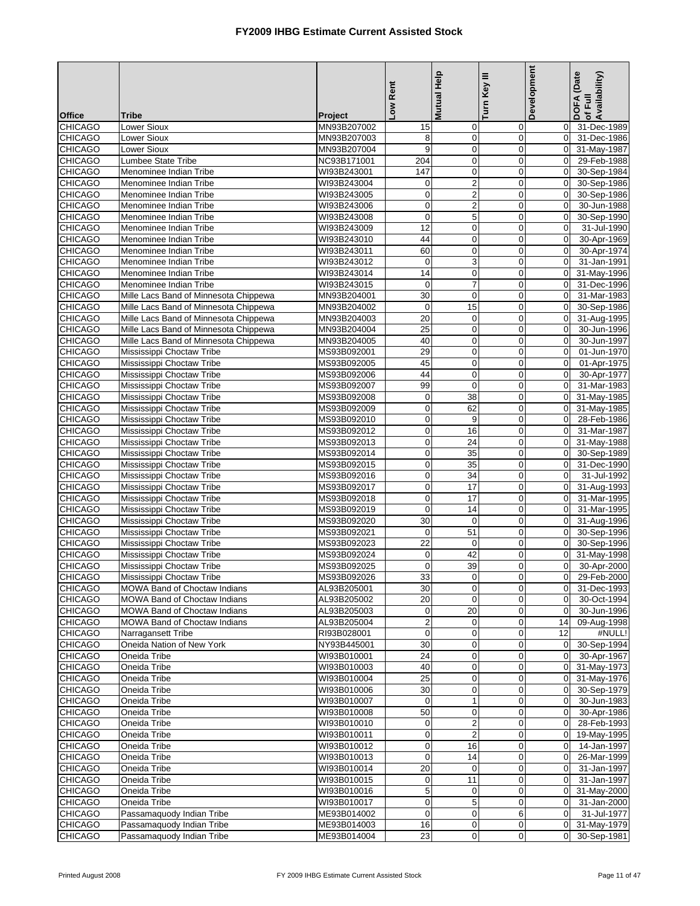# FY2009 IHBG Estimate Current Assisted Stock

| Office | Tribe | Project | Low Rent | Mutual Help | Turn Key III | Development | DOFA (Date of Full Availability) |
|---|---|---|---|---|---|---|---|
| CHICAGO | Lower Sioux | MN93B207002 | 15 | 0 | 0 | 0 | 31-Dec-1989 |
| CHICAGO | Lower Sioux | MN93B207003 | 8 | 0 | 0 | 0 | 31-Dec-1986 |
| CHICAGO | Lower Sioux | MN93B207004 | 9 | 0 | 0 | 0 | 31-May-1987 |
| CHICAGO | Lumbee State Tribe | NC93B171001 | 204 | 0 | 0 | 0 | 29-Feb-1988 |
| CHICAGO | Menominee Indian Tribe | WI93B243001 | 147 | 0 | 0 | 0 | 30-Sep-1984 |
| CHICAGO | Menominee Indian Tribe | WI93B243004 | 0 | 2 | 0 | 0 | 30-Sep-1986 |
| CHICAGO | Menominee Indian Tribe | WI93B243005 | 0 | 2 | 0 | 0 | 30-Sep-1986 |
| CHICAGO | Menominee Indian Tribe | WI93B243006 | 0 | 2 | 0 | 0 | 30-Jun-1988 |
| CHICAGO | Menominee Indian Tribe | WI93B243008 | 0 | 5 | 0 | 0 | 30-Sep-1990 |
| CHICAGO | Menominee Indian Tribe | WI93B243009 | 12 | 0 | 0 | 0 | 31-Jul-1990 |
| CHICAGO | Menominee Indian Tribe | WI93B243010 | 44 | 0 | 0 | 0 | 30-Apr-1969 |
| CHICAGO | Menominee Indian Tribe | WI93B243011 | 60 | 0 | 0 | 0 | 30-Apr-1974 |
| CHICAGO | Menominee Indian Tribe | WI93B243012 | 0 | 3 | 0 | 0 | 31-Jan-1991 |
| CHICAGO | Menominee Indian Tribe | WI93B243014 | 14 | 0 | 0 | 0 | 31-May-1996 |
| CHICAGO | Menominee Indian Tribe | WI93B243015 | 0 | 7 | 0 | 0 | 31-Dec-1996 |
| CHICAGO | Mille Lacs Band of Minnesota Chippewa | MN93B204001 | 30 | 0 | 0 | 0 | 31-Mar-1983 |
| CHICAGO | Mille Lacs Band of Minnesota Chippewa | MN93B204002 | 0 | 15 | 0 | 0 | 30-Sep-1986 |
| CHICAGO | Mille Lacs Band of Minnesota Chippewa | MN93B204003 | 20 | 0 | 0 | 0 | 31-Aug-1995 |
| CHICAGO | Mille Lacs Band of Minnesota Chippewa | MN93B204004 | 25 | 0 | 0 | 0 | 30-Jun-1996 |
| CHICAGO | Mille Lacs Band of Minnesota Chippewa | MN93B204005 | 40 | 0 | 0 | 0 | 30-Jun-1997 |
| CHICAGO | Mississippi Choctaw Tribe | MS93B092001 | 29 | 0 | 0 | 0 | 01-Jun-1970 |
| CHICAGO | Mississippi Choctaw Tribe | MS93B092005 | 45 | 0 | 0 | 0 | 01-Apr-1975 |
| CHICAGO | Mississippi Choctaw Tribe | MS93B092006 | 44 | 0 | 0 | 0 | 30-Apr-1977 |
| CHICAGO | Mississippi Choctaw Tribe | MS93B092007 | 99 | 0 | 0 | 0 | 31-Mar-1983 |
| CHICAGO | Mississippi Choctaw Tribe | MS93B092008 | 0 | 38 | 0 | 0 | 31-May-1985 |
| CHICAGO | Mississippi Choctaw Tribe | MS93B092009 | 0 | 62 | 0 | 0 | 31-May-1985 |
| CHICAGO | Mississippi Choctaw Tribe | MS93B092010 | 0 | 9 | 0 | 0 | 28-Feb-1986 |
| CHICAGO | Mississippi Choctaw Tribe | MS93B092012 | 0 | 16 | 0 | 0 | 31-Mar-1987 |
| CHICAGO | Mississippi Choctaw Tribe | MS93B092013 | 0 | 24 | 0 | 0 | 31-May-1988 |
| CHICAGO | Mississippi Choctaw Tribe | MS93B092014 | 0 | 35 | 0 | 0 | 30-Sep-1989 |
| CHICAGO | Mississippi Choctaw Tribe | MS93B092015 | 0 | 35 | 0 | 0 | 31-Dec-1990 |
| CHICAGO | Mississippi Choctaw Tribe | MS93B092016 | 0 | 34 | 0 | 0 | 31-Jul-1992 |
| CHICAGO | Mississippi Choctaw Tribe | MS93B092017 | 0 | 17 | 0 | 0 | 31-Aug-1993 |
| CHICAGO | Mississippi Choctaw Tribe | MS93B092018 | 0 | 17 | 0 | 0 | 31-Mar-1995 |
| CHICAGO | Mississippi Choctaw Tribe | MS93B092019 | 0 | 14 | 0 | 0 | 31-Mar-1995 |
| CHICAGO | Mississippi Choctaw Tribe | MS93B092020 | 30 | 0 | 0 | 0 | 31-Aug-1996 |
| CHICAGO | Mississippi Choctaw Tribe | MS93B092021 | 0 | 51 | 0 | 0 | 30-Sep-1996 |
| CHICAGO | Mississippi Choctaw Tribe | MS93B092023 | 22 | 0 | 0 | 0 | 30-Sep-1996 |
| CHICAGO | Mississippi Choctaw Tribe | MS93B092024 | 0 | 42 | 0 | 0 | 31-May-1998 |
| CHICAGO | Mississippi Choctaw Tribe | MS93B092025 | 0 | 39 | 0 | 0 | 30-Apr-2000 |
| CHICAGO | Mississippi Choctaw Tribe | MS93B092026 | 33 | 0 | 0 | 0 | 29-Feb-2000 |
| CHICAGO | MOWA Band of Choctaw Indians | AL93B205001 | 30 | 0 | 0 | 0 | 31-Dec-1993 |
| CHICAGO | MOWA Band of Choctaw Indians | AL93B205002 | 20 | 0 | 0 | 0 | 30-Oct-1994 |
| CHICAGO | MOWA Band of Choctaw Indians | AL93B205003 | 0 | 20 | 0 | 0 | 30-Jun-1996 |
| CHICAGO | MOWA Band of Choctaw Indians | AL93B205004 | 2 | 0 | 0 | 14 | 09-Aug-1998 |
| CHICAGO | Narragansett Tribe | RI93B028001 | 0 | 0 | 0 | 12 | #NULL! |
| CHICAGO | Oneida Nation of New York | NY93B445001 | 30 | 0 | 0 | 0 | 30-Sep-1994 |
| CHICAGO | Oneida Tribe | WI93B010001 | 24 | 0 | 0 | 0 | 30-Apr-1967 |
| CHICAGO | Oneida Tribe | WI93B010003 | 40 | 0 | 0 | 0 | 31-May-1973 |
| CHICAGO | Oneida Tribe | WI93B010004 | 25 | 0 | 0 | 0 | 31-May-1976 |
| CHICAGO | Oneida Tribe | WI93B010006 | 30 | 0 | 0 | 0 | 30-Sep-1979 |
| CHICAGO | Oneida Tribe | WI93B010007 | 0 | 1 | 0 | 0 | 30-Jun-1983 |
| CHICAGO | Oneida Tribe | WI93B010008 | 50 | 0 | 0 | 0 | 30-Apr-1986 |
| CHICAGO | Oneida Tribe | WI93B010010 | 0 | 2 | 0 | 0 | 28-Feb-1993 |
| CHICAGO | Oneida Tribe | WI93B010011 | 0 | 2 | 0 | 0 | 19-May-1995 |
| CHICAGO | Oneida Tribe | WI93B010012 | 0 | 16 | 0 | 0 | 14-Jan-1997 |
| CHICAGO | Oneida Tribe | WI93B010013 | 0 | 14 | 0 | 0 | 26-Mar-1999 |
| CHICAGO | Oneida Tribe | WI93B010014 | 20 | 0 | 0 | 0 | 31-Jan-1997 |
| CHICAGO | Oneida Tribe | WI93B010015 | 0 | 11 | 0 | 0 | 31-Jan-1997 |
| CHICAGO | Oneida Tribe | WI93B010016 | 5 | 0 | 0 | 0 | 31-May-2000 |
| CHICAGO | Oneida Tribe | WI93B010017 | 0 | 5 | 0 | 0 | 31-Jan-2000 |
| CHICAGO | Passamaquody Indian Tribe | ME93B014002 | 0 | 0 | 6 | 0 | 31-Jul-1977 |
| CHICAGO | Passamaquody Indian Tribe | ME93B014003 | 16 | 0 | 0 | 0 | 31-May-1979 |
| CHICAGO | Passamaquody Indian Tribe | ME93B014004 | 23 | 0 | 0 | 0 | 30-Sep-1981 |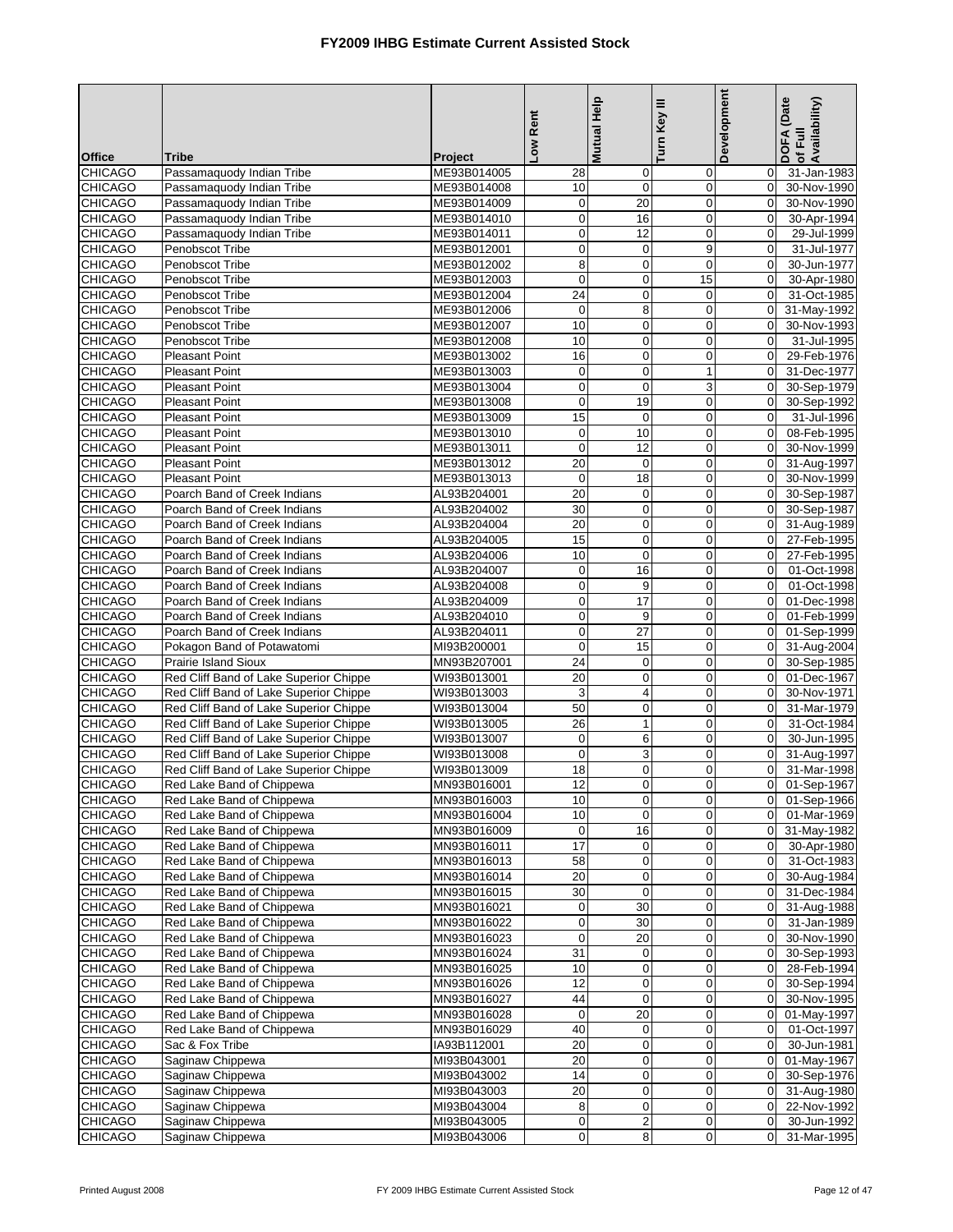# FY2009 IHBG Estimate Current Assisted Stock

| Office | Tribe | Project | Low Rent | Mutual Help | Turn Key III | Development | DOFA (Date of Full Availability) |
|---|---|---|---|---|---|---|---|
| CHICAGO | Passamaquody Indian Tribe | ME93B014005 | 28 | 0 | 0 | 0 | 31-Jan-1983 |
| CHICAGO | Passamaquody Indian Tribe | ME93B014008 | 10 | 0 | 0 | 0 | 30-Nov-1990 |
| CHICAGO | Passamaquody Indian Tribe | ME93B014009 | 0 | 20 | 0 | 0 | 30-Nov-1990 |
| CHICAGO | Passamaquody Indian Tribe | ME93B014010 | 0 | 16 | 0 | 0 | 30-Apr-1994 |
| CHICAGO | Passamaquody Indian Tribe | ME93B014011 | 0 | 12 | 0 | 0 | 29-Jul-1999 |
| CHICAGO | Penobscot Tribe | ME93B012001 | 0 | 0 | 9 | 0 | 31-Jul-1977 |
| CHICAGO | Penobscot Tribe | ME93B012002 | 8 | 0 | 0 | 0 | 30-Jun-1977 |
| CHICAGO | Penobscot Tribe | ME93B012003 | 0 | 0 | 15 | 0 | 30-Apr-1980 |
| CHICAGO | Penobscot Tribe | ME93B012004 | 24 | 0 | 0 | 0 | 31-Oct-1985 |
| CHICAGO | Penobscot Tribe | ME93B012006 | 0 | 8 | 0 | 0 | 31-May-1992 |
| CHICAGO | Penobscot Tribe | ME93B012007 | 10 | 0 | 0 | 0 | 30-Nov-1993 |
| CHICAGO | Penobscot Tribe | ME93B012008 | 10 | 0 | 0 | 0 | 31-Jul-1995 |
| CHICAGO | Pleasant Point | ME93B013002 | 16 | 0 | 0 | 0 | 29-Feb-1976 |
| CHICAGO | Pleasant Point | ME93B013003 | 0 | 0 | 1 | 0 | 31-Dec-1977 |
| CHICAGO | Pleasant Point | ME93B013004 | 0 | 0 | 3 | 0 | 30-Sep-1979 |
| CHICAGO | Pleasant Point | ME93B013008 | 0 | 19 | 0 | 0 | 30-Sep-1992 |
| CHICAGO | Pleasant Point | ME93B013009 | 15 | 0 | 0 | 0 | 31-Jul-1996 |
| CHICAGO | Pleasant Point | ME93B013010 | 0 | 10 | 0 | 0 | 08-Feb-1995 |
| CHICAGO | Pleasant Point | ME93B013011 | 0 | 12 | 0 | 0 | 30-Nov-1999 |
| CHICAGO | Pleasant Point | ME93B013012 | 20 | 0 | 0 | 0 | 31-Aug-1997 |
| CHICAGO | Pleasant Point | ME93B013013 | 0 | 18 | 0 | 0 | 30-Nov-1999 |
| CHICAGO | Poarch Band of Creek Indians | AL93B204001 | 20 | 0 | 0 | 0 | 30-Sep-1987 |
| CHICAGO | Poarch Band of Creek Indians | AL93B204002 | 30 | 0 | 0 | 0 | 30-Sep-1987 |
| CHICAGO | Poarch Band of Creek Indians | AL93B204004 | 20 | 0 | 0 | 0 | 31-Aug-1989 |
| CHICAGO | Poarch Band of Creek Indians | AL93B204005 | 15 | 0 | 0 | 0 | 27-Feb-1995 |
| CHICAGO | Poarch Band of Creek Indians | AL93B204006 | 10 | 0 | 0 | 0 | 27-Feb-1995 |
| CHICAGO | Poarch Band of Creek Indians | AL93B204007 | 0 | 16 | 0 | 0 | 01-Oct-1998 |
| CHICAGO | Poarch Band of Creek Indians | AL93B204008 | 0 | 9 | 0 | 0 | 01-Oct-1998 |
| CHICAGO | Poarch Band of Creek Indians | AL93B204009 | 0 | 17 | 0 | 0 | 01-Dec-1998 |
| CHICAGO | Poarch Band of Creek Indians | AL93B204010 | 0 | 9 | 0 | 0 | 01-Feb-1999 |
| CHICAGO | Poarch Band of Creek Indians | AL93B204011 | 0 | 27 | 0 | 0 | 01-Sep-1999 |
| CHICAGO | Pokagon Band of Potawatomi | MI93B200001 | 0 | 15 | 0 | 0 | 31-Aug-2004 |
| CHICAGO | Prairie Island Sioux | MN93B207001 | 24 | 0 | 0 | 0 | 30-Sep-1985 |
| CHICAGO | Red Cliff Band of Lake Superior Chippe | WI93B013001 | 20 | 0 | 0 | 0 | 01-Dec-1967 |
| CHICAGO | Red Cliff Band of Lake Superior Chippe | WI93B013003 | 3 | 4 | 0 | 0 | 30-Nov-1971 |
| CHICAGO | Red Cliff Band of Lake Superior Chippe | WI93B013004 | 50 | 0 | 0 | 0 | 31-Mar-1979 |
| CHICAGO | Red Cliff Band of Lake Superior Chippe | WI93B013005 | 26 | 1 | 0 | 0 | 31-Oct-1984 |
| CHICAGO | Red Cliff Band of Lake Superior Chippe | WI93B013007 | 0 | 6 | 0 | 0 | 30-Jun-1995 |
| CHICAGO | Red Cliff Band of Lake Superior Chippe | WI93B013008 | 0 | 3 | 0 | 0 | 31-Aug-1997 |
| CHICAGO | Red Cliff Band of Lake Superior Chippe | WI93B013009 | 18 | 0 | 0 | 0 | 31-Mar-1998 |
| CHICAGO | Red Lake Band of Chippewa | MN93B016001 | 12 | 0 | 0 | 0 | 01-Sep-1967 |
| CHICAGO | Red Lake Band of Chippewa | MN93B016003 | 10 | 0 | 0 | 0 | 01-Sep-1966 |
| CHICAGO | Red Lake Band of Chippewa | MN93B016004 | 10 | 0 | 0 | 0 | 01-Mar-1969 |
| CHICAGO | Red Lake Band of Chippewa | MN93B016009 | 0 | 16 | 0 | 0 | 31-May-1982 |
| CHICAGO | Red Lake Band of Chippewa | MN93B016011 | 17 | 0 | 0 | 0 | 30-Apr-1980 |
| CHICAGO | Red Lake Band of Chippewa | MN93B016013 | 58 | 0 | 0 | 0 | 31-Oct-1983 |
| CHICAGO | Red Lake Band of Chippewa | MN93B016014 | 20 | 0 | 0 | 0 | 30-Aug-1984 |
| CHICAGO | Red Lake Band of Chippewa | MN93B016015 | 30 | 0 | 0 | 0 | 31-Dec-1984 |
| CHICAGO | Red Lake Band of Chippewa | MN93B016021 | 0 | 30 | 0 | 0 | 31-Aug-1988 |
| CHICAGO | Red Lake Band of Chippewa | MN93B016022 | 0 | 30 | 0 | 0 | 31-Jan-1989 |
| CHICAGO | Red Lake Band of Chippewa | MN93B016023 | 0 | 20 | 0 | 0 | 30-Nov-1990 |
| CHICAGO | Red Lake Band of Chippewa | MN93B016024 | 31 | 0 | 0 | 0 | 30-Sep-1993 |
| CHICAGO | Red Lake Band of Chippewa | MN93B016025 | 10 | 0 | 0 | 0 | 28-Feb-1994 |
| CHICAGO | Red Lake Band of Chippewa | MN93B016026 | 12 | 0 | 0 | 0 | 30-Sep-1994 |
| CHICAGO | Red Lake Band of Chippewa | MN93B016027 | 44 | 0 | 0 | 0 | 30-Nov-1995 |
| CHICAGO | Red Lake Band of Chippewa | MN93B016028 | 0 | 20 | 0 | 0 | 01-May-1997 |
| CHICAGO | Red Lake Band of Chippewa | MN93B016029 | 40 | 0 | 0 | 0 | 01-Oct-1997 |
| CHICAGO | Sac & Fox Tribe | IA93B112001 | 20 | 0 | 0 | 0 | 30-Jun-1981 |
| CHICAGO | Saginaw Chippewa | MI93B043001 | 20 | 0 | 0 | 0 | 01-May-1967 |
| CHICAGO | Saginaw Chippewa | MI93B043002 | 14 | 0 | 0 | 0 | 30-Sep-1976 |
| CHICAGO | Saginaw Chippewa | MI93B043003 | 20 | 0 | 0 | 0 | 31-Aug-1980 |
| CHICAGO | Saginaw Chippewa | MI93B043004 | 8 | 0 | 0 | 0 | 22-Nov-1992 |
| CHICAGO | Saginaw Chippewa | MI93B043005 | 0 | 2 | 0 | 0 | 30-Jun-1992 |
| CHICAGO | Saginaw Chippewa | MI93B043006 | 0 | 8 | 0 | 0 | 31-Mar-1995 |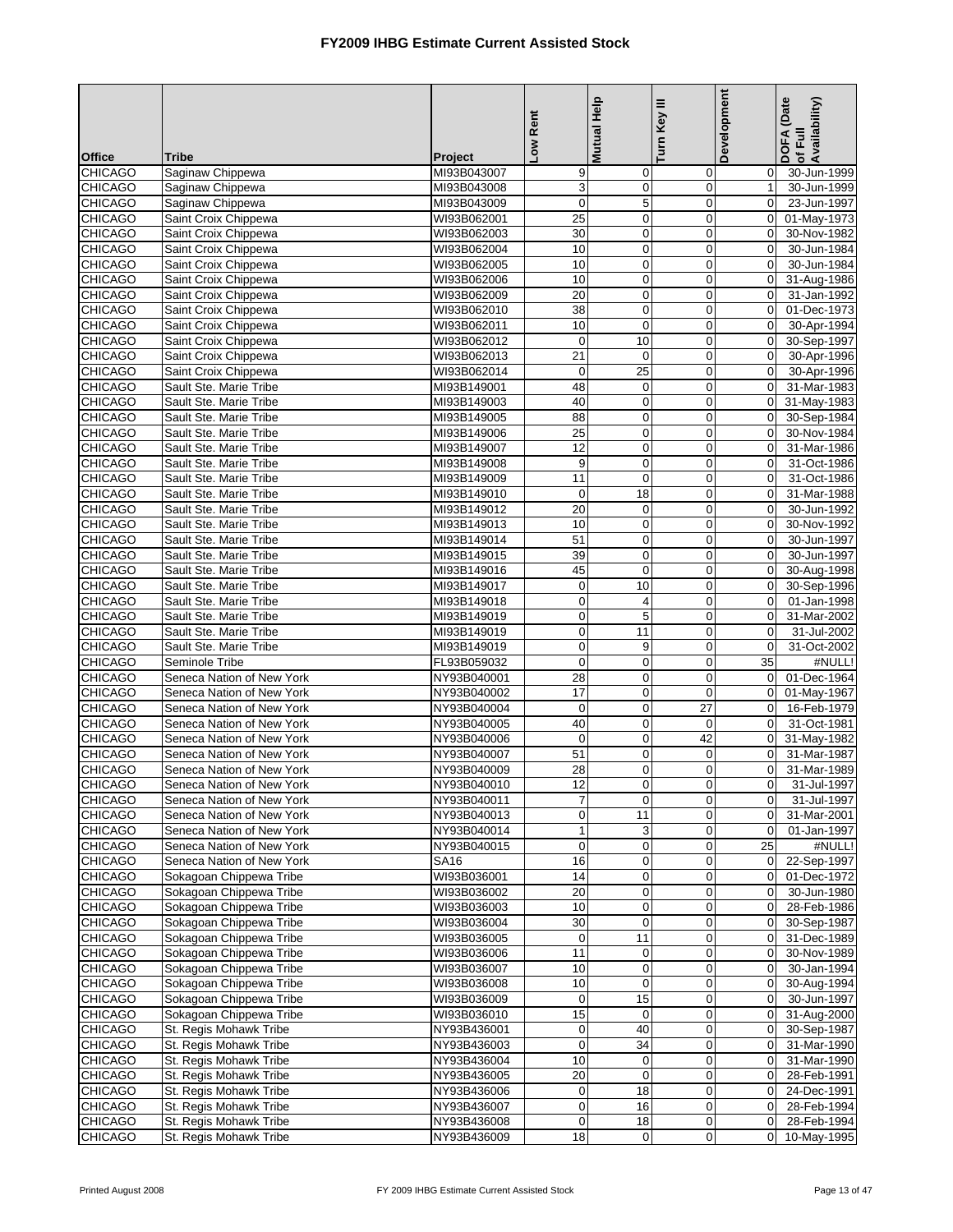# FY2009 IHBG Estimate Current Assisted Stock

| Office | Tribe | Project | Low Rent | Mutual Help | Turn Key III | Development | DOFA (Date of Full Availability) |
|---|---|---|---|---|---|---|---|
| CHICAGO | Saginaw Chippewa | MI93B043007 | 9 | 0 | 0 | 0 | 30-Jun-1999 |
| CHICAGO | Saginaw Chippewa | MI93B043008 | 3 | 0 | 0 | 1 | 30-Jun-1999 |
| CHICAGO | Saginaw Chippewa | MI93B043009 | 0 | 5 | 0 | 0 | 23-Jun-1997 |
| CHICAGO | Saint Croix Chippewa | WI93B062001 | 25 | 0 | 0 | 0 | 01-May-1973 |
| CHICAGO | Saint Croix Chippewa | WI93B062003 | 30 | 0 | 0 | 0 | 30-Nov-1982 |
| CHICAGO | Saint Croix Chippewa | WI93B062004 | 10 | 0 | 0 | 0 | 30-Jun-1984 |
| CHICAGO | Saint Croix Chippewa | WI93B062005 | 10 | 0 | 0 | 0 | 30-Jun-1984 |
| CHICAGO | Saint Croix Chippewa | WI93B062006 | 10 | 0 | 0 | 0 | 31-Aug-1986 |
| CHICAGO | Saint Croix Chippewa | WI93B062009 | 20 | 0 | 0 | 0 | 31-Jan-1992 |
| CHICAGO | Saint Croix Chippewa | WI93B062010 | 38 | 0 | 0 | 0 | 01-Dec-1973 |
| CHICAGO | Saint Croix Chippewa | WI93B062011 | 10 | 0 | 0 | 0 | 30-Apr-1994 |
| CHICAGO | Saint Croix Chippewa | WI93B062012 | 0 | 10 | 0 | 0 | 30-Sep-1997 |
| CHICAGO | Saint Croix Chippewa | WI93B062013 | 21 | 0 | 0 | 0 | 30-Apr-1996 |
| CHICAGO | Saint Croix Chippewa | WI93B062014 | 0 | 25 | 0 | 0 | 30-Apr-1996 |
| CHICAGO | Sault Ste. Marie Tribe | MI93B149001 | 48 | 0 | 0 | 0 | 31-Mar-1983 |
| CHICAGO | Sault Ste. Marie Tribe | MI93B149003 | 40 | 0 | 0 | 0 | 31-May-1983 |
| CHICAGO | Sault Ste. Marie Tribe | MI93B149005 | 88 | 0 | 0 | 0 | 30-Sep-1984 |
| CHICAGO | Sault Ste. Marie Tribe | MI93B149006 | 25 | 0 | 0 | 0 | 30-Nov-1984 |
| CHICAGO | Sault Ste. Marie Tribe | MI93B149007 | 12 | 0 | 0 | 0 | 31-Mar-1986 |
| CHICAGO | Sault Ste. Marie Tribe | MI93B149008 | 9 | 0 | 0 | 0 | 31-Oct-1986 |
| CHICAGO | Sault Ste. Marie Tribe | MI93B149009 | 11 | 0 | 0 | 0 | 31-Oct-1986 |
| CHICAGO | Sault Ste. Marie Tribe | MI93B149010 | 0 | 18 | 0 | 0 | 31-Mar-1988 |
| CHICAGO | Sault Ste. Marie Tribe | MI93B149012 | 20 | 0 | 0 | 0 | 30-Jun-1992 |
| CHICAGO | Sault Ste. Marie Tribe | MI93B149013 | 10 | 0 | 0 | 0 | 30-Nov-1992 |
| CHICAGO | Sault Ste. Marie Tribe | MI93B149014 | 51 | 0 | 0 | 0 | 30-Jun-1997 |
| CHICAGO | Sault Ste. Marie Tribe | MI93B149015 | 39 | 0 | 0 | 0 | 30-Jun-1997 |
| CHICAGO | Sault Ste. Marie Tribe | MI93B149016 | 45 | 0 | 0 | 0 | 30-Aug-1998 |
| CHICAGO | Sault Ste. Marie Tribe | MI93B149017 | 0 | 10 | 0 | 0 | 30-Sep-1996 |
| CHICAGO | Sault Ste. Marie Tribe | MI93B149018 | 0 | 4 | 0 | 0 | 01-Jan-1998 |
| CHICAGO | Sault Ste. Marie Tribe | MI93B149019 | 0 | 5 | 0 | 0 | 31-Mar-2002 |
| CHICAGO | Sault Ste. Marie Tribe | MI93B149019 | 0 | 11 | 0 | 0 | 31-Jul-2002 |
| CHICAGO | Sault Ste. Marie Tribe | MI93B149019 | 0 | 9 | 0 | 0 | 31-Oct-2002 |
| CHICAGO | Seminole Tribe | FL93B059032 | 0 | 0 | 0 | 35 | #NULL! |
| CHICAGO | Seneca Nation of New York | NY93B040001 | 28 | 0 | 0 | 0 | 01-Dec-1964 |
| CHICAGO | Seneca Nation of New York | NY93B040002 | 17 | 0 | 0 | 0 | 01-May-1967 |
| CHICAGO | Seneca Nation of New York | NY93B040004 | 0 | 0 | 27 | 0 | 16-Feb-1979 |
| CHICAGO | Seneca Nation of New York | NY93B040005 | 40 | 0 | 0 | 0 | 31-Oct-1981 |
| CHICAGO | Seneca Nation of New York | NY93B040006 | 0 | 0 | 42 | 0 | 31-May-1982 |
| CHICAGO | Seneca Nation of New York | NY93B040007 | 51 | 0 | 0 | 0 | 31-Mar-1987 |
| CHICAGO | Seneca Nation of New York | NY93B040009 | 28 | 0 | 0 | 0 | 31-Mar-1989 |
| CHICAGO | Seneca Nation of New York | NY93B040010 | 12 | 0 | 0 | 0 | 31-Jul-1997 |
| CHICAGO | Seneca Nation of New York | NY93B040011 | 7 | 0 | 0 | 0 | 31-Jul-1997 |
| CHICAGO | Seneca Nation of New York | NY93B040013 | 0 | 11 | 0 | 0 | 31-Mar-2001 |
| CHICAGO | Seneca Nation of New York | NY93B040014 | 1 | 3 | 0 | 0 | 01-Jan-1997 |
| CHICAGO | Seneca Nation of New York | NY93B040015 | 0 | 0 | 0 | 25 | #NULL! |
| CHICAGO | Seneca Nation of New York | SA16 | 16 | 0 | 0 | 0 | 22-Sep-1997 |
| CHICAGO | Sokagoan Chippewa Tribe | WI93B036001 | 14 | 0 | 0 | 0 | 01-Dec-1972 |
| CHICAGO | Sokagoan Chippewa Tribe | WI93B036002 | 20 | 0 | 0 | 0 | 30-Jun-1980 |
| CHICAGO | Sokagoan Chippewa Tribe | WI93B036003 | 10 | 0 | 0 | 0 | 28-Feb-1986 |
| CHICAGO | Sokagoan Chippewa Tribe | WI93B036004 | 30 | 0 | 0 | 0 | 30-Sep-1987 |
| CHICAGO | Sokagoan Chippewa Tribe | WI93B036005 | 0 | 11 | 0 | 0 | 31-Dec-1989 |
| CHICAGO | Sokagoan Chippewa Tribe | WI93B036006 | 11 | 0 | 0 | 0 | 30-Nov-1989 |
| CHICAGO | Sokagoan Chippewa Tribe | WI93B036007 | 10 | 0 | 0 | 0 | 30-Jan-1994 |
| CHICAGO | Sokagoan Chippewa Tribe | WI93B036008 | 10 | 0 | 0 | 0 | 30-Aug-1994 |
| CHICAGO | Sokagoan Chippewa Tribe | WI93B036009 | 0 | 15 | 0 | 0 | 30-Jun-1997 |
| CHICAGO | Sokagoan Chippewa Tribe | WI93B036010 | 15 | 0 | 0 | 0 | 31-Aug-2000 |
| CHICAGO | St. Regis Mohawk Tribe | NY93B436001 | 0 | 40 | 0 | 0 | 30-Sep-1987 |
| CHICAGO | St. Regis Mohawk Tribe | NY93B436003 | 0 | 34 | 0 | 0 | 31-Mar-1990 |
| CHICAGO | St. Regis Mohawk Tribe | NY93B436004 | 10 | 0 | 0 | 0 | 31-Mar-1990 |
| CHICAGO | St. Regis Mohawk Tribe | NY93B436005 | 20 | 0 | 0 | 0 | 28-Feb-1991 |
| CHICAGO | St. Regis Mohawk Tribe | NY93B436006 | 0 | 18 | 0 | 0 | 24-Dec-1991 |
| CHICAGO | St. Regis Mohawk Tribe | NY93B436007 | 0 | 16 | 0 | 0 | 28-Feb-1994 |
| CHICAGO | St. Regis Mohawk Tribe | NY93B436008 | 0 | 18 | 0 | 0 | 28-Feb-1994 |
| CHICAGO | St. Regis Mohawk Tribe | NY93B436009 | 18 | 0 | 0 | 0 | 10-May-1995 |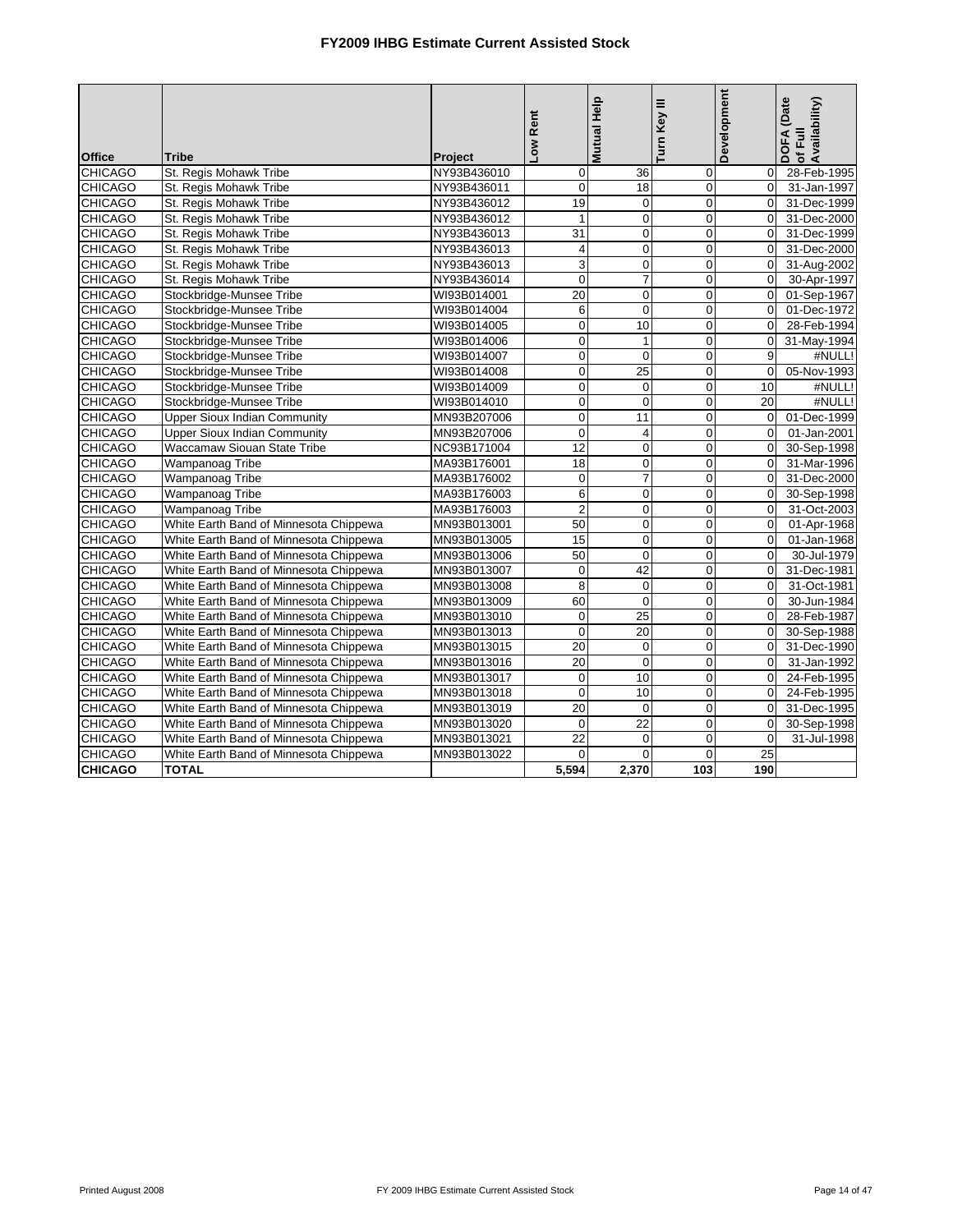# FY2009 IHBG Estimate Current Assisted Stock

| Office | Tribe | Project | Low Rent | Mutual Help | Turn Key III | Development | DOFA (Date of Full Availability) |
|---|---|---|---|---|---|---|---|
| CHICAGO | St. Regis Mohawk Tribe | NY93B436010 | 0 | 36 | 0 | 0 | 28-Feb-1995 |
| CHICAGO | St. Regis Mohawk Tribe | NY93B436011 | 0 | 18 | 0 | 0 | 31-Jan-1997 |
| CHICAGO | St. Regis Mohawk Tribe | NY93B436012 | 19 | 0 | 0 | 0 | 31-Dec-1999 |
| CHICAGO | St. Regis Mohawk Tribe | NY93B436012 | 1 | 0 | 0 | 0 | 31-Dec-2000 |
| CHICAGO | St. Regis Mohawk Tribe | NY93B436013 | 31 | 0 | 0 | 0 | 31-Dec-1999 |
| CHICAGO | St. Regis Mohawk Tribe | NY93B436013 | 4 | 0 | 0 | 0 | 31-Dec-2000 |
| CHICAGO | St. Regis Mohawk Tribe | NY93B436013 | 3 | 0 | 0 | 0 | 31-Aug-2002 |
| CHICAGO | St. Regis Mohawk Tribe | NY93B436014 | 0 | 7 | 0 | 0 | 30-Apr-1997 |
| CHICAGO | Stockbridge-Munsee Tribe | WI93B014001 | 20 | 0 | 0 | 0 | 01-Sep-1967 |
| CHICAGO | Stockbridge-Munsee Tribe | WI93B014004 | 6 | 0 | 0 | 0 | 01-Dec-1972 |
| CHICAGO | Stockbridge-Munsee Tribe | WI93B014005 | 0 | 10 | 0 | 0 | 28-Feb-1994 |
| CHICAGO | Stockbridge-Munsee Tribe | WI93B014006 | 0 | 1 | 0 | 0 | 31-May-1994 |
| CHICAGO | Stockbridge-Munsee Tribe | WI93B014007 | 0 | 0 | 0 | 9 | #NULL! |
| CHICAGO | Stockbridge-Munsee Tribe | WI93B014008 | 0 | 25 | 0 | 0 | 05-Nov-1993 |
| CHICAGO | Stockbridge-Munsee Tribe | WI93B014009 | 0 | 0 | 0 | 10 | #NULL! |
| CHICAGO | Stockbridge-Munsee Tribe | WI93B014010 | 0 | 0 | 0 | 20 | #NULL! |
| CHICAGO | Upper Sioux Indian Community | MN93B207006 | 0 | 11 | 0 | 0 | 01-Dec-1999 |
| CHICAGO | Upper Sioux Indian Community | MN93B207006 | 0 | 4 | 0 | 0 | 01-Jan-2001 |
| CHICAGO | Waccamaw Siouan State Tribe | NC93B171004 | 12 | 0 | 0 | 0 | 30-Sep-1998 |
| CHICAGO | Wampanoag Tribe | MA93B176001 | 18 | 0 | 0 | 0 | 31-Mar-1996 |
| CHICAGO | Wampanoag Tribe | MA93B176002 | 0 | 7 | 0 | 0 | 31-Dec-2000 |
| CHICAGO | Wampanoag Tribe | MA93B176003 | 6 | 0 | 0 | 0 | 30-Sep-1998 |
| CHICAGO | Wampanoag Tribe | MA93B176003 | 2 | 0 | 0 | 0 | 31-Oct-2003 |
| CHICAGO | White Earth Band of Minnesota Chippewa | MN93B013001 | 50 | 0 | 0 | 0 | 01-Apr-1968 |
| CHICAGO | White Earth Band of Minnesota Chippewa | MN93B013005 | 15 | 0 | 0 | 0 | 01-Jan-1968 |
| CHICAGO | White Earth Band of Minnesota Chippewa | MN93B013006 | 50 | 0 | 0 | 0 | 30-Jul-1979 |
| CHICAGO | White Earth Band of Minnesota Chippewa | MN93B013007 | 0 | 42 | 0 | 0 | 31-Dec-1981 |
| CHICAGO | White Earth Band of Minnesota Chippewa | MN93B013008 | 8 | 0 | 0 | 0 | 31-Oct-1981 |
| CHICAGO | White Earth Band of Minnesota Chippewa | MN93B013009 | 60 | 0 | 0 | 0 | 30-Jun-1984 |
| CHICAGO | White Earth Band of Minnesota Chippewa | MN93B013010 | 0 | 25 | 0 | 0 | 28-Feb-1987 |
| CHICAGO | White Earth Band of Minnesota Chippewa | MN93B013013 | 0 | 20 | 0 | 0 | 30-Sep-1988 |
| CHICAGO | White Earth Band of Minnesota Chippewa | MN93B013015 | 20 | 0 | 0 | 0 | 31-Dec-1990 |
| CHICAGO | White Earth Band of Minnesota Chippewa | MN93B013016 | 20 | 0 | 0 | 0 | 31-Jan-1992 |
| CHICAGO | White Earth Band of Minnesota Chippewa | MN93B013017 | 0 | 10 | 0 | 0 | 24-Feb-1995 |
| CHICAGO | White Earth Band of Minnesota Chippewa | MN93B013018 | 0 | 10 | 0 | 0 | 24-Feb-1995 |
| CHICAGO | White Earth Band of Minnesota Chippewa | MN93B013019 | 20 | 0 | 0 | 0 | 31-Dec-1995 |
| CHICAGO | White Earth Band of Minnesota Chippewa | MN93B013020 | 0 | 22 | 0 | 0 | 30-Sep-1998 |
| CHICAGO | White Earth Band of Minnesota Chippewa | MN93B013021 | 22 | 0 | 0 | 0 | 31-Jul-1998 |
| CHICAGO | White Earth Band of Minnesota Chippewa | MN93B013022 | 0 | 0 | 0 | 25 | |
| **CHICAGO** | **TOTAL** | | **5,594** | **2,370** | **103** | **190** | |

Printed August 2008 — FY 2009 IHBG Estimate Current Assisted Stock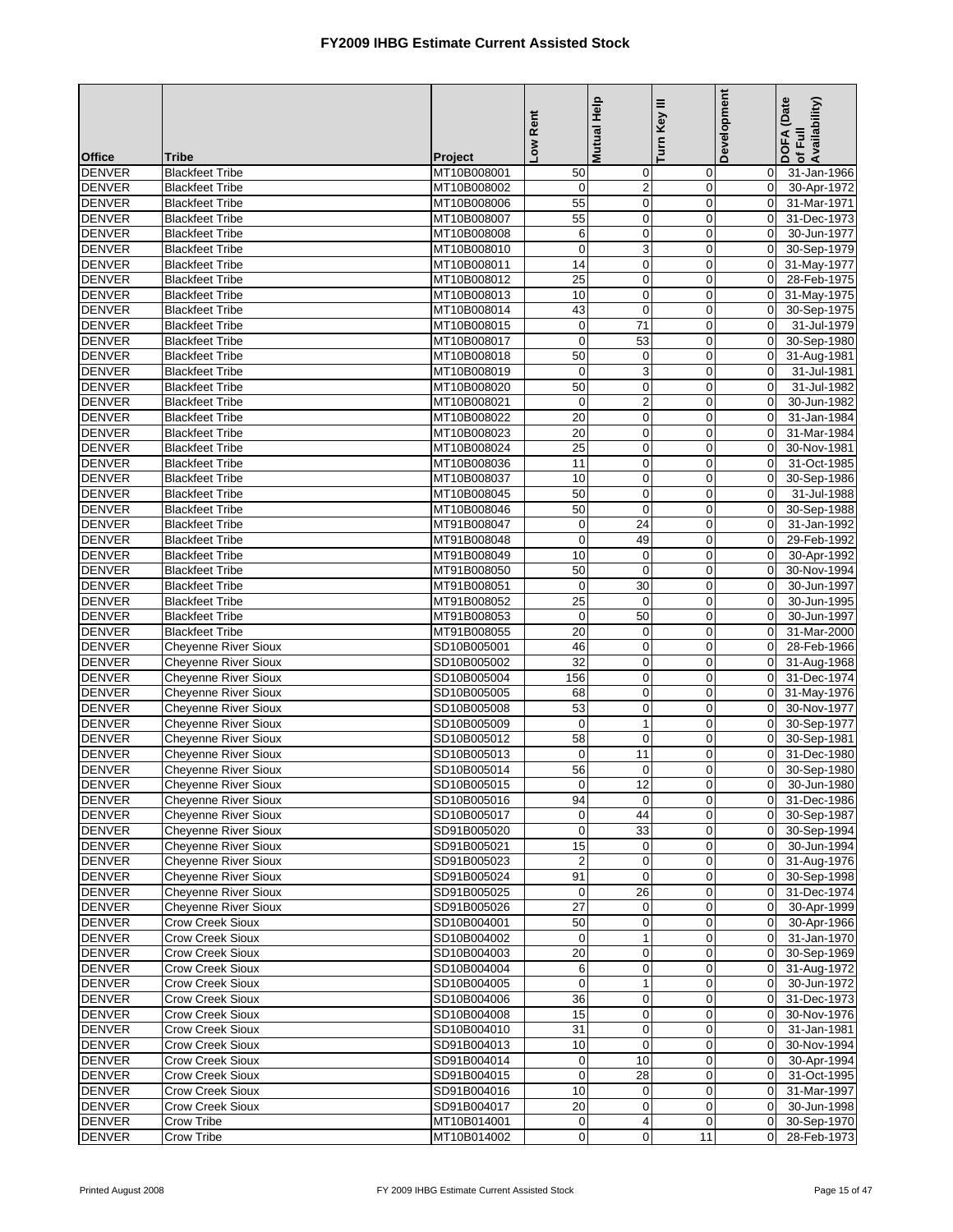# FY2009 IHBG Estimate Current Assisted Stock

| Office | Tribe | Project | Low Rent | Mutual Help | Turn Key III | Development | DOFA (Date of Full Availability) |
|---|---|---|---|---|---|---|---|
| DENVER | Blackfeet Tribe | MT10B008001 | 50 | 0 | 0 | 0 | 31-Jan-1966 |
| DENVER | Blackfeet Tribe | MT10B008002 | 0 | 2 | 0 | 0 | 30-Apr-1972 |
| DENVER | Blackfeet Tribe | MT10B008006 | 55 | 0 | 0 | 0 | 31-Mar-1971 |
| DENVER | Blackfeet Tribe | MT10B008007 | 55 | 0 | 0 | 0 | 31-Dec-1973 |
| DENVER | Blackfeet Tribe | MT10B008008 | 6 | 0 | 0 | 0 | 30-Jun-1977 |
| DENVER | Blackfeet Tribe | MT10B008010 | 0 | 3 | 0 | 0 | 30-Sep-1979 |
| DENVER | Blackfeet Tribe | MT10B008011 | 14 | 0 | 0 | 0 | 31-May-1977 |
| DENVER | Blackfeet Tribe | MT10B008012 | 25 | 0 | 0 | 0 | 28-Feb-1975 |
| DENVER | Blackfeet Tribe | MT10B008013 | 10 | 0 | 0 | 0 | 31-May-1975 |
| DENVER | Blackfeet Tribe | MT10B008014 | 43 | 0 | 0 | 0 | 30-Sep-1975 |
| DENVER | Blackfeet Tribe | MT10B008015 | 0 | 71 | 0 | 0 | 31-Jul-1979 |
| DENVER | Blackfeet Tribe | MT10B008017 | 0 | 53 | 0 | 0 | 30-Sep-1980 |
| DENVER | Blackfeet Tribe | MT10B008018 | 50 | 0 | 0 | 0 | 31-Aug-1981 |
| DENVER | Blackfeet Tribe | MT10B008019 | 0 | 3 | 0 | 0 | 31-Jul-1981 |
| DENVER | Blackfeet Tribe | MT10B008020 | 50 | 0 | 0 | 0 | 31-Jul-1982 |
| DENVER | Blackfeet Tribe | MT10B008021 | 0 | 2 | 0 | 0 | 30-Jun-1982 |
| DENVER | Blackfeet Tribe | MT10B008022 | 20 | 0 | 0 | 0 | 31-Jan-1984 |
| DENVER | Blackfeet Tribe | MT10B008023 | 20 | 0 | 0 | 0 | 31-Mar-1984 |
| DENVER | Blackfeet Tribe | MT10B008024 | 25 | 0 | 0 | 0 | 30-Nov-1981 |
| DENVER | Blackfeet Tribe | MT10B008036 | 11 | 0 | 0 | 0 | 31-Oct-1985 |
| DENVER | Blackfeet Tribe | MT10B008037 | 10 | 0 | 0 | 0 | 30-Sep-1986 |
| DENVER | Blackfeet Tribe | MT10B008045 | 50 | 0 | 0 | 0 | 31-Jul-1988 |
| DENVER | Blackfeet Tribe | MT10B008046 | 50 | 0 | 0 | 0 | 30-Sep-1988 |
| DENVER | Blackfeet Tribe | MT91B008047 | 0 | 24 | 0 | 0 | 31-Jan-1992 |
| DENVER | Blackfeet Tribe | MT91B008048 | 0 | 49 | 0 | 0 | 29-Feb-1992 |
| DENVER | Blackfeet Tribe | MT91B008049 | 10 | 0 | 0 | 0 | 30-Apr-1992 |
| DENVER | Blackfeet Tribe | MT91B008050 | 50 | 0 | 0 | 0 | 30-Nov-1994 |
| DENVER | Blackfeet Tribe | MT91B008051 | 0 | 30 | 0 | 0 | 30-Jun-1997 |
| DENVER | Blackfeet Tribe | MT91B008052 | 25 | 0 | 0 | 0 | 30-Jun-1995 |
| DENVER | Blackfeet Tribe | MT91B008053 | 0 | 50 | 0 | 0 | 30-Jun-1997 |
| DENVER | Blackfeet Tribe | MT91B008055 | 20 | 0 | 0 | 0 | 31-Mar-2000 |
| DENVER | Cheyenne River Sioux | SD10B005001 | 46 | 0 | 0 | 0 | 28-Feb-1966 |
| DENVER | Cheyenne River Sioux | SD10B005002 | 32 | 0 | 0 | 0 | 31-Aug-1968 |
| DENVER | Cheyenne River Sioux | SD10B005004 | 156 | 0 | 0 | 0 | 31-Dec-1974 |
| DENVER | Cheyenne River Sioux | SD10B005005 | 68 | 0 | 0 | 0 | 31-May-1976 |
| DENVER | Cheyenne River Sioux | SD10B005008 | 53 | 0 | 0 | 0 | 30-Nov-1977 |
| DENVER | Cheyenne River Sioux | SD10B005009 | 0 | 1 | 0 | 0 | 30-Sep-1977 |
| DENVER | Cheyenne River Sioux | SD10B005012 | 58 | 0 | 0 | 0 | 30-Sep-1981 |
| DENVER | Cheyenne River Sioux | SD10B005013 | 0 | 11 | 0 | 0 | 31-Dec-1980 |
| DENVER | Cheyenne River Sioux | SD10B005014 | 56 | 0 | 0 | 0 | 30-Sep-1980 |
| DENVER | Cheyenne River Sioux | SD10B005015 | 0 | 12 | 0 | 0 | 30-Jun-1980 |
| DENVER | Cheyenne River Sioux | SD10B005016 | 94 | 0 | 0 | 0 | 31-Dec-1986 |
| DENVER | Cheyenne River Sioux | SD10B005017 | 0 | 44 | 0 | 0 | 30-Sep-1987 |
| DENVER | Cheyenne River Sioux | SD91B005020 | 0 | 33 | 0 | 0 | 30-Sep-1994 |
| DENVER | Cheyenne River Sioux | SD91B005021 | 15 | 0 | 0 | 0 | 30-Jun-1994 |
| DENVER | Cheyenne River Sioux | SD91B005023 | 2 | 0 | 0 | 0 | 31-Aug-1976 |
| DENVER | Cheyenne River Sioux | SD91B005024 | 91 | 0 | 0 | 0 | 30-Sep-1998 |
| DENVER | Cheyenne River Sioux | SD91B005025 | 0 | 26 | 0 | 0 | 31-Dec-1974 |
| DENVER | Cheyenne River Sioux | SD91B005026 | 27 | 0 | 0 | 0 | 30-Apr-1999 |
| DENVER | Crow Creek Sioux | SD10B004001 | 50 | 0 | 0 | 0 | 30-Apr-1966 |
| DENVER | Crow Creek Sioux | SD10B004002 | 0 | 1 | 0 | 0 | 31-Jan-1970 |
| DENVER | Crow Creek Sioux | SD10B004003 | 20 | 0 | 0 | 0 | 30-Sep-1969 |
| DENVER | Crow Creek Sioux | SD10B004004 | 6 | 0 | 0 | 0 | 31-Aug-1972 |
| DENVER | Crow Creek Sioux | SD10B004005 | 0 | 1 | 0 | 0 | 30-Jun-1972 |
| DENVER | Crow Creek Sioux | SD10B004006 | 36 | 0 | 0 | 0 | 31-Dec-1973 |
| DENVER | Crow Creek Sioux | SD10B004008 | 15 | 0 | 0 | 0 | 30-Nov-1976 |
| DENVER | Crow Creek Sioux | SD10B004010 | 31 | 0 | 0 | 0 | 31-Jan-1981 |
| DENVER | Crow Creek Sioux | SD91B004013 | 10 | 0 | 0 | 0 | 30-Nov-1994 |
| DENVER | Crow Creek Sioux | SD91B004014 | 0 | 10 | 0 | 0 | 30-Apr-1994 |
| DENVER | Crow Creek Sioux | SD91B004015 | 0 | 28 | 0 | 0 | 31-Oct-1995 |
| DENVER | Crow Creek Sioux | SD91B004016 | 10 | 0 | 0 | 0 | 31-Mar-1997 |
| DENVER | Crow Creek Sioux | SD91B004017 | 20 | 0 | 0 | 0 | 30-Jun-1998 |
| DENVER | Crow Tribe | MT10B014001 | 0 | 4 | 0 | 0 | 30-Sep-1970 |
| DENVER | Crow Tribe | MT10B014002 | 0 | 0 | 11 | 0 | 28-Feb-1973 |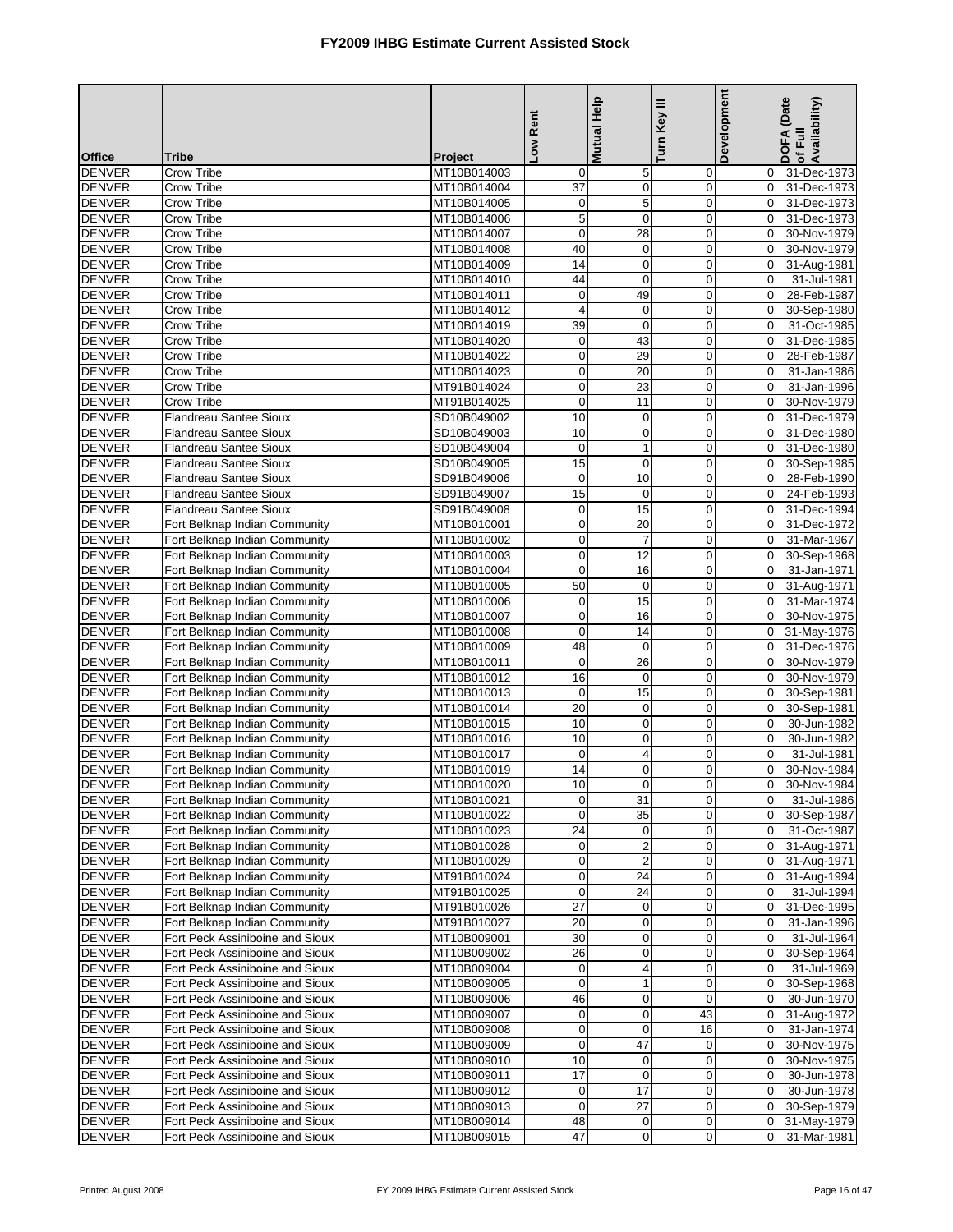# FY2009 IHBG Estimate Current Assisted Stock

| Office | Tribe | Project | Low Rent | Mutual Help | Turn Key III | Development | DOFA (Date of Full Availability) |
|---|---|---|---|---|---|---|---|
| DENVER | Crow Tribe | MT10B014003 | 0 | 5 | 0 | 0 | 31-Dec-1973 |
| DENVER | Crow Tribe | MT10B014004 | 37 | 0 | 0 | 0 | 31-Dec-1973 |
| DENVER | Crow Tribe | MT10B014005 | 0 | 5 | 0 | 0 | 31-Dec-1973 |
| DENVER | Crow Tribe | MT10B014006 | 5 | 0 | 0 | 0 | 31-Dec-1973 |
| DENVER | Crow Tribe | MT10B014007 | 0 | 28 | 0 | 0 | 30-Nov-1979 |
| DENVER | Crow Tribe | MT10B014008 | 40 | 0 | 0 | 0 | 30-Nov-1979 |
| DENVER | Crow Tribe | MT10B014009 | 14 | 0 | 0 | 0 | 31-Aug-1981 |
| DENVER | Crow Tribe | MT10B014010 | 44 | 0 | 0 | 0 | 31-Jul-1981 |
| DENVER | Crow Tribe | MT10B014011 | 0 | 49 | 0 | 0 | 28-Feb-1987 |
| DENVER | Crow Tribe | MT10B014012 | 4 | 0 | 0 | 0 | 30-Sep-1980 |
| DENVER | Crow Tribe | MT10B014019 | 39 | 0 | 0 | 0 | 31-Oct-1985 |
| DENVER | Crow Tribe | MT10B014020 | 0 | 43 | 0 | 0 | 31-Dec-1985 |
| DENVER | Crow Tribe | MT10B014022 | 0 | 29 | 0 | 0 | 28-Feb-1987 |
| DENVER | Crow Tribe | MT10B014023 | 0 | 20 | 0 | 0 | 31-Jan-1986 |
| DENVER | Crow Tribe | MT91B014024 | 0 | 23 | 0 | 0 | 31-Jan-1996 |
| DENVER | Crow Tribe | MT91B014025 | 0 | 11 | 0 | 0 | 30-Nov-1979 |
| DENVER | Flandreau Santee Sioux | SD10B049002 | 10 | 0 | 0 | 0 | 31-Dec-1979 |
| DENVER | Flandreau Santee Sioux | SD10B049003 | 10 | 0 | 0 | 0 | 31-Dec-1980 |
| DENVER | Flandreau Santee Sioux | SD10B049004 | 0 | 1 | 0 | 0 | 31-Dec-1980 |
| DENVER | Flandreau Santee Sioux | SD10B049005 | 15 | 0 | 0 | 0 | 30-Sep-1985 |
| DENVER | Flandreau Santee Sioux | SD91B049006 | 0 | 10 | 0 | 0 | 28-Feb-1990 |
| DENVER | Flandreau Santee Sioux | SD91B049007 | 15 | 0 | 0 | 0 | 24-Feb-1993 |
| DENVER | Flandreau Santee Sioux | SD91B049008 | 0 | 15 | 0 | 0 | 31-Dec-1994 |
| DENVER | Fort Belknap Indian Community | MT10B010001 | 0 | 20 | 0 | 0 | 31-Dec-1972 |
| DENVER | Fort Belknap Indian Community | MT10B010002 | 0 | 7 | 0 | 0 | 31-Mar-1967 |
| DENVER | Fort Belknap Indian Community | MT10B010003 | 0 | 12 | 0 | 0 | 30-Sep-1968 |
| DENVER | Fort Belknap Indian Community | MT10B010004 | 0 | 16 | 0 | 0 | 31-Jan-1971 |
| DENVER | Fort Belknap Indian Community | MT10B010005 | 50 | 0 | 0 | 0 | 31-Aug-1971 |
| DENVER | Fort Belknap Indian Community | MT10B010006 | 0 | 15 | 0 | 0 | 31-Mar-1974 |
| DENVER | Fort Belknap Indian Community | MT10B010007 | 0 | 16 | 0 | 0 | 30-Nov-1975 |
| DENVER | Fort Belknap Indian Community | MT10B010008 | 0 | 14 | 0 | 0 | 31-May-1976 |
| DENVER | Fort Belknap Indian Community | MT10B010009 | 48 | 0 | 0 | 0 | 31-Dec-1976 |
| DENVER | Fort Belknap Indian Community | MT10B010011 | 0 | 26 | 0 | 0 | 30-Nov-1979 |
| DENVER | Fort Belknap Indian Community | MT10B010012 | 16 | 0 | 0 | 0 | 30-Nov-1979 |
| DENVER | Fort Belknap Indian Community | MT10B010013 | 0 | 15 | 0 | 0 | 30-Sep-1981 |
| DENVER | Fort Belknap Indian Community | MT10B010014 | 20 | 0 | 0 | 0 | 30-Sep-1981 |
| DENVER | Fort Belknap Indian Community | MT10B010015 | 10 | 0 | 0 | 0 | 30-Jun-1982 |
| DENVER | Fort Belknap Indian Community | MT10B010016 | 10 | 0 | 0 | 0 | 30-Jun-1982 |
| DENVER | Fort Belknap Indian Community | MT10B010017 | 0 | 4 | 0 | 0 | 31-Jul-1981 |
| DENVER | Fort Belknap Indian Community | MT10B010019 | 14 | 0 | 0 | 0 | 30-Nov-1984 |
| DENVER | Fort Belknap Indian Community | MT10B010020 | 10 | 0 | 0 | 0 | 30-Nov-1984 |
| DENVER | Fort Belknap Indian Community | MT10B010021 | 0 | 31 | 0 | 0 | 31-Jul-1986 |
| DENVER | Fort Belknap Indian Community | MT10B010022 | 0 | 35 | 0 | 0 | 30-Sep-1987 |
| DENVER | Fort Belknap Indian Community | MT10B010023 | 24 | 0 | 0 | 0 | 31-Oct-1987 |
| DENVER | Fort Belknap Indian Community | MT10B010028 | 0 | 2 | 0 | 0 | 31-Aug-1971 |
| DENVER | Fort Belknap Indian Community | MT10B010029 | 0 | 2 | 0 | 0 | 31-Aug-1971 |
| DENVER | Fort Belknap Indian Community | MT91B010024 | 0 | 24 | 0 | 0 | 31-Aug-1994 |
| DENVER | Fort Belknap Indian Community | MT91B010025 | 0 | 24 | 0 | 0 | 31-Jul-1994 |
| DENVER | Fort Belknap Indian Community | MT91B010026 | 27 | 0 | 0 | 0 | 31-Dec-1995 |
| DENVER | Fort Belknap Indian Community | MT91B010027 | 20 | 0 | 0 | 0 | 31-Jan-1996 |
| DENVER | Fort Peck Assiniboine and Sioux | MT10B009001 | 30 | 0 | 0 | 0 | 31-Jul-1964 |
| DENVER | Fort Peck Assiniboine and Sioux | MT10B009002 | 26 | 0 | 0 | 0 | 30-Sep-1964 |
| DENVER | Fort Peck Assiniboine and Sioux | MT10B009004 | 0 | 4 | 0 | 0 | 31-Jul-1969 |
| DENVER | Fort Peck Assiniboine and Sioux | MT10B009005 | 0 | 1 | 0 | 0 | 30-Sep-1968 |
| DENVER | Fort Peck Assiniboine and Sioux | MT10B009006 | 46 | 0 | 0 | 0 | 30-Jun-1970 |
| DENVER | Fort Peck Assiniboine and Sioux | MT10B009007 | 0 | 0 | 43 | 0 | 31-Aug-1972 |
| DENVER | Fort Peck Assiniboine and Sioux | MT10B009008 | 0 | 0 | 16 | 0 | 31-Jan-1974 |
| DENVER | Fort Peck Assiniboine and Sioux | MT10B009009 | 0 | 47 | 0 | 0 | 30-Nov-1975 |
| DENVER | Fort Peck Assiniboine and Sioux | MT10B009010 | 10 | 0 | 0 | 0 | 30-Nov-1975 |
| DENVER | Fort Peck Assiniboine and Sioux | MT10B009011 | 17 | 0 | 0 | 0 | 30-Jun-1978 |
| DENVER | Fort Peck Assiniboine and Sioux | MT10B009012 | 0 | 17 | 0 | 0 | 30-Jun-1978 |
| DENVER | Fort Peck Assiniboine and Sioux | MT10B009013 | 0 | 27 | 0 | 0 | 30-Sep-1979 |
| DENVER | Fort Peck Assiniboine and Sioux | MT10B009014 | 48 | 0 | 0 | 0 | 31-May-1979 |
| DENVER | Fort Peck Assiniboine and Sioux | MT10B009015 | 47 | 0 | 0 | 0 | 31-Mar-1981 |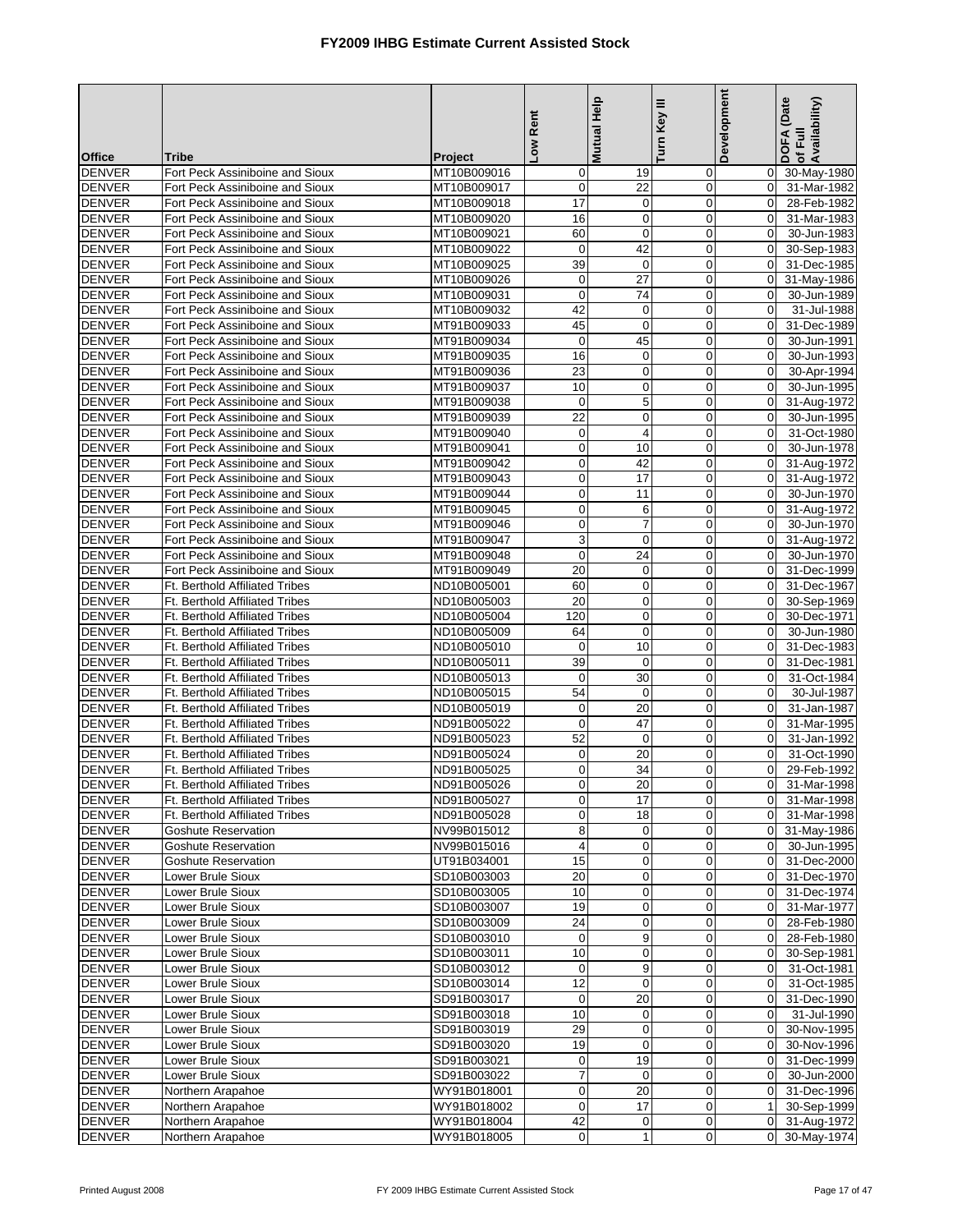# FY2009 IHBG Estimate Current Assisted Stock

| Office | Tribe | Project | Low Rent | Mutual Help | Turn Key III | Development | DOFA (Date of Full Availability) |
|---|---|---|---|---|---|---|---|
| DENVER | Fort Peck Assiniboine and Sioux | MT10B009016 | 0 | 19 | 0 | 0 | 30-May-1980 |
| DENVER | Fort Peck Assiniboine and Sioux | MT10B009017 | 0 | 22 | 0 | 0 | 31-Mar-1982 |
| DENVER | Fort Peck Assiniboine and Sioux | MT10B009018 | 17 | 0 | 0 | 0 | 28-Feb-1982 |
| DENVER | Fort Peck Assiniboine and Sioux | MT10B009020 | 16 | 0 | 0 | 0 | 31-Mar-1983 |
| DENVER | Fort Peck Assiniboine and Sioux | MT10B009021 | 60 | 0 | 0 | 0 | 30-Jun-1983 |
| DENVER | Fort Peck Assiniboine and Sioux | MT10B009022 | 0 | 42 | 0 | 0 | 30-Sep-1983 |
| DENVER | Fort Peck Assiniboine and Sioux | MT10B009025 | 39 | 0 | 0 | 0 | 31-Dec-1985 |
| DENVER | Fort Peck Assiniboine and Sioux | MT10B009026 | 0 | 27 | 0 | 0 | 31-May-1986 |
| DENVER | Fort Peck Assiniboine and Sioux | MT10B009031 | 0 | 74 | 0 | 0 | 30-Jun-1989 |
| DENVER | Fort Peck Assiniboine and Sioux | MT10B009032 | 42 | 0 | 0 | 0 | 31-Jul-1988 |
| DENVER | Fort Peck Assiniboine and Sioux | MT91B009033 | 45 | 0 | 0 | 0 | 31-Dec-1989 |
| DENVER | Fort Peck Assiniboine and Sioux | MT91B009034 | 0 | 45 | 0 | 0 | 30-Jun-1991 |
| DENVER | Fort Peck Assiniboine and Sioux | MT91B009035 | 16 | 0 | 0 | 0 | 30-Jun-1993 |
| DENVER | Fort Peck Assiniboine and Sioux | MT91B009036 | 23 | 0 | 0 | 0 | 30-Apr-1994 |
| DENVER | Fort Peck Assiniboine and Sioux | MT91B009037 | 10 | 0 | 0 | 0 | 30-Jun-1995 |
| DENVER | Fort Peck Assiniboine and Sioux | MT91B009038 | 0 | 5 | 0 | 0 | 31-Aug-1972 |
| DENVER | Fort Peck Assiniboine and Sioux | MT91B009039 | 22 | 0 | 0 | 0 | 30-Jun-1995 |
| DENVER | Fort Peck Assiniboine and Sioux | MT91B009040 | 0 | 4 | 0 | 0 | 31-Oct-1980 |
| DENVER | Fort Peck Assiniboine and Sioux | MT91B009041 | 0 | 10 | 0 | 0 | 30-Jun-1978 |
| DENVER | Fort Peck Assiniboine and Sioux | MT91B009042 | 0 | 42 | 0 | 0 | 31-Aug-1972 |
| DENVER | Fort Peck Assiniboine and Sioux | MT91B009043 | 0 | 17 | 0 | 0 | 31-Aug-1972 |
| DENVER | Fort Peck Assiniboine and Sioux | MT91B009044 | 0 | 11 | 0 | 0 | 30-Jun-1970 |
| DENVER | Fort Peck Assiniboine and Sioux | MT91B009045 | 0 | 6 | 0 | 0 | 31-Aug-1972 |
| DENVER | Fort Peck Assiniboine and Sioux | MT91B009046 | 0 | 7 | 0 | 0 | 30-Jun-1970 |
| DENVER | Fort Peck Assiniboine and Sioux | MT91B009047 | 3 | 0 | 0 | 0 | 31-Aug-1972 |
| DENVER | Fort Peck Assiniboine and Sioux | MT91B009048 | 0 | 24 | 0 | 0 | 30-Jun-1970 |
| DENVER | Fort Peck Assiniboine and Sioux | MT91B009049 | 20 | 0 | 0 | 0 | 31-Dec-1999 |
| DENVER | Ft. Berthold Affiliated Tribes | ND10B005001 | 60 | 0 | 0 | 0 | 31-Dec-1967 |
| DENVER | Ft. Berthold Affiliated Tribes | ND10B005003 | 20 | 0 | 0 | 0 | 30-Sep-1969 |
| DENVER | Ft. Berthold Affiliated Tribes | ND10B005004 | 120 | 0 | 0 | 0 | 30-Dec-1971 |
| DENVER | Ft. Berthold Affiliated Tribes | ND10B005009 | 64 | 0 | 0 | 0 | 30-Jun-1980 |
| DENVER | Ft. Berthold Affiliated Tribes | ND10B005010 | 0 | 10 | 0 | 0 | 31-Dec-1983 |
| DENVER | Ft. Berthold Affiliated Tribes | ND10B005011 | 39 | 0 | 0 | 0 | 31-Dec-1981 |
| DENVER | Ft. Berthold Affiliated Tribes | ND10B005013 | 0 | 30 | 0 | 0 | 31-Oct-1984 |
| DENVER | Ft. Berthold Affiliated Tribes | ND10B005015 | 54 | 0 | 0 | 0 | 30-Jul-1987 |
| DENVER | Ft. Berthold Affiliated Tribes | ND10B005019 | 0 | 20 | 0 | 0 | 31-Jan-1987 |
| DENVER | Ft. Berthold Affiliated Tribes | ND91B005022 | 0 | 47 | 0 | 0 | 31-Mar-1995 |
| DENVER | Ft. Berthold Affiliated Tribes | ND91B005023 | 52 | 0 | 0 | 0 | 31-Jan-1992 |
| DENVER | Ft. Berthold Affiliated Tribes | ND91B005024 | 0 | 20 | 0 | 0 | 31-Oct-1990 |
| DENVER | Ft. Berthold Affiliated Tribes | ND91B005025 | 0 | 34 | 0 | 0 | 29-Feb-1992 |
| DENVER | Ft. Berthold Affiliated Tribes | ND91B005026 | 0 | 20 | 0 | 0 | 31-Mar-1998 |
| DENVER | Ft. Berthold Affiliated Tribes | ND91B005027 | 0 | 17 | 0 | 0 | 31-Mar-1998 |
| DENVER | Ft. Berthold Affiliated Tribes | ND91B005028 | 0 | 18 | 0 | 0 | 31-Mar-1998 |
| DENVER | Goshute Reservation | NV99B015012 | 8 | 0 | 0 | 0 | 31-May-1986 |
| DENVER | Goshute Reservation | NV99B015016 | 4 | 0 | 0 | 0 | 30-Jun-1995 |
| DENVER | Goshute Reservation | UT91B034001 | 15 | 0 | 0 | 0 | 31-Dec-2000 |
| DENVER | Lower Brule Sioux | SD10B003003 | 20 | 0 | 0 | 0 | 31-Dec-1970 |
| DENVER | Lower Brule Sioux | SD10B003005 | 10 | 0 | 0 | 0 | 31-Dec-1974 |
| DENVER | Lower Brule Sioux | SD10B003007 | 19 | 0 | 0 | 0 | 31-Mar-1977 |
| DENVER | Lower Brule Sioux | SD10B003009 | 24 | 0 | 0 | 0 | 28-Feb-1980 |
| DENVER | Lower Brule Sioux | SD10B003010 | 0 | 9 | 0 | 0 | 28-Feb-1980 |
| DENVER | Lower Brule Sioux | SD10B003011 | 10 | 0 | 0 | 0 | 30-Sep-1981 |
| DENVER | Lower Brule Sioux | SD10B003012 | 0 | 9 | 0 | 0 | 31-Oct-1981 |
| DENVER | Lower Brule Sioux | SD10B003014 | 12 | 0 | 0 | 0 | 31-Oct-1985 |
| DENVER | Lower Brule Sioux | SD91B003017 | 0 | 20 | 0 | 0 | 31-Dec-1990 |
| DENVER | Lower Brule Sioux | SD91B003018 | 10 | 0 | 0 | 0 | 31-Jul-1990 |
| DENVER | Lower Brule Sioux | SD91B003019 | 29 | 0 | 0 | 0 | 30-Nov-1995 |
| DENVER | Lower Brule Sioux | SD91B003020 | 19 | 0 | 0 | 0 | 30-Nov-1996 |
| DENVER | Lower Brule Sioux | SD91B003021 | 0 | 19 | 0 | 0 | 31-Dec-1999 |
| DENVER | Lower Brule Sioux | SD91B003022 | 7 | 0 | 0 | 0 | 30-Jun-2000 |
| DENVER | Northern Arapahoe | WY91B018001 | 0 | 20 | 0 | 0 | 31-Dec-1996 |
| DENVER | Northern Arapahoe | WY91B018002 | 0 | 17 | 0 | 1 | 30-Sep-1999 |
| DENVER | Northern Arapahoe | WY91B018004 | 42 | 0 | 0 | 0 | 31-Aug-1972 |
| DENVER | Northern Arapahoe | WY91B018005 | 0 | 1 | 0 | 0 | 30-May-1974 |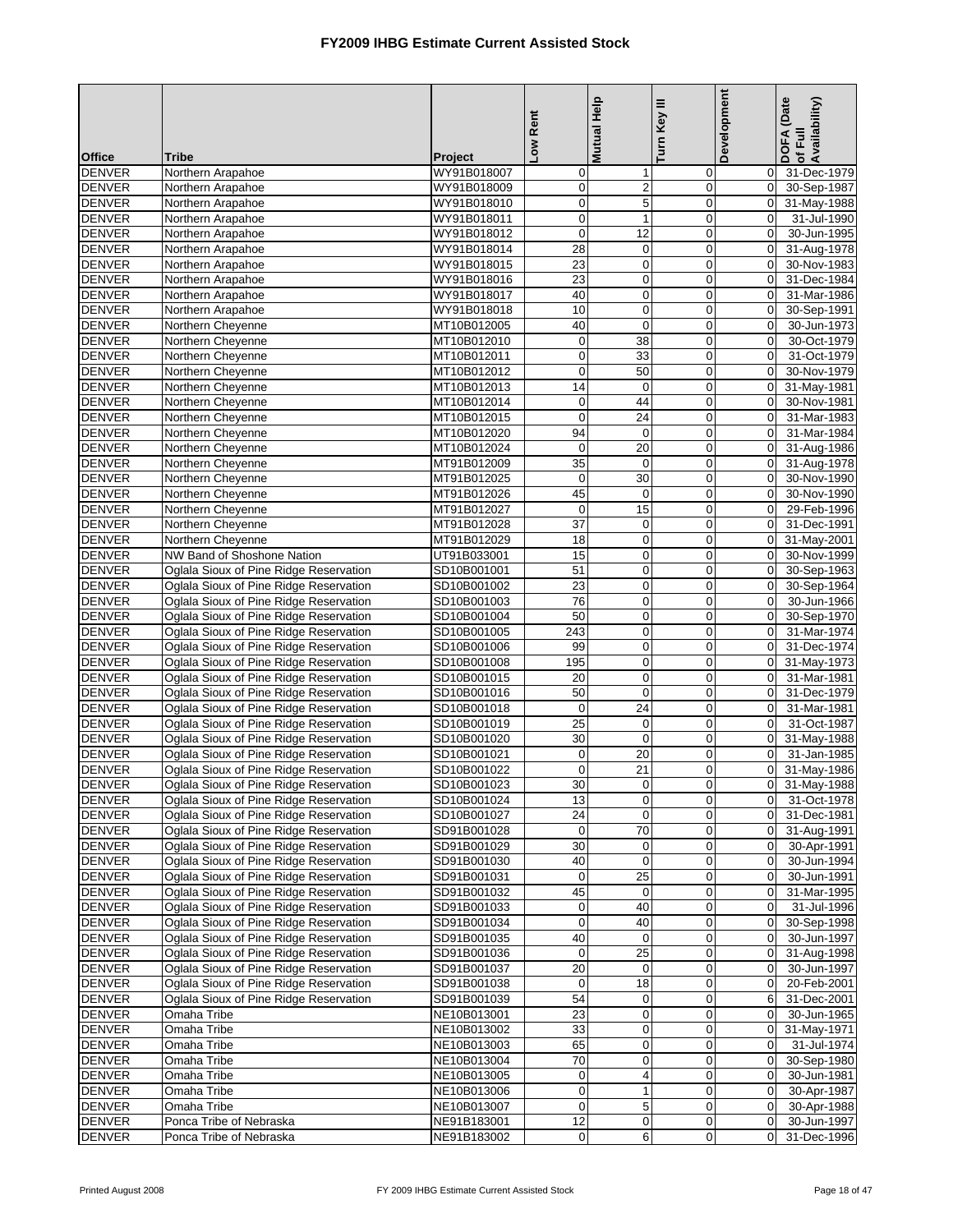# FY2009 IHBG Estimate Current Assisted Stock

| Office | Tribe | Project | Low Rent | Mutual Help | Turn Key III | Development | DOFA (Date of Full Availability) |
|---|---|---|---|---|---|---|---|
| DENVER | Northern Arapahoe | WY91B018007 | 0 | 1 | 0 | 0 | 31-Dec-1979 |
| DENVER | Northern Arapahoe | WY91B018009 | 0 | 2 | 0 | 0 | 30-Sep-1987 |
| DENVER | Northern Arapahoe | WY91B018010 | 0 | 5 | 0 | 0 | 31-May-1988 |
| DENVER | Northern Arapahoe | WY91B018011 | 0 | 1 | 0 | 0 | 31-Jul-1990 |
| DENVER | Northern Arapahoe | WY91B018012 | 0 | 12 | 0 | 0 | 30-Jun-1995 |
| DENVER | Northern Arapahoe | WY91B018014 | 28 | 0 | 0 | 0 | 31-Aug-1978 |
| DENVER | Northern Arapahoe | WY91B018015 | 23 | 0 | 0 | 0 | 30-Nov-1983 |
| DENVER | Northern Arapahoe | WY91B018016 | 23 | 0 | 0 | 0 | 31-Dec-1984 |
| DENVER | Northern Arapahoe | WY91B018017 | 40 | 0 | 0 | 0 | 31-Mar-1986 |
| DENVER | Northern Arapahoe | WY91B018018 | 10 | 0 | 0 | 0 | 30-Sep-1991 |
| DENVER | Northern Cheyenne | MT10B012005 | 40 | 0 | 0 | 0 | 30-Jun-1973 |
| DENVER | Northern Cheyenne | MT10B012010 | 0 | 38 | 0 | 0 | 30-Oct-1979 |
| DENVER | Northern Cheyenne | MT10B012011 | 0 | 33 | 0 | 0 | 31-Oct-1979 |
| DENVER | Northern Cheyenne | MT10B012012 | 0 | 50 | 0 | 0 | 30-Nov-1979 |
| DENVER | Northern Cheyenne | MT10B012013 | 14 | 0 | 0 | 0 | 31-May-1981 |
| DENVER | Northern Cheyenne | MT10B012014 | 0 | 44 | 0 | 0 | 30-Nov-1981 |
| DENVER | Northern Cheyenne | MT10B012015 | 0 | 24 | 0 | 0 | 31-Mar-1983 |
| DENVER | Northern Cheyenne | MT10B012020 | 94 | 0 | 0 | 0 | 31-Mar-1984 |
| DENVER | Northern Cheyenne | MT10B012024 | 0 | 20 | 0 | 0 | 31-Aug-1986 |
| DENVER | Northern Cheyenne | MT91B012009 | 35 | 0 | 0 | 0 | 31-Aug-1978 |
| DENVER | Northern Cheyenne | MT91B012025 | 0 | 30 | 0 | 0 | 30-Nov-1990 |
| DENVER | Northern Cheyenne | MT91B012026 | 45 | 0 | 0 | 0 | 30-Nov-1990 |
| DENVER | Northern Cheyenne | MT91B012027 | 0 | 15 | 0 | 0 | 29-Feb-1996 |
| DENVER | Northern Cheyenne | MT91B012028 | 37 | 0 | 0 | 0 | 31-Dec-1991 |
| DENVER | Northern Cheyenne | MT91B012029 | 18 | 0 | 0 | 0 | 31-May-2001 |
| DENVER | NW Band of Shoshone Nation | UT91B033001 | 15 | 0 | 0 | 0 | 30-Nov-1999 |
| DENVER | Oglala Sioux of Pine Ridge Reservation | SD10B001001 | 51 | 0 | 0 | 0 | 30-Sep-1963 |
| DENVER | Oglala Sioux of Pine Ridge Reservation | SD10B001002 | 23 | 0 | 0 | 0 | 30-Sep-1964 |
| DENVER | Oglala Sioux of Pine Ridge Reservation | SD10B001003 | 76 | 0 | 0 | 0 | 30-Jun-1966 |
| DENVER | Oglala Sioux of Pine Ridge Reservation | SD10B001004 | 50 | 0 | 0 | 0 | 30-Sep-1970 |
| DENVER | Oglala Sioux of Pine Ridge Reservation | SD10B001005 | 243 | 0 | 0 | 0 | 31-Mar-1974 |
| DENVER | Oglala Sioux of Pine Ridge Reservation | SD10B001006 | 99 | 0 | 0 | 0 | 31-Dec-1974 |
| DENVER | Oglala Sioux of Pine Ridge Reservation | SD10B001008 | 195 | 0 | 0 | 0 | 31-May-1973 |
| DENVER | Oglala Sioux of Pine Ridge Reservation | SD10B001015 | 20 | 0 | 0 | 0 | 31-Mar-1981 |
| DENVER | Oglala Sioux of Pine Ridge Reservation | SD10B001016 | 50 | 0 | 0 | 0 | 31-Dec-1979 |
| DENVER | Oglala Sioux of Pine Ridge Reservation | SD10B001018 | 0 | 24 | 0 | 0 | 31-Mar-1981 |
| DENVER | Oglala Sioux of Pine Ridge Reservation | SD10B001019 | 25 | 0 | 0 | 0 | 31-Oct-1987 |
| DENVER | Oglala Sioux of Pine Ridge Reservation | SD10B001020 | 30 | 0 | 0 | 0 | 31-May-1988 |
| DENVER | Oglala Sioux of Pine Ridge Reservation | SD10B001021 | 0 | 20 | 0 | 0 | 31-Jan-1985 |
| DENVER | Oglala Sioux of Pine Ridge Reservation | SD10B001022 | 0 | 21 | 0 | 0 | 31-May-1986 |
| DENVER | Oglala Sioux of Pine Ridge Reservation | SD10B001023 | 30 | 0 | 0 | 0 | 31-May-1988 |
| DENVER | Oglala Sioux of Pine Ridge Reservation | SD10B001024 | 13 | 0 | 0 | 0 | 31-Oct-1978 |
| DENVER | Oglala Sioux of Pine Ridge Reservation | SD10B001027 | 24 | 0 | 0 | 0 | 31-Dec-1981 |
| DENVER | Oglala Sioux of Pine Ridge Reservation | SD91B001028 | 0 | 70 | 0 | 0 | 31-Aug-1991 |
| DENVER | Oglala Sioux of Pine Ridge Reservation | SD91B001029 | 30 | 0 | 0 | 0 | 30-Apr-1991 |
| DENVER | Oglala Sioux of Pine Ridge Reservation | SD91B001030 | 40 | 0 | 0 | 0 | 30-Jun-1994 |
| DENVER | Oglala Sioux of Pine Ridge Reservation | SD91B001031 | 0 | 25 | 0 | 0 | 30-Jun-1991 |
| DENVER | Oglala Sioux of Pine Ridge Reservation | SD91B001032 | 45 | 0 | 0 | 0 | 31-Mar-1995 |
| DENVER | Oglala Sioux of Pine Ridge Reservation | SD91B001033 | 0 | 40 | 0 | 0 | 31-Jul-1996 |
| DENVER | Oglala Sioux of Pine Ridge Reservation | SD91B001034 | 0 | 40 | 0 | 0 | 30-Sep-1998 |
| DENVER | Oglala Sioux of Pine Ridge Reservation | SD91B001035 | 40 | 0 | 0 | 0 | 30-Jun-1997 |
| DENVER | Oglala Sioux of Pine Ridge Reservation | SD91B001036 | 0 | 25 | 0 | 0 | 31-Aug-1998 |
| DENVER | Oglala Sioux of Pine Ridge Reservation | SD91B001037 | 20 | 0 | 0 | 0 | 30-Jun-1997 |
| DENVER | Oglala Sioux of Pine Ridge Reservation | SD91B001038 | 0 | 18 | 0 | 0 | 20-Feb-2001 |
| DENVER | Oglala Sioux of Pine Ridge Reservation | SD91B001039 | 54 | 0 | 0 | 6 | 31-Dec-2001 |
| DENVER | Omaha Tribe | NE10B013001 | 23 | 0 | 0 | 0 | 30-Jun-1965 |
| DENVER | Omaha Tribe | NE10B013002 | 33 | 0 | 0 | 0 | 31-May-1971 |
| DENVER | Omaha Tribe | NE10B013003 | 65 | 0 | 0 | 0 | 31-Jul-1974 |
| DENVER | Omaha Tribe | NE10B013004 | 70 | 0 | 0 | 0 | 30-Sep-1980 |
| DENVER | Omaha Tribe | NE10B013005 | 0 | 4 | 0 | 0 | 30-Jun-1981 |
| DENVER | Omaha Tribe | NE10B013006 | 0 | 1 | 0 | 0 | 30-Apr-1987 |
| DENVER | Omaha Tribe | NE10B013007 | 0 | 5 | 0 | 0 | 30-Apr-1988 |
| DENVER | Ponca Tribe of Nebraska | NE91B183001 | 12 | 0 | 0 | 0 | 30-Jun-1997 |
| DENVER | Ponca Tribe of Nebraska | NE91B183002 | 0 | 6 | 0 | 0 | 31-Dec-1996 |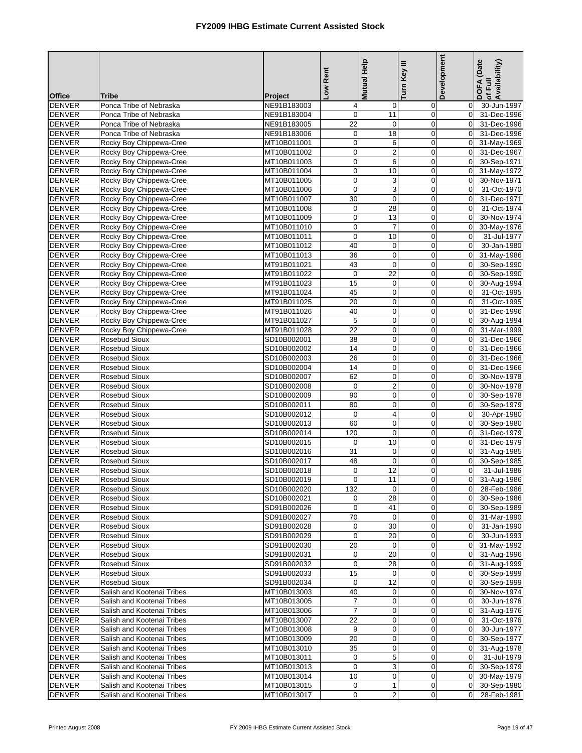# FY2009 IHBG Estimate Current Assisted Stock

| Office | Tribe | Project | Low Rent | Mutual Help | Turn Key III | Development | DOFA (Date of Full Availability) |
|---|---|---|---|---|---|---|---|
| DENVER | Ponca Tribe of Nebraska | NE91B183003 | 4 | 0 | 0 | 0 | 30-Jun-1997 |
| DENVER | Ponca Tribe of Nebraska | NE91B183004 | 0 | 11 | 0 | 0 | 31-Dec-1996 |
| DENVER | Ponca Tribe of Nebraska | NE91B183005 | 22 | 0 | 0 | 0 | 31-Dec-1996 |
| DENVER | Ponca Tribe of Nebraska | NE91B183006 | 0 | 18 | 0 | 0 | 31-Dec-1996 |
| DENVER | Rocky Boy Chippewa-Cree | MT10B011001 | 0 | 6 | 0 | 0 | 31-May-1969 |
| DENVER | Rocky Boy Chippewa-Cree | MT10B011002 | 0 | 2 | 0 | 0 | 31-Dec-1967 |
| DENVER | Rocky Boy Chippewa-Cree | MT10B011003 | 0 | 6 | 0 | 0 | 30-Sep-1971 |
| DENVER | Rocky Boy Chippewa-Cree | MT10B011004 | 0 | 10 | 0 | 0 | 31-May-1972 |
| DENVER | Rocky Boy Chippewa-Cree | MT10B011005 | 0 | 3 | 0 | 0 | 30-Nov-1971 |
| DENVER | Rocky Boy Chippewa-Cree | MT10B011006 | 0 | 3 | 0 | 0 | 31-Oct-1970 |
| DENVER | Rocky Boy Chippewa-Cree | MT10B011007 | 30 | 0 | 0 | 0 | 31-Dec-1971 |
| DENVER | Rocky Boy Chippewa-Cree | MT10B011008 | 0 | 28 | 0 | 0 | 31-Oct-1974 |
| DENVER | Rocky Boy Chippewa-Cree | MT10B011009 | 0 | 13 | 0 | 0 | 30-Nov-1974 |
| DENVER | Rocky Boy Chippewa-Cree | MT10B011010 | 0 | 7 | 0 | 0 | 30-May-1976 |
| DENVER | Rocky Boy Chippewa-Cree | MT10B011011 | 0 | 10 | 0 | 0 | 31-Jul-1977 |
| DENVER | Rocky Boy Chippewa-Cree | MT10B011012 | 40 | 0 | 0 | 0 | 30-Jan-1980 |
| DENVER | Rocky Boy Chippewa-Cree | MT10B011013 | 36 | 0 | 0 | 0 | 31-May-1986 |
| DENVER | Rocky Boy Chippewa-Cree | MT91B011021 | 43 | 0 | 0 | 0 | 30-Sep-1990 |
| DENVER | Rocky Boy Chippewa-Cree | MT91B011022 | 0 | 22 | 0 | 0 | 30-Sep-1990 |
| DENVER | Rocky Boy Chippewa-Cree | MT91B011023 | 15 | 0 | 0 | 0 | 30-Aug-1994 |
| DENVER | Rocky Boy Chippewa-Cree | MT91B011024 | 45 | 0 | 0 | 0 | 31-Oct-1995 |
| DENVER | Rocky Boy Chippewa-Cree | MT91B011025 | 20 | 0 | 0 | 0 | 31-Oct-1995 |
| DENVER | Rocky Boy Chippewa-Cree | MT91B011026 | 40 | 0 | 0 | 0 | 31-Dec-1996 |
| DENVER | Rocky Boy Chippewa-Cree | MT91B011027 | 5 | 0 | 0 | 0 | 30-Aug-1994 |
| DENVER | Rocky Boy Chippewa-Cree | MT91B011028 | 22 | 0 | 0 | 0 | 31-Mar-1999 |
| DENVER | Rosebud Sioux | SD10B002001 | 38 | 0 | 0 | 0 | 31-Dec-1966 |
| DENVER | Rosebud Sioux | SD10B002002 | 14 | 0 | 0 | 0 | 31-Dec-1966 |
| DENVER | Rosebud Sioux | SD10B002003 | 26 | 0 | 0 | 0 | 31-Dec-1966 |
| DENVER | Rosebud Sioux | SD10B002004 | 14 | 0 | 0 | 0 | 31-Dec-1966 |
| DENVER | Rosebud Sioux | SD10B002007 | 62 | 0 | 0 | 0 | 30-Nov-1978 |
| DENVER | Rosebud Sioux | SD10B002008 | 0 | 2 | 0 | 0 | 30-Nov-1978 |
| DENVER | Rosebud Sioux | SD10B002009 | 90 | 0 | 0 | 0 | 30-Sep-1978 |
| DENVER | Rosebud Sioux | SD10B002011 | 80 | 0 | 0 | 0 | 30-Sep-1979 |
| DENVER | Rosebud Sioux | SD10B002012 | 0 | 4 | 0 | 0 | 30-Apr-1980 |
| DENVER | Rosebud Sioux | SD10B002013 | 60 | 0 | 0 | 0 | 30-Sep-1980 |
| DENVER | Rosebud Sioux | SD10B002014 | 120 | 0 | 0 | 0 | 31-Dec-1979 |
| DENVER | Rosebud Sioux | SD10B002015 | 0 | 10 | 0 | 0 | 31-Dec-1979 |
| DENVER | Rosebud Sioux | SD10B002016 | 31 | 0 | 0 | 0 | 31-Aug-1985 |
| DENVER | Rosebud Sioux | SD10B002017 | 48 | 0 | 0 | 0 | 30-Sep-1985 |
| DENVER | Rosebud Sioux | SD10B002018 | 0 | 12 | 0 | 0 | 31-Jul-1986 |
| DENVER | Rosebud Sioux | SD10B002019 | 0 | 11 | 0 | 0 | 31-Aug-1986 |
| DENVER | Rosebud Sioux | SD10B002020 | 132 | 0 | 0 | 0 | 28-Feb-1986 |
| DENVER | Rosebud Sioux | SD10B002021 | 0 | 28 | 0 | 0 | 30-Sep-1986 |
| DENVER | Rosebud Sioux | SD91B002026 | 0 | 41 | 0 | 0 | 30-Sep-1989 |
| DENVER | Rosebud Sioux | SD91B002027 | 70 | 0 | 0 | 0 | 31-Mar-1990 |
| DENVER | Rosebud Sioux | SD91B002028 | 0 | 30 | 0 | 0 | 31-Jan-1990 |
| DENVER | Rosebud Sioux | SD91B002029 | 0 | 20 | 0 | 0 | 30-Jun-1993 |
| DENVER | Rosebud Sioux | SD91B002030 | 20 | 0 | 0 | 0 | 31-May-1992 |
| DENVER | Rosebud Sioux | SD91B002031 | 0 | 20 | 0 | 0 | 31-Aug-1996 |
| DENVER | Rosebud Sioux | SD91B002032 | 0 | 28 | 0 | 0 | 31-Aug-1999 |
| DENVER | Rosebud Sioux | SD91B002033 | 15 | 0 | 0 | 0 | 30-Sep-1999 |
| DENVER | Rosebud Sioux | SD91B002034 | 0 | 12 | 0 | 0 | 30-Sep-1999 |
| DENVER | Salish and Kootenai Tribes | MT10B013003 | 40 | 0 | 0 | 0 | 30-Nov-1974 |
| DENVER | Salish and Kootenai Tribes | MT10B013005 | 7 | 0 | 0 | 0 | 30-Jun-1976 |
| DENVER | Salish and Kootenai Tribes | MT10B013006 | 7 | 0 | 0 | 0 | 31-Aug-1976 |
| DENVER | Salish and Kootenai Tribes | MT10B013007 | 22 | 0 | 0 | 0 | 31-Oct-1976 |
| DENVER | Salish and Kootenai Tribes | MT10B013008 | 9 | 0 | 0 | 0 | 30-Jun-1977 |
| DENVER | Salish and Kootenai Tribes | MT10B013009 | 20 | 0 | 0 | 0 | 30-Sep-1977 |
| DENVER | Salish and Kootenai Tribes | MT10B013010 | 35 | 0 | 0 | 0 | 31-Aug-1978 |
| DENVER | Salish and Kootenai Tribes | MT10B013011 | 0 | 5 | 0 | 0 | 31-Jul-1979 |
| DENVER | Salish and Kootenai Tribes | MT10B013013 | 0 | 3 | 0 | 0 | 30-Sep-1979 |
| DENVER | Salish and Kootenai Tribes | MT10B013014 | 10 | 0 | 0 | 0 | 30-May-1979 |
| DENVER | Salish and Kootenai Tribes | MT10B013015 | 0 | 1 | 0 | 0 | 30-Sep-1980 |
| DENVER | Salish and Kootenai Tribes | MT10B013017 | 0 | 2 | 0 | 0 | 28-Feb-1981 |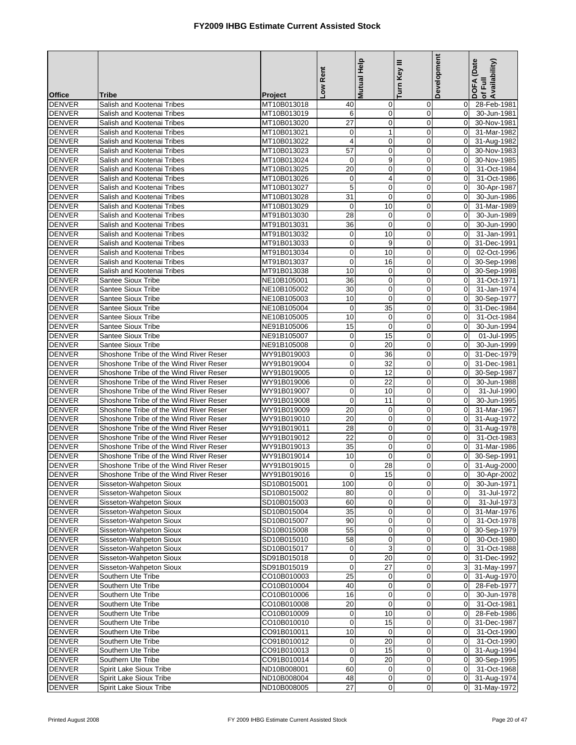# FY2009 IHBG Estimate Current Assisted Stock

| Office | Tribe | Project | Low Rent | Mutual Help | Turn Key III | Development | DOFA (Date of Full Availability) |
|---|---|---|---|---|---|---|---|
| DENVER | Salish and Kootenai Tribes | MT10B013018 | 40 | 0 | 0 | 0 | 28-Feb-1981 |
| DENVER | Salish and Kootenai Tribes | MT10B013019 | 6 | 0 | 0 | 0 | 30-Jun-1981 |
| DENVER | Salish and Kootenai Tribes | MT10B013020 | 27 | 0 | 0 | 0 | 30-Nov-1981 |
| DENVER | Salish and Kootenai Tribes | MT10B013021 | 0 | 1 | 0 | 0 | 31-Mar-1982 |
| DENVER | Salish and Kootenai Tribes | MT10B013022 | 4 | 0 | 0 | 0 | 31-Aug-1982 |
| DENVER | Salish and Kootenai Tribes | MT10B013023 | 57 | 0 | 0 | 0 | 30-Nov-1983 |
| DENVER | Salish and Kootenai Tribes | MT10B013024 | 0 | 9 | 0 | 0 | 30-Nov-1985 |
| DENVER | Salish and Kootenai Tribes | MT10B013025 | 20 | 0 | 0 | 0 | 31-Oct-1984 |
| DENVER | Salish and Kootenai Tribes | MT10B013026 | 0 | 4 | 0 | 0 | 31-Oct-1986 |
| DENVER | Salish and Kootenai Tribes | MT10B013027 | 5 | 0 | 0 | 0 | 30-Apr-1987 |
| DENVER | Salish and Kootenai Tribes | MT10B013028 | 31 | 0 | 0 | 0 | 30-Jun-1986 |
| DENVER | Salish and Kootenai Tribes | MT10B013029 | 0 | 10 | 0 | 0 | 31-Mar-1989 |
| DENVER | Salish and Kootenai Tribes | MT91B013030 | 28 | 0 | 0 | 0 | 30-Jun-1989 |
| DENVER | Salish and Kootenai Tribes | MT91B013031 | 36 | 0 | 0 | 0 | 30-Jun-1990 |
| DENVER | Salish and Kootenai Tribes | MT91B013032 | 0 | 10 | 0 | 0 | 31-Jan-1991 |
| DENVER | Salish and Kootenai Tribes | MT91B013033 | 0 | 9 | 0 | 0 | 31-Dec-1991 |
| DENVER | Salish and Kootenai Tribes | MT91B013034 | 0 | 10 | 0 | 0 | 02-Oct-1996 |
| DENVER | Salish and Kootenai Tribes | MT91B013037 | 0 | 16 | 0 | 0 | 30-Sep-1998 |
| DENVER | Salish and Kootenai Tribes | MT91B013038 | 10 | 0 | 0 | 0 | 30-Sep-1998 |
| DENVER | Santee Sioux Tribe | NE10B105001 | 36 | 0 | 0 | 0 | 31-Oct-1971 |
| DENVER | Santee Sioux Tribe | NE10B105002 | 30 | 0 | 0 | 0 | 31-Jan-1974 |
| DENVER | Santee Sioux Tribe | NE10B105003 | 10 | 0 | 0 | 0 | 30-Sep-1977 |
| DENVER | Santee Sioux Tribe | NE10B105004 | 0 | 35 | 0 | 0 | 31-Dec-1984 |
| DENVER | Santee Sioux Tribe | NE10B105005 | 10 | 0 | 0 | 0 | 31-Oct-1984 |
| DENVER | Santee Sioux Tribe | NE91B105006 | 15 | 0 | 0 | 0 | 30-Jun-1994 |
| DENVER | Santee Sioux Tribe | NE91B105007 | 0 | 15 | 0 | 0 | 01-Jul-1995 |
| DENVER | Santee Sioux Tribe | NE91B105008 | 0 | 20 | 0 | 0 | 30-Jun-1999 |
| DENVER | Shoshone Tribe of the Wind River Reser | WY91B019003 | 0 | 36 | 0 | 0 | 31-Dec-1979 |
| DENVER | Shoshone Tribe of the Wind River Reser | WY91B019004 | 0 | 32 | 0 | 0 | 31-Dec-1981 |
| DENVER | Shoshone Tribe of the Wind River Reser | WY91B019005 | 0 | 12 | 0 | 0 | 30-Sep-1987 |
| DENVER | Shoshone Tribe of the Wind River Reser | WY91B019006 | 0 | 22 | 0 | 0 | 30-Jun-1988 |
| DENVER | Shoshone Tribe of the Wind River Reser | WY91B019007 | 0 | 10 | 0 | 0 | 31-Jul-1990 |
| DENVER | Shoshone Tribe of the Wind River Reser | WY91B019008 | 0 | 11 | 0 | 0 | 30-Jun-1995 |
| DENVER | Shoshone Tribe of the Wind River Reser | WY91B019009 | 20 | 0 | 0 | 0 | 31-Mar-1967 |
| DENVER | Shoshone Tribe of the Wind River Reser | WY91B019010 | 20 | 0 | 0 | 0 | 31-Aug-1972 |
| DENVER | Shoshone Tribe of the Wind River Reser | WY91B019011 | 28 | 0 | 0 | 0 | 31-Aug-1978 |
| DENVER | Shoshone Tribe of the Wind River Reser | WY91B019012 | 22 | 0 | 0 | 0 | 31-Oct-1983 |
| DENVER | Shoshone Tribe of the Wind River Reser | WY91B019013 | 35 | 0 | 0 | 0 | 31-Mar-1986 |
| DENVER | Shoshone Tribe of the Wind River Reser | WY91B019014 | 10 | 0 | 0 | 0 | 30-Sep-1991 |
| DENVER | Shoshone Tribe of the Wind River Reser | WY91B019015 | 0 | 28 | 0 | 0 | 31-Aug-2000 |
| DENVER | Shoshone Tribe of the Wind River Reser | WY91B019016 | 0 | 15 | 0 | 0 | 30-Apr-2002 |
| DENVER | Sisseton-Wahpeton Sioux | SD10B015001 | 100 | 0 | 0 | 0 | 30-Jun-1971 |
| DENVER | Sisseton-Wahpeton Sioux | SD10B015002 | 80 | 0 | 0 | 0 | 31-Jul-1972 |
| DENVER | Sisseton-Wahpeton Sioux | SD10B015003 | 60 | 0 | 0 | 0 | 31-Jul-1973 |
| DENVER | Sisseton-Wahpeton Sioux | SD10B015004 | 35 | 0 | 0 | 0 | 31-Mar-1976 |
| DENVER | Sisseton-Wahpeton Sioux | SD10B015007 | 90 | 0 | 0 | 0 | 31-Oct-1978 |
| DENVER | Sisseton-Wahpeton Sioux | SD10B015008 | 55 | 0 | 0 | 0 | 30-Sep-1979 |
| DENVER | Sisseton-Wahpeton Sioux | SD10B015010 | 58 | 0 | 0 | 0 | 30-Oct-1980 |
| DENVER | Sisseton-Wahpeton Sioux | SD10B015017 | 0 | 3 | 0 | 0 | 31-Oct-1988 |
| DENVER | Sisseton-Wahpeton Sioux | SD91B015018 | 0 | 20 | 0 | 0 | 31-Dec-1992 |
| DENVER | Sisseton-Wahpeton Sioux | SD91B015019 | 0 | 27 | 0 | 3 | 31-May-1997 |
| DENVER | Southern Ute Tribe | CO10B010003 | 25 | 0 | 0 | 0 | 31-Aug-1970 |
| DENVER | Southern Ute Tribe | CO10B010004 | 40 | 0 | 0 | 0 | 28-Feb-1977 |
| DENVER | Southern Ute Tribe | CO10B010006 | 16 | 0 | 0 | 0 | 30-Jun-1978 |
| DENVER | Southern Ute Tribe | CO10B010008 | 20 | 0 | 0 | 0 | 31-Oct-1981 |
| DENVER | Southern Ute Tribe | CO10B010009 | 0 | 10 | 0 | 0 | 28-Feb-1986 |
| DENVER | Southern Ute Tribe | CO10B010010 | 0 | 15 | 0 | 0 | 31-Dec-1987 |
| DENVER | Southern Ute Tribe | CO91B010011 | 10 | 0 | 0 | 0 | 31-Oct-1990 |
| DENVER | Southern Ute Tribe | CO91B010012 | 0 | 20 | 0 | 0 | 31-Oct-1990 |
| DENVER | Southern Ute Tribe | CO91B010013 | 0 | 15 | 0 | 0 | 31-Aug-1994 |
| DENVER | Southern Ute Tribe | CO91B010014 | 0 | 20 | 0 | 0 | 30-Sep-1995 |
| DENVER | Spirit Lake Sioux Tribe | ND10B008001 | 60 | 0 | 0 | 0 | 31-Oct-1968 |
| DENVER | Spirit Lake Sioux Tribe | ND10B008004 | 48 | 0 | 0 | 0 | 31-Aug-1974 |
| DENVER | Spirit Lake Sioux Tribe | ND10B008005 | 27 | 0 | 0 | 0 | 31-May-1972 |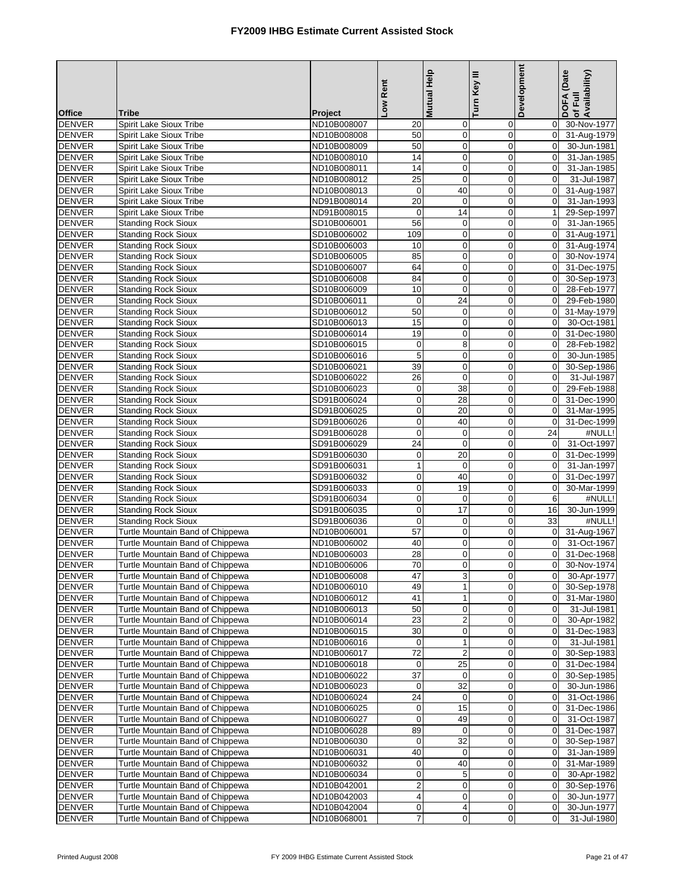# FY2009 IHBG Estimate Current Assisted Stock

| Office | Tribe | Project | Low Rent | Mutual Help | Turn Key III | Development | DOFA (Date of Full Availability) |
|---|---|---|---|---|---|---|---|
| DENVER | Spirit Lake Sioux Tribe | ND10B008007 | 20 | 0 | 0 | 0 | 30-Nov-1977 |
| DENVER | Spirit Lake Sioux Tribe | ND10B008008 | 50 | 0 | 0 | 0 | 31-Aug-1979 |
| DENVER | Spirit Lake Sioux Tribe | ND10B008009 | 50 | 0 | 0 | 0 | 30-Jun-1981 |
| DENVER | Spirit Lake Sioux Tribe | ND10B008010 | 14 | 0 | 0 | 0 | 31-Jan-1985 |
| DENVER | Spirit Lake Sioux Tribe | ND10B008011 | 14 | 0 | 0 | 0 | 31-Jan-1985 |
| DENVER | Spirit Lake Sioux Tribe | ND10B008012 | 25 | 0 | 0 | 0 | 31-Jul-1987 |
| DENVER | Spirit Lake Sioux Tribe | ND10B008013 | 0 | 40 | 0 | 0 | 31-Aug-1987 |
| DENVER | Spirit Lake Sioux Tribe | ND91B008014 | 20 | 0 | 0 | 0 | 31-Jan-1993 |
| DENVER | Spirit Lake Sioux Tribe | ND91B008015 | 0 | 14 | 0 | 1 | 29-Sep-1997 |
| DENVER | Standing Rock Sioux | SD10B006001 | 56 | 0 | 0 | 0 | 31-Jan-1965 |
| DENVER | Standing Rock Sioux | SD10B006002 | 109 | 0 | 0 | 0 | 31-Aug-1971 |
| DENVER | Standing Rock Sioux | SD10B006003 | 10 | 0 | 0 | 0 | 31-Aug-1974 |
| DENVER | Standing Rock Sioux | SD10B006005 | 85 | 0 | 0 | 0 | 30-Nov-1974 |
| DENVER | Standing Rock Sioux | SD10B006007 | 64 | 0 | 0 | 0 | 31-Dec-1975 |
| DENVER | Standing Rock Sioux | SD10B006008 | 84 | 0 | 0 | 0 | 30-Sep-1973 |
| DENVER | Standing Rock Sioux | SD10B006009 | 10 | 0 | 0 | 0 | 28-Feb-1977 |
| DENVER | Standing Rock Sioux | SD10B006011 | 0 | 24 | 0 | 0 | 29-Feb-1980 |
| DENVER | Standing Rock Sioux | SD10B006012 | 50 | 0 | 0 | 0 | 31-May-1979 |
| DENVER | Standing Rock Sioux | SD10B006013 | 15 | 0 | 0 | 0 | 30-Oct-1981 |
| DENVER | Standing Rock Sioux | SD10B006014 | 19 | 0 | 0 | 0 | 31-Dec-1980 |
| DENVER | Standing Rock Sioux | SD10B006015 | 0 | 8 | 0 | 0 | 28-Feb-1982 |
| DENVER | Standing Rock Sioux | SD10B006016 | 5 | 0 | 0 | 0 | 30-Jun-1985 |
| DENVER | Standing Rock Sioux | SD10B006021 | 39 | 0 | 0 | 0 | 30-Sep-1986 |
| DENVER | Standing Rock Sioux | SD10B006022 | 26 | 0 | 0 | 0 | 31-Jul-1987 |
| DENVER | Standing Rock Sioux | SD10B006023 | 0 | 38 | 0 | 0 | 29-Feb-1988 |
| DENVER | Standing Rock Sioux | SD91B006024 | 0 | 28 | 0 | 0 | 31-Dec-1990 |
| DENVER | Standing Rock Sioux | SD91B006025 | 0 | 20 | 0 | 0 | 31-Mar-1995 |
| DENVER | Standing Rock Sioux | SD91B006026 | 0 | 40 | 0 | 0 | 31-Dec-1999 |
| DENVER | Standing Rock Sioux | SD91B006028 | 0 | 0 | 0 | 24 | #NULL! |
| DENVER | Standing Rock Sioux | SD91B006029 | 24 | 0 | 0 | 0 | 31-Oct-1997 |
| DENVER | Standing Rock Sioux | SD91B006030 | 0 | 20 | 0 | 0 | 31-Dec-1999 |
| DENVER | Standing Rock Sioux | SD91B006031 | 1 | 0 | 0 | 0 | 31-Jan-1997 |
| DENVER | Standing Rock Sioux | SD91B006032 | 0 | 40 | 0 | 0 | 31-Dec-1997 |
| DENVER | Standing Rock Sioux | SD91B006033 | 0 | 19 | 0 | 0 | 30-Mar-1999 |
| DENVER | Standing Rock Sioux | SD91B006034 | 0 | 0 | 0 | 6 | #NULL! |
| DENVER | Standing Rock Sioux | SD91B006035 | 0 | 17 | 0 | 16 | 30-Jun-1999 |
| DENVER | Standing Rock Sioux | SD91B006036 | 0 | 0 | 0 | 33 | #NULL! |
| DENVER | Turtle Mountain Band of Chippewa | ND10B006001 | 57 | 0 | 0 | 0 | 31-Aug-1967 |
| DENVER | Turtle Mountain Band of Chippewa | ND10B006002 | 40 | 0 | 0 | 0 | 31-Oct-1967 |
| DENVER | Turtle Mountain Band of Chippewa | ND10B006003 | 28 | 0 | 0 | 0 | 31-Dec-1968 |
| DENVER | Turtle Mountain Band of Chippewa | ND10B006006 | 70 | 0 | 0 | 0 | 30-Nov-1974 |
| DENVER | Turtle Mountain Band of Chippewa | ND10B006008 | 47 | 3 | 0 | 0 | 30-Apr-1977 |
| DENVER | Turtle Mountain Band of Chippewa | ND10B006010 | 49 | 1 | 0 | 0 | 30-Sep-1978 |
| DENVER | Turtle Mountain Band of Chippewa | ND10B006012 | 41 | 1 | 0 | 0 | 31-Mar-1980 |
| DENVER | Turtle Mountain Band of Chippewa | ND10B006013 | 50 | 0 | 0 | 0 | 31-Jul-1981 |
| DENVER | Turtle Mountain Band of Chippewa | ND10B006014 | 23 | 2 | 0 | 0 | 30-Apr-1982 |
| DENVER | Turtle Mountain Band of Chippewa | ND10B006015 | 30 | 0 | 0 | 0 | 31-Dec-1983 |
| DENVER | Turtle Mountain Band of Chippewa | ND10B006016 | 0 | 1 | 0 | 0 | 31-Jul-1981 |
| DENVER | Turtle Mountain Band of Chippewa | ND10B006017 | 72 | 2 | 0 | 0 | 30-Sep-1983 |
| DENVER | Turtle Mountain Band of Chippewa | ND10B006018 | 0 | 25 | 0 | 0 | 31-Dec-1984 |
| DENVER | Turtle Mountain Band of Chippewa | ND10B006022 | 37 | 0 | 0 | 0 | 30-Sep-1985 |
| DENVER | Turtle Mountain Band of Chippewa | ND10B006023 | 0 | 32 | 0 | 0 | 30-Jun-1986 |
| DENVER | Turtle Mountain Band of Chippewa | ND10B006024 | 24 | 0 | 0 | 0 | 31-Oct-1986 |
| DENVER | Turtle Mountain Band of Chippewa | ND10B006025 | 0 | 15 | 0 | 0 | 31-Dec-1986 |
| DENVER | Turtle Mountain Band of Chippewa | ND10B006027 | 0 | 49 | 0 | 0 | 31-Oct-1987 |
| DENVER | Turtle Mountain Band of Chippewa | ND10B006028 | 89 | 0 | 0 | 0 | 31-Dec-1987 |
| DENVER | Turtle Mountain Band of Chippewa | ND10B006030 | 0 | 32 | 0 | 0 | 30-Sep-1987 |
| DENVER | Turtle Mountain Band of Chippewa | ND10B006031 | 40 | 0 | 0 | 0 | 31-Jan-1989 |
| DENVER | Turtle Mountain Band of Chippewa | ND10B006032 | 0 | 40 | 0 | 0 | 31-Mar-1989 |
| DENVER | Turtle Mountain Band of Chippewa | ND10B006034 | 0 | 5 | 0 | 0 | 30-Apr-1982 |
| DENVER | Turtle Mountain Band of Chippewa | ND10B042001 | 2 | 0 | 0 | 0 | 30-Sep-1976 |
| DENVER | Turtle Mountain Band of Chippewa | ND10B042003 | 4 | 0 | 0 | 0 | 30-Jun-1977 |
| DENVER | Turtle Mountain Band of Chippewa | ND10B042004 | 0 | 4 | 0 | 0 | 30-Jun-1977 |
| DENVER | Turtle Mountain Band of Chippewa | ND10B068001 | 7 | 0 | 0 | 0 | 31-Jul-1980 |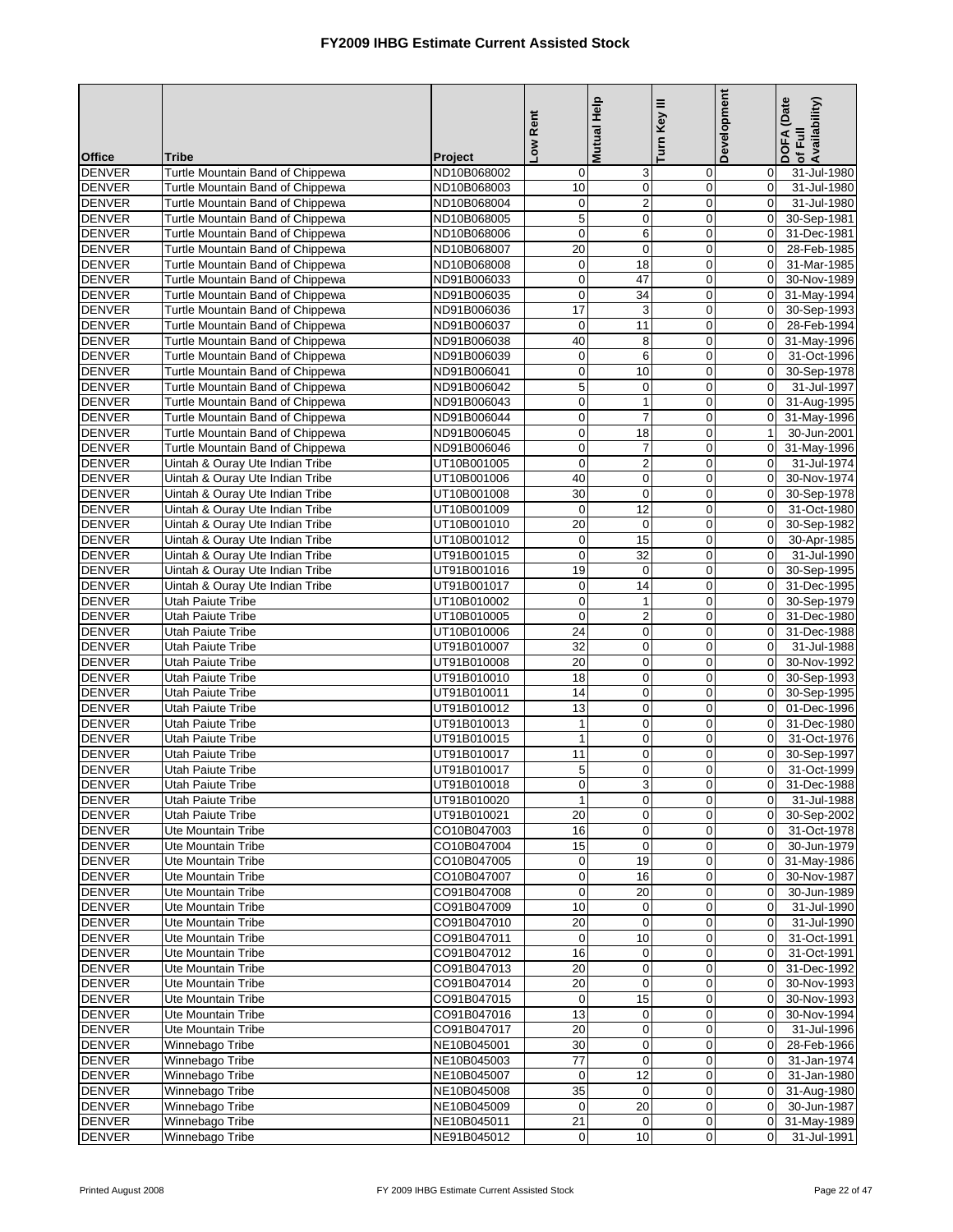# FY2009 IHBG Estimate Current Assisted Stock

| Office | Tribe | Project | Low Rent | Mutual Help | Turn Key III | Development | DOFA (Date of Full Availability) |
|---|---|---|---|---|---|---|---|
| DENVER | Turtle Mountain Band of Chippewa | ND10B068002 | 0 | 3 | 0 | 0 | 31-Jul-1980 |
| DENVER | Turtle Mountain Band of Chippewa | ND10B068003 | 10 | 0 | 0 | 0 | 31-Jul-1980 |
| DENVER | Turtle Mountain Band of Chippewa | ND10B068004 | 0 | 2 | 0 | 0 | 31-Jul-1980 |
| DENVER | Turtle Mountain Band of Chippewa | ND10B068005 | 5 | 0 | 0 | 0 | 30-Sep-1981 |
| DENVER | Turtle Mountain Band of Chippewa | ND10B068006 | 0 | 6 | 0 | 0 | 31-Dec-1981 |
| DENVER | Turtle Mountain Band of Chippewa | ND10B068007 | 20 | 0 | 0 | 0 | 28-Feb-1985 |
| DENVER | Turtle Mountain Band of Chippewa | ND10B068008 | 0 | 18 | 0 | 0 | 31-Mar-1985 |
| DENVER | Turtle Mountain Band of Chippewa | ND91B006033 | 0 | 47 | 0 | 0 | 30-Nov-1989 |
| DENVER | Turtle Mountain Band of Chippewa | ND91B006035 | 0 | 34 | 0 | 0 | 31-May-1994 |
| DENVER | Turtle Mountain Band of Chippewa | ND91B006036 | 17 | 3 | 0 | 0 | 30-Sep-1993 |
| DENVER | Turtle Mountain Band of Chippewa | ND91B006037 | 0 | 11 | 0 | 0 | 28-Feb-1994 |
| DENVER | Turtle Mountain Band of Chippewa | ND91B006038 | 40 | 8 | 0 | 0 | 31-May-1996 |
| DENVER | Turtle Mountain Band of Chippewa | ND91B006039 | 0 | 6 | 0 | 0 | 31-Oct-1996 |
| DENVER | Turtle Mountain Band of Chippewa | ND91B006041 | 0 | 10 | 0 | 0 | 30-Sep-1978 |
| DENVER | Turtle Mountain Band of Chippewa | ND91B006042 | 5 | 0 | 0 | 0 | 31-Jul-1997 |
| DENVER | Turtle Mountain Band of Chippewa | ND91B006043 | 0 | 1 | 0 | 0 | 31-Aug-1995 |
| DENVER | Turtle Mountain Band of Chippewa | ND91B006044 | 0 | 7 | 0 | 0 | 31-May-1996 |
| DENVER | Turtle Mountain Band of Chippewa | ND91B006045 | 0 | 18 | 0 | 1 | 30-Jun-2001 |
| DENVER | Turtle Mountain Band of Chippewa | ND91B006046 | 0 | 7 | 0 | 0 | 31-May-1996 |
| DENVER | Uintah & Ouray Ute Indian Tribe | UT10B001005 | 0 | 2 | 0 | 0 | 31-Jul-1974 |
| DENVER | Uintah & Ouray Ute Indian Tribe | UT10B001006 | 40 | 0 | 0 | 0 | 30-Nov-1974 |
| DENVER | Uintah & Ouray Ute Indian Tribe | UT10B001008 | 30 | 0 | 0 | 0 | 30-Sep-1978 |
| DENVER | Uintah & Ouray Ute Indian Tribe | UT10B001009 | 0 | 12 | 0 | 0 | 31-Oct-1980 |
| DENVER | Uintah & Ouray Ute Indian Tribe | UT10B001010 | 20 | 0 | 0 | 0 | 30-Sep-1982 |
| DENVER | Uintah & Ouray Ute Indian Tribe | UT10B001012 | 0 | 15 | 0 | 0 | 30-Apr-1985 |
| DENVER | Uintah & Ouray Ute Indian Tribe | UT91B001015 | 0 | 32 | 0 | 0 | 31-Jul-1990 |
| DENVER | Uintah & Ouray Ute Indian Tribe | UT91B001016 | 19 | 0 | 0 | 0 | 30-Sep-1995 |
| DENVER | Uintah & Ouray Ute Indian Tribe | UT91B001017 | 0 | 14 | 0 | 0 | 31-Dec-1995 |
| DENVER | Utah Paiute Tribe | UT10B010002 | 0 | 1 | 0 | 0 | 30-Sep-1979 |
| DENVER | Utah Paiute Tribe | UT10B010005 | 0 | 2 | 0 | 0 | 31-Dec-1980 |
| DENVER | Utah Paiute Tribe | UT10B010006 | 24 | 0 | 0 | 0 | 31-Dec-1988 |
| DENVER | Utah Paiute Tribe | UT91B010007 | 32 | 0 | 0 | 0 | 31-Jul-1988 |
| DENVER | Utah Paiute Tribe | UT91B010008 | 20 | 0 | 0 | 0 | 30-Nov-1992 |
| DENVER | Utah Paiute Tribe | UT91B010010 | 18 | 0 | 0 | 0 | 30-Sep-1993 |
| DENVER | Utah Paiute Tribe | UT91B010011 | 14 | 0 | 0 | 0 | 30-Sep-1995 |
| DENVER | Utah Paiute Tribe | UT91B010012 | 13 | 0 | 0 | 0 | 01-Dec-1996 |
| DENVER | Utah Paiute Tribe | UT91B010013 | 1 | 0 | 0 | 0 | 31-Dec-1980 |
| DENVER | Utah Paiute Tribe | UT91B010015 | 1 | 0 | 0 | 0 | 31-Oct-1976 |
| DENVER | Utah Paiute Tribe | UT91B010017 | 11 | 0 | 0 | 0 | 30-Sep-1997 |
| DENVER | Utah Paiute Tribe | UT91B010017 | 5 | 0 | 0 | 0 | 31-Oct-1999 |
| DENVER | Utah Paiute Tribe | UT91B010018 | 0 | 3 | 0 | 0 | 31-Dec-1988 |
| DENVER | Utah Paiute Tribe | UT91B010020 | 1 | 0 | 0 | 0 | 31-Jul-1988 |
| DENVER | Utah Paiute Tribe | UT91B010021 | 20 | 0 | 0 | 0 | 30-Sep-2002 |
| DENVER | Ute Mountain Tribe | CO10B047003 | 16 | 0 | 0 | 0 | 31-Oct-1978 |
| DENVER | Ute Mountain Tribe | CO10B047004 | 15 | 0 | 0 | 0 | 30-Jun-1979 |
| DENVER | Ute Mountain Tribe | CO10B047005 | 0 | 19 | 0 | 0 | 31-May-1986 |
| DENVER | Ute Mountain Tribe | CO10B047007 | 0 | 16 | 0 | 0 | 30-Nov-1987 |
| DENVER | Ute Mountain Tribe | CO91B047008 | 0 | 20 | 0 | 0 | 30-Jun-1989 |
| DENVER | Ute Mountain Tribe | CO91B047009 | 10 | 0 | 0 | 0 | 31-Jul-1990 |
| DENVER | Ute Mountain Tribe | CO91B047010 | 20 | 0 | 0 | 0 | 31-Jul-1990 |
| DENVER | Ute Mountain Tribe | CO91B047011 | 0 | 10 | 0 | 0 | 31-Oct-1991 |
| DENVER | Ute Mountain Tribe | CO91B047012 | 16 | 0 | 0 | 0 | 31-Oct-1991 |
| DENVER | Ute Mountain Tribe | CO91B047013 | 20 | 0 | 0 | 0 | 31-Dec-1992 |
| DENVER | Ute Mountain Tribe | CO91B047014 | 20 | 0 | 0 | 0 | 30-Nov-1993 |
| DENVER | Ute Mountain Tribe | CO91B047015 | 0 | 15 | 0 | 0 | 30-Nov-1993 |
| DENVER | Ute Mountain Tribe | CO91B047016 | 13 | 0 | 0 | 0 | 30-Nov-1994 |
| DENVER | Ute Mountain Tribe | CO91B047017 | 20 | 0 | 0 | 0 | 31-Jul-1996 |
| DENVER | Winnebago Tribe | NE10B045001 | 30 | 0 | 0 | 0 | 28-Feb-1966 |
| DENVER | Winnebago Tribe | NE10B045003 | 77 | 0 | 0 | 0 | 31-Jan-1974 |
| DENVER | Winnebago Tribe | NE10B045007 | 0 | 12 | 0 | 0 | 31-Jan-1980 |
| DENVER | Winnebago Tribe | NE10B045008 | 35 | 0 | 0 | 0 | 31-Aug-1980 |
| DENVER | Winnebago Tribe | NE10B045009 | 0 | 20 | 0 | 0 | 30-Jun-1987 |
| DENVER | Winnebago Tribe | NE10B045011 | 21 | 0 | 0 | 0 | 31-May-1989 |
| DENVER | Winnebago Tribe | NE91B045012 | 0 | 10 | 0 | 0 | 31-Jul-1991 |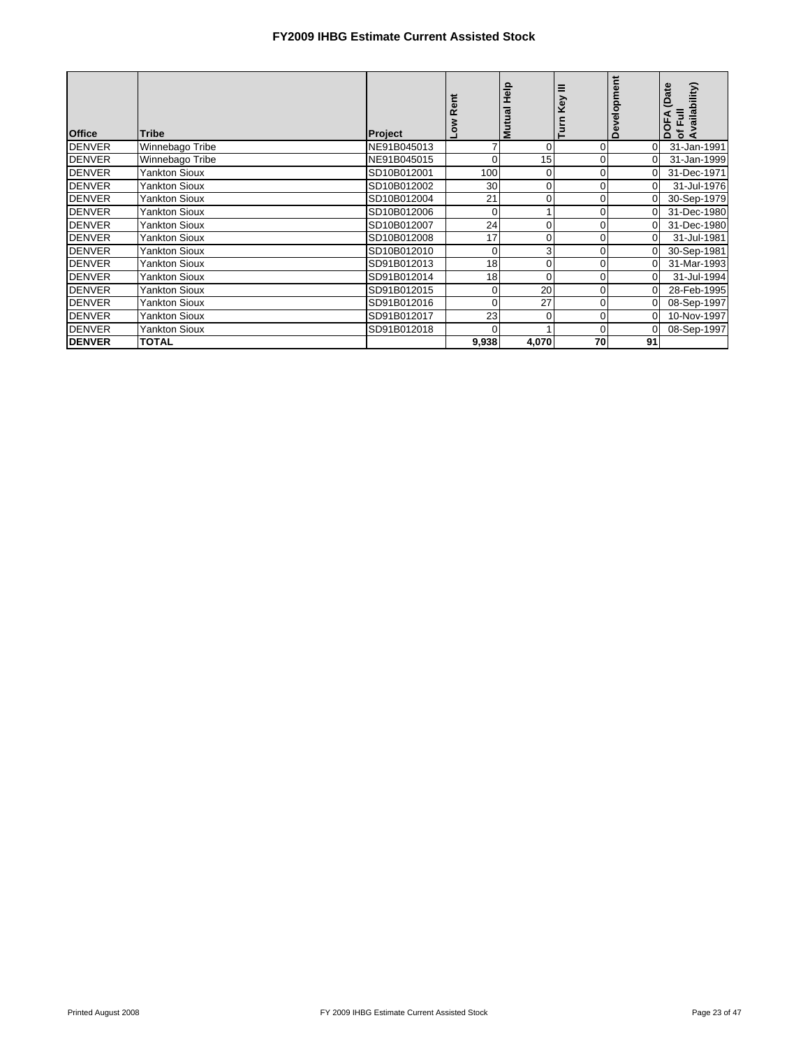# FY2009 IHBG Estimate Current Assisted Stock

| Office | Tribe | Project | Low Rent | Mutual Help | Turn Key III | Development | DOFA (Date of Full Availability) |
|---|---|---|---|---|---|---|---|
| DENVER | Winnebago Tribe | NE91B045013 | 7 | 0 | 0 | 0 | 31-Jan-1991 |
| DENVER | Winnebago Tribe | NE91B045015 | 0 | 15 | 0 | 0 | 31-Jan-1999 |
| DENVER | Yankton Sioux | SD10B012001 | 100 | 0 | 0 | 0 | 31-Dec-1971 |
| DENVER | Yankton Sioux | SD10B012002 | 30 | 0 | 0 | 0 | 31-Jul-1976 |
| DENVER | Yankton Sioux | SD10B012004 | 21 | 0 | 0 | 0 | 30-Sep-1979 |
| DENVER | Yankton Sioux | SD10B012006 | 0 | 1 | 0 | 0 | 31-Dec-1980 |
| DENVER | Yankton Sioux | SD10B012007 | 24 | 0 | 0 | 0 | 31-Dec-1980 |
| DENVER | Yankton Sioux | SD10B012008 | 17 | 0 | 0 | 0 | 31-Jul-1981 |
| DENVER | Yankton Sioux | SD10B012010 | 0 | 3 | 0 | 0 | 30-Sep-1981 |
| DENVER | Yankton Sioux | SD91B012013 | 18 | 0 | 0 | 0 | 31-Mar-1993 |
| DENVER | Yankton Sioux | SD91B012014 | 18 | 0 | 0 | 0 | 31-Jul-1994 |
| DENVER | Yankton Sioux | SD91B012015 | 0 | 20 | 0 | 0 | 28-Feb-1995 |
| DENVER | Yankton Sioux | SD91B012016 | 0 | 27 | 0 | 0 | 08-Sep-1997 |
| DENVER | Yankton Sioux | SD91B012017 | 23 | 0 | 0 | 0 | 10-Nov-1997 |
| DENVER | Yankton Sioux | SD91B012018 | 0 | 1 | 0 | 0 | 08-Sep-1997 |
| **DENVER** | **TOTAL** | | **9,938** | **4,070** | **70** | **91** | |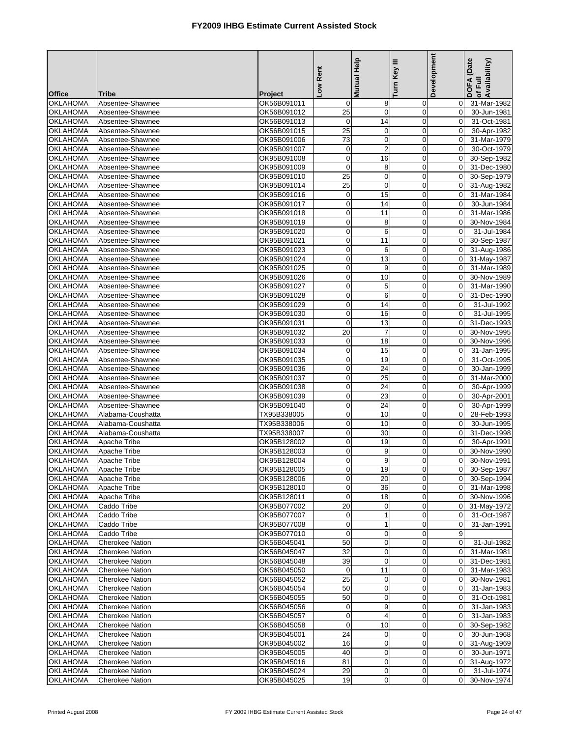# FY2009 IHBG Estimate Current Assisted Stock

| Office | Tribe | Project | Low Rent | Mutual Help | Turn Key III | Development | DOFA (Date of Full Availability) |
|---|---|---|---|---|---|---|---|
| OKLAHOMA | Absentee-Shawnee | OK56B091011 | 0 | 8 | 0 | 0 | 31-Mar-1982 |
| OKLAHOMA | Absentee-Shawnee | OK56B091012 | 25 | 0 | 0 | 0 | 30-Jun-1981 |
| OKLAHOMA | Absentee-Shawnee | OK56B091013 | 0 | 14 | 0 | 0 | 31-Oct-1981 |
| OKLAHOMA | Absentee-Shawnee | OK56B091015 | 25 | 0 | 0 | 0 | 30-Apr-1982 |
| OKLAHOMA | Absentee-Shawnee | OK95B091006 | 73 | 0 | 0 | 0 | 31-Mar-1979 |
| OKLAHOMA | Absentee-Shawnee | OK95B091007 | 0 | 2 | 0 | 0 | 30-Oct-1979 |
| OKLAHOMA | Absentee-Shawnee | OK95B091008 | 0 | 16 | 0 | 0 | 30-Sep-1982 |
| OKLAHOMA | Absentee-Shawnee | OK95B091009 | 0 | 8 | 0 | 0 | 31-Dec-1980 |
| OKLAHOMA | Absentee-Shawnee | OK95B091010 | 25 | 0 | 0 | 0 | 30-Sep-1979 |
| OKLAHOMA | Absentee-Shawnee | OK95B091014 | 25 | 0 | 0 | 0 | 31-Aug-1982 |
| OKLAHOMA | Absentee-Shawnee | OK95B091016 | 0 | 15 | 0 | 0 | 31-Mar-1984 |
| OKLAHOMA | Absentee-Shawnee | OK95B091017 | 0 | 14 | 0 | 0 | 30-Jun-1984 |
| OKLAHOMA | Absentee-Shawnee | OK95B091018 | 0 | 11 | 0 | 0 | 31-Mar-1986 |
| OKLAHOMA | Absentee-Shawnee | OK95B091019 | 0 | 8 | 0 | 0 | 30-Nov-1984 |
| OKLAHOMA | Absentee-Shawnee | OK95B091020 | 0 | 6 | 0 | 0 | 31-Jul-1984 |
| OKLAHOMA | Absentee-Shawnee | OK95B091021 | 0 | 11 | 0 | 0 | 30-Sep-1987 |
| OKLAHOMA | Absentee-Shawnee | OK95B091023 | 0 | 6 | 0 | 0 | 31-Aug-1986 |
| OKLAHOMA | Absentee-Shawnee | OK95B091024 | 0 | 13 | 0 | 0 | 31-May-1987 |
| OKLAHOMA | Absentee-Shawnee | OK95B091025 | 0 | 9 | 0 | 0 | 31-Mar-1989 |
| OKLAHOMA | Absentee-Shawnee | OK95B091026 | 0 | 10 | 0 | 0 | 30-Nov-1989 |
| OKLAHOMA | Absentee-Shawnee | OK95B091027 | 0 | 5 | 0 | 0 | 31-Mar-1990 |
| OKLAHOMA | Absentee-Shawnee | OK95B091028 | 0 | 6 | 0 | 0 | 31-Dec-1990 |
| OKLAHOMA | Absentee-Shawnee | OK95B091029 | 0 | 14 | 0 | 0 | 31-Jul-1992 |
| OKLAHOMA | Absentee-Shawnee | OK95B091030 | 0 | 16 | 0 | 0 | 31-Jul-1995 |
| OKLAHOMA | Absentee-Shawnee | OK95B091031 | 0 | 13 | 0 | 0 | 31-Dec-1993 |
| OKLAHOMA | Absentee-Shawnee | OK95B091032 | 20 | 7 | 0 | 0 | 30-Nov-1995 |
| OKLAHOMA | Absentee-Shawnee | OK95B091033 | 0 | 18 | 0 | 0 | 30-Nov-1996 |
| OKLAHOMA | Absentee-Shawnee | OK95B091034 | 0 | 15 | 0 | 0 | 31-Jan-1995 |
| OKLAHOMA | Absentee-Shawnee | OK95B091035 | 0 | 19 | 0 | 0 | 31-Oct-1995 |
| OKLAHOMA | Absentee-Shawnee | OK95B091036 | 0 | 24 | 0 | 0 | 30-Jan-1999 |
| OKLAHOMA | Absentee-Shawnee | OK95B091037 | 0 | 25 | 0 | 0 | 31-Mar-2000 |
| OKLAHOMA | Absentee-Shawnee | OK95B091038 | 0 | 24 | 0 | 0 | 30-Apr-1999 |
| OKLAHOMA | Absentee-Shawnee | OK95B091039 | 0 | 23 | 0 | 0 | 30-Apr-2001 |
| OKLAHOMA | Absentee-Shawnee | OK95B091040 | 0 | 24 | 0 | 0 | 30-Apr-1999 |
| OKLAHOMA | Alabama-Coushatta | TX95B338005 | 0 | 10 | 0 | 0 | 28-Feb-1993 |
| OKLAHOMA | Alabama-Coushatta | TX95B338006 | 0 | 10 | 0 | 0 | 30-Jun-1995 |
| OKLAHOMA | Alabama-Coushatta | TX95B338007 | 0 | 30 | 0 | 0 | 31-Dec-1998 |
| OKLAHOMA | Apache Tribe | OK95B128002 | 0 | 19 | 0 | 0 | 30-Apr-1991 |
| OKLAHOMA | Apache Tribe | OK95B128003 | 0 | 9 | 0 | 0 | 30-Nov-1990 |
| OKLAHOMA | Apache Tribe | OK95B128004 | 0 | 9 | 0 | 0 | 30-Nov-1991 |
| OKLAHOMA | Apache Tribe | OK95B128005 | 0 | 19 | 0 | 0 | 30-Sep-1987 |
| OKLAHOMA | Apache Tribe | OK95B128006 | 0 | 20 | 0 | 0 | 30-Sep-1994 |
| OKLAHOMA | Apache Tribe | OK95B128010 | 0 | 36 | 0 | 0 | 31-Mar-1998 |
| OKLAHOMA | Apache Tribe | OK95B128011 | 0 | 18 | 0 | 0 | 30-Nov-1996 |
| OKLAHOMA | Caddo Tribe | OK95B077002 | 20 | 0 | 0 | 0 | 31-May-1972 |
| OKLAHOMA | Caddo Tribe | OK95B077007 | 0 | 1 | 0 | 0 | 31-Oct-1987 |
| OKLAHOMA | Caddo Tribe | OK95B077008 | 0 | 1 | 0 | 0 | 31-Jan-1991 |
| OKLAHOMA | Caddo Tribe | OK95B077010 | 0 | 0 | 0 | 9 | |
| OKLAHOMA | Cherokee Nation | OK56B045041 | 50 | 0 | 0 | 0 | 31-Jul-1982 |
| OKLAHOMA | Cherokee Nation | OK56B045047 | 32 | 0 | 0 | 0 | 31-Mar-1981 |
| OKLAHOMA | Cherokee Nation | OK56B045048 | 39 | 0 | 0 | 0 | 31-Dec-1981 |
| OKLAHOMA | Cherokee Nation | OK56B045050 | 0 | 11 | 0 | 0 | 31-Mar-1983 |
| OKLAHOMA | Cherokee Nation | OK56B045052 | 25 | 0 | 0 | 0 | 30-Nov-1981 |
| OKLAHOMA | Cherokee Nation | OK56B045054 | 50 | 0 | 0 | 0 | 31-Jan-1983 |
| OKLAHOMA | Cherokee Nation | OK56B045055 | 50 | 0 | 0 | 0 | 31-Oct-1981 |
| OKLAHOMA | Cherokee Nation | OK56B045056 | 0 | 9 | 0 | 0 | 31-Jan-1983 |
| OKLAHOMA | Cherokee Nation | OK56B045057 | 0 | 4 | 0 | 0 | 31-Jan-1983 |
| OKLAHOMA | Cherokee Nation | OK56B045058 | 0 | 10 | 0 | 0 | 30-Sep-1982 |
| OKLAHOMA | Cherokee Nation | OK95B045001 | 24 | 0 | 0 | 0 | 30-Jun-1968 |
| OKLAHOMA | Cherokee Nation | OK95B045002 | 16 | 0 | 0 | 0 | 31-Aug-1969 |
| OKLAHOMA | Cherokee Nation | OK95B045005 | 40 | 0 | 0 | 0 | 30-Jun-1971 |
| OKLAHOMA | Cherokee Nation | OK95B045016 | 81 | 0 | 0 | 0 | 31-Aug-1972 |
| OKLAHOMA | Cherokee Nation | OK95B045024 | 29 | 0 | 0 | 0 | 31-Jul-1974 |
| OKLAHOMA | Cherokee Nation | OK95B045025 | 19 | 0 | 0 | 0 | 30-Nov-1974 |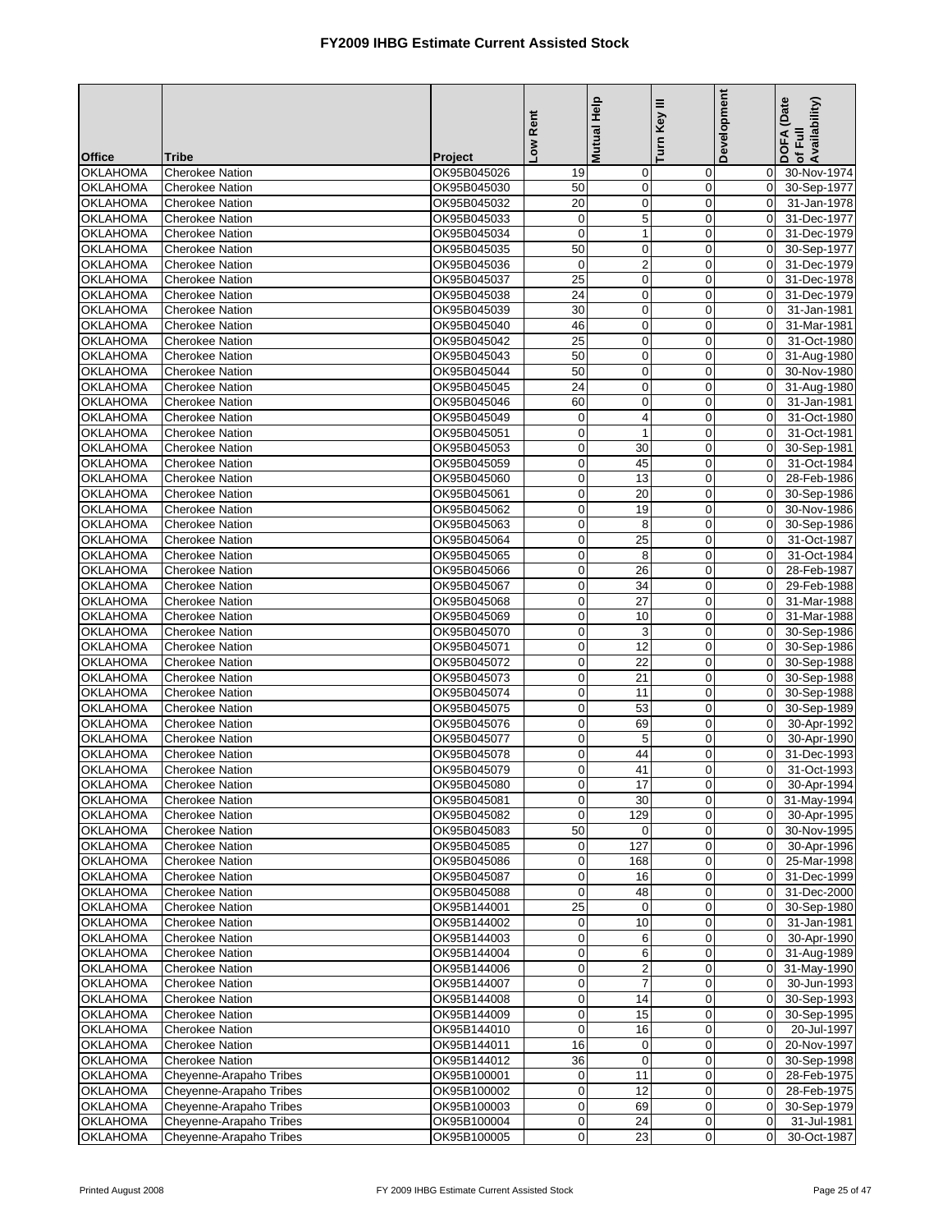# FY2009 IHBG Estimate Current Assisted Stock

| Office | Tribe | Project | Low Rent | Mutual Help | Turn Key III | Development | DOFA (Date of Full Availability) |
|---|---|---|---|---|---|---|---|
| OKLAHOMA | Cherokee Nation | OK95B045026 | 19 | 0 | 0 | 0 | 30-Nov-1974 |
| OKLAHOMA | Cherokee Nation | OK95B045030 | 50 | 0 | 0 | 0 | 30-Sep-1977 |
| OKLAHOMA | Cherokee Nation | OK95B045032 | 20 | 0 | 0 | 0 | 31-Jan-1978 |
| OKLAHOMA | Cherokee Nation | OK95B045033 | 0 | 5 | 0 | 0 | 31-Dec-1977 |
| OKLAHOMA | Cherokee Nation | OK95B045034 | 0 | 1 | 0 | 0 | 31-Dec-1979 |
| OKLAHOMA | Cherokee Nation | OK95B045035 | 50 | 0 | 0 | 0 | 30-Sep-1977 |
| OKLAHOMA | Cherokee Nation | OK95B045036 | 0 | 2 | 0 | 0 | 31-Dec-1979 |
| OKLAHOMA | Cherokee Nation | OK95B045037 | 25 | 0 | 0 | 0 | 31-Dec-1978 |
| OKLAHOMA | Cherokee Nation | OK95B045038 | 24 | 0 | 0 | 0 | 31-Dec-1979 |
| OKLAHOMA | Cherokee Nation | OK95B045039 | 30 | 0 | 0 | 0 | 31-Jan-1981 |
| OKLAHOMA | Cherokee Nation | OK95B045040 | 46 | 0 | 0 | 0 | 31-Mar-1981 |
| OKLAHOMA | Cherokee Nation | OK95B045042 | 25 | 0 | 0 | 0 | 31-Oct-1980 |
| OKLAHOMA | Cherokee Nation | OK95B045043 | 50 | 0 | 0 | 0 | 31-Aug-1980 |
| OKLAHOMA | Cherokee Nation | OK95B045044 | 50 | 0 | 0 | 0 | 30-Nov-1980 |
| OKLAHOMA | Cherokee Nation | OK95B045045 | 24 | 0 | 0 | 0 | 31-Aug-1980 |
| OKLAHOMA | Cherokee Nation | OK95B045046 | 60 | 0 | 0 | 0 | 31-Jan-1981 |
| OKLAHOMA | Cherokee Nation | OK95B045049 | 0 | 4 | 0 | 0 | 31-Oct-1980 |
| OKLAHOMA | Cherokee Nation | OK95B045051 | 0 | 1 | 0 | 0 | 31-Oct-1981 |
| OKLAHOMA | Cherokee Nation | OK95B045053 | 0 | 30 | 0 | 0 | 30-Sep-1981 |
| OKLAHOMA | Cherokee Nation | OK95B045059 | 0 | 45 | 0 | 0 | 31-Oct-1984 |
| OKLAHOMA | Cherokee Nation | OK95B045060 | 0 | 13 | 0 | 0 | 28-Feb-1986 |
| OKLAHOMA | Cherokee Nation | OK95B045061 | 0 | 20 | 0 | 0 | 30-Sep-1986 |
| OKLAHOMA | Cherokee Nation | OK95B045062 | 0 | 19 | 0 | 0 | 30-Nov-1986 |
| OKLAHOMA | Cherokee Nation | OK95B045063 | 0 | 8 | 0 | 0 | 30-Sep-1986 |
| OKLAHOMA | Cherokee Nation | OK95B045064 | 0 | 25 | 0 | 0 | 31-Oct-1987 |
| OKLAHOMA | Cherokee Nation | OK95B045065 | 0 | 8 | 0 | 0 | 31-Oct-1984 |
| OKLAHOMA | Cherokee Nation | OK95B045066 | 0 | 26 | 0 | 0 | 28-Feb-1987 |
| OKLAHOMA | Cherokee Nation | OK95B045067 | 0 | 34 | 0 | 0 | 29-Feb-1988 |
| OKLAHOMA | Cherokee Nation | OK95B045068 | 0 | 27 | 0 | 0 | 31-Mar-1988 |
| OKLAHOMA | Cherokee Nation | OK95B045069 | 0 | 10 | 0 | 0 | 31-Mar-1988 |
| OKLAHOMA | Cherokee Nation | OK95B045070 | 0 | 3 | 0 | 0 | 30-Sep-1986 |
| OKLAHOMA | Cherokee Nation | OK95B045071 | 0 | 12 | 0 | 0 | 30-Sep-1986 |
| OKLAHOMA | Cherokee Nation | OK95B045072 | 0 | 22 | 0 | 0 | 30-Sep-1988 |
| OKLAHOMA | Cherokee Nation | OK95B045073 | 0 | 21 | 0 | 0 | 30-Sep-1988 |
| OKLAHOMA | Cherokee Nation | OK95B045074 | 0 | 11 | 0 | 0 | 30-Sep-1988 |
| OKLAHOMA | Cherokee Nation | OK95B045075 | 0 | 53 | 0 | 0 | 30-Sep-1989 |
| OKLAHOMA | Cherokee Nation | OK95B045076 | 0 | 69 | 0 | 0 | 30-Apr-1992 |
| OKLAHOMA | Cherokee Nation | OK95B045077 | 0 | 5 | 0 | 0 | 30-Apr-1990 |
| OKLAHOMA | Cherokee Nation | OK95B045078 | 0 | 44 | 0 | 0 | 31-Dec-1993 |
| OKLAHOMA | Cherokee Nation | OK95B045079 | 0 | 41 | 0 | 0 | 31-Oct-1993 |
| OKLAHOMA | Cherokee Nation | OK95B045080 | 0 | 17 | 0 | 0 | 30-Apr-1994 |
| OKLAHOMA | Cherokee Nation | OK95B045081 | 0 | 30 | 0 | 0 | 31-May-1994 |
| OKLAHOMA | Cherokee Nation | OK95B045082 | 0 | 129 | 0 | 0 | 30-Apr-1995 |
| OKLAHOMA | Cherokee Nation | OK95B045083 | 50 | 0 | 0 | 0 | 30-Nov-1995 |
| OKLAHOMA | Cherokee Nation | OK95B045085 | 0 | 127 | 0 | 0 | 30-Apr-1996 |
| OKLAHOMA | Cherokee Nation | OK95B045086 | 0 | 168 | 0 | 0 | 25-Mar-1998 |
| OKLAHOMA | Cherokee Nation | OK95B045087 | 0 | 16 | 0 | 0 | 31-Dec-1999 |
| OKLAHOMA | Cherokee Nation | OK95B045088 | 0 | 48 | 0 | 0 | 31-Dec-2000 |
| OKLAHOMA | Cherokee Nation | OK95B144001 | 25 | 0 | 0 | 0 | 30-Sep-1980 |
| OKLAHOMA | Cherokee Nation | OK95B144002 | 0 | 10 | 0 | 0 | 31-Jan-1981 |
| OKLAHOMA | Cherokee Nation | OK95B144003 | 0 | 6 | 0 | 0 | 30-Apr-1990 |
| OKLAHOMA | Cherokee Nation | OK95B144004 | 0 | 6 | 0 | 0 | 31-Aug-1989 |
| OKLAHOMA | Cherokee Nation | OK95B144006 | 0 | 2 | 0 | 0 | 31-May-1990 |
| OKLAHOMA | Cherokee Nation | OK95B144007 | 0 | 7 | 0 | 0 | 30-Jun-1993 |
| OKLAHOMA | Cherokee Nation | OK95B144008 | 0 | 14 | 0 | 0 | 30-Sep-1993 |
| OKLAHOMA | Cherokee Nation | OK95B144009 | 0 | 15 | 0 | 0 | 30-Sep-1995 |
| OKLAHOMA | Cherokee Nation | OK95B144010 | 0 | 16 | 0 | 0 | 20-Jul-1997 |
| OKLAHOMA | Cherokee Nation | OK95B144011 | 16 | 0 | 0 | 0 | 20-Nov-1997 |
| OKLAHOMA | Cherokee Nation | OK95B144012 | 36 | 0 | 0 | 0 | 30-Sep-1998 |
| OKLAHOMA | Cheyenne-Arapaho Tribes | OK95B100001 | 0 | 11 | 0 | 0 | 28-Feb-1975 |
| OKLAHOMA | Cheyenne-Arapaho Tribes | OK95B100002 | 0 | 12 | 0 | 0 | 28-Feb-1975 |
| OKLAHOMA | Cheyenne-Arapaho Tribes | OK95B100003 | 0 | 69 | 0 | 0 | 30-Sep-1979 |
| OKLAHOMA | Cheyenne-Arapaho Tribes | OK95B100004 | 0 | 24 | 0 | 0 | 31-Jul-1981 |
| OKLAHOMA | Cheyenne-Arapaho Tribes | OK95B100005 | 0 | 23 | 0 | 0 | 30-Oct-1987 |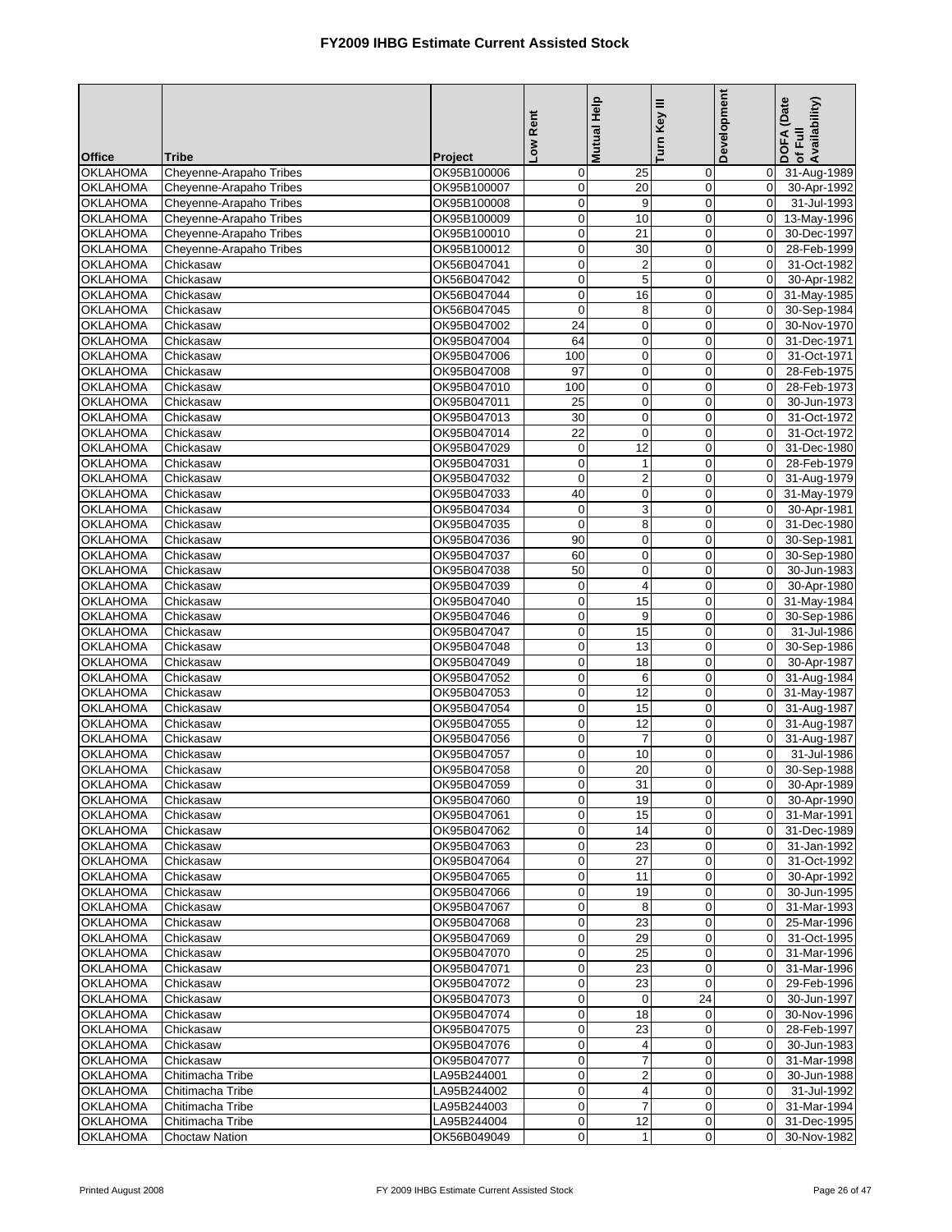# FY2009 IHBG Estimate Current Assisted Stock

| Office | Tribe | Project | Low Rent | Mutual Help | Turn Key III | Development | DOFA (Date of Full Availability) |
|---|---|---|---|---|---|---|---|
| OKLAHOMA | Cheyenne-Arapaho Tribes | OK95B100006 | 0 | 25 | 0 | 0 | 31-Aug-1989 |
| OKLAHOMA | Cheyenne-Arapaho Tribes | OK95B100007 | 0 | 20 | 0 | 0 | 30-Apr-1992 |
| OKLAHOMA | Cheyenne-Arapaho Tribes | OK95B100008 | 0 | 9 | 0 | 0 | 31-Jul-1993 |
| OKLAHOMA | Cheyenne-Arapaho Tribes | OK95B100009 | 0 | 10 | 0 | 0 | 13-May-1996 |
| OKLAHOMA | Cheyenne-Arapaho Tribes | OK95B100010 | 0 | 21 | 0 | 0 | 30-Dec-1997 |
| OKLAHOMA | Cheyenne-Arapaho Tribes | OK95B100012 | 0 | 30 | 0 | 0 | 28-Feb-1999 |
| OKLAHOMA | Chickasaw | OK56B047041 | 0 | 2 | 0 | 0 | 31-Oct-1982 |
| OKLAHOMA | Chickasaw | OK56B047042 | 0 | 5 | 0 | 0 | 30-Apr-1982 |
| OKLAHOMA | Chickasaw | OK56B047044 | 0 | 16 | 0 | 0 | 31-May-1985 |
| OKLAHOMA | Chickasaw | OK56B047045 | 0 | 8 | 0 | 0 | 30-Sep-1984 |
| OKLAHOMA | Chickasaw | OK95B047002 | 24 | 0 | 0 | 0 | 30-Nov-1970 |
| OKLAHOMA | Chickasaw | OK95B047004 | 64 | 0 | 0 | 0 | 31-Dec-1971 |
| OKLAHOMA | Chickasaw | OK95B047006 | 100 | 0 | 0 | 0 | 31-Oct-1971 |
| OKLAHOMA | Chickasaw | OK95B047008 | 97 | 0 | 0 | 0 | 28-Feb-1975 |
| OKLAHOMA | Chickasaw | OK95B047010 | 100 | 0 | 0 | 0 | 28-Feb-1973 |
| OKLAHOMA | Chickasaw | OK95B047011 | 25 | 0 | 0 | 0 | 30-Jun-1973 |
| OKLAHOMA | Chickasaw | OK95B047013 | 30 | 0 | 0 | 0 | 31-Oct-1972 |
| OKLAHOMA | Chickasaw | OK95B047014 | 22 | 0 | 0 | 0 | 31-Oct-1972 |
| OKLAHOMA | Chickasaw | OK95B047029 | 0 | 12 | 0 | 0 | 31-Dec-1980 |
| OKLAHOMA | Chickasaw | OK95B047031 | 0 | 1 | 0 | 0 | 28-Feb-1979 |
| OKLAHOMA | Chickasaw | OK95B047032 | 0 | 2 | 0 | 0 | 31-Aug-1979 |
| OKLAHOMA | Chickasaw | OK95B047033 | 40 | 0 | 0 | 0 | 31-May-1979 |
| OKLAHOMA | Chickasaw | OK95B047034 | 0 | 3 | 0 | 0 | 30-Apr-1981 |
| OKLAHOMA | Chickasaw | OK95B047035 | 0 | 8 | 0 | 0 | 31-Dec-1980 |
| OKLAHOMA | Chickasaw | OK95B047036 | 90 | 0 | 0 | 0 | 30-Sep-1981 |
| OKLAHOMA | Chickasaw | OK95B047037 | 60 | 0 | 0 | 0 | 30-Sep-1980 |
| OKLAHOMA | Chickasaw | OK95B047038 | 50 | 0 | 0 | 0 | 30-Jun-1983 |
| OKLAHOMA | Chickasaw | OK95B047039 | 0 | 4 | 0 | 0 | 30-Apr-1980 |
| OKLAHOMA | Chickasaw | OK95B047040 | 0 | 15 | 0 | 0 | 31-May-1984 |
| OKLAHOMA | Chickasaw | OK95B047046 | 0 | 9 | 0 | 0 | 30-Sep-1986 |
| OKLAHOMA | Chickasaw | OK95B047047 | 0 | 15 | 0 | 0 | 31-Jul-1986 |
| OKLAHOMA | Chickasaw | OK95B047048 | 0 | 13 | 0 | 0 | 30-Sep-1986 |
| OKLAHOMA | Chickasaw | OK95B047049 | 0 | 18 | 0 | 0 | 30-Apr-1987 |
| OKLAHOMA | Chickasaw | OK95B047052 | 0 | 6 | 0 | 0 | 31-Aug-1984 |
| OKLAHOMA | Chickasaw | OK95B047053 | 0 | 12 | 0 | 0 | 31-May-1987 |
| OKLAHOMA | Chickasaw | OK95B047054 | 0 | 15 | 0 | 0 | 31-Aug-1987 |
| OKLAHOMA | Chickasaw | OK95B047055 | 0 | 12 | 0 | 0 | 31-Aug-1987 |
| OKLAHOMA | Chickasaw | OK95B047056 | 0 | 7 | 0 | 0 | 31-Aug-1987 |
| OKLAHOMA | Chickasaw | OK95B047057 | 0 | 10 | 0 | 0 | 31-Jul-1986 |
| OKLAHOMA | Chickasaw | OK95B047058 | 0 | 20 | 0 | 0 | 30-Sep-1988 |
| OKLAHOMA | Chickasaw | OK95B047059 | 0 | 31 | 0 | 0 | 30-Apr-1989 |
| OKLAHOMA | Chickasaw | OK95B047060 | 0 | 19 | 0 | 0 | 30-Apr-1990 |
| OKLAHOMA | Chickasaw | OK95B047061 | 0 | 15 | 0 | 0 | 31-Mar-1991 |
| OKLAHOMA | Chickasaw | OK95B047062 | 0 | 14 | 0 | 0 | 31-Dec-1989 |
| OKLAHOMA | Chickasaw | OK95B047063 | 0 | 23 | 0 | 0 | 31-Jan-1992 |
| OKLAHOMA | Chickasaw | OK95B047064 | 0 | 27 | 0 | 0 | 31-Oct-1992 |
| OKLAHOMA | Chickasaw | OK95B047065 | 0 | 11 | 0 | 0 | 30-Apr-1992 |
| OKLAHOMA | Chickasaw | OK95B047066 | 0 | 19 | 0 | 0 | 30-Jun-1995 |
| OKLAHOMA | Chickasaw | OK95B047067 | 0 | 8 | 0 | 0 | 31-Mar-1993 |
| OKLAHOMA | Chickasaw | OK95B047068 | 0 | 23 | 0 | 0 | 25-Mar-1996 |
| OKLAHOMA | Chickasaw | OK95B047069 | 0 | 29 | 0 | 0 | 31-Oct-1995 |
| OKLAHOMA | Chickasaw | OK95B047070 | 0 | 25 | 0 | 0 | 31-Mar-1996 |
| OKLAHOMA | Chickasaw | OK95B047071 | 0 | 23 | 0 | 0 | 31-Mar-1996 |
| OKLAHOMA | Chickasaw | OK95B047072 | 0 | 23 | 0 | 0 | 29-Feb-1996 |
| OKLAHOMA | Chickasaw | OK95B047073 | 0 | 0 | 24 | 0 | 30-Jun-1997 |
| OKLAHOMA | Chickasaw | OK95B047074 | 0 | 18 | 0 | 0 | 30-Nov-1996 |
| OKLAHOMA | Chickasaw | OK95B047075 | 0 | 23 | 0 | 0 | 28-Feb-1997 |
| OKLAHOMA | Chickasaw | OK95B047076 | 0 | 4 | 0 | 0 | 30-Jun-1983 |
| OKLAHOMA | Chickasaw | OK95B047077 | 0 | 7 | 0 | 0 | 31-Mar-1998 |
| OKLAHOMA | Chitimacha Tribe | LA95B244001 | 0 | 2 | 0 | 0 | 30-Jun-1988 |
| OKLAHOMA | Chitimacha Tribe | LA95B244002 | 0 | 4 | 0 | 0 | 31-Jul-1992 |
| OKLAHOMA | Chitimacha Tribe | LA95B244003 | 0 | 7 | 0 | 0 | 31-Mar-1994 |
| OKLAHOMA | Chitimacha Tribe | LA95B244004 | 0 | 12 | 0 | 0 | 31-Dec-1995 |
| OKLAHOMA | Choctaw Nation | OK56B049049 | 0 | 1 | 0 | 0 | 30-Nov-1982 |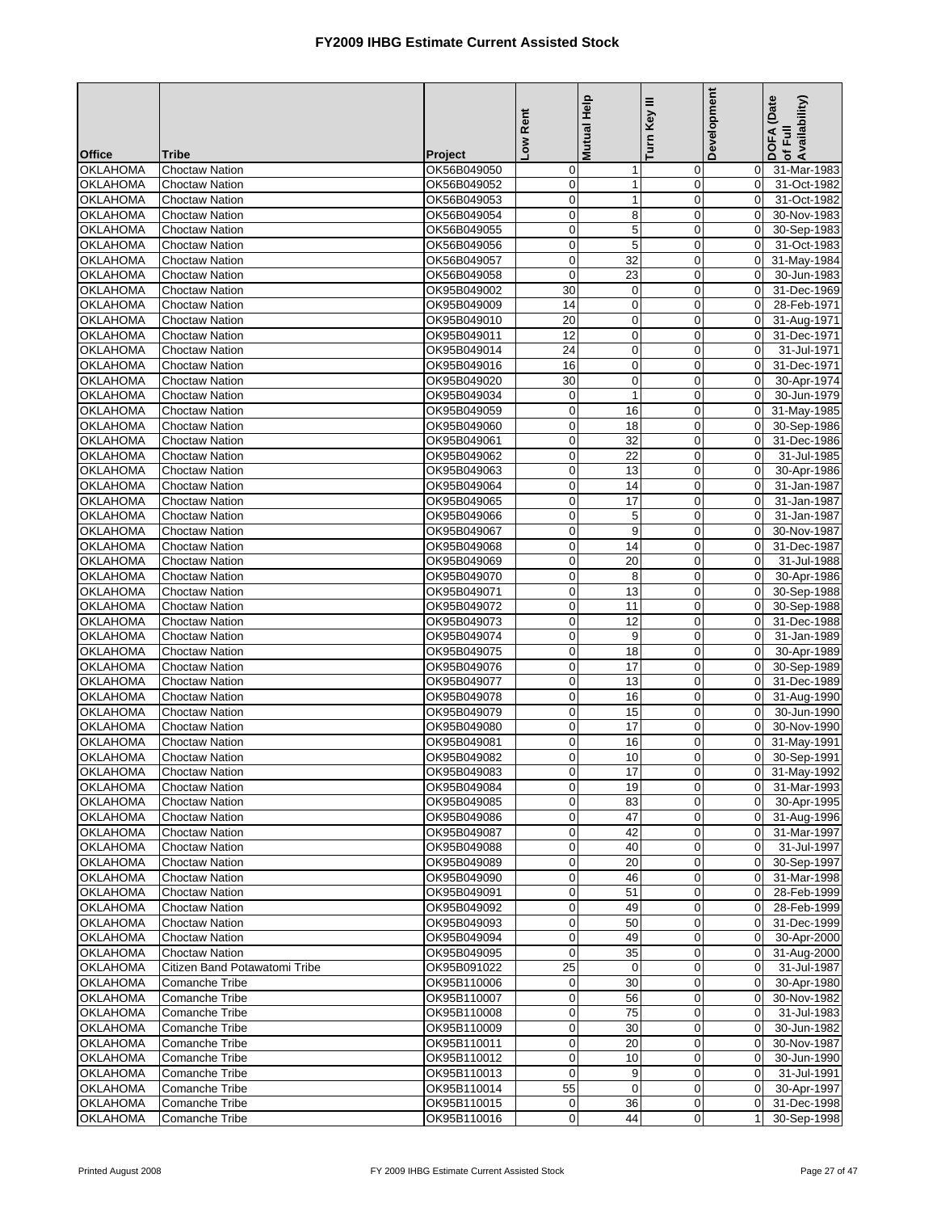# FY2009 IHBG Estimate Current Assisted Stock

| Office | Tribe | Project | Low Rent | Mutual Help | Turn Key III | Development | DOFA (Date of Full Availability) |
|---|---|---|---|---|---|---|---|
| OKLAHOMA | Choctaw Nation | OK56B049050 | 0 | 1 | 0 | 0 | 31-Mar-1983 |
| OKLAHOMA | Choctaw Nation | OK56B049052 | 0 | 1 | 0 | 0 | 31-Oct-1982 |
| OKLAHOMA | Choctaw Nation | OK56B049053 | 0 | 1 | 0 | 0 | 31-Oct-1982 |
| OKLAHOMA | Choctaw Nation | OK56B049054 | 0 | 8 | 0 | 0 | 30-Nov-1983 |
| OKLAHOMA | Choctaw Nation | OK56B049055 | 0 | 5 | 0 | 0 | 30-Sep-1983 |
| OKLAHOMA | Choctaw Nation | OK56B049056 | 0 | 5 | 0 | 0 | 31-Oct-1983 |
| OKLAHOMA | Choctaw Nation | OK56B049057 | 0 | 32 | 0 | 0 | 31-May-1984 |
| OKLAHOMA | Choctaw Nation | OK56B049058 | 0 | 23 | 0 | 0 | 30-Jun-1983 |
| OKLAHOMA | Choctaw Nation | OK95B049002 | 30 | 0 | 0 | 0 | 31-Dec-1969 |
| OKLAHOMA | Choctaw Nation | OK95B049009 | 14 | 0 | 0 | 0 | 28-Feb-1971 |
| OKLAHOMA | Choctaw Nation | OK95B049010 | 20 | 0 | 0 | 0 | 31-Aug-1971 |
| OKLAHOMA | Choctaw Nation | OK95B049011 | 12 | 0 | 0 | 0 | 31-Dec-1971 |
| OKLAHOMA | Choctaw Nation | OK95B049014 | 24 | 0 | 0 | 0 | 31-Jul-1971 |
| OKLAHOMA | Choctaw Nation | OK95B049016 | 16 | 0 | 0 | 0 | 31-Dec-1971 |
| OKLAHOMA | Choctaw Nation | OK95B049020 | 30 | 0 | 0 | 0 | 30-Apr-1974 |
| OKLAHOMA | Choctaw Nation | OK95B049034 | 0 | 1 | 0 | 0 | 30-Jun-1979 |
| OKLAHOMA | Choctaw Nation | OK95B049059 | 0 | 16 | 0 | 0 | 31-May-1985 |
| OKLAHOMA | Choctaw Nation | OK95B049060 | 0 | 18 | 0 | 0 | 30-Sep-1986 |
| OKLAHOMA | Choctaw Nation | OK95B049061 | 0 | 32 | 0 | 0 | 31-Dec-1986 |
| OKLAHOMA | Choctaw Nation | OK95B049062 | 0 | 22 | 0 | 0 | 31-Jul-1985 |
| OKLAHOMA | Choctaw Nation | OK95B049063 | 0 | 13 | 0 | 0 | 30-Apr-1986 |
| OKLAHOMA | Choctaw Nation | OK95B049064 | 0 | 14 | 0 | 0 | 31-Jan-1987 |
| OKLAHOMA | Choctaw Nation | OK95B049065 | 0 | 17 | 0 | 0 | 31-Jan-1987 |
| OKLAHOMA | Choctaw Nation | OK95B049066 | 0 | 5 | 0 | 0 | 31-Jan-1987 |
| OKLAHOMA | Choctaw Nation | OK95B049067 | 0 | 9 | 0 | 0 | 30-Nov-1987 |
| OKLAHOMA | Choctaw Nation | OK95B049068 | 0 | 14 | 0 | 0 | 31-Dec-1987 |
| OKLAHOMA | Choctaw Nation | OK95B049069 | 0 | 20 | 0 | 0 | 31-Jul-1988 |
| OKLAHOMA | Choctaw Nation | OK95B049070 | 0 | 8 | 0 | 0 | 30-Apr-1986 |
| OKLAHOMA | Choctaw Nation | OK95B049071 | 0 | 13 | 0 | 0 | 30-Sep-1988 |
| OKLAHOMA | Choctaw Nation | OK95B049072 | 0 | 11 | 0 | 0 | 30-Sep-1988 |
| OKLAHOMA | Choctaw Nation | OK95B049073 | 0 | 12 | 0 | 0 | 31-Dec-1988 |
| OKLAHOMA | Choctaw Nation | OK95B049074 | 0 | 9 | 0 | 0 | 31-Jan-1989 |
| OKLAHOMA | Choctaw Nation | OK95B049075 | 0 | 18 | 0 | 0 | 30-Apr-1989 |
| OKLAHOMA | Choctaw Nation | OK95B049076 | 0 | 17 | 0 | 0 | 30-Sep-1989 |
| OKLAHOMA | Choctaw Nation | OK95B049077 | 0 | 13 | 0 | 0 | 31-Dec-1989 |
| OKLAHOMA | Choctaw Nation | OK95B049078 | 0 | 16 | 0 | 0 | 31-Aug-1990 |
| OKLAHOMA | Choctaw Nation | OK95B049079 | 0 | 15 | 0 | 0 | 30-Jun-1990 |
| OKLAHOMA | Choctaw Nation | OK95B049080 | 0 | 17 | 0 | 0 | 30-Nov-1990 |
| OKLAHOMA | Choctaw Nation | OK95B049081 | 0 | 16 | 0 | 0 | 31-May-1991 |
| OKLAHOMA | Choctaw Nation | OK95B049082 | 0 | 10 | 0 | 0 | 30-Sep-1991 |
| OKLAHOMA | Choctaw Nation | OK95B049083 | 0 | 17 | 0 | 0 | 31-May-1992 |
| OKLAHOMA | Choctaw Nation | OK95B049084 | 0 | 19 | 0 | 0 | 31-Mar-1993 |
| OKLAHOMA | Choctaw Nation | OK95B049085 | 0 | 83 | 0 | 0 | 30-Apr-1995 |
| OKLAHOMA | Choctaw Nation | OK95B049086 | 0 | 47 | 0 | 0 | 31-Aug-1996 |
| OKLAHOMA | Choctaw Nation | OK95B049087 | 0 | 42 | 0 | 0 | 31-Mar-1997 |
| OKLAHOMA | Choctaw Nation | OK95B049088 | 0 | 40 | 0 | 0 | 31-Jul-1997 |
| OKLAHOMA | Choctaw Nation | OK95B049089 | 0 | 20 | 0 | 0 | 30-Sep-1997 |
| OKLAHOMA | Choctaw Nation | OK95B049090 | 0 | 46 | 0 | 0 | 31-Mar-1998 |
| OKLAHOMA | Choctaw Nation | OK95B049091 | 0 | 51 | 0 | 0 | 28-Feb-1999 |
| OKLAHOMA | Choctaw Nation | OK95B049092 | 0 | 49 | 0 | 0 | 28-Feb-1999 |
| OKLAHOMA | Choctaw Nation | OK95B049093 | 0 | 50 | 0 | 0 | 31-Dec-1999 |
| OKLAHOMA | Choctaw Nation | OK95B049094 | 0 | 49 | 0 | 0 | 30-Apr-2000 |
| OKLAHOMA | Choctaw Nation | OK95B049095 | 0 | 35 | 0 | 0 | 31-Aug-2000 |
| OKLAHOMA | Citizen Band Potawatomi Tribe | OK95B091022 | 25 | 0 | 0 | 0 | 31-Jul-1987 |
| OKLAHOMA | Comanche Tribe | OK95B110006 | 0 | 30 | 0 | 0 | 30-Apr-1980 |
| OKLAHOMA | Comanche Tribe | OK95B110007 | 0 | 56 | 0 | 0 | 30-Nov-1982 |
| OKLAHOMA | Comanche Tribe | OK95B110008 | 0 | 75 | 0 | 0 | 31-Jul-1983 |
| OKLAHOMA | Comanche Tribe | OK95B110009 | 0 | 30 | 0 | 0 | 30-Jun-1982 |
| OKLAHOMA | Comanche Tribe | OK95B110011 | 0 | 20 | 0 | 0 | 30-Nov-1987 |
| OKLAHOMA | Comanche Tribe | OK95B110012 | 0 | 10 | 0 | 0 | 30-Jun-1990 |
| OKLAHOMA | Comanche Tribe | OK95B110013 | 0 | 9 | 0 | 0 | 31-Jul-1991 |
| OKLAHOMA | Comanche Tribe | OK95B110014 | 55 | 0 | 0 | 0 | 30-Apr-1997 |
| OKLAHOMA | Comanche Tribe | OK95B110015 | 0 | 36 | 0 | 0 | 31-Dec-1998 |
| OKLAHOMA | Comanche Tribe | OK95B110016 | 0 | 44 | 0 | 1 | 30-Sep-1998 |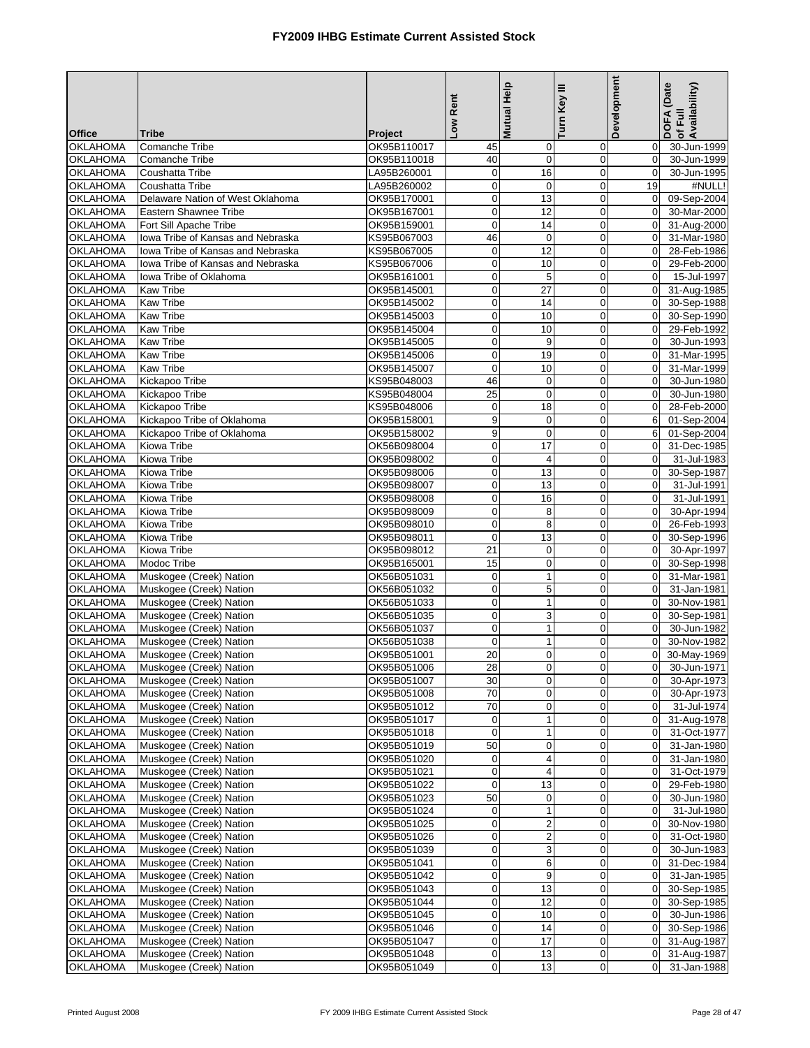# FY2009 IHBG Estimate Current Assisted Stock

| Office | Tribe | Project | Low Rent | Mutual Help | Turn Key III | Development | DOFA (Date of Full Availability) |
|---|---|---|---|---|---|---|---|
| OKLAHOMA | Comanche Tribe | OK95B110017 | 45 | 0 | 0 | 0 | 30-Jun-1999 |
| OKLAHOMA | Comanche Tribe | OK95B110018 | 40 | 0 | 0 | 0 | 30-Jun-1999 |
| OKLAHOMA | Coushatta Tribe | LA95B260001 | 0 | 16 | 0 | 0 | 30-Jun-1995 |
| OKLAHOMA | Coushatta Tribe | LA95B260002 | 0 | 0 | 0 | 19 | #NULL! |
| OKLAHOMA | Delaware Nation of West Oklahoma | OK95B170001 | 0 | 13 | 0 | 0 | 09-Sep-2004 |
| OKLAHOMA | Eastern Shawnee Tribe | OK95B167001 | 0 | 12 | 0 | 0 | 30-Mar-2000 |
| OKLAHOMA | Fort Sill Apache Tribe | OK95B159001 | 0 | 14 | 0 | 0 | 31-Aug-2000 |
| OKLAHOMA | Iowa Tribe of Kansas and Nebraska | KS95B067003 | 46 | 0 | 0 | 0 | 31-Mar-1980 |
| OKLAHOMA | Iowa Tribe of Kansas and Nebraska | KS95B067005 | 0 | 12 | 0 | 0 | 28-Feb-1986 |
| OKLAHOMA | Iowa Tribe of Kansas and Nebraska | KS95B067006 | 0 | 10 | 0 | 0 | 29-Feb-2000 |
| OKLAHOMA | Iowa Tribe of Oklahoma | OK95B161001 | 0 | 5 | 0 | 0 | 15-Jul-1997 |
| OKLAHOMA | Kaw Tribe | OK95B145001 | 0 | 27 | 0 | 0 | 31-Aug-1985 |
| OKLAHOMA | Kaw Tribe | OK95B145002 | 0 | 14 | 0 | 0 | 30-Sep-1988 |
| OKLAHOMA | Kaw Tribe | OK95B145003 | 0 | 10 | 0 | 0 | 30-Sep-1990 |
| OKLAHOMA | Kaw Tribe | OK95B145004 | 0 | 10 | 0 | 0 | 29-Feb-1992 |
| OKLAHOMA | Kaw Tribe | OK95B145005 | 0 | 9 | 0 | 0 | 30-Jun-1993 |
| OKLAHOMA | Kaw Tribe | OK95B145006 | 0 | 19 | 0 | 0 | 31-Mar-1995 |
| OKLAHOMA | Kaw Tribe | OK95B145007 | 0 | 10 | 0 | 0 | 31-Mar-1999 |
| OKLAHOMA | Kickapoo Tribe | KS95B048003 | 46 | 0 | 0 | 0 | 30-Jun-1980 |
| OKLAHOMA | Kickapoo Tribe | KS95B048004 | 25 | 0 | 0 | 0 | 30-Jun-1980 |
| OKLAHOMA | Kickapoo Tribe | KS95B048006 | 0 | 18 | 0 | 0 | 28-Feb-2000 |
| OKLAHOMA | Kickapoo Tribe of Oklahoma | OK95B158001 | 9 | 0 | 0 | 6 | 01-Sep-2004 |
| OKLAHOMA | Kickapoo Tribe of Oklahoma | OK95B158002 | 9 | 0 | 0 | 6 | 01-Sep-2004 |
| OKLAHOMA | Kiowa Tribe | OK56B098004 | 0 | 17 | 0 | 0 | 31-Dec-1985 |
| OKLAHOMA | Kiowa Tribe | OK95B098002 | 0 | 4 | 0 | 0 | 31-Jul-1983 |
| OKLAHOMA | Kiowa Tribe | OK95B098006 | 0 | 13 | 0 | 0 | 30-Sep-1987 |
| OKLAHOMA | Kiowa Tribe | OK95B098007 | 0 | 13 | 0 | 0 | 31-Jul-1991 |
| OKLAHOMA | Kiowa Tribe | OK95B098008 | 0 | 16 | 0 | 0 | 31-Jul-1991 |
| OKLAHOMA | Kiowa Tribe | OK95B098009 | 0 | 8 | 0 | 0 | 30-Apr-1994 |
| OKLAHOMA | Kiowa Tribe | OK95B098010 | 0 | 8 | 0 | 0 | 26-Feb-1993 |
| OKLAHOMA | Kiowa Tribe | OK95B098011 | 0 | 13 | 0 | 0 | 30-Sep-1996 |
| OKLAHOMA | Kiowa Tribe | OK95B098012 | 21 | 0 | 0 | 0 | 30-Apr-1997 |
| OKLAHOMA | Modoc Tribe | OK95B165001 | 15 | 0 | 0 | 0 | 30-Sep-1998 |
| OKLAHOMA | Muskogee (Creek) Nation | OK56B051031 | 0 | 1 | 0 | 0 | 31-Mar-1981 |
| OKLAHOMA | Muskogee (Creek) Nation | OK56B051032 | 0 | 5 | 0 | 0 | 31-Jan-1981 |
| OKLAHOMA | Muskogee (Creek) Nation | OK56B051033 | 0 | 1 | 0 | 0 | 30-Nov-1981 |
| OKLAHOMA | Muskogee (Creek) Nation | OK56B051035 | 0 | 3 | 0 | 0 | 30-Sep-1981 |
| OKLAHOMA | Muskogee (Creek) Nation | OK56B051037 | 0 | 1 | 0 | 0 | 30-Jun-1982 |
| OKLAHOMA | Muskogee (Creek) Nation | OK56B051038 | 0 | 1 | 0 | 0 | 30-Nov-1982 |
| OKLAHOMA | Muskogee (Creek) Nation | OK95B051001 | 20 | 0 | 0 | 0 | 30-May-1969 |
| OKLAHOMA | Muskogee (Creek) Nation | OK95B051006 | 28 | 0 | 0 | 0 | 30-Jun-1971 |
| OKLAHOMA | Muskogee (Creek) Nation | OK95B051007 | 30 | 0 | 0 | 0 | 30-Apr-1973 |
| OKLAHOMA | Muskogee (Creek) Nation | OK95B051008 | 70 | 0 | 0 | 0 | 30-Apr-1973 |
| OKLAHOMA | Muskogee (Creek) Nation | OK95B051012 | 70 | 0 | 0 | 0 | 31-Jul-1974 |
| OKLAHOMA | Muskogee (Creek) Nation | OK95B051017 | 0 | 1 | 0 | 0 | 31-Aug-1978 |
| OKLAHOMA | Muskogee (Creek) Nation | OK95B051018 | 0 | 1 | 0 | 0 | 31-Oct-1977 |
| OKLAHOMA | Muskogee (Creek) Nation | OK95B051019 | 50 | 0 | 0 | 0 | 31-Jan-1980 |
| OKLAHOMA | Muskogee (Creek) Nation | OK95B051020 | 0 | 4 | 0 | 0 | 31-Jan-1980 |
| OKLAHOMA | Muskogee (Creek) Nation | OK95B051021 | 0 | 4 | 0 | 0 | 31-Oct-1979 |
| OKLAHOMA | Muskogee (Creek) Nation | OK95B051022 | 0 | 13 | 0 | 0 | 29-Feb-1980 |
| OKLAHOMA | Muskogee (Creek) Nation | OK95B051023 | 50 | 0 | 0 | 0 | 30-Jun-1980 |
| OKLAHOMA | Muskogee (Creek) Nation | OK95B051024 | 0 | 1 | 0 | 0 | 31-Jul-1980 |
| OKLAHOMA | Muskogee (Creek) Nation | OK95B051025 | 0 | 2 | 0 | 0 | 30-Nov-1980 |
| OKLAHOMA | Muskogee (Creek) Nation | OK95B051026 | 0 | 2 | 0 | 0 | 31-Oct-1980 |
| OKLAHOMA | Muskogee (Creek) Nation | OK95B051039 | 0 | 3 | 0 | 0 | 30-Jun-1983 |
| OKLAHOMA | Muskogee (Creek) Nation | OK95B051041 | 0 | 6 | 0 | 0 | 31-Dec-1984 |
| OKLAHOMA | Muskogee (Creek) Nation | OK95B051042 | 0 | 9 | 0 | 0 | 31-Jan-1985 |
| OKLAHOMA | Muskogee (Creek) Nation | OK95B051043 | 0 | 13 | 0 | 0 | 30-Sep-1985 |
| OKLAHOMA | Muskogee (Creek) Nation | OK95B051044 | 0 | 12 | 0 | 0 | 30-Sep-1985 |
| OKLAHOMA | Muskogee (Creek) Nation | OK95B051045 | 0 | 10 | 0 | 0 | 30-Jun-1986 |
| OKLAHOMA | Muskogee (Creek) Nation | OK95B051046 | 0 | 14 | 0 | 0 | 30-Sep-1986 |
| OKLAHOMA | Muskogee (Creek) Nation | OK95B051047 | 0 | 17 | 0 | 0 | 31-Aug-1987 |
| OKLAHOMA | Muskogee (Creek) Nation | OK95B051048 | 0 | 13 | 0 | 0 | 31-Aug-1987 |
| OKLAHOMA | Muskogee (Creek) Nation | OK95B051049 | 0 | 13 | 0 | 0 | 31-Jan-1988 |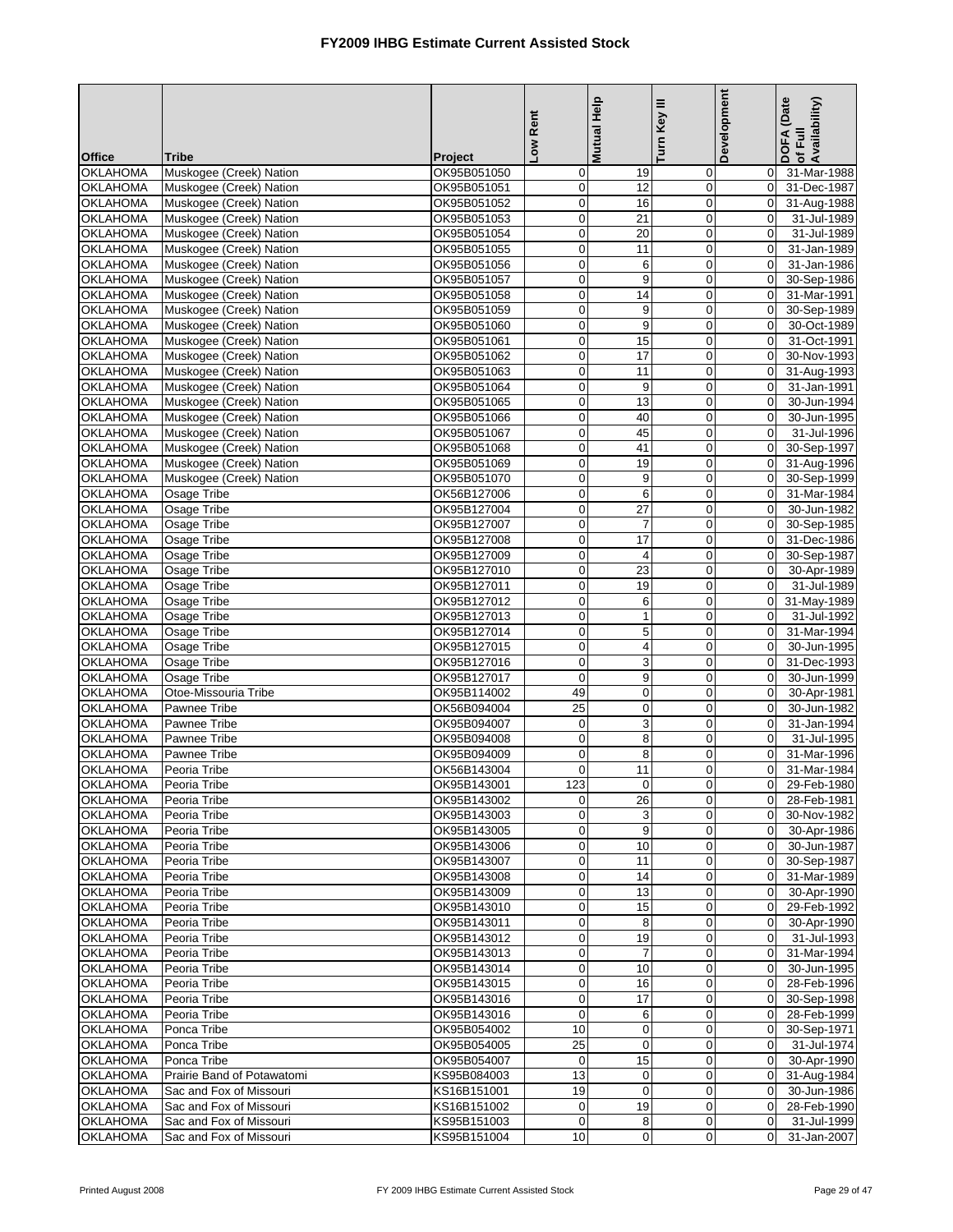# FY2009 IHBG Estimate Current Assisted Stock

| Office | Tribe | Project | Low Rent | Mutual Help | Turn Key III | Development | DOFA (Date of Full Availability) |
|---|---|---|---|---|---|---|---|
| OKLAHOMA | Muskogee (Creek) Nation | OK95B051050 | 0 | 19 | 0 | 0 | 31-Mar-1988 |
| OKLAHOMA | Muskogee (Creek) Nation | OK95B051051 | 0 | 12 | 0 | 0 | 31-Dec-1987 |
| OKLAHOMA | Muskogee (Creek) Nation | OK95B051052 | 0 | 16 | 0 | 0 | 31-Aug-1988 |
| OKLAHOMA | Muskogee (Creek) Nation | OK95B051053 | 0 | 21 | 0 | 0 | 31-Jul-1989 |
| OKLAHOMA | Muskogee (Creek) Nation | OK95B051054 | 0 | 20 | 0 | 0 | 31-Jul-1989 |
| OKLAHOMA | Muskogee (Creek) Nation | OK95B051055 | 0 | 11 | 0 | 0 | 31-Jan-1989 |
| OKLAHOMA | Muskogee (Creek) Nation | OK95B051056 | 0 | 6 | 0 | 0 | 31-Jan-1986 |
| OKLAHOMA | Muskogee (Creek) Nation | OK95B051057 | 0 | 9 | 0 | 0 | 30-Sep-1986 |
| OKLAHOMA | Muskogee (Creek) Nation | OK95B051058 | 0 | 14 | 0 | 0 | 31-Mar-1991 |
| OKLAHOMA | Muskogee (Creek) Nation | OK95B051059 | 0 | 9 | 0 | 0 | 30-Sep-1989 |
| OKLAHOMA | Muskogee (Creek) Nation | OK95B051060 | 0 | 9 | 0 | 0 | 30-Oct-1989 |
| OKLAHOMA | Muskogee (Creek) Nation | OK95B051061 | 0 | 15 | 0 | 0 | 31-Oct-1991 |
| OKLAHOMA | Muskogee (Creek) Nation | OK95B051062 | 0 | 17 | 0 | 0 | 30-Nov-1993 |
| OKLAHOMA | Muskogee (Creek) Nation | OK95B051063 | 0 | 11 | 0 | 0 | 31-Aug-1993 |
| OKLAHOMA | Muskogee (Creek) Nation | OK95B051064 | 0 | 9 | 0 | 0 | 31-Jan-1991 |
| OKLAHOMA | Muskogee (Creek) Nation | OK95B051065 | 0 | 13 | 0 | 0 | 30-Jun-1994 |
| OKLAHOMA | Muskogee (Creek) Nation | OK95B051066 | 0 | 40 | 0 | 0 | 30-Jun-1995 |
| OKLAHOMA | Muskogee (Creek) Nation | OK95B051067 | 0 | 45 | 0 | 0 | 31-Jul-1996 |
| OKLAHOMA | Muskogee (Creek) Nation | OK95B051068 | 0 | 41 | 0 | 0 | 30-Sep-1997 |
| OKLAHOMA | Muskogee (Creek) Nation | OK95B051069 | 0 | 19 | 0 | 0 | 31-Aug-1996 |
| OKLAHOMA | Muskogee (Creek) Nation | OK95B051070 | 0 | 9 | 0 | 0 | 30-Sep-1999 |
| OKLAHOMA | Osage Tribe | OK56B127006 | 0 | 6 | 0 | 0 | 31-Mar-1984 |
| OKLAHOMA | Osage Tribe | OK95B127004 | 0 | 27 | 0 | 0 | 30-Jun-1982 |
| OKLAHOMA | Osage Tribe | OK95B127007 | 0 | 7 | 0 | 0 | 30-Sep-1985 |
| OKLAHOMA | Osage Tribe | OK95B127008 | 0 | 17 | 0 | 0 | 31-Dec-1986 |
| OKLAHOMA | Osage Tribe | OK95B127009 | 0 | 4 | 0 | 0 | 30-Sep-1987 |
| OKLAHOMA | Osage Tribe | OK95B127010 | 0 | 23 | 0 | 0 | 30-Apr-1989 |
| OKLAHOMA | Osage Tribe | OK95B127011 | 0 | 19 | 0 | 0 | 31-Jul-1989 |
| OKLAHOMA | Osage Tribe | OK95B127012 | 0 | 6 | 0 | 0 | 31-May-1989 |
| OKLAHOMA | Osage Tribe | OK95B127013 | 0 | 1 | 0 | 0 | 31-Jul-1992 |
| OKLAHOMA | Osage Tribe | OK95B127014 | 0 | 5 | 0 | 0 | 31-Mar-1994 |
| OKLAHOMA | Osage Tribe | OK95B127015 | 0 | 4 | 0 | 0 | 30-Jun-1995 |
| OKLAHOMA | Osage Tribe | OK95B127016 | 0 | 3 | 0 | 0 | 31-Dec-1993 |
| OKLAHOMA | Osage Tribe | OK95B127017 | 0 | 9 | 0 | 0 | 30-Jun-1999 |
| OKLAHOMA | Otoe-Missouria Tribe | OK95B114002 | 49 | 0 | 0 | 0 | 30-Apr-1981 |
| OKLAHOMA | Pawnee Tribe | OK56B094004 | 25 | 0 | 0 | 0 | 30-Jun-1982 |
| OKLAHOMA | Pawnee Tribe | OK95B094007 | 0 | 3 | 0 | 0 | 31-Jan-1994 |
| OKLAHOMA | Pawnee Tribe | OK95B094008 | 0 | 8 | 0 | 0 | 31-Jul-1995 |
| OKLAHOMA | Pawnee Tribe | OK95B094009 | 0 | 8 | 0 | 0 | 31-Mar-1996 |
| OKLAHOMA | Peoria Tribe | OK56B143004 | 0 | 11 | 0 | 0 | 31-Mar-1984 |
| OKLAHOMA | Peoria Tribe | OK95B143001 | 123 | 0 | 0 | 0 | 29-Feb-1980 |
| OKLAHOMA | Peoria Tribe | OK95B143002 | 0 | 26 | 0 | 0 | 28-Feb-1981 |
| OKLAHOMA | Peoria Tribe | OK95B143003 | 0 | 3 | 0 | 0 | 30-Nov-1982 |
| OKLAHOMA | Peoria Tribe | OK95B143005 | 0 | 9 | 0 | 0 | 30-Apr-1986 |
| OKLAHOMA | Peoria Tribe | OK95B143006 | 0 | 10 | 0 | 0 | 30-Jun-1987 |
| OKLAHOMA | Peoria Tribe | OK95B143007 | 0 | 11 | 0 | 0 | 30-Sep-1987 |
| OKLAHOMA | Peoria Tribe | OK95B143008 | 0 | 14 | 0 | 0 | 31-Mar-1989 |
| OKLAHOMA | Peoria Tribe | OK95B143009 | 0 | 13 | 0 | 0 | 30-Apr-1990 |
| OKLAHOMA | Peoria Tribe | OK95B143010 | 0 | 15 | 0 | 0 | 29-Feb-1992 |
| OKLAHOMA | Peoria Tribe | OK95B143011 | 0 | 8 | 0 | 0 | 30-Apr-1990 |
| OKLAHOMA | Peoria Tribe | OK95B143012 | 0 | 19 | 0 | 0 | 31-Jul-1993 |
| OKLAHOMA | Peoria Tribe | OK95B143013 | 0 | 7 | 0 | 0 | 31-Mar-1994 |
| OKLAHOMA | Peoria Tribe | OK95B143014 | 0 | 10 | 0 | 0 | 30-Jun-1995 |
| OKLAHOMA | Peoria Tribe | OK95B143015 | 0 | 16 | 0 | 0 | 28-Feb-1996 |
| OKLAHOMA | Peoria Tribe | OK95B143016 | 0 | 17 | 0 | 0 | 30-Sep-1998 |
| OKLAHOMA | Peoria Tribe | OK95B143016 | 0 | 6 | 0 | 0 | 28-Feb-1999 |
| OKLAHOMA | Ponca Tribe | OK95B054002 | 10 | 0 | 0 | 0 | 30-Sep-1971 |
| OKLAHOMA | Ponca Tribe | OK95B054005 | 25 | 0 | 0 | 0 | 31-Jul-1974 |
| OKLAHOMA | Ponca Tribe | OK95B054007 | 0 | 15 | 0 | 0 | 30-Apr-1990 |
| OKLAHOMA | Prairie Band of Potawatomi | KS95B084003 | 13 | 0 | 0 | 0 | 31-Aug-1984 |
| OKLAHOMA | Sac and Fox of Missouri | KS16B151001 | 19 | 0 | 0 | 0 | 30-Jun-1986 |
| OKLAHOMA | Sac and Fox of Missouri | KS16B151002 | 0 | 19 | 0 | 0 | 28-Feb-1990 |
| OKLAHOMA | Sac and Fox of Missouri | KS95B151003 | 0 | 8 | 0 | 0 | 31-Jul-1999 |
| OKLAHOMA | Sac and Fox of Missouri | KS95B151004 | 10 | 0 | 0 | 0 | 31-Jan-2007 |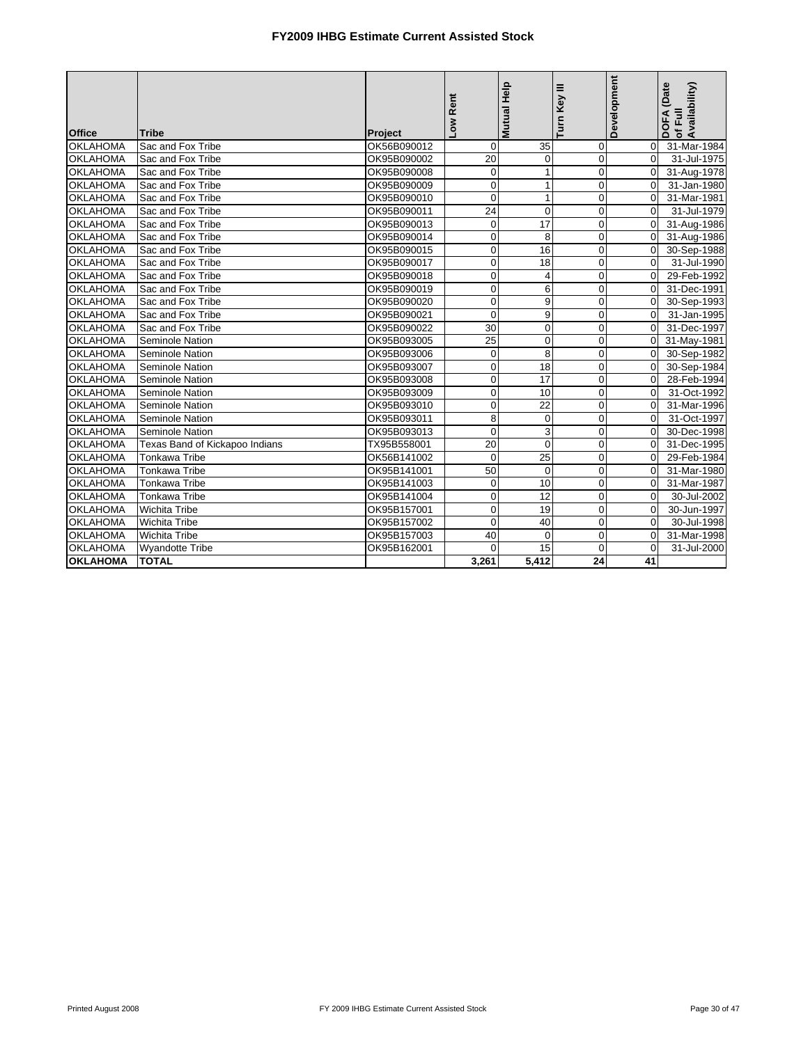# FY2009 IHBG Estimate Current Assisted Stock

| Office | Tribe | Project | Low Rent | Mutual Help | Turn Key III | Development | DOFA (Date of Full Availability) |
|---|---|---|---|---|---|---|---|
| OKLAHOMA | Sac and Fox Tribe | OK56B090012 | 0 | 35 | 0 | 0 | 31-Mar-1984 |
| OKLAHOMA | Sac and Fox Tribe | OK95B090002 | 20 | 0 | 0 | 0 | 31-Jul-1975 |
| OKLAHOMA | Sac and Fox Tribe | OK95B090008 | 0 | 1 | 0 | 0 | 31-Aug-1978 |
| OKLAHOMA | Sac and Fox Tribe | OK95B090009 | 0 | 1 | 0 | 0 | 31-Jan-1980 |
| OKLAHOMA | Sac and Fox Tribe | OK95B090010 | 0 | 1 | 0 | 0 | 31-Mar-1981 |
| OKLAHOMA | Sac and Fox Tribe | OK95B090011 | 24 | 0 | 0 | 0 | 31-Jul-1979 |
| OKLAHOMA | Sac and Fox Tribe | OK95B090013 | 0 | 17 | 0 | 0 | 31-Aug-1986 |
| OKLAHOMA | Sac and Fox Tribe | OK95B090014 | 0 | 8 | 0 | 0 | 31-Aug-1986 |
| OKLAHOMA | Sac and Fox Tribe | OK95B090015 | 0 | 16 | 0 | 0 | 30-Sep-1988 |
| OKLAHOMA | Sac and Fox Tribe | OK95B090017 | 0 | 18 | 0 | 0 | 31-Jul-1990 |
| OKLAHOMA | Sac and Fox Tribe | OK95B090018 | 0 | 4 | 0 | 0 | 29-Feb-1992 |
| OKLAHOMA | Sac and Fox Tribe | OK95B090019 | 0 | 6 | 0 | 0 | 31-Dec-1991 |
| OKLAHOMA | Sac and Fox Tribe | OK95B090020 | 0 | 9 | 0 | 0 | 30-Sep-1993 |
| OKLAHOMA | Sac and Fox Tribe | OK95B090021 | 0 | 9 | 0 | 0 | 31-Jan-1995 |
| OKLAHOMA | Sac and Fox Tribe | OK95B090022 | 30 | 0 | 0 | 0 | 31-Dec-1997 |
| OKLAHOMA | Seminole Nation | OK95B093005 | 25 | 0 | 0 | 0 | 31-May-1981 |
| OKLAHOMA | Seminole Nation | OK95B093006 | 0 | 8 | 0 | 0 | 30-Sep-1982 |
| OKLAHOMA | Seminole Nation | OK95B093007 | 0 | 18 | 0 | 0 | 30-Sep-1984 |
| OKLAHOMA | Seminole Nation | OK95B093008 | 0 | 17 | 0 | 0 | 28-Feb-1994 |
| OKLAHOMA | Seminole Nation | OK95B093009 | 0 | 10 | 0 | 0 | 31-Oct-1992 |
| OKLAHOMA | Seminole Nation | OK95B093010 | 0 | 22 | 0 | 0 | 31-Mar-1996 |
| OKLAHOMA | Seminole Nation | OK95B093011 | 8 | 0 | 0 | 0 | 31-Oct-1997 |
| OKLAHOMA | Seminole Nation | OK95B093013 | 0 | 3 | 0 | 0 | 30-Dec-1998 |
| OKLAHOMA | Texas Band of Kickapoo Indians | TX95B558001 | 20 | 0 | 0 | 0 | 31-Dec-1995 |
| OKLAHOMA | Tonkawa Tribe | OK56B141002 | 0 | 25 | 0 | 0 | 29-Feb-1984 |
| OKLAHOMA | Tonkawa Tribe | OK95B141001 | 50 | 0 | 0 | 0 | 31-Mar-1980 |
| OKLAHOMA | Tonkawa Tribe | OK95B141003 | 0 | 10 | 0 | 0 | 31-Mar-1987 |
| OKLAHOMA | Tonkawa Tribe | OK95B141004 | 0 | 12 | 0 | 0 | 30-Jul-2002 |
| OKLAHOMA | Wichita Tribe | OK95B157001 | 0 | 19 | 0 | 0 | 30-Jun-1997 |
| OKLAHOMA | Wichita Tribe | OK95B157002 | 0 | 40 | 0 | 0 | 30-Jul-1998 |
| OKLAHOMA | Wichita Tribe | OK95B157003 | 40 | 0 | 0 | 0 | 31-Mar-1998 |
| OKLAHOMA | Wyandotte Tribe | OK95B162001 | 0 | 15 | 0 | 0 | 31-Jul-2000 |
| **OKLAHOMA** | **TOTAL** | | **3,261** | **5,412** | **24** | **41** | |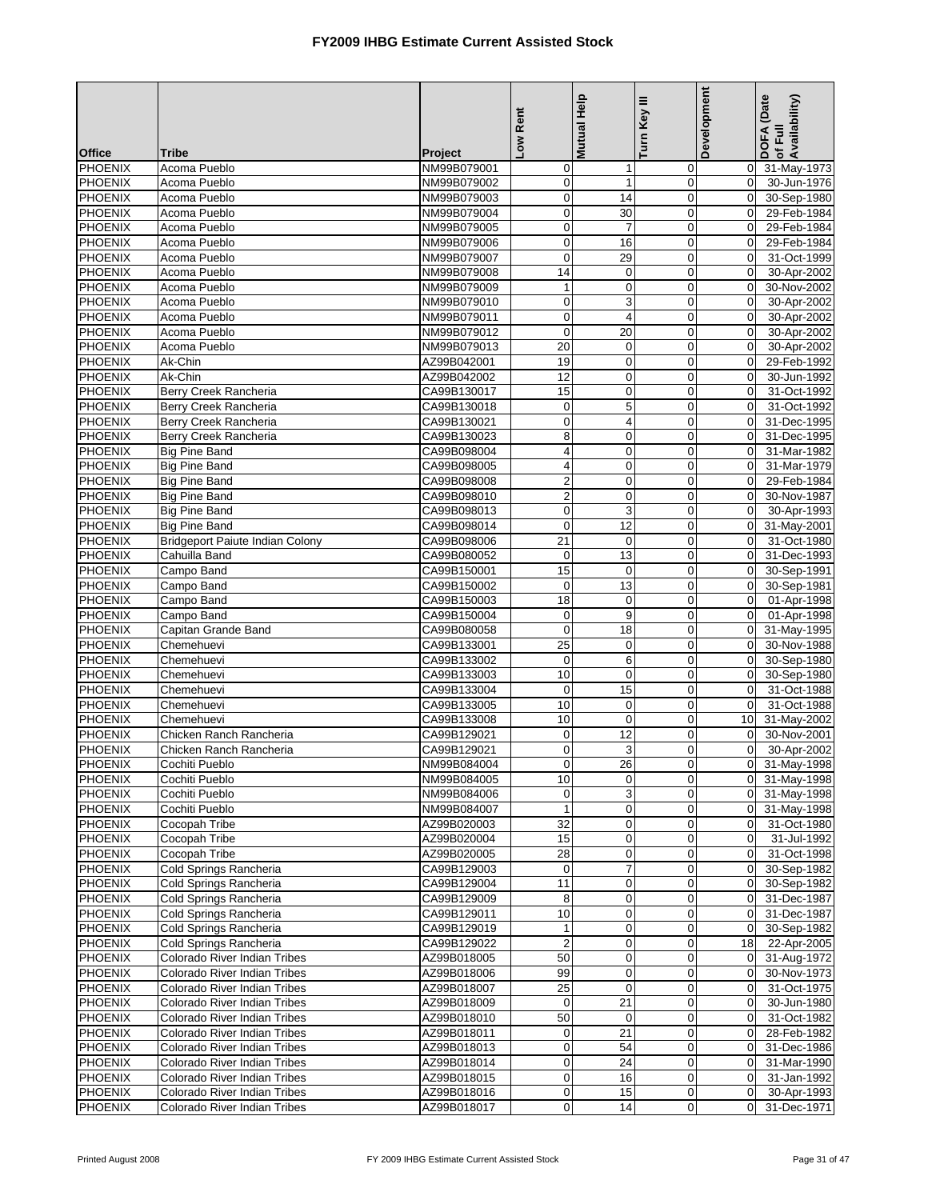# FY2009 IHBG Estimate Current Assisted Stock

| Office | Tribe | Project | Low Rent | Mutual Help | Turn Key III | Development | DOFA (Date of Full Availability) |
|---|---|---|---|---|---|---|---|
| PHOENIX | Acoma Pueblo | NM99B079001 | 0 | 1 | 0 | 0 | 31-May-1973 |
| PHOENIX | Acoma Pueblo | NM99B079002 | 0 | 1 | 0 | 0 | 30-Jun-1976 |
| PHOENIX | Acoma Pueblo | NM99B079003 | 0 | 14 | 0 | 0 | 30-Sep-1980 |
| PHOENIX | Acoma Pueblo | NM99B079004 | 0 | 30 | 0 | 0 | 29-Feb-1984 |
| PHOENIX | Acoma Pueblo | NM99B079005 | 0 | 7 | 0 | 0 | 29-Feb-1984 |
| PHOENIX | Acoma Pueblo | NM99B079006 | 0 | 16 | 0 | 0 | 29-Feb-1984 |
| PHOENIX | Acoma Pueblo | NM99B079007 | 0 | 29 | 0 | 0 | 31-Oct-1999 |
| PHOENIX | Acoma Pueblo | NM99B079008 | 14 | 0 | 0 | 0 | 30-Apr-2002 |
| PHOENIX | Acoma Pueblo | NM99B079009 | 1 | 0 | 0 | 0 | 30-Nov-2002 |
| PHOENIX | Acoma Pueblo | NM99B079010 | 0 | 3 | 0 | 0 | 30-Apr-2002 |
| PHOENIX | Acoma Pueblo | NM99B079011 | 0 | 4 | 0 | 0 | 30-Apr-2002 |
| PHOENIX | Acoma Pueblo | NM99B079012 | 0 | 20 | 0 | 0 | 30-Apr-2002 |
| PHOENIX | Acoma Pueblo | NM99B079013 | 20 | 0 | 0 | 0 | 30-Apr-2002 |
| PHOENIX | Ak-Chin | AZ99B042001 | 19 | 0 | 0 | 0 | 29-Feb-1992 |
| PHOENIX | Ak-Chin | AZ99B042002 | 12 | 0 | 0 | 0 | 30-Jun-1992 |
| PHOENIX | Berry Creek Rancheria | CA99B130017 | 15 | 0 | 0 | 0 | 31-Oct-1992 |
| PHOENIX | Berry Creek Rancheria | CA99B130018 | 0 | 5 | 0 | 0 | 31-Oct-1992 |
| PHOENIX | Berry Creek Rancheria | CA99B130021 | 0 | 4 | 0 | 0 | 31-Dec-1995 |
| PHOENIX | Berry Creek Rancheria | CA99B130023 | 8 | 0 | 0 | 0 | 31-Dec-1995 |
| PHOENIX | Big Pine Band | CA99B098004 | 4 | 0 | 0 | 0 | 31-Mar-1982 |
| PHOENIX | Big Pine Band | CA99B098005 | 4 | 0 | 0 | 0 | 31-Mar-1979 |
| PHOENIX | Big Pine Band | CA99B098008 | 2 | 0 | 0 | 0 | 29-Feb-1984 |
| PHOENIX | Big Pine Band | CA99B098010 | 2 | 0 | 0 | 0 | 30-Nov-1987 |
| PHOENIX | Big Pine Band | CA99B098013 | 0 | 3 | 0 | 0 | 30-Apr-1993 |
| PHOENIX | Big Pine Band | CA99B098014 | 0 | 12 | 0 | 0 | 31-May-2001 |
| PHOENIX | Bridgeport Paiute Indian Colony | CA99B098006 | 21 | 0 | 0 | 0 | 31-Oct-1980 |
| PHOENIX | Cahuilla Band | CA99B080052 | 0 | 13 | 0 | 0 | 31-Dec-1993 |
| PHOENIX | Campo Band | CA99B150001 | 15 | 0 | 0 | 0 | 30-Sep-1991 |
| PHOENIX | Campo Band | CA99B150002 | 0 | 13 | 0 | 0 | 30-Sep-1981 |
| PHOENIX | Campo Band | CA99B150003 | 18 | 0 | 0 | 0 | 01-Apr-1998 |
| PHOENIX | Campo Band | CA99B150004 | 0 | 9 | 0 | 0 | 01-Apr-1998 |
| PHOENIX | Capitan Grande Band | CA99B080058 | 0 | 18 | 0 | 0 | 31-May-1995 |
| PHOENIX | Chemehuevi | CA99B133001 | 25 | 0 | 0 | 0 | 30-Nov-1988 |
| PHOENIX | Chemehuevi | CA99B133002 | 0 | 6 | 0 | 0 | 30-Sep-1980 |
| PHOENIX | Chemehuevi | CA99B133003 | 10 | 0 | 0 | 0 | 30-Sep-1980 |
| PHOENIX | Chemehuevi | CA99B133004 | 0 | 15 | 0 | 0 | 31-Oct-1988 |
| PHOENIX | Chemehuevi | CA99B133005 | 10 | 0 | 0 | 0 | 31-Oct-1988 |
| PHOENIX | Chemehuevi | CA99B133008 | 10 | 0 | 0 | 10 | 31-May-2002 |
| PHOENIX | Chicken Ranch Rancheria | CA99B129021 | 0 | 12 | 0 | 0 | 30-Nov-2001 |
| PHOENIX | Chicken Ranch Rancheria | CA99B129021 | 0 | 3 | 0 | 0 | 30-Apr-2002 |
| PHOENIX | Cochiti Pueblo | NM99B084004 | 0 | 26 | 0 | 0 | 31-May-1998 |
| PHOENIX | Cochiti Pueblo | NM99B084005 | 10 | 0 | 0 | 0 | 31-May-1998 |
| PHOENIX | Cochiti Pueblo | NM99B084006 | 0 | 3 | 0 | 0 | 31-May-1998 |
| PHOENIX | Cochiti Pueblo | NM99B084007 | 1 | 0 | 0 | 0 | 31-May-1998 |
| PHOENIX | Cocopah Tribe | AZ99B020003 | 32 | 0 | 0 | 0 | 31-Oct-1980 |
| PHOENIX | Cocopah Tribe | AZ99B020004 | 15 | 0 | 0 | 0 | 31-Jul-1992 |
| PHOENIX | Cocopah Tribe | AZ99B020005 | 28 | 0 | 0 | 0 | 31-Oct-1998 |
| PHOENIX | Cold Springs Rancheria | CA99B129003 | 0 | 7 | 0 | 0 | 30-Sep-1982 |
| PHOENIX | Cold Springs Rancheria | CA99B129004 | 11 | 0 | 0 | 0 | 30-Sep-1982 |
| PHOENIX | Cold Springs Rancheria | CA99B129009 | 8 | 0 | 0 | 0 | 31-Dec-1987 |
| PHOENIX | Cold Springs Rancheria | CA99B129011 | 10 | 0 | 0 | 0 | 31-Dec-1987 |
| PHOENIX | Cold Springs Rancheria | CA99B129019 | 1 | 0 | 0 | 0 | 30-Sep-1982 |
| PHOENIX | Cold Springs Rancheria | CA99B129022 | 2 | 0 | 0 | 18 | 22-Apr-2005 |
| PHOENIX | Colorado River Indian Tribes | AZ99B018005 | 50 | 0 | 0 | 0 | 31-Aug-1972 |
| PHOENIX | Colorado River Indian Tribes | AZ99B018006 | 99 | 0 | 0 | 0 | 30-Nov-1973 |
| PHOENIX | Colorado River Indian Tribes | AZ99B018007 | 25 | 0 | 0 | 0 | 31-Oct-1975 |
| PHOENIX | Colorado River Indian Tribes | AZ99B018009 | 0 | 21 | 0 | 0 | 30-Jun-1980 |
| PHOENIX | Colorado River Indian Tribes | AZ99B018010 | 50 | 0 | 0 | 0 | 31-Oct-1982 |
| PHOENIX | Colorado River Indian Tribes | AZ99B018011 | 0 | 21 | 0 | 0 | 28-Feb-1982 |
| PHOENIX | Colorado River Indian Tribes | AZ99B018013 | 0 | 54 | 0 | 0 | 31-Dec-1986 |
| PHOENIX | Colorado River Indian Tribes | AZ99B018014 | 0 | 24 | 0 | 0 | 31-Mar-1990 |
| PHOENIX | Colorado River Indian Tribes | AZ99B018015 | 0 | 16 | 0 | 0 | 31-Jan-1992 |
| PHOENIX | Colorado River Indian Tribes | AZ99B018016 | 0 | 15 | 0 | 0 | 30-Apr-1993 |
| PHOENIX | Colorado River Indian Tribes | AZ99B018017 | 0 | 14 | 0 | 0 | 31-Dec-1971 |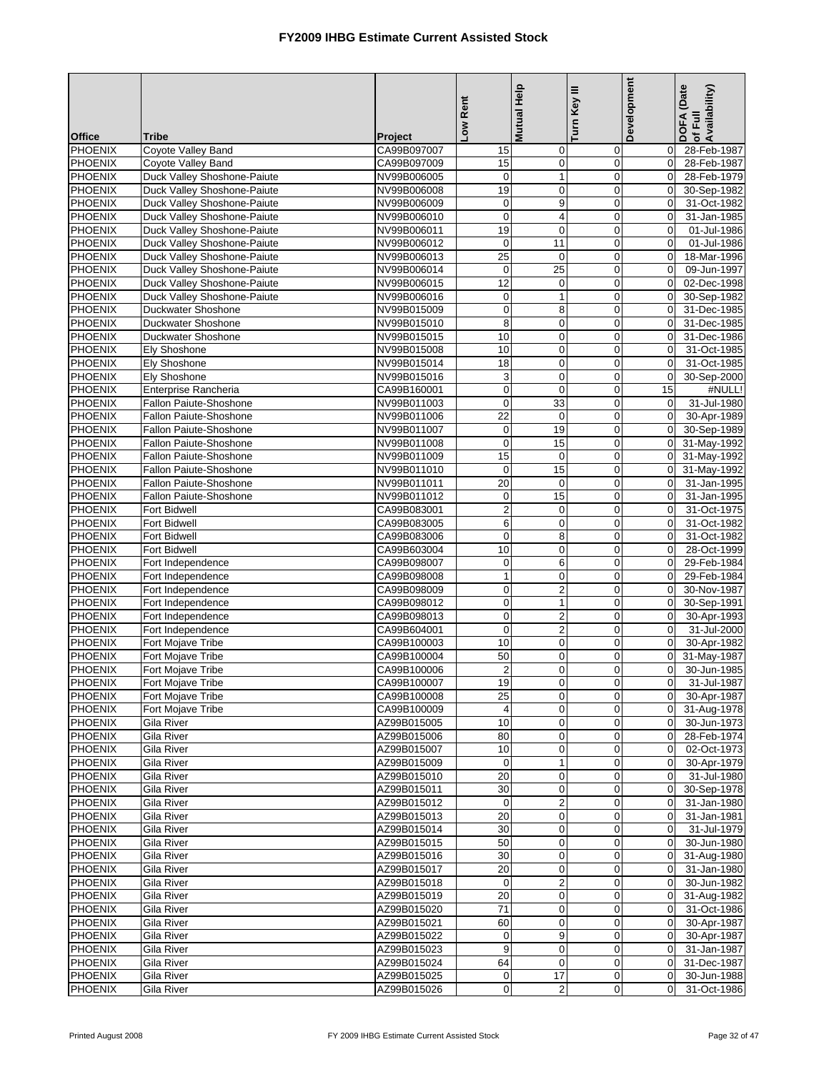# FY2009 IHBG Estimate Current Assisted Stock

| Office | Tribe | Project | Low Rent | Mutual Help | Turn Key III | Development | DOFA (Date of Full Availability) |
|---|---|---|---|---|---|---|---|
| PHOENIX | Coyote Valley Band | CA99B097007 | 15 | 0 | 0 | 0 | 28-Feb-1987 |
| PHOENIX | Coyote Valley Band | CA99B097009 | 15 | 0 | 0 | 0 | 28-Feb-1987 |
| PHOENIX | Duck Valley Shoshone-Paiute | NV99B006005 | 0 | 1 | 0 | 0 | 28-Feb-1979 |
| PHOENIX | Duck Valley Shoshone-Paiute | NV99B006008 | 19 | 0 | 0 | 0 | 30-Sep-1982 |
| PHOENIX | Duck Valley Shoshone-Paiute | NV99B006009 | 0 | 9 | 0 | 0 | 31-Oct-1982 |
| PHOENIX | Duck Valley Shoshone-Paiute | NV99B006010 | 0 | 4 | 0 | 0 | 31-Jan-1985 |
| PHOENIX | Duck Valley Shoshone-Paiute | NV99B006011 | 19 | 0 | 0 | 0 | 01-Jul-1986 |
| PHOENIX | Duck Valley Shoshone-Paiute | NV99B006012 | 0 | 11 | 0 | 0 | 01-Jul-1986 |
| PHOENIX | Duck Valley Shoshone-Paiute | NV99B006013 | 25 | 0 | 0 | 0 | 18-Mar-1996 |
| PHOENIX | Duck Valley Shoshone-Paiute | NV99B006014 | 0 | 25 | 0 | 0 | 09-Jun-1997 |
| PHOENIX | Duck Valley Shoshone-Paiute | NV99B006015 | 12 | 0 | 0 | 0 | 02-Dec-1998 |
| PHOENIX | Duck Valley Shoshone-Paiute | NV99B006016 | 0 | 1 | 0 | 0 | 30-Sep-1982 |
| PHOENIX | Duckwater Shoshone | NV99B015009 | 0 | 8 | 0 | 0 | 31-Dec-1985 |
| PHOENIX | Duckwater Shoshone | NV99B015010 | 8 | 0 | 0 | 0 | 31-Dec-1985 |
| PHOENIX | Duckwater Shoshone | NV99B015015 | 10 | 0 | 0 | 0 | 31-Dec-1986 |
| PHOENIX | Ely Shoshone | NV99B015008 | 10 | 0 | 0 | 0 | 31-Oct-1985 |
| PHOENIX | Ely Shoshone | NV99B015014 | 18 | 0 | 0 | 0 | 31-Oct-1985 |
| PHOENIX | Ely Shoshone | NV99B015016 | 3 | 0 | 0 | 0 | 30-Sep-2000 |
| PHOENIX | Enterprise Rancheria | CA99B160001 | 0 | 0 | 0 | 15 | #NULL! |
| PHOENIX | Fallon Paiute-Shoshone | NV99B011003 | 0 | 33 | 0 | 0 | 31-Jul-1980 |
| PHOENIX | Fallon Paiute-Shoshone | NV99B011006 | 22 | 0 | 0 | 0 | 30-Apr-1989 |
| PHOENIX | Fallon Paiute-Shoshone | NV99B011007 | 0 | 19 | 0 | 0 | 30-Sep-1989 |
| PHOENIX | Fallon Paiute-Shoshone | NV99B011008 | 0 | 15 | 0 | 0 | 31-May-1992 |
| PHOENIX | Fallon Paiute-Shoshone | NV99B011009 | 15 | 0 | 0 | 0 | 31-May-1992 |
| PHOENIX | Fallon Paiute-Shoshone | NV99B011010 | 0 | 15 | 0 | 0 | 31-May-1992 |
| PHOENIX | Fallon Paiute-Shoshone | NV99B011011 | 20 | 0 | 0 | 0 | 31-Jan-1995 |
| PHOENIX | Fallon Paiute-Shoshone | NV99B011012 | 0 | 15 | 0 | 0 | 31-Jan-1995 |
| PHOENIX | Fort Bidwell | CA99B083001 | 2 | 0 | 0 | 0 | 31-Oct-1975 |
| PHOENIX | Fort Bidwell | CA99B083005 | 6 | 0 | 0 | 0 | 31-Oct-1982 |
| PHOENIX | Fort Bidwell | CA99B083006 | 0 | 8 | 0 | 0 | 31-Oct-1982 |
| PHOENIX | Fort Bidwell | CA99B603004 | 10 | 0 | 0 | 0 | 28-Oct-1999 |
| PHOENIX | Fort Independence | CA99B098007 | 0 | 6 | 0 | 0 | 29-Feb-1984 |
| PHOENIX | Fort Independence | CA99B098008 | 1 | 0 | 0 | 0 | 29-Feb-1984 |
| PHOENIX | Fort Independence | CA99B098009 | 0 | 2 | 0 | 0 | 30-Nov-1987 |
| PHOENIX | Fort Independence | CA99B098012 | 0 | 1 | 0 | 0 | 30-Sep-1991 |
| PHOENIX | Fort Independence | CA99B098013 | 0 | 2 | 0 | 0 | 30-Apr-1993 |
| PHOENIX | Fort Independence | CA99B604001 | 0 | 2 | 0 | 0 | 31-Jul-2000 |
| PHOENIX | Fort Mojave Tribe | CA99B100003 | 10 | 0 | 0 | 0 | 30-Apr-1982 |
| PHOENIX | Fort Mojave Tribe | CA99B100004 | 50 | 0 | 0 | 0 | 31-May-1987 |
| PHOENIX | Fort Mojave Tribe | CA99B100006 | 2 | 0 | 0 | 0 | 30-Jun-1985 |
| PHOENIX | Fort Mojave Tribe | CA99B100007 | 19 | 0 | 0 | 0 | 31-Jul-1987 |
| PHOENIX | Fort Mojave Tribe | CA99B100008 | 25 | 0 | 0 | 0 | 30-Apr-1987 |
| PHOENIX | Fort Mojave Tribe | CA99B100009 | 4 | 0 | 0 | 0 | 31-Aug-1978 |
| PHOENIX | Gila River | AZ99B015005 | 10 | 0 | 0 | 0 | 30-Jun-1973 |
| PHOENIX | Gila River | AZ99B015006 | 80 | 0 | 0 | 0 | 28-Feb-1974 |
| PHOENIX | Gila River | AZ99B015007 | 10 | 0 | 0 | 0 | 02-Oct-1973 |
| PHOENIX | Gila River | AZ99B015009 | 0 | 1 | 0 | 0 | 30-Apr-1979 |
| PHOENIX | Gila River | AZ99B015010 | 20 | 0 | 0 | 0 | 31-Jul-1980 |
| PHOENIX | Gila River | AZ99B015011 | 30 | 0 | 0 | 0 | 30-Sep-1978 |
| PHOENIX | Gila River | AZ99B015012 | 0 | 2 | 0 | 0 | 31-Jan-1980 |
| PHOENIX | Gila River | AZ99B015013 | 20 | 0 | 0 | 0 | 31-Jan-1981 |
| PHOENIX | Gila River | AZ99B015014 | 30 | 0 | 0 | 0 | 31-Jul-1979 |
| PHOENIX | Gila River | AZ99B015015 | 50 | 0 | 0 | 0 | 30-Jun-1980 |
| PHOENIX | Gila River | AZ99B015016 | 30 | 0 | 0 | 0 | 31-Aug-1980 |
| PHOENIX | Gila River | AZ99B015017 | 20 | 0 | 0 | 0 | 31-Jan-1980 |
| PHOENIX | Gila River | AZ99B015018 | 0 | 2 | 0 | 0 | 30-Jun-1982 |
| PHOENIX | Gila River | AZ99B015019 | 20 | 0 | 0 | 0 | 31-Aug-1982 |
| PHOENIX | Gila River | AZ99B015020 | 71 | 0 | 0 | 0 | 31-Oct-1986 |
| PHOENIX | Gila River | AZ99B015021 | 60 | 0 | 0 | 0 | 30-Apr-1987 |
| PHOENIX | Gila River | AZ99B015022 | 0 | 9 | 0 | 0 | 30-Apr-1987 |
| PHOENIX | Gila River | AZ99B015023 | 9 | 0 | 0 | 0 | 31-Jan-1987 |
| PHOENIX | Gila River | AZ99B015024 | 64 | 0 | 0 | 0 | 31-Dec-1987 |
| PHOENIX | Gila River | AZ99B015025 | 0 | 17 | 0 | 0 | 30-Jun-1988 |
| PHOENIX | Gila River | AZ99B015026 | 0 | 2 | 0 | 0 | 31-Oct-1986 |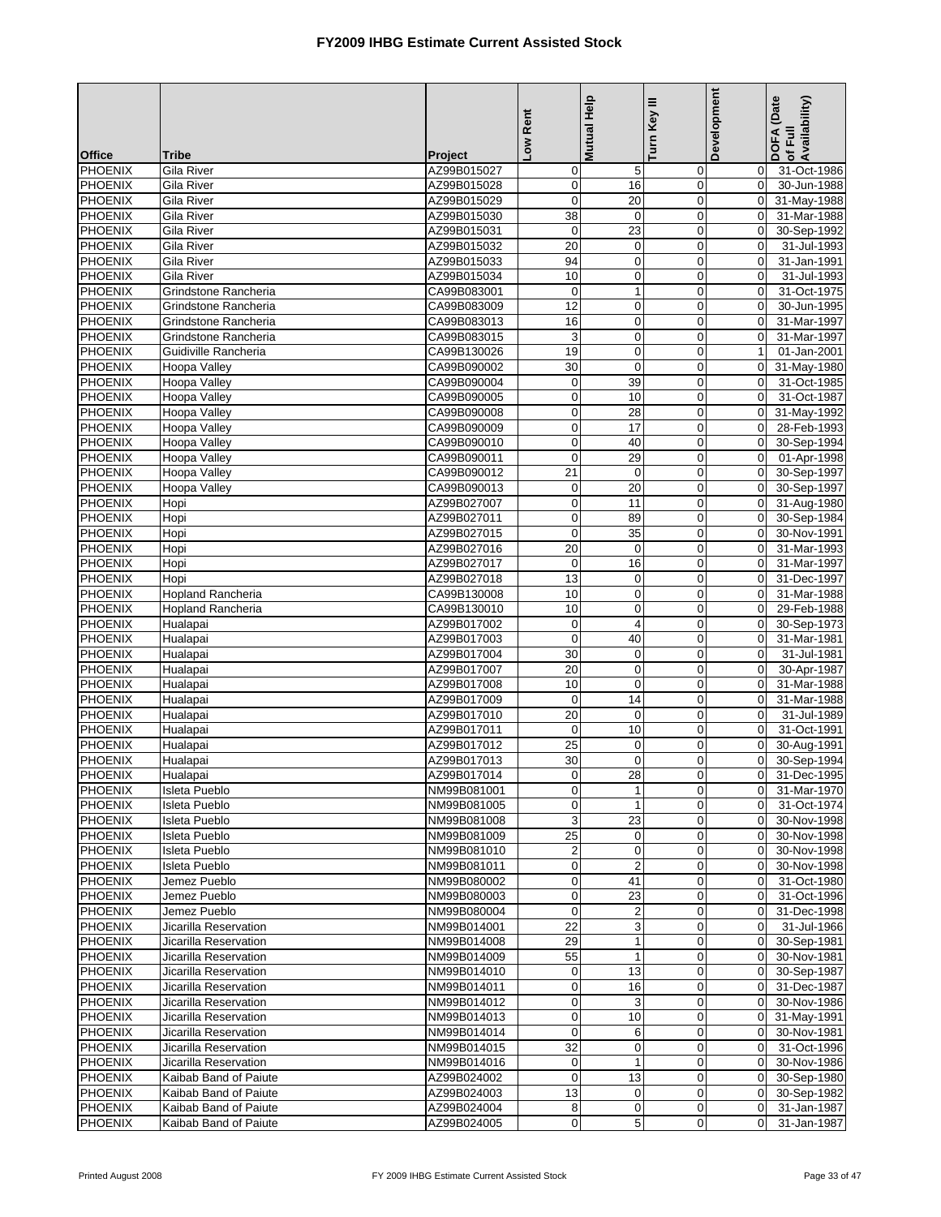# FY2009 IHBG Estimate Current Assisted Stock

| Office | Tribe | Project | Low Rent | Mutual Help | Turn Key III | Development | DOFA (Date of Full Availability) |
|---|---|---|---|---|---|---|---|
| PHOENIX | Gila River | AZ99B015027 | 0 | 5 | 0 | 0 | 31-Oct-1986 |
| PHOENIX | Gila River | AZ99B015028 | 0 | 16 | 0 | 0 | 30-Jun-1988 |
| PHOENIX | Gila River | AZ99B015029 | 0 | 20 | 0 | 0 | 31-May-1988 |
| PHOENIX | Gila River | AZ99B015030 | 38 | 0 | 0 | 0 | 31-Mar-1988 |
| PHOENIX | Gila River | AZ99B015031 | 0 | 23 | 0 | 0 | 30-Sep-1992 |
| PHOENIX | Gila River | AZ99B015032 | 20 | 0 | 0 | 0 | 31-Jul-1993 |
| PHOENIX | Gila River | AZ99B015033 | 94 | 0 | 0 | 0 | 31-Jan-1991 |
| PHOENIX | Gila River | AZ99B015034 | 10 | 0 | 0 | 0 | 31-Jul-1993 |
| PHOENIX | Grindstone Rancheria | CA99B083001 | 0 | 1 | 0 | 0 | 31-Oct-1975 |
| PHOENIX | Grindstone Rancheria | CA99B083009 | 12 | 0 | 0 | 0 | 30-Jun-1995 |
| PHOENIX | Grindstone Rancheria | CA99B083013 | 16 | 0 | 0 | 0 | 31-Mar-1997 |
| PHOENIX | Grindstone Rancheria | CA99B083015 | 3 | 0 | 0 | 0 | 31-Mar-1997 |
| PHOENIX | Guidiville Rancheria | CA99B130026 | 19 | 0 | 0 | 1 | 01-Jan-2001 |
| PHOENIX | Hoopa Valley | CA99B090002 | 30 | 0 | 0 | 0 | 31-May-1980 |
| PHOENIX | Hoopa Valley | CA99B090004 | 0 | 39 | 0 | 0 | 31-Oct-1985 |
| PHOENIX | Hoopa Valley | CA99B090005 | 0 | 10 | 0 | 0 | 31-Oct-1987 |
| PHOENIX | Hoopa Valley | CA99B090008 | 0 | 28 | 0 | 0 | 31-May-1992 |
| PHOENIX | Hoopa Valley | CA99B090009 | 0 | 17 | 0 | 0 | 28-Feb-1993 |
| PHOENIX | Hoopa Valley | CA99B090010 | 0 | 40 | 0 | 0 | 30-Sep-1994 |
| PHOENIX | Hoopa Valley | CA99B090011 | 0 | 29 | 0 | 0 | 01-Apr-1998 |
| PHOENIX | Hoopa Valley | CA99B090012 | 21 | 0 | 0 | 0 | 30-Sep-1997 |
| PHOENIX | Hoopa Valley | CA99B090013 | 0 | 20 | 0 | 0 | 30-Sep-1997 |
| PHOENIX | Hopi | AZ99B027007 | 0 | 11 | 0 | 0 | 31-Aug-1980 |
| PHOENIX | Hopi | AZ99B027011 | 0 | 89 | 0 | 0 | 30-Sep-1984 |
| PHOENIX | Hopi | AZ99B027015 | 0 | 35 | 0 | 0 | 30-Nov-1991 |
| PHOENIX | Hopi | AZ99B027016 | 20 | 0 | 0 | 0 | 31-Mar-1993 |
| PHOENIX | Hopi | AZ99B027017 | 0 | 16 | 0 | 0 | 31-Mar-1997 |
| PHOENIX | Hopi | AZ99B027018 | 13 | 0 | 0 | 0 | 31-Dec-1997 |
| PHOENIX | Hopland Rancheria | CA99B130008 | 10 | 0 | 0 | 0 | 31-Mar-1988 |
| PHOENIX | Hopland Rancheria | CA99B130010 | 10 | 0 | 0 | 0 | 29-Feb-1988 |
| PHOENIX | Hualapai | AZ99B017002 | 0 | 4 | 0 | 0 | 30-Sep-1973 |
| PHOENIX | Hualapai | AZ99B017003 | 0 | 40 | 0 | 0 | 31-Mar-1981 |
| PHOENIX | Hualapai | AZ99B017004 | 30 | 0 | 0 | 0 | 31-Jul-1981 |
| PHOENIX | Hualapai | AZ99B017007 | 20 | 0 | 0 | 0 | 30-Apr-1987 |
| PHOENIX | Hualapai | AZ99B017008 | 10 | 0 | 0 | 0 | 31-Mar-1988 |
| PHOENIX | Hualapai | AZ99B017009 | 0 | 14 | 0 | 0 | 31-Mar-1988 |
| PHOENIX | Hualapai | AZ99B017010 | 20 | 0 | 0 | 0 | 31-Jul-1989 |
| PHOENIX | Hualapai | AZ99B017011 | 0 | 10 | 0 | 0 | 31-Oct-1991 |
| PHOENIX | Hualapai | AZ99B017012 | 25 | 0 | 0 | 0 | 30-Aug-1991 |
| PHOENIX | Hualapai | AZ99B017013 | 30 | 0 | 0 | 0 | 30-Sep-1994 |
| PHOENIX | Hualapai | AZ99B017014 | 0 | 28 | 0 | 0 | 31-Dec-1995 |
| PHOENIX | Isleta Pueblo | NM99B081001 | 0 | 1 | 0 | 0 | 31-Mar-1970 |
| PHOENIX | Isleta Pueblo | NM99B081005 | 0 | 1 | 0 | 0 | 31-Oct-1974 |
| PHOENIX | Isleta Pueblo | NM99B081008 | 3 | 23 | 0 | 0 | 30-Nov-1998 |
| PHOENIX | Isleta Pueblo | NM99B081009 | 25 | 0 | 0 | 0 | 30-Nov-1998 |
| PHOENIX | Isleta Pueblo | NM99B081010 | 2 | 0 | 0 | 0 | 30-Nov-1998 |
| PHOENIX | Isleta Pueblo | NM99B081011 | 0 | 2 | 0 | 0 | 30-Nov-1998 |
| PHOENIX | Jemez Pueblo | NM99B080002 | 0 | 41 | 0 | 0 | 31-Oct-1980 |
| PHOENIX | Jemez Pueblo | NM99B080003 | 0 | 23 | 0 | 0 | 31-Oct-1996 |
| PHOENIX | Jemez Pueblo | NM99B080004 | 0 | 2 | 0 | 0 | 31-Dec-1998 |
| PHOENIX | Jicarilla Reservation | NM99B014001 | 22 | 3 | 0 | 0 | 31-Jul-1966 |
| PHOENIX | Jicarilla Reservation | NM99B014008 | 29 | 1 | 0 | 0 | 30-Sep-1981 |
| PHOENIX | Jicarilla Reservation | NM99B014009 | 55 | 1 | 0 | 0 | 30-Nov-1981 |
| PHOENIX | Jicarilla Reservation | NM99B014010 | 0 | 13 | 0 | 0 | 30-Sep-1987 |
| PHOENIX | Jicarilla Reservation | NM99B014011 | 0 | 16 | 0 | 0 | 31-Dec-1987 |
| PHOENIX | Jicarilla Reservation | NM99B014012 | 0 | 3 | 0 | 0 | 30-Nov-1986 |
| PHOENIX | Jicarilla Reservation | NM99B014013 | 0 | 10 | 0 | 0 | 31-May-1991 |
| PHOENIX | Jicarilla Reservation | NM99B014014 | 0 | 6 | 0 | 0 | 30-Nov-1981 |
| PHOENIX | Jicarilla Reservation | NM99B014015 | 32 | 0 | 0 | 0 | 31-Oct-1996 |
| PHOENIX | Jicarilla Reservation | NM99B014016 | 0 | 1 | 0 | 0 | 30-Nov-1986 |
| PHOENIX | Kaibab Band of Paiute | AZ99B024002 | 0 | 13 | 0 | 0 | 30-Sep-1980 |
| PHOENIX | Kaibab Band of Paiute | AZ99B024003 | 13 | 0 | 0 | 0 | 30-Sep-1982 |
| PHOENIX | Kaibab Band of Paiute | AZ99B024004 | 8 | 0 | 0 | 0 | 31-Jan-1987 |
| PHOENIX | Kaibab Band of Paiute | AZ99B024005 | 0 | 5 | 0 | 0 | 31-Jan-1987 |

Printed August 2008 | FY 2009 IHBG Estimate Current Assisted Stock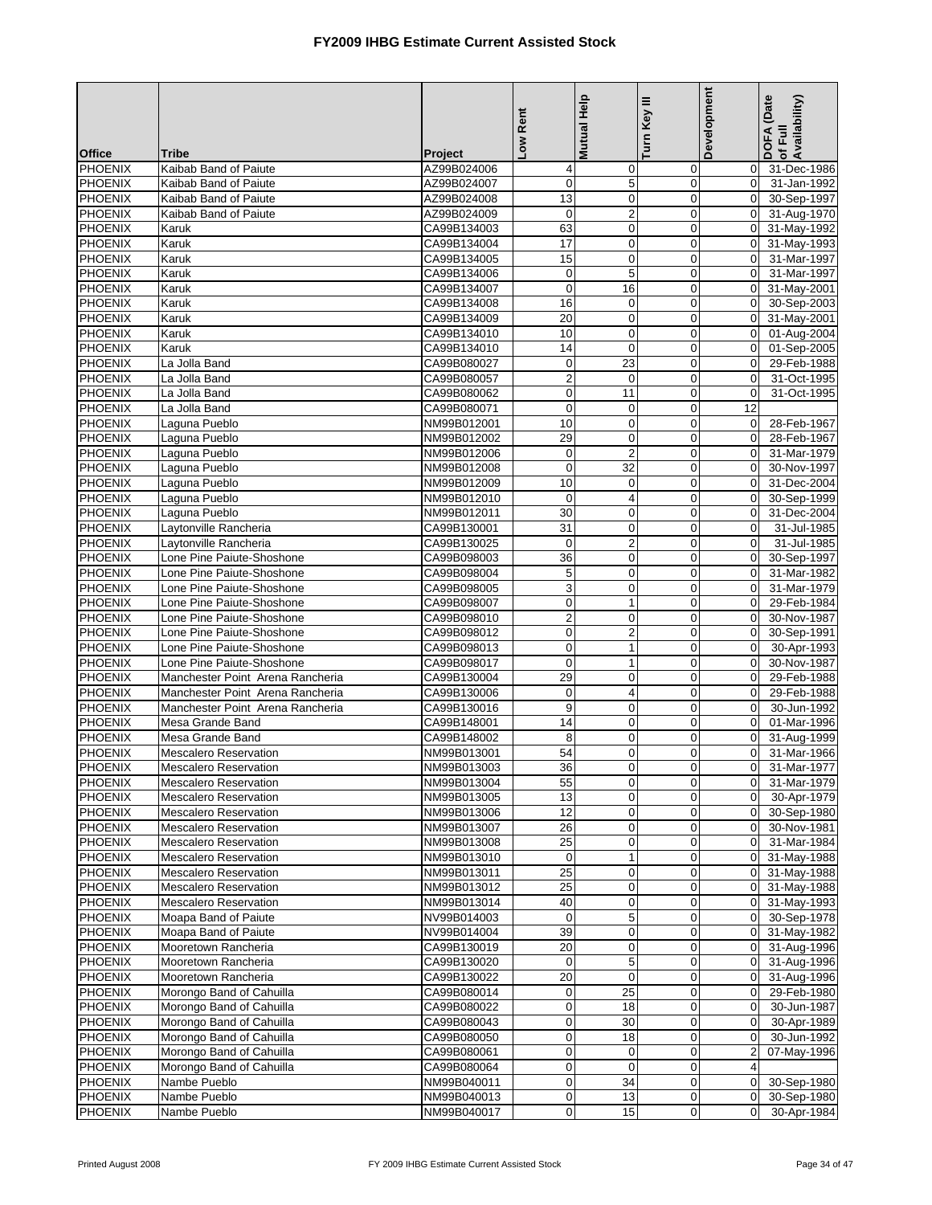# FY2009 IHBG Estimate Current Assisted Stock

| Office | Tribe | Project | Low Rent | Mutual Help | Turn Key III | Development | DOFA (Date of Full Availability) |
|---|---|---|---|---|---|---|---|
| PHOENIX | Kaibab Band of Paiute | AZ99B024006 | 4 | 0 | 0 | 0 | 31-Dec-1986 |
| PHOENIX | Kaibab Band of Paiute | AZ99B024007 | 0 | 5 | 0 | 0 | 31-Jan-1992 |
| PHOENIX | Kaibab Band of Paiute | AZ99B024008 | 13 | 0 | 0 | 0 | 30-Sep-1997 |
| PHOENIX | Kaibab Band of Paiute | AZ99B024009 | 0 | 2 | 0 | 0 | 31-Aug-1970 |
| PHOENIX | Karuk | CA99B134003 | 63 | 0 | 0 | 0 | 31-May-1992 |
| PHOENIX | Karuk | CA99B134004 | 17 | 0 | 0 | 0 | 31-May-1993 |
| PHOENIX | Karuk | CA99B134005 | 15 | 0 | 0 | 0 | 31-Mar-1997 |
| PHOENIX | Karuk | CA99B134006 | 0 | 5 | 0 | 0 | 31-Mar-1997 |
| PHOENIX | Karuk | CA99B134007 | 0 | 16 | 0 | 0 | 31-May-2001 |
| PHOENIX | Karuk | CA99B134008 | 16 | 0 | 0 | 0 | 30-Sep-2003 |
| PHOENIX | Karuk | CA99B134009 | 20 | 0 | 0 | 0 | 31-May-2001 |
| PHOENIX | Karuk | CA99B134010 | 10 | 0 | 0 | 0 | 01-Aug-2004 |
| PHOENIX | Karuk | CA99B134010 | 14 | 0 | 0 | 0 | 01-Sep-2005 |
| PHOENIX | La Jolla Band | CA99B080027 | 0 | 23 | 0 | 0 | 29-Feb-1988 |
| PHOENIX | La Jolla Band | CA99B080057 | 2 | 0 | 0 | 0 | 31-Oct-1995 |
| PHOENIX | La Jolla Band | CA99B080062 | 0 | 11 | 0 | 0 | 31-Oct-1995 |
| PHOENIX | La Jolla Band | CA99B080071 | 0 | 0 | 0 | 12 | |
| PHOENIX | Laguna Pueblo | NM99B012001 | 10 | 0 | 0 | 0 | 28-Feb-1967 |
| PHOENIX | Laguna Pueblo | NM99B012002 | 29 | 0 | 0 | 0 | 28-Feb-1967 |
| PHOENIX | Laguna Pueblo | NM99B012006 | 0 | 2 | 0 | 0 | 31-Mar-1979 |
| PHOENIX | Laguna Pueblo | NM99B012008 | 0 | 32 | 0 | 0 | 30-Nov-1997 |
| PHOENIX | Laguna Pueblo | NM99B012009 | 10 | 0 | 0 | 0 | 31-Dec-2004 |
| PHOENIX | Laguna Pueblo | NM99B012010 | 0 | 4 | 0 | 0 | 30-Sep-1999 |
| PHOENIX | Laguna Pueblo | NM99B012011 | 30 | 0 | 0 | 0 | 31-Dec-2004 |
| PHOENIX | Laytonville Rancheria | CA99B130001 | 31 | 0 | 0 | 0 | 31-Jul-1985 |
| PHOENIX | Laytonville Rancheria | CA99B130025 | 0 | 2 | 0 | 0 | 31-Jul-1985 |
| PHOENIX | Lone Pine Paiute-Shoshone | CA99B098003 | 36 | 0 | 0 | 0 | 30-Sep-1997 |
| PHOENIX | Lone Pine Paiute-Shoshone | CA99B098004 | 5 | 0 | 0 | 0 | 31-Mar-1982 |
| PHOENIX | Lone Pine Paiute-Shoshone | CA99B098005 | 3 | 0 | 0 | 0 | 31-Mar-1979 |
| PHOENIX | Lone Pine Paiute-Shoshone | CA99B098007 | 0 | 1 | 0 | 0 | 29-Feb-1984 |
| PHOENIX | Lone Pine Paiute-Shoshone | CA99B098010 | 2 | 0 | 0 | 0 | 30-Nov-1987 |
| PHOENIX | Lone Pine Paiute-Shoshone | CA99B098012 | 0 | 2 | 0 | 0 | 30-Sep-1991 |
| PHOENIX | Lone Pine Paiute-Shoshone | CA99B098013 | 0 | 1 | 0 | 0 | 30-Apr-1993 |
| PHOENIX | Lone Pine Paiute-Shoshone | CA99B098017 | 0 | 1 | 0 | 0 | 30-Nov-1987 |
| PHOENIX | Manchester Point Arena Rancheria | CA99B130004 | 29 | 0 | 0 | 0 | 29-Feb-1988 |
| PHOENIX | Manchester Point Arena Rancheria | CA99B130006 | 0 | 4 | 0 | 0 | 29-Feb-1988 |
| PHOENIX | Manchester Point Arena Rancheria | CA99B130016 | 9 | 0 | 0 | 0 | 30-Jun-1992 |
| PHOENIX | Mesa Grande Band | CA99B148001 | 14 | 0 | 0 | 0 | 01-Mar-1996 |
| PHOENIX | Mesa Grande Band | CA99B148002 | 8 | 0 | 0 | 0 | 31-Aug-1999 |
| PHOENIX | Mescalero Reservation | NM99B013001 | 54 | 0 | 0 | 0 | 31-Mar-1966 |
| PHOENIX | Mescalero Reservation | NM99B013003 | 36 | 0 | 0 | 0 | 31-Mar-1977 |
| PHOENIX | Mescalero Reservation | NM99B013004 | 55 | 0 | 0 | 0 | 31-Mar-1979 |
| PHOENIX | Mescalero Reservation | NM99B013005 | 13 | 0 | 0 | 0 | 30-Apr-1979 |
| PHOENIX | Mescalero Reservation | NM99B013006 | 12 | 0 | 0 | 0 | 30-Sep-1980 |
| PHOENIX | Mescalero Reservation | NM99B013007 | 26 | 0 | 0 | 0 | 30-Nov-1981 |
| PHOENIX | Mescalero Reservation | NM99B013008 | 25 | 0 | 0 | 0 | 31-Mar-1984 |
| PHOENIX | Mescalero Reservation | NM99B013010 | 0 | 1 | 0 | 0 | 31-May-1988 |
| PHOENIX | Mescalero Reservation | NM99B013011 | 25 | 0 | 0 | 0 | 31-May-1988 |
| PHOENIX | Mescalero Reservation | NM99B013012 | 25 | 0 | 0 | 0 | 31-May-1988 |
| PHOENIX | Mescalero Reservation | NM99B013014 | 40 | 0 | 0 | 0 | 31-May-1993 |
| PHOENIX | Moapa Band of Paiute | NV99B014003 | 0 | 5 | 0 | 0 | 30-Sep-1978 |
| PHOENIX | Moapa Band of Paiute | NV99B014004 | 39 | 0 | 0 | 0 | 31-May-1982 |
| PHOENIX | Mooretown Rancheria | CA99B130019 | 20 | 0 | 0 | 0 | 31-Aug-1996 |
| PHOENIX | Mooretown Rancheria | CA99B130020 | 0 | 5 | 0 | 0 | 31-Aug-1996 |
| PHOENIX | Mooretown Rancheria | CA99B130022 | 20 | 0 | 0 | 0 | 31-Aug-1996 |
| PHOENIX | Morongo Band of Cahuilla | CA99B080014 | 0 | 25 | 0 | 0 | 29-Feb-1980 |
| PHOENIX | Morongo Band of Cahuilla | CA99B080022 | 0 | 18 | 0 | 0 | 30-Jun-1987 |
| PHOENIX | Morongo Band of Cahuilla | CA99B080043 | 0 | 30 | 0 | 0 | 30-Apr-1989 |
| PHOENIX | Morongo Band of Cahuilla | CA99B080050 | 0 | 18 | 0 | 0 | 30-Jun-1992 |
| PHOENIX | Morongo Band of Cahuilla | CA99B080061 | 0 | 0 | 0 | 2 | 07-May-1996 |
| PHOENIX | Morongo Band of Cahuilla | CA99B080064 | 0 | 0 | 0 | 4 | |
| PHOENIX | Nambe Pueblo | NM99B040011 | 0 | 34 | 0 | 0 | 30-Sep-1980 |
| PHOENIX | Nambe Pueblo | NM99B040013 | 0 | 13 | 0 | 0 | 30-Sep-1980 |
| PHOENIX | Nambe Pueblo | NM99B040017 | 0 | 15 | 0 | 0 | 30-Apr-1984 |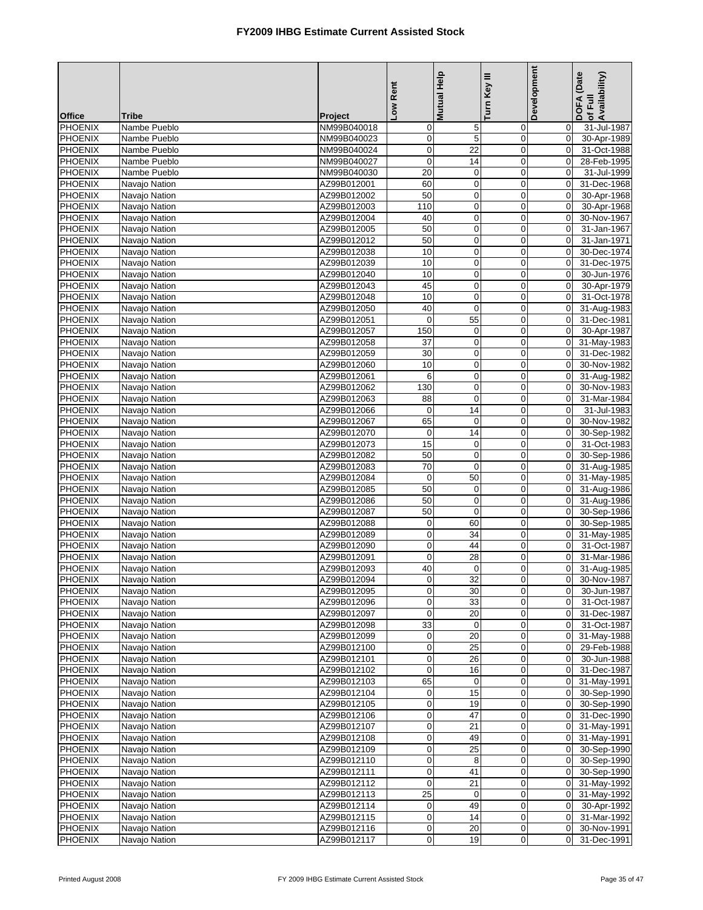# FY2009 IHBG Estimate Current Assisted Stock

| Office | Tribe | Project | Low Rent | Mutual Help | Turn Key III | Development | DOFA (Date of Full Availability) |
|---|---|---|---|---|---|---|---|
| PHOENIX | Nambe Pueblo | NM99B040018 | 0 | 5 | 0 | 0 | 31-Jul-1987 |
| PHOENIX | Nambe Pueblo | NM99B040023 | 0 | 5 | 0 | 0 | 30-Apr-1989 |
| PHOENIX | Nambe Pueblo | NM99B040024 | 0 | 22 | 0 | 0 | 31-Oct-1988 |
| PHOENIX | Nambe Pueblo | NM99B040027 | 0 | 14 | 0 | 0 | 28-Feb-1995 |
| PHOENIX | Nambe Pueblo | NM99B040030 | 20 | 0 | 0 | 0 | 31-Jul-1999 |
| PHOENIX | Navajo Nation | AZ99B012001 | 60 | 0 | 0 | 0 | 31-Dec-1968 |
| PHOENIX | Navajo Nation | AZ99B012002 | 50 | 0 | 0 | 0 | 30-Apr-1968 |
| PHOENIX | Navajo Nation | AZ99B012003 | 110 | 0 | 0 | 0 | 30-Apr-1968 |
| PHOENIX | Navajo Nation | AZ99B012004 | 40 | 0 | 0 | 0 | 30-Nov-1967 |
| PHOENIX | Navajo Nation | AZ99B012005 | 50 | 0 | 0 | 0 | 31-Jan-1967 |
| PHOENIX | Navajo Nation | AZ99B012012 | 50 | 0 | 0 | 0 | 31-Jan-1971 |
| PHOENIX | Navajo Nation | AZ99B012038 | 10 | 0 | 0 | 0 | 30-Dec-1974 |
| PHOENIX | Navajo Nation | AZ99B012039 | 10 | 0 | 0 | 0 | 31-Dec-1975 |
| PHOENIX | Navajo Nation | AZ99B012040 | 10 | 0 | 0 | 0 | 30-Jun-1976 |
| PHOENIX | Navajo Nation | AZ99B012043 | 45 | 0 | 0 | 0 | 30-Apr-1979 |
| PHOENIX | Navajo Nation | AZ99B012048 | 10 | 0 | 0 | 0 | 31-Oct-1978 |
| PHOENIX | Navajo Nation | AZ99B012050 | 40 | 0 | 0 | 0 | 31-Aug-1983 |
| PHOENIX | Navajo Nation | AZ99B012051 | 0 | 55 | 0 | 0 | 31-Dec-1981 |
| PHOENIX | Navajo Nation | AZ99B012057 | 150 | 0 | 0 | 0 | 30-Apr-1987 |
| PHOENIX | Navajo Nation | AZ99B012058 | 37 | 0 | 0 | 0 | 31-May-1983 |
| PHOENIX | Navajo Nation | AZ99B012059 | 30 | 0 | 0 | 0 | 31-Dec-1982 |
| PHOENIX | Navajo Nation | AZ99B012060 | 10 | 0 | 0 | 0 | 30-Nov-1982 |
| PHOENIX | Navajo Nation | AZ99B012061 | 6 | 0 | 0 | 0 | 31-Aug-1982 |
| PHOENIX | Navajo Nation | AZ99B012062 | 130 | 0 | 0 | 0 | 30-Nov-1983 |
| PHOENIX | Navajo Nation | AZ99B012063 | 88 | 0 | 0 | 0 | 31-Mar-1984 |
| PHOENIX | Navajo Nation | AZ99B012066 | 0 | 14 | 0 | 0 | 31-Jul-1983 |
| PHOENIX | Navajo Nation | AZ99B012067 | 65 | 0 | 0 | 0 | 30-Nov-1982 |
| PHOENIX | Navajo Nation | AZ99B012070 | 0 | 14 | 0 | 0 | 30-Sep-1982 |
| PHOENIX | Navajo Nation | AZ99B012073 | 15 | 0 | 0 | 0 | 31-Oct-1983 |
| PHOENIX | Navajo Nation | AZ99B012082 | 50 | 0 | 0 | 0 | 30-Sep-1986 |
| PHOENIX | Navajo Nation | AZ99B012083 | 70 | 0 | 0 | 0 | 31-Aug-1985 |
| PHOENIX | Navajo Nation | AZ99B012084 | 0 | 50 | 0 | 0 | 31-May-1985 |
| PHOENIX | Navajo Nation | AZ99B012085 | 50 | 0 | 0 | 0 | 31-Aug-1986 |
| PHOENIX | Navajo Nation | AZ99B012086 | 50 | 0 | 0 | 0 | 31-Aug-1986 |
| PHOENIX | Navajo Nation | AZ99B012087 | 50 | 0 | 0 | 0 | 30-Sep-1986 |
| PHOENIX | Navajo Nation | AZ99B012088 | 0 | 60 | 0 | 0 | 30-Sep-1985 |
| PHOENIX | Navajo Nation | AZ99B012089 | 0 | 34 | 0 | 0 | 31-May-1985 |
| PHOENIX | Navajo Nation | AZ99B012090 | 0 | 44 | 0 | 0 | 31-Oct-1987 |
| PHOENIX | Navajo Nation | AZ99B012091 | 0 | 28 | 0 | 0 | 31-Mar-1986 |
| PHOENIX | Navajo Nation | AZ99B012093 | 40 | 0 | 0 | 0 | 31-Aug-1985 |
| PHOENIX | Navajo Nation | AZ99B012094 | 0 | 32 | 0 | 0 | 30-Nov-1987 |
| PHOENIX | Navajo Nation | AZ99B012095 | 0 | 30 | 0 | 0 | 30-Jun-1987 |
| PHOENIX | Navajo Nation | AZ99B012096 | 0 | 33 | 0 | 0 | 31-Oct-1987 |
| PHOENIX | Navajo Nation | AZ99B012097 | 0 | 20 | 0 | 0 | 31-Dec-1987 |
| PHOENIX | Navajo Nation | AZ99B012098 | 33 | 0 | 0 | 0 | 31-Oct-1987 |
| PHOENIX | Navajo Nation | AZ99B012099 | 0 | 20 | 0 | 0 | 31-May-1988 |
| PHOENIX | Navajo Nation | AZ99B012100 | 0 | 25 | 0 | 0 | 29-Feb-1988 |
| PHOENIX | Navajo Nation | AZ99B012101 | 0 | 26 | 0 | 0 | 30-Jun-1988 |
| PHOENIX | Navajo Nation | AZ99B012102 | 0 | 16 | 0 | 0 | 31-Dec-1987 |
| PHOENIX | Navajo Nation | AZ99B012103 | 65 | 0 | 0 | 0 | 31-May-1991 |
| PHOENIX | Navajo Nation | AZ99B012104 | 0 | 15 | 0 | 0 | 30-Sep-1990 |
| PHOENIX | Navajo Nation | AZ99B012105 | 0 | 19 | 0 | 0 | 30-Sep-1990 |
| PHOENIX | Navajo Nation | AZ99B012106 | 0 | 47 | 0 | 0 | 31-Dec-1990 |
| PHOENIX | Navajo Nation | AZ99B012107 | 0 | 21 | 0 | 0 | 31-May-1991 |
| PHOENIX | Navajo Nation | AZ99B012108 | 0 | 49 | 0 | 0 | 31-May-1991 |
| PHOENIX | Navajo Nation | AZ99B012109 | 0 | 25 | 0 | 0 | 30-Sep-1990 |
| PHOENIX | Navajo Nation | AZ99B012110 | 0 | 8 | 0 | 0 | 30-Sep-1990 |
| PHOENIX | Navajo Nation | AZ99B012111 | 0 | 41 | 0 | 0 | 30-Sep-1990 |
| PHOENIX | Navajo Nation | AZ99B012112 | 0 | 21 | 0 | 0 | 31-May-1992 |
| PHOENIX | Navajo Nation | AZ99B012113 | 25 | 0 | 0 | 0 | 31-May-1992 |
| PHOENIX | Navajo Nation | AZ99B012114 | 0 | 49 | 0 | 0 | 30-Apr-1992 |
| PHOENIX | Navajo Nation | AZ99B012115 | 0 | 14 | 0 | 0 | 31-Mar-1992 |
| PHOENIX | Navajo Nation | AZ99B012116 | 0 | 20 | 0 | 0 | 30-Nov-1991 |
| PHOENIX | Navajo Nation | AZ99B012117 | 0 | 19 | 0 | 0 | 31-Dec-1991 |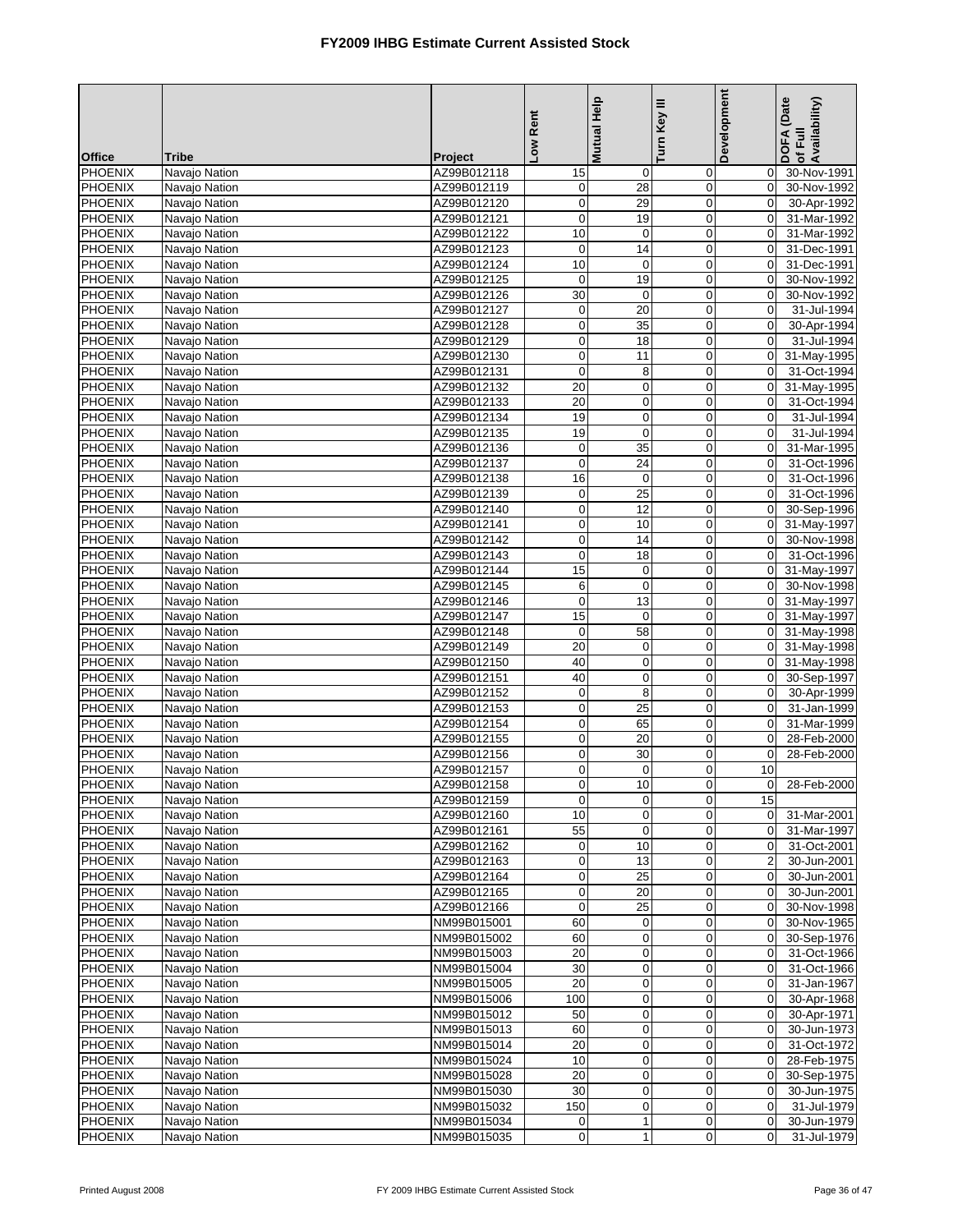# FY2009 IHBG Estimate Current Assisted Stock

| Office | Tribe | Project | Low Rent | Mutual Help | Turn Key III | Development | DOFA (Date of Full Availability) |
|---|---|---|---|---|---|---|---|
| PHOENIX | Navajo Nation | AZ99B012118 | 15 | 0 | 0 | 0 | 30-Nov-1991 |
| PHOENIX | Navajo Nation | AZ99B012119 | 0 | 28 | 0 | 0 | 30-Nov-1992 |
| PHOENIX | Navajo Nation | AZ99B012120 | 0 | 29 | 0 | 0 | 30-Apr-1992 |
| PHOENIX | Navajo Nation | AZ99B012121 | 0 | 19 | 0 | 0 | 31-Mar-1992 |
| PHOENIX | Navajo Nation | AZ99B012122 | 10 | 0 | 0 | 0 | 31-Mar-1992 |
| PHOENIX | Navajo Nation | AZ99B012123 | 0 | 14 | 0 | 0 | 31-Dec-1991 |
| PHOENIX | Navajo Nation | AZ99B012124 | 10 | 0 | 0 | 0 | 31-Dec-1991 |
| PHOENIX | Navajo Nation | AZ99B012125 | 0 | 19 | 0 | 0 | 30-Nov-1992 |
| PHOENIX | Navajo Nation | AZ99B012126 | 30 | 0 | 0 | 0 | 30-Nov-1992 |
| PHOENIX | Navajo Nation | AZ99B012127 | 0 | 20 | 0 | 0 | 31-Jul-1994 |
| PHOENIX | Navajo Nation | AZ99B012128 | 0 | 35 | 0 | 0 | 30-Apr-1994 |
| PHOENIX | Navajo Nation | AZ99B012129 | 0 | 18 | 0 | 0 | 31-Jul-1994 |
| PHOENIX | Navajo Nation | AZ99B012130 | 0 | 11 | 0 | 0 | 31-May-1995 |
| PHOENIX | Navajo Nation | AZ99B012131 | 0 | 8 | 0 | 0 | 31-Oct-1994 |
| PHOENIX | Navajo Nation | AZ99B012132 | 20 | 0 | 0 | 0 | 31-May-1995 |
| PHOENIX | Navajo Nation | AZ99B012133 | 20 | 0 | 0 | 0 | 31-Oct-1994 |
| PHOENIX | Navajo Nation | AZ99B012134 | 19 | 0 | 0 | 0 | 31-Jul-1994 |
| PHOENIX | Navajo Nation | AZ99B012135 | 19 | 0 | 0 | 0 | 31-Jul-1994 |
| PHOENIX | Navajo Nation | AZ99B012136 | 0 | 35 | 0 | 0 | 31-Mar-1995 |
| PHOENIX | Navajo Nation | AZ99B012137 | 0 | 24 | 0 | 0 | 31-Oct-1996 |
| PHOENIX | Navajo Nation | AZ99B012138 | 16 | 0 | 0 | 0 | 31-Oct-1996 |
| PHOENIX | Navajo Nation | AZ99B012139 | 0 | 25 | 0 | 0 | 31-Oct-1996 |
| PHOENIX | Navajo Nation | AZ99B012140 | 0 | 12 | 0 | 0 | 30-Sep-1996 |
| PHOENIX | Navajo Nation | AZ99B012141 | 0 | 10 | 0 | 0 | 31-May-1997 |
| PHOENIX | Navajo Nation | AZ99B012142 | 0 | 14 | 0 | 0 | 30-Nov-1998 |
| PHOENIX | Navajo Nation | AZ99B012143 | 0 | 18 | 0 | 0 | 31-Oct-1996 |
| PHOENIX | Navajo Nation | AZ99B012144 | 15 | 0 | 0 | 0 | 31-May-1997 |
| PHOENIX | Navajo Nation | AZ99B012145 | 6 | 0 | 0 | 0 | 30-Nov-1998 |
| PHOENIX | Navajo Nation | AZ99B012146 | 0 | 13 | 0 | 0 | 31-May-1997 |
| PHOENIX | Navajo Nation | AZ99B012147 | 15 | 0 | 0 | 0 | 31-May-1997 |
| PHOENIX | Navajo Nation | AZ99B012148 | 0 | 58 | 0 | 0 | 31-May-1998 |
| PHOENIX | Navajo Nation | AZ99B012149 | 20 | 0 | 0 | 0 | 31-May-1998 |
| PHOENIX | Navajo Nation | AZ99B012150 | 40 | 0 | 0 | 0 | 31-May-1998 |
| PHOENIX | Navajo Nation | AZ99B012151 | 40 | 0 | 0 | 0 | 30-Sep-1997 |
| PHOENIX | Navajo Nation | AZ99B012152 | 0 | 8 | 0 | 0 | 30-Apr-1999 |
| PHOENIX | Navajo Nation | AZ99B012153 | 0 | 25 | 0 | 0 | 31-Jan-1999 |
| PHOENIX | Navajo Nation | AZ99B012154 | 0 | 65 | 0 | 0 | 31-Mar-1999 |
| PHOENIX | Navajo Nation | AZ99B012155 | 0 | 20 | 0 | 0 | 28-Feb-2000 |
| PHOENIX | Navajo Nation | AZ99B012156 | 0 | 30 | 0 | 0 | 28-Feb-2000 |
| PHOENIX | Navajo Nation | AZ99B012157 | 0 | 0 | 0 | 10 | |
| PHOENIX | Navajo Nation | AZ99B012158 | 0 | 10 | 0 | 0 | 28-Feb-2000 |
| PHOENIX | Navajo Nation | AZ99B012159 | 0 | 0 | 0 | 15 | |
| PHOENIX | Navajo Nation | AZ99B012160 | 10 | 0 | 0 | 0 | 31-Mar-2001 |
| PHOENIX | Navajo Nation | AZ99B012161 | 55 | 0 | 0 | 0 | 31-Mar-1997 |
| PHOENIX | Navajo Nation | AZ99B012162 | 0 | 10 | 0 | 0 | 31-Oct-2001 |
| PHOENIX | Navajo Nation | AZ99B012163 | 0 | 13 | 0 | 2 | 30-Jun-2001 |
| PHOENIX | Navajo Nation | AZ99B012164 | 0 | 25 | 0 | 0 | 30-Jun-2001 |
| PHOENIX | Navajo Nation | AZ99B012165 | 0 | 20 | 0 | 0 | 30-Jun-2001 |
| PHOENIX | Navajo Nation | AZ99B012166 | 0 | 25 | 0 | 0 | 30-Nov-1998 |
| PHOENIX | Navajo Nation | NM99B015001 | 60 | 0 | 0 | 0 | 30-Nov-1965 |
| PHOENIX | Navajo Nation | NM99B015002 | 60 | 0 | 0 | 0 | 30-Sep-1976 |
| PHOENIX | Navajo Nation | NM99B015003 | 20 | 0 | 0 | 0 | 31-Oct-1966 |
| PHOENIX | Navajo Nation | NM99B015004 | 30 | 0 | 0 | 0 | 31-Oct-1966 |
| PHOENIX | Navajo Nation | NM99B015005 | 20 | 0 | 0 | 0 | 31-Jan-1967 |
| PHOENIX | Navajo Nation | NM99B015006 | 100 | 0 | 0 | 0 | 30-Apr-1968 |
| PHOENIX | Navajo Nation | NM99B015012 | 50 | 0 | 0 | 0 | 30-Apr-1971 |
| PHOENIX | Navajo Nation | NM99B015013 | 60 | 0 | 0 | 0 | 30-Jun-1973 |
| PHOENIX | Navajo Nation | NM99B015014 | 20 | 0 | 0 | 0 | 31-Oct-1972 |
| PHOENIX | Navajo Nation | NM99B015024 | 10 | 0 | 0 | 0 | 28-Feb-1975 |
| PHOENIX | Navajo Nation | NM99B015028 | 20 | 0 | 0 | 0 | 30-Sep-1975 |
| PHOENIX | Navajo Nation | NM99B015030 | 30 | 0 | 0 | 0 | 30-Jun-1975 |
| PHOENIX | Navajo Nation | NM99B015032 | 150 | 0 | 0 | 0 | 31-Jul-1979 |
| PHOENIX | Navajo Nation | NM99B015034 | 0 | 1 | 0 | 0 | 30-Jun-1979 |
| PHOENIX | Navajo Nation | NM99B015035 | 0 | 1 | 0 | 0 | 31-Jul-1979 |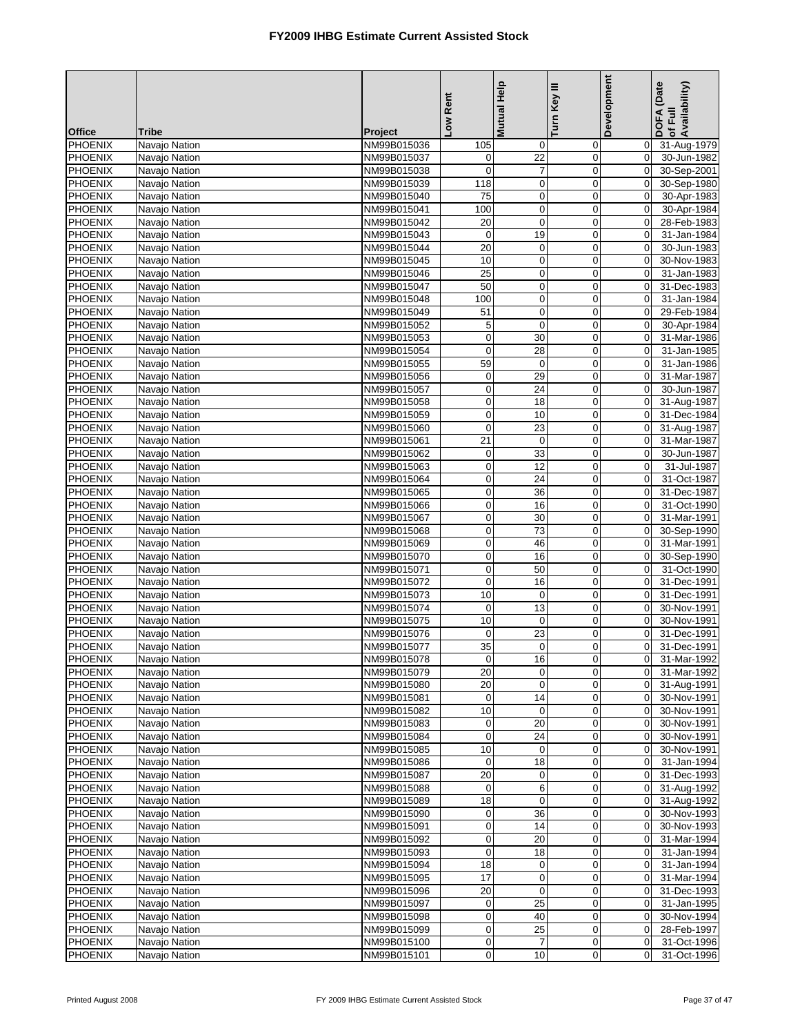# FY2009 IHBG Estimate Current Assisted Stock

| Office | Tribe | Project | Low Rent | Mutual Help | Turn Key III | Development | DOFA (Date of Full Availability) |
|---|---|---|---|---|---|---|---|
| PHOENIX | Navajo Nation | NM99B015036 | 105 | 0 | 0 | 0 | 31-Aug-1979 |
| PHOENIX | Navajo Nation | NM99B015037 | 0 | 22 | 0 | 0 | 30-Jun-1982 |
| PHOENIX | Navajo Nation | NM99B015038 | 0 | 7 | 0 | 0 | 30-Sep-2001 |
| PHOENIX | Navajo Nation | NM99B015039 | 118 | 0 | 0 | 0 | 30-Sep-1980 |
| PHOENIX | Navajo Nation | NM99B015040 | 75 | 0 | 0 | 0 | 30-Apr-1983 |
| PHOENIX | Navajo Nation | NM99B015041 | 100 | 0 | 0 | 0 | 30-Apr-1984 |
| PHOENIX | Navajo Nation | NM99B015042 | 20 | 0 | 0 | 0 | 28-Feb-1983 |
| PHOENIX | Navajo Nation | NM99B015043 | 0 | 19 | 0 | 0 | 31-Jan-1984 |
| PHOENIX | Navajo Nation | NM99B015044 | 20 | 0 | 0 | 0 | 30-Jun-1983 |
| PHOENIX | Navajo Nation | NM99B015045 | 10 | 0 | 0 | 0 | 30-Nov-1983 |
| PHOENIX | Navajo Nation | NM99B015046 | 25 | 0 | 0 | 0 | 31-Jan-1983 |
| PHOENIX | Navajo Nation | NM99B015047 | 50 | 0 | 0 | 0 | 31-Dec-1983 |
| PHOENIX | Navajo Nation | NM99B015048 | 100 | 0 | 0 | 0 | 31-Jan-1984 |
| PHOENIX | Navajo Nation | NM99B015049 | 51 | 0 | 0 | 0 | 29-Feb-1984 |
| PHOENIX | Navajo Nation | NM99B015052 | 5 | 0 | 0 | 0 | 30-Apr-1984 |
| PHOENIX | Navajo Nation | NM99B015053 | 0 | 30 | 0 | 0 | 31-Mar-1986 |
| PHOENIX | Navajo Nation | NM99B015054 | 0 | 28 | 0 | 0 | 31-Jan-1985 |
| PHOENIX | Navajo Nation | NM99B015055 | 59 | 0 | 0 | 0 | 31-Jan-1986 |
| PHOENIX | Navajo Nation | NM99B015056 | 0 | 29 | 0 | 0 | 31-Mar-1987 |
| PHOENIX | Navajo Nation | NM99B015057 | 0 | 24 | 0 | 0 | 30-Jun-1987 |
| PHOENIX | Navajo Nation | NM99B015058 | 0 | 18 | 0 | 0 | 31-Aug-1987 |
| PHOENIX | Navajo Nation | NM99B015059 | 0 | 10 | 0 | 0 | 31-Dec-1984 |
| PHOENIX | Navajo Nation | NM99B015060 | 0 | 23 | 0 | 0 | 31-Aug-1987 |
| PHOENIX | Navajo Nation | NM99B015061 | 21 | 0 | 0 | 0 | 31-Mar-1987 |
| PHOENIX | Navajo Nation | NM99B015062 | 0 | 33 | 0 | 0 | 30-Jun-1987 |
| PHOENIX | Navajo Nation | NM99B015063 | 0 | 12 | 0 | 0 | 31-Jul-1987 |
| PHOENIX | Navajo Nation | NM99B015064 | 0 | 24 | 0 | 0 | 31-Oct-1987 |
| PHOENIX | Navajo Nation | NM99B015065 | 0 | 36 | 0 | 0 | 31-Dec-1987 |
| PHOENIX | Navajo Nation | NM99B015066 | 0 | 16 | 0 | 0 | 31-Oct-1990 |
| PHOENIX | Navajo Nation | NM99B015067 | 0 | 30 | 0 | 0 | 31-Mar-1991 |
| PHOENIX | Navajo Nation | NM99B015068 | 0 | 73 | 0 | 0 | 30-Sep-1990 |
| PHOENIX | Navajo Nation | NM99B015069 | 0 | 46 | 0 | 0 | 31-Mar-1991 |
| PHOENIX | Navajo Nation | NM99B015070 | 0 | 16 | 0 | 0 | 30-Sep-1990 |
| PHOENIX | Navajo Nation | NM99B015071 | 0 | 50 | 0 | 0 | 31-Oct-1990 |
| PHOENIX | Navajo Nation | NM99B015072 | 0 | 16 | 0 | 0 | 31-Dec-1991 |
| PHOENIX | Navajo Nation | NM99B015073 | 10 | 0 | 0 | 0 | 31-Dec-1991 |
| PHOENIX | Navajo Nation | NM99B015074 | 0 | 13 | 0 | 0 | 30-Nov-1991 |
| PHOENIX | Navajo Nation | NM99B015075 | 10 | 0 | 0 | 0 | 30-Nov-1991 |
| PHOENIX | Navajo Nation | NM99B015076 | 0 | 23 | 0 | 0 | 31-Dec-1991 |
| PHOENIX | Navajo Nation | NM99B015077 | 35 | 0 | 0 | 0 | 31-Dec-1991 |
| PHOENIX | Navajo Nation | NM99B015078 | 0 | 16 | 0 | 0 | 31-Mar-1992 |
| PHOENIX | Navajo Nation | NM99B015079 | 20 | 0 | 0 | 0 | 31-Mar-1992 |
| PHOENIX | Navajo Nation | NM99B015080 | 20 | 0 | 0 | 0 | 31-Aug-1991 |
| PHOENIX | Navajo Nation | NM99B015081 | 0 | 14 | 0 | 0 | 30-Nov-1991 |
| PHOENIX | Navajo Nation | NM99B015082 | 10 | 0 | 0 | 0 | 30-Nov-1991 |
| PHOENIX | Navajo Nation | NM99B015083 | 0 | 20 | 0 | 0 | 30-Nov-1991 |
| PHOENIX | Navajo Nation | NM99B015084 | 0 | 24 | 0 | 0 | 30-Nov-1991 |
| PHOENIX | Navajo Nation | NM99B015085 | 10 | 0 | 0 | 0 | 30-Nov-1991 |
| PHOENIX | Navajo Nation | NM99B015086 | 0 | 18 | 0 | 0 | 31-Jan-1994 |
| PHOENIX | Navajo Nation | NM99B015087 | 20 | 0 | 0 | 0 | 31-Dec-1993 |
| PHOENIX | Navajo Nation | NM99B015088 | 0 | 6 | 0 | 0 | 31-Aug-1992 |
| PHOENIX | Navajo Nation | NM99B015089 | 18 | 0 | 0 | 0 | 31-Aug-1992 |
| PHOENIX | Navajo Nation | NM99B015090 | 0 | 36 | 0 | 0 | 30-Nov-1993 |
| PHOENIX | Navajo Nation | NM99B015091 | 0 | 14 | 0 | 0 | 30-Nov-1993 |
| PHOENIX | Navajo Nation | NM99B015092 | 0 | 20 | 0 | 0 | 31-Mar-1994 |
| PHOENIX | Navajo Nation | NM99B015093 | 0 | 18 | 0 | 0 | 31-Jan-1994 |
| PHOENIX | Navajo Nation | NM99B015094 | 18 | 0 | 0 | 0 | 31-Jan-1994 |
| PHOENIX | Navajo Nation | NM99B015095 | 17 | 0 | 0 | 0 | 31-Mar-1994 |
| PHOENIX | Navajo Nation | NM99B015096 | 20 | 0 | 0 | 0 | 31-Dec-1993 |
| PHOENIX | Navajo Nation | NM99B015097 | 0 | 25 | 0 | 0 | 31-Jan-1995 |
| PHOENIX | Navajo Nation | NM99B015098 | 0 | 40 | 0 | 0 | 30-Nov-1994 |
| PHOENIX | Navajo Nation | NM99B015099 | 0 | 25 | 0 | 0 | 28-Feb-1997 |
| PHOENIX | Navajo Nation | NM99B015100 | 0 | 7 | 0 | 0 | 31-Oct-1996 |
| PHOENIX | Navajo Nation | NM99B015101 | 0 | 10 | 0 | 0 | 31-Oct-1996 |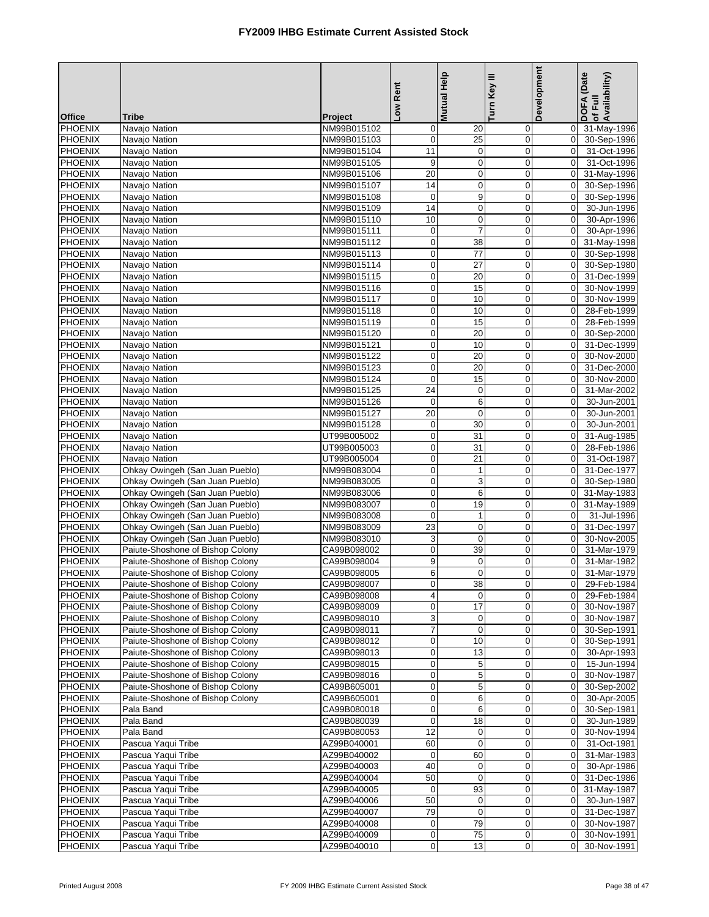# FY2009 IHBG Estimate Current Assisted Stock

| Office | Tribe | Project | Low Rent | Mutual Help | Turn Key III | Development | DOFA (Date of Full Availability) |
|---|---|---|---|---|---|---|---|
| PHOENIX | Navajo Nation | NM99B015102 | 0 | 20 | 0 | 0 | 31-May-1996 |
| PHOENIX | Navajo Nation | NM99B015103 | 0 | 25 | 0 | 0 | 30-Sep-1996 |
| PHOENIX | Navajo Nation | NM99B015104 | 11 | 0 | 0 | 0 | 31-Oct-1996 |
| PHOENIX | Navajo Nation | NM99B015105 | 9 | 0 | 0 | 0 | 31-Oct-1996 |
| PHOENIX | Navajo Nation | NM99B015106 | 20 | 0 | 0 | 0 | 31-May-1996 |
| PHOENIX | Navajo Nation | NM99B015107 | 14 | 0 | 0 | 0 | 30-Sep-1996 |
| PHOENIX | Navajo Nation | NM99B015108 | 0 | 9 | 0 | 0 | 30-Sep-1996 |
| PHOENIX | Navajo Nation | NM99B015109 | 14 | 0 | 0 | 0 | 30-Jun-1996 |
| PHOENIX | Navajo Nation | NM99B015110 | 10 | 0 | 0 | 0 | 30-Apr-1996 |
| PHOENIX | Navajo Nation | NM99B015111 | 0 | 7 | 0 | 0 | 30-Apr-1996 |
| PHOENIX | Navajo Nation | NM99B015112 | 0 | 38 | 0 | 0 | 31-May-1998 |
| PHOENIX | Navajo Nation | NM99B015113 | 0 | 77 | 0 | 0 | 30-Sep-1998 |
| PHOENIX | Navajo Nation | NM99B015114 | 0 | 27 | 0 | 0 | 30-Sep-1980 |
| PHOENIX | Navajo Nation | NM99B015115 | 0 | 20 | 0 | 0 | 31-Dec-1999 |
| PHOENIX | Navajo Nation | NM99B015116 | 0 | 15 | 0 | 0 | 30-Nov-1999 |
| PHOENIX | Navajo Nation | NM99B015117 | 0 | 10 | 0 | 0 | 30-Nov-1999 |
| PHOENIX | Navajo Nation | NM99B015118 | 0 | 10 | 0 | 0 | 28-Feb-1999 |
| PHOENIX | Navajo Nation | NM99B015119 | 0 | 15 | 0 | 0 | 28-Feb-1999 |
| PHOENIX | Navajo Nation | NM99B015120 | 0 | 20 | 0 | 0 | 30-Sep-2000 |
| PHOENIX | Navajo Nation | NM99B015121 | 0 | 10 | 0 | 0 | 31-Dec-1999 |
| PHOENIX | Navajo Nation | NM99B015122 | 0 | 20 | 0 | 0 | 30-Nov-2000 |
| PHOENIX | Navajo Nation | NM99B015123 | 0 | 20 | 0 | 0 | 31-Dec-2000 |
| PHOENIX | Navajo Nation | NM99B015124 | 0 | 15 | 0 | 0 | 30-Nov-2000 |
| PHOENIX | Navajo Nation | NM99B015125 | 24 | 0 | 0 | 0 | 31-Mar-2002 |
| PHOENIX | Navajo Nation | NM99B015126 | 0 | 6 | 0 | 0 | 30-Jun-2001 |
| PHOENIX | Navajo Nation | NM99B015127 | 20 | 0 | 0 | 0 | 30-Jun-2001 |
| PHOENIX | Navajo Nation | NM99B015128 | 0 | 30 | 0 | 0 | 30-Jun-2001 |
| PHOENIX | Navajo Nation | UT99B005002 | 0 | 31 | 0 | 0 | 31-Aug-1985 |
| PHOENIX | Navajo Nation | UT99B005003 | 0 | 31 | 0 | 0 | 28-Feb-1986 |
| PHOENIX | Navajo Nation | UT99B005004 | 0 | 21 | 0 | 0 | 31-Oct-1987 |
| PHOENIX | Ohkay Owingeh (San Juan Pueblo) | NM99B083004 | 0 | 1 | 0 | 0 | 31-Dec-1977 |
| PHOENIX | Ohkay Owingeh (San Juan Pueblo) | NM99B083005 | 0 | 3 | 0 | 0 | 30-Sep-1980 |
| PHOENIX | Ohkay Owingeh (San Juan Pueblo) | NM99B083006 | 0 | 6 | 0 | 0 | 31-May-1983 |
| PHOENIX | Ohkay Owingeh (San Juan Pueblo) | NM99B083007 | 0 | 19 | 0 | 0 | 31-May-1989 |
| PHOENIX | Ohkay Owingeh (San Juan Pueblo) | NM99B083008 | 0 | 1 | 0 | 0 | 31-Jul-1996 |
| PHOENIX | Ohkay Owingeh (San Juan Pueblo) | NM99B083009 | 23 | 0 | 0 | 0 | 31-Dec-1997 |
| PHOENIX | Ohkay Owingeh (San Juan Pueblo) | NM99B083010 | 3 | 0 | 0 | 0 | 30-Nov-2005 |
| PHOENIX | Paiute-Shoshone of Bishop Colony | CA99B098002 | 0 | 39 | 0 | 0 | 31-Mar-1979 |
| PHOENIX | Paiute-Shoshone of Bishop Colony | CA99B098004 | 9 | 0 | 0 | 0 | 31-Mar-1982 |
| PHOENIX | Paiute-Shoshone of Bishop Colony | CA99B098005 | 6 | 0 | 0 | 0 | 31-Mar-1979 |
| PHOENIX | Paiute-Shoshone of Bishop Colony | CA99B098007 | 0 | 38 | 0 | 0 | 29-Feb-1984 |
| PHOENIX | Paiute-Shoshone of Bishop Colony | CA99B098008 | 4 | 0 | 0 | 0 | 29-Feb-1984 |
| PHOENIX | Paiute-Shoshone of Bishop Colony | CA99B098009 | 0 | 17 | 0 | 0 | 30-Nov-1987 |
| PHOENIX | Paiute-Shoshone of Bishop Colony | CA99B098010 | 3 | 0 | 0 | 0 | 30-Nov-1987 |
| PHOENIX | Paiute-Shoshone of Bishop Colony | CA99B098011 | 7 | 0 | 0 | 0 | 30-Sep-1991 |
| PHOENIX | Paiute-Shoshone of Bishop Colony | CA99B098012 | 0 | 10 | 0 | 0 | 30-Sep-1991 |
| PHOENIX | Paiute-Shoshone of Bishop Colony | CA99B098013 | 0 | 13 | 0 | 0 | 30-Apr-1993 |
| PHOENIX | Paiute-Shoshone of Bishop Colony | CA99B098015 | 0 | 5 | 0 | 0 | 15-Jun-1994 |
| PHOENIX | Paiute-Shoshone of Bishop Colony | CA99B098016 | 0 | 5 | 0 | 0 | 30-Nov-1987 |
| PHOENIX | Paiute-Shoshone of Bishop Colony | CA99B605001 | 0 | 5 | 0 | 0 | 30-Sep-2002 |
| PHOENIX | Paiute-Shoshone of Bishop Colony | CA99B605001 | 0 | 6 | 0 | 0 | 30-Apr-2005 |
| PHOENIX | Pala Band | CA99B080018 | 0 | 6 | 0 | 0 | 30-Sep-1981 |
| PHOENIX | Pala Band | CA99B080039 | 0 | 18 | 0 | 0 | 30-Jun-1989 |
| PHOENIX | Pala Band | CA99B080053 | 12 | 0 | 0 | 0 | 30-Nov-1994 |
| PHOENIX | Pascua Yaqui Tribe | AZ99B040001 | 60 | 0 | 0 | 0 | 31-Oct-1981 |
| PHOENIX | Pascua Yaqui Tribe | AZ99B040002 | 0 | 60 | 0 | 0 | 31-Mar-1983 |
| PHOENIX | Pascua Yaqui Tribe | AZ99B040003 | 40 | 0 | 0 | 0 | 30-Apr-1986 |
| PHOENIX | Pascua Yaqui Tribe | AZ99B040004 | 50 | 0 | 0 | 0 | 31-Dec-1986 |
| PHOENIX | Pascua Yaqui Tribe | AZ99B040005 | 0 | 93 | 0 | 0 | 31-May-1987 |
| PHOENIX | Pascua Yaqui Tribe | AZ99B040006 | 50 | 0 | 0 | 0 | 30-Jun-1987 |
| PHOENIX | Pascua Yaqui Tribe | AZ99B040007 | 79 | 0 | 0 | 0 | 31-Dec-1987 |
| PHOENIX | Pascua Yaqui Tribe | AZ99B040008 | 0 | 79 | 0 | 0 | 30-Nov-1987 |
| PHOENIX | Pascua Yaqui Tribe | AZ99B040009 | 0 | 75 | 0 | 0 | 30-Nov-1991 |
| PHOENIX | Pascua Yaqui Tribe | AZ99B040010 | 0 | 13 | 0 | 0 | 30-Nov-1991 |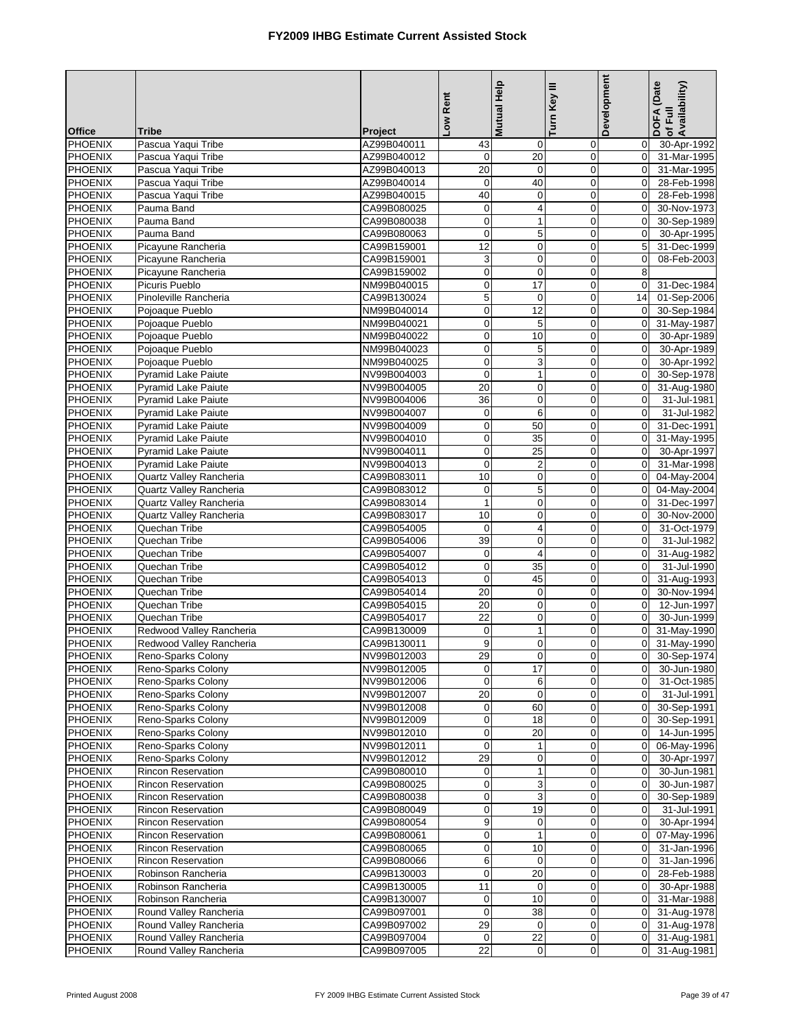# FY2009 IHBG Estimate Current Assisted Stock

| Office | Tribe | Project | Low Rent | Mutual Help | Turn Key III | Development | DOFA (Date of Full Availability) |
|---|---|---|---|---|---|---|---|
| PHOENIX | Pascua Yaqui Tribe | AZ99B040011 | 43 | 0 | 0 | 0 | 30-Apr-1992 |
| PHOENIX | Pascua Yaqui Tribe | AZ99B040012 | 0 | 20 | 0 | 0 | 31-Mar-1995 |
| PHOENIX | Pascua Yaqui Tribe | AZ99B040013 | 20 | 0 | 0 | 0 | 31-Mar-1995 |
| PHOENIX | Pascua Yaqui Tribe | AZ99B040014 | 0 | 40 | 0 | 0 | 28-Feb-1998 |
| PHOENIX | Pascua Yaqui Tribe | AZ99B040015 | 40 | 0 | 0 | 0 | 28-Feb-1998 |
| PHOENIX | Pauma Band | CA99B080025 | 0 | 4 | 0 | 0 | 30-Nov-1973 |
| PHOENIX | Pauma Band | CA99B080038 | 0 | 1 | 0 | 0 | 30-Sep-1989 |
| PHOENIX | Pauma Band | CA99B080063 | 0 | 5 | 0 | 0 | 30-Apr-1995 |
| PHOENIX | Picayune Rancheria | CA99B159001 | 12 | 0 | 0 | 5 | 31-Dec-1999 |
| PHOENIX | Picayune Rancheria | CA99B159001 | 3 | 0 | 0 | 0 | 08-Feb-2003 |
| PHOENIX | Picayune Rancheria | CA99B159002 | 0 | 0 | 0 | 8 | |
| PHOENIX | Picuris Pueblo | NM99B040015 | 0 | 17 | 0 | 0 | 31-Dec-1984 |
| PHOENIX | Pinoleville Rancheria | CA99B130024 | 5 | 0 | 0 | 14 | 01-Sep-2006 |
| PHOENIX | Pojoaque Pueblo | NM99B040014 | 0 | 12 | 0 | 0 | 30-Sep-1984 |
| PHOENIX | Pojoaque Pueblo | NM99B040021 | 0 | 5 | 0 | 0 | 31-May-1987 |
| PHOENIX | Pojoaque Pueblo | NM99B040022 | 0 | 10 | 0 | 0 | 30-Apr-1989 |
| PHOENIX | Pojoaque Pueblo | NM99B040023 | 0 | 5 | 0 | 0 | 30-Apr-1989 |
| PHOENIX | Pojoaque Pueblo | NM99B040025 | 0 | 3 | 0 | 0 | 30-Apr-1992 |
| PHOENIX | Pyramid Lake Paiute | NV99B004003 | 0 | 1 | 0 | 0 | 30-Sep-1978 |
| PHOENIX | Pyramid Lake Paiute | NV99B004005 | 20 | 0 | 0 | 0 | 31-Aug-1980 |
| PHOENIX | Pyramid Lake Paiute | NV99B004006 | 36 | 0 | 0 | 0 | 31-Jul-1981 |
| PHOENIX | Pyramid Lake Paiute | NV99B004007 | 0 | 6 | 0 | 0 | 31-Jul-1982 |
| PHOENIX | Pyramid Lake Paiute | NV99B004009 | 0 | 50 | 0 | 0 | 31-Dec-1991 |
| PHOENIX | Pyramid Lake Paiute | NV99B004010 | 0 | 35 | 0 | 0 | 31-May-1995 |
| PHOENIX | Pyramid Lake Paiute | NV99B004011 | 0 | 25 | 0 | 0 | 30-Apr-1997 |
| PHOENIX | Pyramid Lake Paiute | NV99B004013 | 0 | 2 | 0 | 0 | 31-Mar-1998 |
| PHOENIX | Quartz Valley Rancheria | CA99B083011 | 10 | 0 | 0 | 0 | 04-May-2004 |
| PHOENIX | Quartz Valley Rancheria | CA99B083012 | 0 | 5 | 0 | 0 | 04-May-2004 |
| PHOENIX | Quartz Valley Rancheria | CA99B083014 | 1 | 0 | 0 | 0 | 31-Dec-1997 |
| PHOENIX | Quartz Valley Rancheria | CA99B083017 | 10 | 0 | 0 | 0 | 30-Nov-2000 |
| PHOENIX | Quechan Tribe | CA99B054005 | 0 | 4 | 0 | 0 | 31-Oct-1979 |
| PHOENIX | Quechan Tribe | CA99B054006 | 39 | 0 | 0 | 0 | 31-Jul-1982 |
| PHOENIX | Quechan Tribe | CA99B054007 | 0 | 4 | 0 | 0 | 31-Aug-1982 |
| PHOENIX | Quechan Tribe | CA99B054012 | 0 | 35 | 0 | 0 | 31-Jul-1990 |
| PHOENIX | Quechan Tribe | CA99B054013 | 0 | 45 | 0 | 0 | 31-Aug-1993 |
| PHOENIX | Quechan Tribe | CA99B054014 | 20 | 0 | 0 | 0 | 30-Nov-1994 |
| PHOENIX | Quechan Tribe | CA99B054015 | 20 | 0 | 0 | 0 | 12-Jun-1997 |
| PHOENIX | Quechan Tribe | CA99B054017 | 22 | 0 | 0 | 0 | 30-Jun-1999 |
| PHOENIX | Redwood Valley Rancheria | CA99B130009 | 0 | 1 | 0 | 0 | 31-May-1990 |
| PHOENIX | Redwood Valley Rancheria | CA99B130011 | 9 | 0 | 0 | 0 | 31-May-1990 |
| PHOENIX | Reno-Sparks Colony | NV99B012003 | 29 | 0 | 0 | 0 | 30-Sep-1974 |
| PHOENIX | Reno-Sparks Colony | NV99B012005 | 0 | 17 | 0 | 0 | 30-Jun-1980 |
| PHOENIX | Reno-Sparks Colony | NV99B012006 | 0 | 6 | 0 | 0 | 31-Oct-1985 |
| PHOENIX | Reno-Sparks Colony | NV99B012007 | 20 | 0 | 0 | 0 | 31-Jul-1991 |
| PHOENIX | Reno-Sparks Colony | NV99B012008 | 0 | 60 | 0 | 0 | 30-Sep-1991 |
| PHOENIX | Reno-Sparks Colony | NV99B012009 | 0 | 18 | 0 | 0 | 30-Sep-1991 |
| PHOENIX | Reno-Sparks Colony | NV99B012010 | 0 | 20 | 0 | 0 | 14-Jun-1995 |
| PHOENIX | Reno-Sparks Colony | NV99B012011 | 0 | 1 | 0 | 0 | 06-May-1996 |
| PHOENIX | Reno-Sparks Colony | NV99B012012 | 29 | 0 | 0 | 0 | 30-Apr-1997 |
| PHOENIX | Rincon Reservation | CA99B080010 | 0 | 1 | 0 | 0 | 30-Jun-1981 |
| PHOENIX | Rincon Reservation | CA99B080025 | 0 | 3 | 0 | 0 | 30-Jun-1987 |
| PHOENIX | Rincon Reservation | CA99B080038 | 0 | 3 | 0 | 0 | 30-Sep-1989 |
| PHOENIX | Rincon Reservation | CA99B080049 | 0 | 19 | 0 | 0 | 31-Jul-1991 |
| PHOENIX | Rincon Reservation | CA99B080054 | 9 | 0 | 0 | 0 | 30-Apr-1994 |
| PHOENIX | Rincon Reservation | CA99B080061 | 0 | 1 | 0 | 0 | 07-May-1996 |
| PHOENIX | Rincon Reservation | CA99B080065 | 0 | 10 | 0 | 0 | 31-Jan-1996 |
| PHOENIX | Rincon Reservation | CA99B080066 | 6 | 0 | 0 | 0 | 31-Jan-1996 |
| PHOENIX | Robinson Rancheria | CA99B130003 | 0 | 20 | 0 | 0 | 28-Feb-1988 |
| PHOENIX | Robinson Rancheria | CA99B130005 | 11 | 0 | 0 | 0 | 30-Apr-1988 |
| PHOENIX | Robinson Rancheria | CA99B130007 | 0 | 10 | 0 | 0 | 31-Mar-1988 |
| PHOENIX | Round Valley Rancheria | CA99B097001 | 0 | 38 | 0 | 0 | 31-Aug-1978 |
| PHOENIX | Round Valley Rancheria | CA99B097002 | 29 | 0 | 0 | 0 | 31-Aug-1978 |
| PHOENIX | Round Valley Rancheria | CA99B097004 | 0 | 22 | 0 | 0 | 31-Aug-1981 |
| PHOENIX | Round Valley Rancheria | CA99B097005 | 22 | 0 | 0 | 0 | 31-Aug-1981 |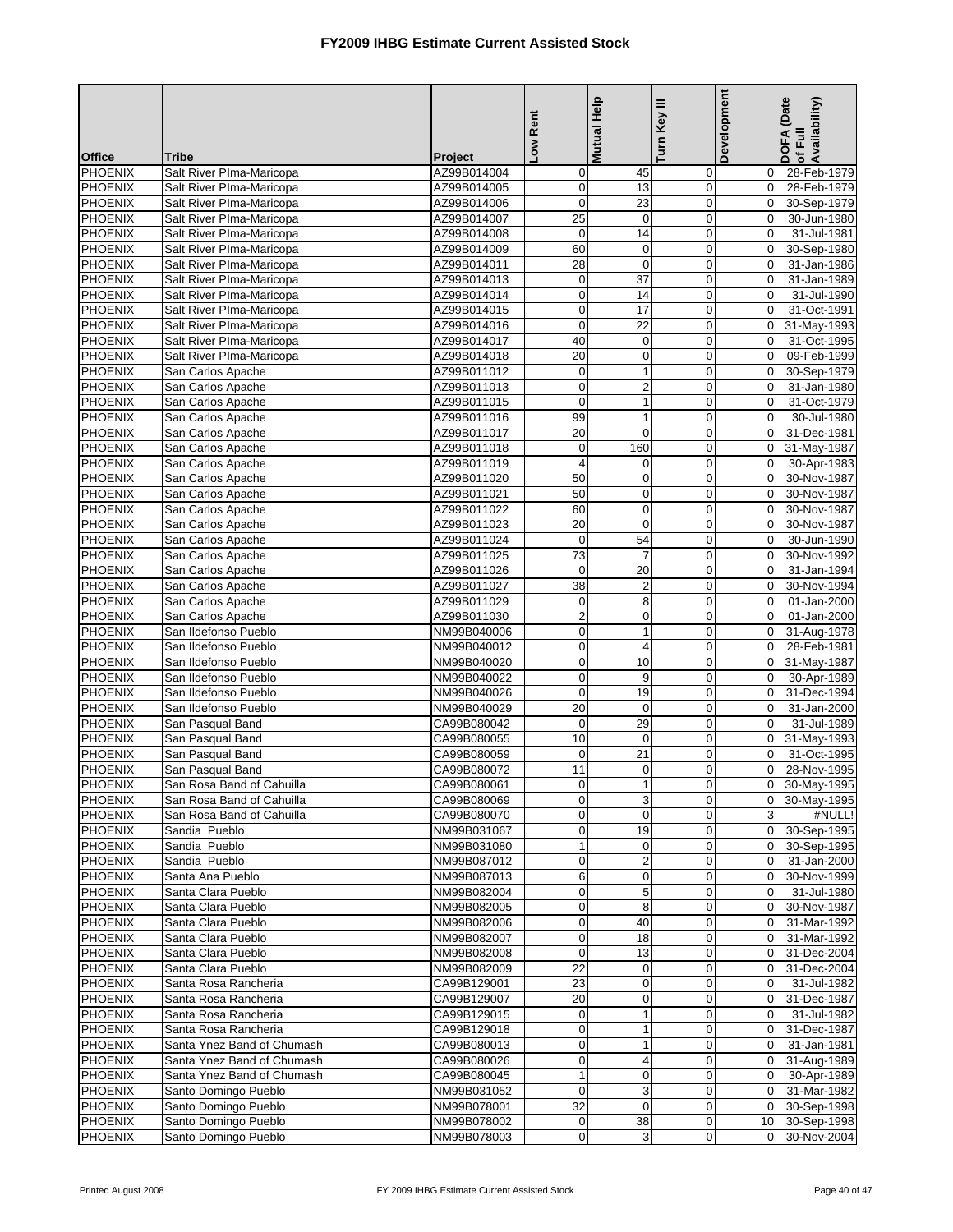# FY2009 IHBG Estimate Current Assisted Stock

| Office | Tribe | Project | Low Rent | Mutual Help | Turn Key III | Development | DOFA (Date of Full Availability) |
|---|---|---|---|---|---|---|---|
| PHOENIX | Salt River PIma-Maricopa | AZ99B014004 | 0 | 45 | 0 | 0 | 28-Feb-1979 |
| PHOENIX | Salt River PIma-Maricopa | AZ99B014005 | 0 | 13 | 0 | 0 | 28-Feb-1979 |
| PHOENIX | Salt River PIma-Maricopa | AZ99B014006 | 0 | 23 | 0 | 0 | 30-Sep-1979 |
| PHOENIX | Salt River PIma-Maricopa | AZ99B014007 | 25 | 0 | 0 | 0 | 30-Jun-1980 |
| PHOENIX | Salt River PIma-Maricopa | AZ99B014008 | 0 | 14 | 0 | 0 | 31-Jul-1981 |
| PHOENIX | Salt River PIma-Maricopa | AZ99B014009 | 60 | 0 | 0 | 0 | 30-Sep-1980 |
| PHOENIX | Salt River PIma-Maricopa | AZ99B014011 | 28 | 0 | 0 | 0 | 31-Jan-1986 |
| PHOENIX | Salt River PIma-Maricopa | AZ99B014013 | 0 | 37 | 0 | 0 | 31-Jan-1989 |
| PHOENIX | Salt River PIma-Maricopa | AZ99B014014 | 0 | 14 | 0 | 0 | 31-Jul-1990 |
| PHOENIX | Salt River PIma-Maricopa | AZ99B014015 | 0 | 17 | 0 | 0 | 31-Oct-1991 |
| PHOENIX | Salt River PIma-Maricopa | AZ99B014016 | 0 | 22 | 0 | 0 | 31-May-1993 |
| PHOENIX | Salt River PIma-Maricopa | AZ99B014017 | 40 | 0 | 0 | 0 | 31-Oct-1995 |
| PHOENIX | Salt River PIma-Maricopa | AZ99B014018 | 20 | 0 | 0 | 0 | 09-Feb-1999 |
| PHOENIX | San Carlos Apache | AZ99B011012 | 0 | 1 | 0 | 0 | 30-Sep-1979 |
| PHOENIX | San Carlos Apache | AZ99B011013 | 0 | 2 | 0 | 0 | 31-Jan-1980 |
| PHOENIX | San Carlos Apache | AZ99B011015 | 0 | 1 | 0 | 0 | 31-Oct-1979 |
| PHOENIX | San Carlos Apache | AZ99B011016 | 99 | 1 | 0 | 0 | 30-Jul-1980 |
| PHOENIX | San Carlos Apache | AZ99B011017 | 20 | 0 | 0 | 0 | 31-Dec-1981 |
| PHOENIX | San Carlos Apache | AZ99B011018 | 0 | 160 | 0 | 0 | 31-May-1987 |
| PHOENIX | San Carlos Apache | AZ99B011019 | 4 | 0 | 0 | 0 | 30-Apr-1983 |
| PHOENIX | San Carlos Apache | AZ99B011020 | 50 | 0 | 0 | 0 | 30-Nov-1987 |
| PHOENIX | San Carlos Apache | AZ99B011021 | 50 | 0 | 0 | 0 | 30-Nov-1987 |
| PHOENIX | San Carlos Apache | AZ99B011022 | 60 | 0 | 0 | 0 | 30-Nov-1987 |
| PHOENIX | San Carlos Apache | AZ99B011023 | 20 | 0 | 0 | 0 | 30-Nov-1987 |
| PHOENIX | San Carlos Apache | AZ99B011024 | 0 | 54 | 0 | 0 | 30-Jun-1990 |
| PHOENIX | San Carlos Apache | AZ99B011025 | 73 | 7 | 0 | 0 | 30-Nov-1992 |
| PHOENIX | San Carlos Apache | AZ99B011026 | 0 | 20 | 0 | 0 | 31-Jan-1994 |
| PHOENIX | San Carlos Apache | AZ99B011027 | 38 | 2 | 0 | 0 | 30-Nov-1994 |
| PHOENIX | San Carlos Apache | AZ99B011029 | 0 | 8 | 0 | 0 | 01-Jan-2000 |
| PHOENIX | San Carlos Apache | AZ99B011030 | 2 | 0 | 0 | 0 | 01-Jan-2000 |
| PHOENIX | San Ildefonso Pueblo | NM99B040006 | 0 | 1 | 0 | 0 | 31-Aug-1978 |
| PHOENIX | San Ildefonso Pueblo | NM99B040012 | 0 | 4 | 0 | 0 | 28-Feb-1981 |
| PHOENIX | San Ildefonso Pueblo | NM99B040020 | 0 | 10 | 0 | 0 | 31-May-1987 |
| PHOENIX | San Ildefonso Pueblo | NM99B040022 | 0 | 9 | 0 | 0 | 30-Apr-1989 |
| PHOENIX | San Ildefonso Pueblo | NM99B040026 | 0 | 19 | 0 | 0 | 31-Dec-1994 |
| PHOENIX | San Ildefonso Pueblo | NM99B040029 | 20 | 0 | 0 | 0 | 31-Jan-2000 |
| PHOENIX | San Pasqual Band | CA99B080042 | 0 | 29 | 0 | 0 | 31-Jul-1989 |
| PHOENIX | San Pasqual Band | CA99B080055 | 10 | 0 | 0 | 0 | 31-May-1993 |
| PHOENIX | San Pasqual Band | CA99B080059 | 0 | 21 | 0 | 0 | 31-Oct-1995 |
| PHOENIX | San Pasqual Band | CA99B080072 | 11 | 0 | 0 | 0 | 28-Nov-1995 |
| PHOENIX | San Rosa Band of Cahuilla | CA99B080061 | 0 | 1 | 0 | 0 | 30-May-1995 |
| PHOENIX | San Rosa Band of Cahuilla | CA99B080069 | 0 | 3 | 0 | 0 | 30-May-1995 |
| PHOENIX | San Rosa Band of Cahuilla | CA99B080070 | 0 | 0 | 0 | 3 | #NULL! |
| PHOENIX | Sandia Pueblo | NM99B031067 | 0 | 19 | 0 | 0 | 30-Sep-1995 |
| PHOENIX | Sandia Pueblo | NM99B031080 | 1 | 0 | 0 | 0 | 30-Sep-1995 |
| PHOENIX | Sandia Pueblo | NM99B087012 | 0 | 2 | 0 | 0 | 31-Jan-2000 |
| PHOENIX | Santa Ana Pueblo | NM99B087013 | 6 | 0 | 0 | 0 | 30-Nov-1999 |
| PHOENIX | Santa Clara Pueblo | NM99B082004 | 0 | 5 | 0 | 0 | 31-Jul-1980 |
| PHOENIX | Santa Clara Pueblo | NM99B082005 | 0 | 8 | 0 | 0 | 30-Nov-1987 |
| PHOENIX | Santa Clara Pueblo | NM99B082006 | 0 | 40 | 0 | 0 | 31-Mar-1992 |
| PHOENIX | Santa Clara Pueblo | NM99B082007 | 0 | 18 | 0 | 0 | 31-Mar-1992 |
| PHOENIX | Santa Clara Pueblo | NM99B082008 | 0 | 13 | 0 | 0 | 31-Dec-2004 |
| PHOENIX | Santa Clara Pueblo | NM99B082009 | 22 | 0 | 0 | 0 | 31-Dec-2004 |
| PHOENIX | Santa Rosa Rancheria | CA99B129001 | 23 | 0 | 0 | 0 | 31-Jul-1982 |
| PHOENIX | Santa Rosa Rancheria | CA99B129007 | 20 | 0 | 0 | 0 | 31-Dec-1987 |
| PHOENIX | Santa Rosa Rancheria | CA99B129015 | 0 | 1 | 0 | 0 | 31-Jul-1982 |
| PHOENIX | Santa Rosa Rancheria | CA99B129018 | 0 | 1 | 0 | 0 | 31-Dec-1987 |
| PHOENIX | Santa Ynez Band of Chumash | CA99B080013 | 0 | 1 | 0 | 0 | 31-Jan-1981 |
| PHOENIX | Santa Ynez Band of Chumash | CA99B080026 | 0 | 4 | 0 | 0 | 31-Aug-1989 |
| PHOENIX | Santa Ynez Band of Chumash | CA99B080045 | 1 | 0 | 0 | 0 | 30-Apr-1989 |
| PHOENIX | Santo Domingo Pueblo | NM99B031052 | 0 | 3 | 0 | 0 | 31-Mar-1982 |
| PHOENIX | Santo Domingo Pueblo | NM99B078001 | 32 | 0 | 0 | 0 | 30-Sep-1998 |
| PHOENIX | Santo Domingo Pueblo | NM99B078002 | 0 | 38 | 0 | 10 | 30-Sep-1998 |
| PHOENIX | Santo Domingo Pueblo | NM99B078003 | 0 | 3 | 0 | 0 | 30-Nov-2004 |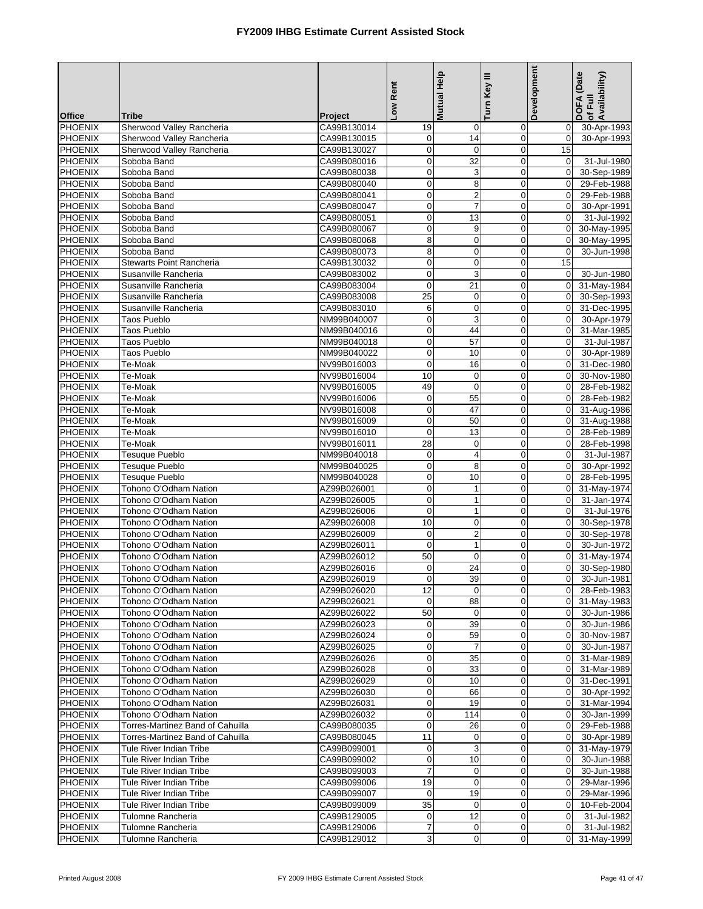# FY2009 IHBG Estimate Current Assisted Stock

| Office | Tribe | Project | Low Rent | Mutual Help | Turn Key III | Development | DOFA (Date of Full Availability) |
|---|---|---|---|---|---|---|---|
| PHOENIX | Sherwood Valley Rancheria | CA99B130014 | 19 | 0 | 0 | 0 | 30-Apr-1993 |
| PHOENIX | Sherwood Valley Rancheria | CA99B130015 | 0 | 14 | 0 | 0 | 30-Apr-1993 |
| PHOENIX | Sherwood Valley Rancheria | CA99B130027 | 0 | 0 | 0 | 15 | |
| PHOENIX | Soboba Band | CA99B080016 | 0 | 32 | 0 | 0 | 31-Jul-1980 |
| PHOENIX | Soboba Band | CA99B080038 | 0 | 3 | 0 | 0 | 30-Sep-1989 |
| PHOENIX | Soboba Band | CA99B080040 | 0 | 8 | 0 | 0 | 29-Feb-1988 |
| PHOENIX | Soboba Band | CA99B080041 | 0 | 2 | 0 | 0 | 29-Feb-1988 |
| PHOENIX | Soboba Band | CA99B080047 | 0 | 7 | 0 | 0 | 30-Apr-1991 |
| PHOENIX | Soboba Band | CA99B080051 | 0 | 13 | 0 | 0 | 31-Jul-1992 |
| PHOENIX | Soboba Band | CA99B080067 | 0 | 9 | 0 | 0 | 30-May-1995 |
| PHOENIX | Soboba Band | CA99B080068 | 8 | 0 | 0 | 0 | 30-May-1995 |
| PHOENIX | Soboba Band | CA99B080073 | 8 | 0 | 0 | 0 | 30-Jun-1998 |
| PHOENIX | Stewarts Point Rancheria | CA99B130032 | 0 | 0 | 0 | 15 | |
| PHOENIX | Susanville Rancheria | CA99B083002 | 0 | 3 | 0 | 0 | 30-Jun-1980 |
| PHOENIX | Susanville Rancheria | CA99B083004 | 0 | 21 | 0 | 0 | 31-May-1984 |
| PHOENIX | Susanville Rancheria | CA99B083008 | 25 | 0 | 0 | 0 | 30-Sep-1993 |
| PHOENIX | Susanville Rancheria | CA99B083010 | 6 | 0 | 0 | 0 | 31-Dec-1995 |
| PHOENIX | Taos Pueblo | NM99B040007 | 0 | 3 | 0 | 0 | 30-Apr-1979 |
| PHOENIX | Taos Pueblo | NM99B040016 | 0 | 44 | 0 | 0 | 31-Mar-1985 |
| PHOENIX | Taos Pueblo | NM99B040018 | 0 | 57 | 0 | 0 | 31-Jul-1987 |
| PHOENIX | Taos Pueblo | NM99B040022 | 0 | 10 | 0 | 0 | 30-Apr-1989 |
| PHOENIX | Te-Moak | NV99B016003 | 0 | 16 | 0 | 0 | 31-Dec-1980 |
| PHOENIX | Te-Moak | NV99B016004 | 10 | 0 | 0 | 0 | 30-Nov-1980 |
| PHOENIX | Te-Moak | NV99B016005 | 49 | 0 | 0 | 0 | 28-Feb-1982 |
| PHOENIX | Te-Moak | NV99B016006 | 0 | 55 | 0 | 0 | 28-Feb-1982 |
| PHOENIX | Te-Moak | NV99B016008 | 0 | 47 | 0 | 0 | 31-Aug-1986 |
| PHOENIX | Te-Moak | NV99B016009 | 0 | 50 | 0 | 0 | 31-Aug-1988 |
| PHOENIX | Te-Moak | NV99B016010 | 0 | 13 | 0 | 0 | 28-Feb-1989 |
| PHOENIX | Te-Moak | NV99B016011 | 28 | 0 | 0 | 0 | 28-Feb-1998 |
| PHOENIX | Tesuque Pueblo | NM99B040018 | 0 | 4 | 0 | 0 | 31-Jul-1987 |
| PHOENIX | Tesuque Pueblo | NM99B040025 | 0 | 8 | 0 | 0 | 30-Apr-1992 |
| PHOENIX | Tesuque Pueblo | NM99B040028 | 0 | 10 | 0 | 0 | 28-Feb-1995 |
| PHOENIX | Tohono O'Odham Nation | AZ99B026001 | 0 | 1 | 0 | 0 | 31-May-1974 |
| PHOENIX | Tohono O'Odham Nation | AZ99B026005 | 0 | 1 | 0 | 0 | 31-Jan-1974 |
| PHOENIX | Tohono O'Odham Nation | AZ99B026006 | 0 | 1 | 0 | 0 | 31-Jul-1976 |
| PHOENIX | Tohono O'Odham Nation | AZ99B026008 | 10 | 0 | 0 | 0 | 30-Sep-1978 |
| PHOENIX | Tohono O'Odham Nation | AZ99B026009 | 0 | 2 | 0 | 0 | 30-Sep-1978 |
| PHOENIX | Tohono O'Odham Nation | AZ99B026011 | 0 | 1 | 0 | 0 | 30-Jun-1972 |
| PHOENIX | Tohono O'Odham Nation | AZ99B026012 | 50 | 0 | 0 | 0 | 31-May-1974 |
| PHOENIX | Tohono O'Odham Nation | AZ99B026016 | 0 | 24 | 0 | 0 | 30-Sep-1980 |
| PHOENIX | Tohono O'Odham Nation | AZ99B026019 | 0 | 39 | 0 | 0 | 30-Jun-1981 |
| PHOENIX | Tohono O'Odham Nation | AZ99B026020 | 12 | 0 | 0 | 0 | 28-Feb-1983 |
| PHOENIX | Tohono O'Odham Nation | AZ99B026021 | 0 | 88 | 0 | 0 | 31-May-1983 |
| PHOENIX | Tohono O'Odham Nation | AZ99B026022 | 50 | 0 | 0 | 0 | 30-Jun-1986 |
| PHOENIX | Tohono O'Odham Nation | AZ99B026023 | 0 | 39 | 0 | 0 | 30-Jun-1986 |
| PHOENIX | Tohono O'Odham Nation | AZ99B026024 | 0 | 59 | 0 | 0 | 30-Nov-1987 |
| PHOENIX | Tohono O'Odham Nation | AZ99B026025 | 0 | 7 | 0 | 0 | 30-Jun-1987 |
| PHOENIX | Tohono O'Odham Nation | AZ99B026026 | 0 | 35 | 0 | 0 | 31-Mar-1989 |
| PHOENIX | Tohono O'Odham Nation | AZ99B026028 | 0 | 33 | 0 | 0 | 31-Mar-1989 |
| PHOENIX | Tohono O'Odham Nation | AZ99B026029 | 0 | 10 | 0 | 0 | 31-Dec-1991 |
| PHOENIX | Tohono O'Odham Nation | AZ99B026030 | 0 | 66 | 0 | 0 | 30-Apr-1992 |
| PHOENIX | Tohono O'Odham Nation | AZ99B026031 | 0 | 19 | 0 | 0 | 31-Mar-1994 |
| PHOENIX | Tohono O'Odham Nation | AZ99B026032 | 0 | 114 | 0 | 0 | 30-Jan-1999 |
| PHOENIX | Torres-Martinez Band of Cahuilla | CA99B080035 | 0 | 26 | 0 | 0 | 29-Feb-1988 |
| PHOENIX | Torres-Martinez Band of Cahuilla | CA99B080045 | 11 | 0 | 0 | 0 | 30-Apr-1989 |
| PHOENIX | Tule River Indian Tribe | CA99B099001 | 0 | 3 | 0 | 0 | 31-May-1979 |
| PHOENIX | Tule River Indian Tribe | CA99B099002 | 0 | 10 | 0 | 0 | 30-Jun-1988 |
| PHOENIX | Tule River Indian Tribe | CA99B099003 | 7 | 0 | 0 | 0 | 30-Jun-1988 |
| PHOENIX | Tule River Indian Tribe | CA99B099006 | 19 | 0 | 0 | 0 | 29-Mar-1996 |
| PHOENIX | Tule River Indian Tribe | CA99B099007 | 0 | 19 | 0 | 0 | 29-Mar-1996 |
| PHOENIX | Tule River Indian Tribe | CA99B099009 | 35 | 0 | 0 | 0 | 10-Feb-2004 |
| PHOENIX | Tulomne Rancheria | CA99B129005 | 0 | 12 | 0 | 0 | 31-Jul-1982 |
| PHOENIX | Tulomne Rancheria | CA99B129006 | 7 | 0 | 0 | 0 | 31-Jul-1982 |
| PHOENIX | Tulomne Rancheria | CA99B129012 | 3 | 0 | 0 | 0 | 31-May-1999 |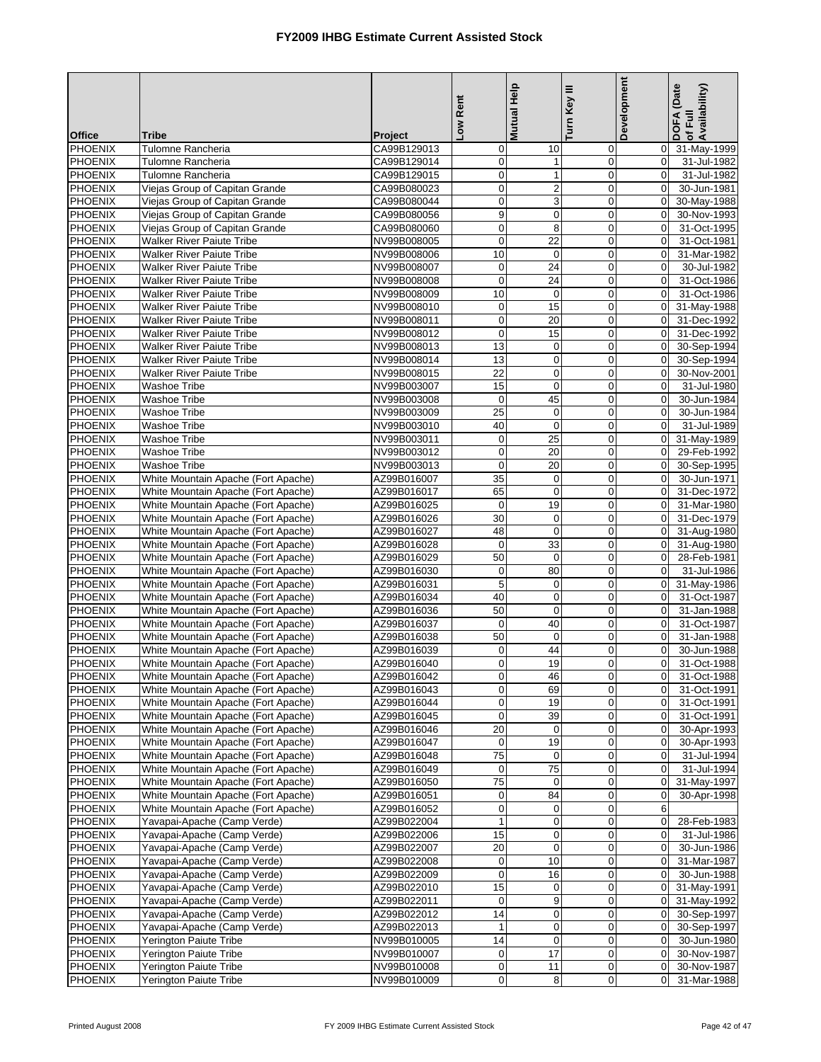# FY2009 IHBG Estimate Current Assisted Stock

| Office | Tribe | Project | Low Rent | Mutual Help | Turn Key III | Development | DOFA (Date of Full Availability) |
|---|---|---|---|---|---|---|---|
| PHOENIX | Tulomne Rancheria | CA99B129013 | 0 | 10 | 0 | 0 | 31-May-1999 |
| PHOENIX | Tulomne Rancheria | CA99B129014 | 0 | 1 | 0 | 0 | 31-Jul-1982 |
| PHOENIX | Tulomne Rancheria | CA99B129015 | 0 | 1 | 0 | 0 | 31-Jul-1982 |
| PHOENIX | Viejas Group of Capitan Grande | CA99B080023 | 0 | 2 | 0 | 0 | 30-Jun-1981 |
| PHOENIX | Viejas Group of Capitan Grande | CA99B080044 | 0 | 3 | 0 | 0 | 30-May-1988 |
| PHOENIX | Viejas Group of Capitan Grande | CA99B080056 | 9 | 0 | 0 | 0 | 30-Nov-1993 |
| PHOENIX | Viejas Group of Capitan Grande | CA99B080060 | 0 | 8 | 0 | 0 | 31-Oct-1995 |
| PHOENIX | Walker River Paiute Tribe | NV99B008005 | 0 | 22 | 0 | 0 | 31-Oct-1981 |
| PHOENIX | Walker River Paiute Tribe | NV99B008006 | 10 | 0 | 0 | 0 | 31-Mar-1982 |
| PHOENIX | Walker River Paiute Tribe | NV99B008007 | 0 | 24 | 0 | 0 | 30-Jul-1982 |
| PHOENIX | Walker River Paiute Tribe | NV99B008008 | 0 | 24 | 0 | 0 | 31-Oct-1986 |
| PHOENIX | Walker River Paiute Tribe | NV99B008009 | 10 | 0 | 0 | 0 | 31-Oct-1986 |
| PHOENIX | Walker River Paiute Tribe | NV99B008010 | 0 | 15 | 0 | 0 | 31-May-1988 |
| PHOENIX | Walker River Paiute Tribe | NV99B008011 | 0 | 20 | 0 | 0 | 31-Dec-1992 |
| PHOENIX | Walker River Paiute Tribe | NV99B008012 | 0 | 15 | 0 | 0 | 31-Dec-1992 |
| PHOENIX | Walker River Paiute Tribe | NV99B008013 | 13 | 0 | 0 | 0 | 30-Sep-1994 |
| PHOENIX | Walker River Paiute Tribe | NV99B008014 | 13 | 0 | 0 | 0 | 30-Sep-1994 |
| PHOENIX | Walker River Paiute Tribe | NV99B008015 | 22 | 0 | 0 | 0 | 30-Nov-2001 |
| PHOENIX | Washoe Tribe | NV99B003007 | 15 | 0 | 0 | 0 | 31-Jul-1980 |
| PHOENIX | Washoe Tribe | NV99B003008 | 0 | 45 | 0 | 0 | 30-Jun-1984 |
| PHOENIX | Washoe Tribe | NV99B003009 | 25 | 0 | 0 | 0 | 30-Jun-1984 |
| PHOENIX | Washoe Tribe | NV99B003010 | 40 | 0 | 0 | 0 | 31-Jul-1989 |
| PHOENIX | Washoe Tribe | NV99B003011 | 0 | 25 | 0 | 0 | 31-May-1989 |
| PHOENIX | Washoe Tribe | NV99B003012 | 0 | 20 | 0 | 0 | 29-Feb-1992 |
| PHOENIX | Washoe Tribe | NV99B003013 | 0 | 20 | 0 | 0 | 30-Sep-1995 |
| PHOENIX | White Mountain Apache (Fort Apache) | AZ99B016007 | 35 | 0 | 0 | 0 | 30-Jun-1971 |
| PHOENIX | White Mountain Apache (Fort Apache) | AZ99B016017 | 65 | 0 | 0 | 0 | 31-Dec-1972 |
| PHOENIX | White Mountain Apache (Fort Apache) | AZ99B016025 | 0 | 19 | 0 | 0 | 31-Mar-1980 |
| PHOENIX | White Mountain Apache (Fort Apache) | AZ99B016026 | 30 | 0 | 0 | 0 | 31-Dec-1979 |
| PHOENIX | White Mountain Apache (Fort Apache) | AZ99B016027 | 48 | 0 | 0 | 0 | 31-Aug-1980 |
| PHOENIX | White Mountain Apache (Fort Apache) | AZ99B016028 | 0 | 33 | 0 | 0 | 31-Aug-1980 |
| PHOENIX | White Mountain Apache (Fort Apache) | AZ99B016029 | 50 | 0 | 0 | 0 | 28-Feb-1981 |
| PHOENIX | White Mountain Apache (Fort Apache) | AZ99B016030 | 0 | 80 | 0 | 0 | 31-Jul-1986 |
| PHOENIX | White Mountain Apache (Fort Apache) | AZ99B016031 | 5 | 0 | 0 | 0 | 31-May-1986 |
| PHOENIX | White Mountain Apache (Fort Apache) | AZ99B016034 | 40 | 0 | 0 | 0 | 31-Oct-1987 |
| PHOENIX | White Mountain Apache (Fort Apache) | AZ99B016036 | 50 | 0 | 0 | 0 | 31-Jan-1988 |
| PHOENIX | White Mountain Apache (Fort Apache) | AZ99B016037 | 0 | 40 | 0 | 0 | 31-Oct-1987 |
| PHOENIX | White Mountain Apache (Fort Apache) | AZ99B016038 | 50 | 0 | 0 | 0 | 31-Jan-1988 |
| PHOENIX | White Mountain Apache (Fort Apache) | AZ99B016039 | 0 | 44 | 0 | 0 | 30-Jun-1988 |
| PHOENIX | White Mountain Apache (Fort Apache) | AZ99B016040 | 0 | 19 | 0 | 0 | 31-Oct-1988 |
| PHOENIX | White Mountain Apache (Fort Apache) | AZ99B016042 | 0 | 46 | 0 | 0 | 31-Oct-1988 |
| PHOENIX | White Mountain Apache (Fort Apache) | AZ99B016043 | 0 | 69 | 0 | 0 | 31-Oct-1991 |
| PHOENIX | White Mountain Apache (Fort Apache) | AZ99B016044 | 0 | 19 | 0 | 0 | 31-Oct-1991 |
| PHOENIX | White Mountain Apache (Fort Apache) | AZ99B016045 | 0 | 39 | 0 | 0 | 31-Oct-1991 |
| PHOENIX | White Mountain Apache (Fort Apache) | AZ99B016046 | 20 | 0 | 0 | 0 | 30-Apr-1993 |
| PHOENIX | White Mountain Apache (Fort Apache) | AZ99B016047 | 0 | 19 | 0 | 0 | 30-Apr-1993 |
| PHOENIX | White Mountain Apache (Fort Apache) | AZ99B016048 | 75 | 0 | 0 | 0 | 31-Jul-1994 |
| PHOENIX | White Mountain Apache (Fort Apache) | AZ99B016049 | 0 | 75 | 0 | 0 | 31-Jul-1994 |
| PHOENIX | White Mountain Apache (Fort Apache) | AZ99B016050 | 75 | 0 | 0 | 0 | 31-May-1997 |
| PHOENIX | White Mountain Apache (Fort Apache) | AZ99B016051 | 0 | 84 | 0 | 0 | 30-Apr-1998 |
| PHOENIX | White Mountain Apache (Fort Apache) | AZ99B016052 | 0 | 0 | 0 | 6 | |
| PHOENIX | Yavapai-Apache (Camp Verde) | AZ99B022004 | 1 | 0 | 0 | 0 | 28-Feb-1983 |
| PHOENIX | Yavapai-Apache (Camp Verde) | AZ99B022006 | 15 | 0 | 0 | 0 | 31-Jul-1986 |
| PHOENIX | Yavapai-Apache (Camp Verde) | AZ99B022007 | 20 | 0 | 0 | 0 | 30-Jun-1986 |
| PHOENIX | Yavapai-Apache (Camp Verde) | AZ99B022008 | 0 | 10 | 0 | 0 | 31-Mar-1987 |
| PHOENIX | Yavapai-Apache (Camp Verde) | AZ99B022009 | 0 | 16 | 0 | 0 | 30-Jun-1988 |
| PHOENIX | Yavapai-Apache (Camp Verde) | AZ99B022010 | 15 | 0 | 0 | 0 | 31-May-1991 |
| PHOENIX | Yavapai-Apache (Camp Verde) | AZ99B022011 | 0 | 9 | 0 | 0 | 31-May-1992 |
| PHOENIX | Yavapai-Apache (Camp Verde) | AZ99B022012 | 14 | 0 | 0 | 0 | 30-Sep-1997 |
| PHOENIX | Yavapai-Apache (Camp Verde) | AZ99B022013 | 1 | 0 | 0 | 0 | 30-Sep-1997 |
| PHOENIX | Yerington Paiute Tribe | NV99B010005 | 14 | 0 | 0 | 0 | 30-Jun-1980 |
| PHOENIX | Yerington Paiute Tribe | NV99B010007 | 0 | 17 | 0 | 0 | 30-Nov-1987 |
| PHOENIX | Yerington Paiute Tribe | NV99B010008 | 0 | 11 | 0 | 0 | 30-Nov-1987 |
| PHOENIX | Yerington Paiute Tribe | NV99B010009 | 0 | 8 | 0 | 0 | 31-Mar-1988 |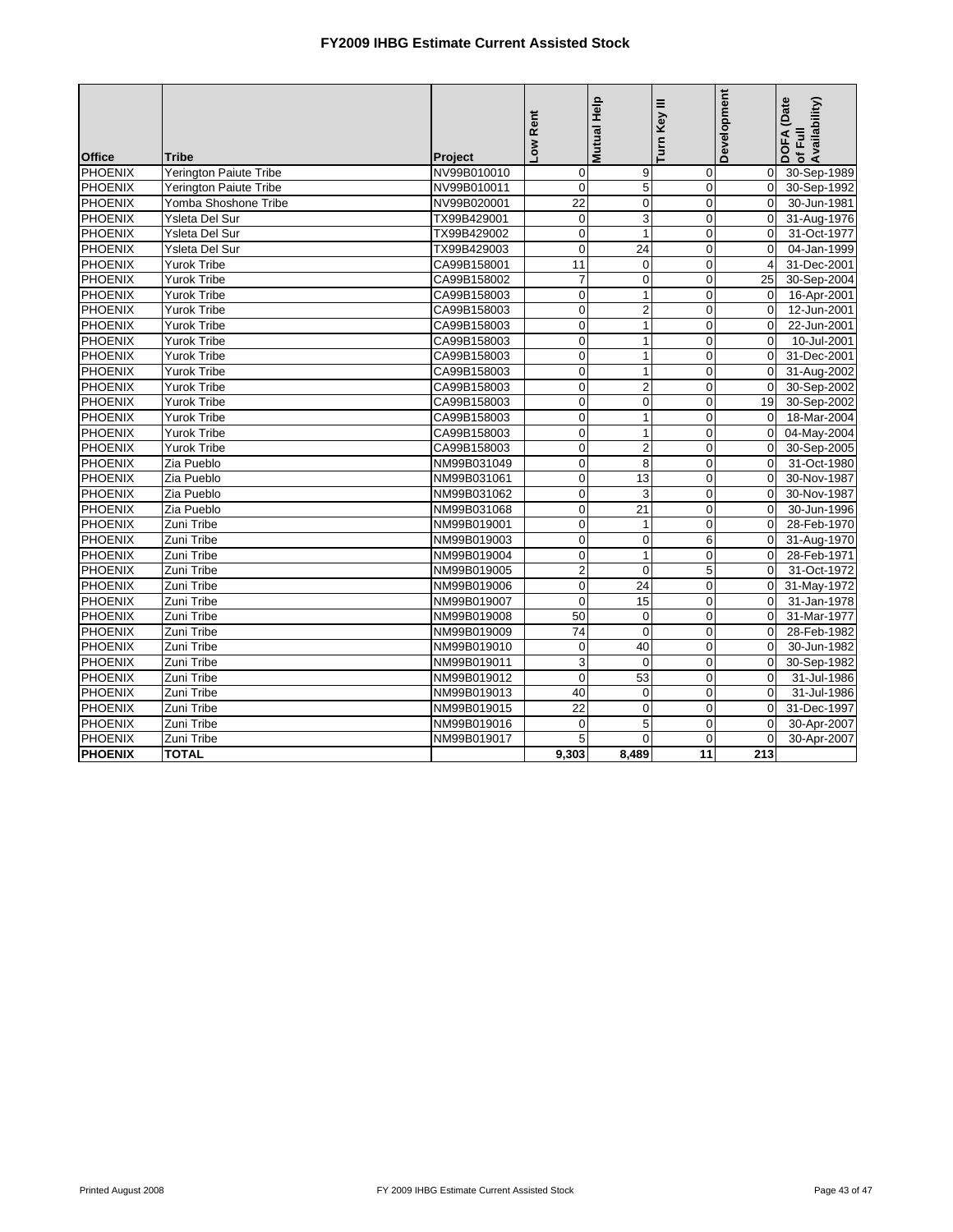# FY2009 IHBG Estimate Current Assisted Stock

| Office | Tribe | Project | Low Rent | Mutual Help | Turn Key III | Development | DOFA (Date of Full Availability) |
|---|---|---|---|---|---|---|---|
| PHOENIX | Yerington Paiute Tribe | NV99B010010 | 0 | 9 | 0 | 0 | 30-Sep-1989 |
| PHOENIX | Yerington Paiute Tribe | NV99B010011 | 0 | 5 | 0 | 0 | 30-Sep-1992 |
| PHOENIX | Yomba Shoshone Tribe | NV99B020001 | 22 | 0 | 0 | 0 | 30-Jun-1981 |
| PHOENIX | Ysleta Del Sur | TX99B429001 | 0 | 3 | 0 | 0 | 31-Aug-1976 |
| PHOENIX | Ysleta Del Sur | TX99B429002 | 0 | 1 | 0 | 0 | 31-Oct-1977 |
| PHOENIX | Ysleta Del Sur | TX99B429003 | 0 | 24 | 0 | 0 | 04-Jan-1999 |
| PHOENIX | Yurok Tribe | CA99B158001 | 11 | 0 | 0 | 4 | 31-Dec-2001 |
| PHOENIX | Yurok Tribe | CA99B158002 | 7 | 0 | 0 | 25 | 30-Sep-2004 |
| PHOENIX | Yurok Tribe | CA99B158003 | 0 | 1 | 0 | 0 | 16-Apr-2001 |
| PHOENIX | Yurok Tribe | CA99B158003 | 0 | 2 | 0 | 0 | 12-Jun-2001 |
| PHOENIX | Yurok Tribe | CA99B158003 | 0 | 1 | 0 | 0 | 22-Jun-2001 |
| PHOENIX | Yurok Tribe | CA99B158003 | 0 | 1 | 0 | 0 | 10-Jul-2001 |
| PHOENIX | Yurok Tribe | CA99B158003 | 0 | 1 | 0 | 0 | 31-Dec-2001 |
| PHOENIX | Yurok Tribe | CA99B158003 | 0 | 1 | 0 | 0 | 31-Aug-2002 |
| PHOENIX | Yurok Tribe | CA99B158003 | 0 | 2 | 0 | 0 | 30-Sep-2002 |
| PHOENIX | Yurok Tribe | CA99B158003 | 0 | 0 | 0 | 19 | 30-Sep-2002 |
| PHOENIX | Yurok Tribe | CA99B158003 | 0 | 1 | 0 | 0 | 18-Mar-2004 |
| PHOENIX | Yurok Tribe | CA99B158003 | 0 | 1 | 0 | 0 | 04-May-2004 |
| PHOENIX | Yurok Tribe | CA99B158003 | 0 | 2 | 0 | 0 | 30-Sep-2005 |
| PHOENIX | Zia Pueblo | NM99B031049 | 0 | 8 | 0 | 0 | 31-Oct-1980 |
| PHOENIX | Zia Pueblo | NM99B031061 | 0 | 13 | 0 | 0 | 30-Nov-1987 |
| PHOENIX | Zia Pueblo | NM99B031062 | 0 | 3 | 0 | 0 | 30-Nov-1987 |
| PHOENIX | Zia Pueblo | NM99B031068 | 0 | 21 | 0 | 0 | 30-Jun-1996 |
| PHOENIX | Zuni Tribe | NM99B019001 | 0 | 1 | 0 | 0 | 28-Feb-1970 |
| PHOENIX | Zuni Tribe | NM99B019003 | 0 | 0 | 6 | 0 | 31-Aug-1970 |
| PHOENIX | Zuni Tribe | NM99B019004 | 0 | 1 | 0 | 0 | 28-Feb-1971 |
| PHOENIX | Zuni Tribe | NM99B019005 | 2 | 0 | 5 | 0 | 31-Oct-1972 |
| PHOENIX | Zuni Tribe | NM99B019006 | 0 | 24 | 0 | 0 | 31-May-1972 |
| PHOENIX | Zuni Tribe | NM99B019007 | 0 | 15 | 0 | 0 | 31-Jan-1978 |
| PHOENIX | Zuni Tribe | NM99B019008 | 50 | 0 | 0 | 0 | 31-Mar-1977 |
| PHOENIX | Zuni Tribe | NM99B019009 | 74 | 0 | 0 | 0 | 28-Feb-1982 |
| PHOENIX | Zuni Tribe | NM99B019010 | 0 | 40 | 0 | 0 | 30-Jun-1982 |
| PHOENIX | Zuni Tribe | NM99B019011 | 3 | 0 | 0 | 0 | 30-Sep-1982 |
| PHOENIX | Zuni Tribe | NM99B019012 | 0 | 53 | 0 | 0 | 31-Jul-1986 |
| PHOENIX | Zuni Tribe | NM99B019013 | 40 | 0 | 0 | 0 | 31-Jul-1986 |
| PHOENIX | Zuni Tribe | NM99B019015 | 22 | 0 | 0 | 0 | 31-Dec-1997 |
| PHOENIX | Zuni Tribe | NM99B019016 | 0 | 5 | 0 | 0 | 30-Apr-2007 |
| PHOENIX | Zuni Tribe | NM99B019017 | 5 | 0 | 0 | 0 | 30-Apr-2007 |
| **PHOENIX** | **TOTAL** | | **9,303** | **8,489** | **11** | **213** | |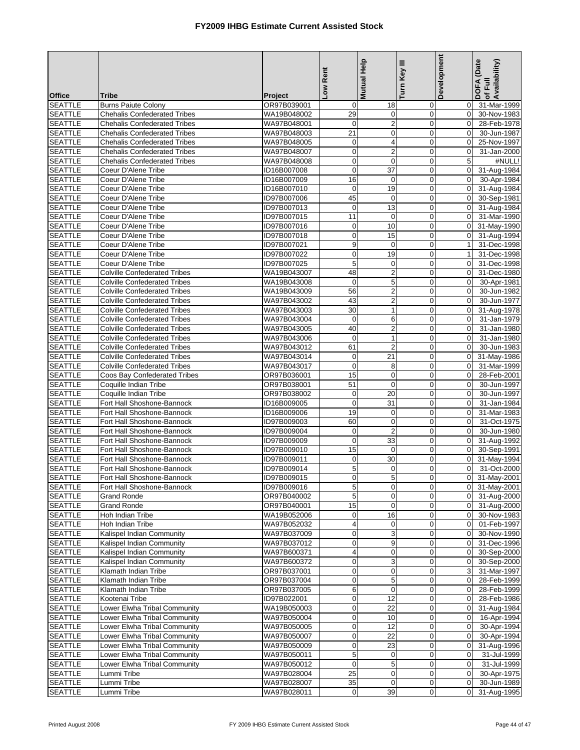# FY2009 IHBG Estimate Current Assisted Stock

| Office | Tribe | Project | Low Rent | Mutual Help | Turn Key III | Development | DOFA (Date of Full Availability) |
|---|---|---|---|---|---|---|---|
| SEATTLE | Burns Paiute Colony | OR97B039001 | 0 | 18 | 0 | 0 | 31-Mar-1999 |
| SEATTLE | Chehalis Confederated Tribes | WA19B048002 | 29 | 0 | 0 | 0 | 30-Nov-1983 |
| SEATTLE | Chehalis Confederated Tribes | WA97B048001 | 0 | 2 | 0 | 0 | 28-Feb-1978 |
| SEATTLE | Chehalis Confederated Tribes | WA97B048003 | 21 | 0 | 0 | 0 | 30-Jun-1987 |
| SEATTLE | Chehalis Confederated Tribes | WA97B048005 | 0 | 4 | 0 | 0 | 25-Nov-1997 |
| SEATTLE | Chehalis Confederated Tribes | WA97B048007 | 0 | 2 | 0 | 0 | 31-Jan-2000 |
| SEATTLE | Chehalis Confederated Tribes | WA97B048008 | 0 | 0 | 0 | 5 | #NULL! |
| SEATTLE | Coeur D'Alene Tribe | ID16B007008 | 0 | 37 | 0 | 0 | 31-Aug-1984 |
| SEATTLE | Coeur D'Alene Tribe | ID16B007009 | 16 | 0 | 0 | 0 | 30-Apr-1984 |
| SEATTLE | Coeur D'Alene Tribe | ID16B007010 | 0 | 19 | 0 | 0 | 31-Aug-1984 |
| SEATTLE | Coeur D'Alene Tribe | ID97B007006 | 45 | 0 | 0 | 0 | 30-Sep-1981 |
| SEATTLE | Coeur D'Alene Tribe | ID97B007013 | 0 | 13 | 0 | 0 | 31-Aug-1984 |
| SEATTLE | Coeur D'Alene Tribe | ID97B007015 | 11 | 0 | 0 | 0 | 31-Mar-1990 |
| SEATTLE | Coeur D'Alene Tribe | ID97B007016 | 0 | 10 | 0 | 0 | 31-May-1990 |
| SEATTLE | Coeur D'Alene Tribe | ID97B007018 | 0 | 15 | 0 | 0 | 31-Aug-1994 |
| SEATTLE | Coeur D'Alene Tribe | ID97B007021 | 9 | 0 | 0 | 1 | 31-Dec-1998 |
| SEATTLE | Coeur D'Alene Tribe | ID97B007022 | 0 | 19 | 0 | 1 | 31-Dec-1998 |
| SEATTLE | Coeur D'Alene Tribe | ID97B007025 | 5 | 0 | 0 | 0 | 31-Dec-1998 |
| SEATTLE | Colville Confederated Tribes | WA19B043007 | 48 | 2 | 0 | 0 | 31-Dec-1980 |
| SEATTLE | Colville Confederated Tribes | WA19B043008 | 0 | 5 | 0 | 0 | 30-Apr-1981 |
| SEATTLE | Colville Confederated Tribes | WA19B043009 | 56 | 2 | 0 | 0 | 30-Jun-1982 |
| SEATTLE | Colville Confederated Tribes | WA97B043002 | 43 | 2 | 0 | 0 | 30-Jun-1977 |
| SEATTLE | Colville Confederated Tribes | WA97B043003 | 30 | 1 | 0 | 0 | 31-Aug-1978 |
| SEATTLE | Colville Confederated Tribes | WA97B043004 | 0 | 6 | 0 | 0 | 31-Jan-1979 |
| SEATTLE | Colville Confederated Tribes | WA97B043005 | 40 | 2 | 0 | 0 | 31-Jan-1980 |
| SEATTLE | Colville Confederated Tribes | WA97B043006 | 0 | 1 | 0 | 0 | 31-Jan-1980 |
| SEATTLE | Colville Confederated Tribes | WA97B043012 | 61 | 2 | 0 | 0 | 30-Jun-1983 |
| SEATTLE | Colville Confederated Tribes | WA97B043014 | 0 | 21 | 0 | 0 | 31-May-1986 |
| SEATTLE | Colville Confederated Tribes | WA97B043017 | 0 | 8 | 0 | 0 | 31-Mar-1999 |
| SEATTLE | Coos Bay Confederated Tribes | OR97B036001 | 15 | 0 | 0 | 0 | 28-Feb-2001 |
| SEATTLE | Coquille Indian Tribe | OR97B038001 | 51 | 0 | 0 | 0 | 30-Jun-1997 |
| SEATTLE | Coquille Indian Tribe | OR97B038002 | 0 | 20 | 0 | 0 | 30-Jun-1997 |
| SEATTLE | Fort Hall Shoshone-Bannock | ID16B009005 | 0 | 31 | 0 | 0 | 31-Jan-1984 |
| SEATTLE | Fort Hall Shoshone-Bannock | ID16B009006 | 19 | 0 | 0 | 0 | 31-Mar-1983 |
| SEATTLE | Fort Hall Shoshone-Bannock | ID97B009003 | 60 | 0 | 0 | 0 | 31-Oct-1975 |
| SEATTLE | Fort Hall Shoshone-Bannock | ID97B009004 | 0 | 2 | 0 | 0 | 30-Jun-1980 |
| SEATTLE | Fort Hall Shoshone-Bannock | ID97B009009 | 0 | 33 | 0 | 0 | 31-Aug-1992 |
| SEATTLE | Fort Hall Shoshone-Bannock | ID97B009010 | 15 | 0 | 0 | 0 | 30-Sep-1991 |
| SEATTLE | Fort Hall Shoshone-Bannock | ID97B009011 | 0 | 30 | 0 | 0 | 31-May-1994 |
| SEATTLE | Fort Hall Shoshone-Bannock | ID97B009014 | 5 | 0 | 0 | 0 | 31-Oct-2000 |
| SEATTLE | Fort Hall Shoshone-Bannock | ID97B009015 | 0 | 5 | 0 | 0 | 31-May-2001 |
| SEATTLE | Fort Hall Shoshone-Bannock | ID97B009016 | 5 | 0 | 0 | 0 | 31-May-2001 |
| SEATTLE | Grand Ronde | OR97B040002 | 5 | 0 | 0 | 0 | 31-Aug-2000 |
| SEATTLE | Grand Ronde | OR97B040001 | 15 | 0 | 0 | 0 | 31-Aug-2000 |
| SEATTLE | Hoh Indian Tribe | WA19B052006 | 0 | 16 | 0 | 0 | 30-Nov-1983 |
| SEATTLE | Hoh Indian Tribe | WA97B052032 | 4 | 0 | 0 | 0 | 01-Feb-1997 |
| SEATTLE | Kalispel Indian Community | WA97B037009 | 0 | 3 | 0 | 0 | 30-Nov-1990 |
| SEATTLE | Kalispel Indian Community | WA97B037012 | 0 | 9 | 0 | 0 | 31-Dec-1996 |
| SEATTLE | Kalispel Indian Community | WA97B600371 | 4 | 0 | 0 | 0 | 30-Sep-2000 |
| SEATTLE | Kalispel Indian Community | WA97B600372 | 0 | 3 | 0 | 0 | 30-Sep-2000 |
| SEATTLE | Klamath Indian Tribe | OR97B037001 | 0 | 0 | 0 | 3 | 31-Mar-1997 |
| SEATTLE | Klamath Indian Tribe | OR97B037004 | 0 | 5 | 0 | 0 | 28-Feb-1999 |
| SEATTLE | Klamath Indian Tribe | OR97B037005 | 6 | 0 | 0 | 0 | 28-Feb-1999 |
| SEATTLE | Kootenai Tribe | ID97B022001 | 0 | 12 | 0 | 0 | 28-Feb-1986 |
| SEATTLE | Lower Elwha Tribal Community | WA19B050003 | 0 | 22 | 0 | 0 | 31-Aug-1984 |
| SEATTLE | Lower Elwha Tribal Community | WA97B050004 | 0 | 10 | 0 | 0 | 16-Apr-1994 |
| SEATTLE | Lower Elwha Tribal Community | WA97B050005 | 0 | 12 | 0 | 0 | 30-Apr-1994 |
| SEATTLE | Lower Elwha Tribal Community | WA97B050007 | 0 | 22 | 0 | 0 | 30-Apr-1994 |
| SEATTLE | Lower Elwha Tribal Community | WA97B050009 | 0 | 23 | 0 | 0 | 31-Aug-1996 |
| SEATTLE | Lower Elwha Tribal Community | WA97B050011 | 5 | 0 | 0 | 0 | 31-Jul-1999 |
| SEATTLE | Lower Elwha Tribal Community | WA97B050012 | 0 | 5 | 0 | 0 | 31-Jul-1999 |
| SEATTLE | Lummi Tribe | WA97B028004 | 25 | 0 | 0 | 0 | 30-Apr-1975 |
| SEATTLE | Lummi Tribe | WA97B028007 | 35 | 0 | 0 | 0 | 30-Jun-1989 |
| SEATTLE | Lummi Tribe | WA97B028011 | 0 | 39 | 0 | 0 | 31-Aug-1995 |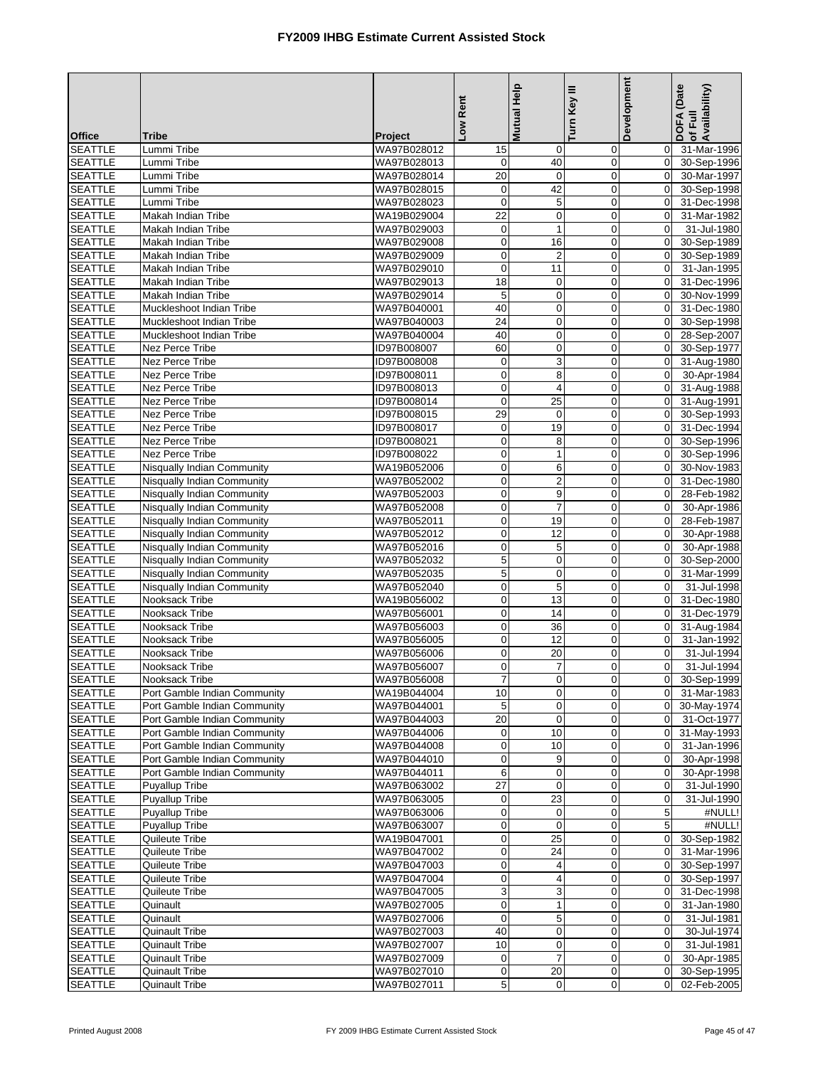# FY2009 IHBG Estimate Current Assisted Stock

| Office | Tribe | Project | Low Rent | Mutual Help | Turn Key III | Development | DOFA (Date of Full Availability) |
|---|---|---|---|---|---|---|---|
| SEATTLE | Lummi Tribe | WA97B028012 | 15 | 0 | 0 | 0 | 31-Mar-1996 |
| SEATTLE | Lummi Tribe | WA97B028013 | 0 | 40 | 0 | 0 | 30-Sep-1996 |
| SEATTLE | Lummi Tribe | WA97B028014 | 20 | 0 | 0 | 0 | 30-Mar-1997 |
| SEATTLE | Lummi Tribe | WA97B028015 | 0 | 42 | 0 | 0 | 30-Sep-1998 |
| SEATTLE | Lummi Tribe | WA97B028023 | 0 | 5 | 0 | 0 | 31-Dec-1998 |
| SEATTLE | Makah Indian Tribe | WA19B029004 | 22 | 0 | 0 | 0 | 31-Mar-1982 |
| SEATTLE | Makah Indian Tribe | WA97B029003 | 0 | 1 | 0 | 0 | 31-Jul-1980 |
| SEATTLE | Makah Indian Tribe | WA97B029008 | 0 | 16 | 0 | 0 | 30-Sep-1989 |
| SEATTLE | Makah Indian Tribe | WA97B029009 | 0 | 2 | 0 | 0 | 30-Sep-1989 |
| SEATTLE | Makah Indian Tribe | WA97B029010 | 0 | 11 | 0 | 0 | 31-Jan-1995 |
| SEATTLE | Makah Indian Tribe | WA97B029013 | 18 | 0 | 0 | 0 | 31-Dec-1996 |
| SEATTLE | Makah Indian Tribe | WA97B029014 | 5 | 0 | 0 | 0 | 30-Nov-1999 |
| SEATTLE | Muckleshoot Indian Tribe | WA97B040001 | 40 | 0 | 0 | 0 | 31-Dec-1980 |
| SEATTLE | Muckleshoot Indian Tribe | WA97B040003 | 24 | 0 | 0 | 0 | 30-Sep-1998 |
| SEATTLE | Muckleshoot Indian Tribe | WA97B040004 | 40 | 0 | 0 | 0 | 28-Sep-2007 |
| SEATTLE | Nez Perce Tribe | ID97B008007 | 60 | 0 | 0 | 0 | 30-Sep-1977 |
| SEATTLE | Nez Perce Tribe | ID97B008008 | 0 | 3 | 0 | 0 | 31-Aug-1980 |
| SEATTLE | Nez Perce Tribe | ID97B008011 | 0 | 8 | 0 | 0 | 30-Apr-1984 |
| SEATTLE | Nez Perce Tribe | ID97B008013 | 0 | 4 | 0 | 0 | 31-Aug-1988 |
| SEATTLE | Nez Perce Tribe | ID97B008014 | 0 | 25 | 0 | 0 | 31-Aug-1991 |
| SEATTLE | Nez Perce Tribe | ID97B008015 | 29 | 0 | 0 | 0 | 30-Sep-1993 |
| SEATTLE | Nez Perce Tribe | ID97B008017 | 0 | 19 | 0 | 0 | 31-Dec-1994 |
| SEATTLE | Nez Perce Tribe | ID97B008021 | 0 | 8 | 0 | 0 | 30-Sep-1996 |
| SEATTLE | Nez Perce Tribe | ID97B008022 | 0 | 1 | 0 | 0 | 30-Sep-1996 |
| SEATTLE | Nisqually Indian Community | WA19B052006 | 0 | 6 | 0 | 0 | 30-Nov-1983 |
| SEATTLE | Nisqually Indian Community | WA97B052002 | 0 | 2 | 0 | 0 | 31-Dec-1980 |
| SEATTLE | Nisqually Indian Community | WA97B052003 | 0 | 9 | 0 | 0 | 28-Feb-1982 |
| SEATTLE | Nisqually Indian Community | WA97B052008 | 0 | 7 | 0 | 0 | 30-Apr-1986 |
| SEATTLE | Nisqually Indian Community | WA97B052011 | 0 | 19 | 0 | 0 | 28-Feb-1987 |
| SEATTLE | Nisqually Indian Community | WA97B052012 | 0 | 12 | 0 | 0 | 30-Apr-1988 |
| SEATTLE | Nisqually Indian Community | WA97B052016 | 0 | 5 | 0 | 0 | 30-Apr-1988 |
| SEATTLE | Nisqually Indian Community | WA97B052032 | 5 | 0 | 0 | 0 | 30-Sep-2000 |
| SEATTLE | Nisqually Indian Community | WA97B052035 | 5 | 0 | 0 | 0 | 31-Mar-1999 |
| SEATTLE | Nisqually Indian Community | WA97B052040 | 0 | 5 | 0 | 0 | 31-Jul-1998 |
| SEATTLE | Nooksack Tribe | WA19B056002 | 0 | 13 | 0 | 0 | 31-Dec-1980 |
| SEATTLE | Nooksack Tribe | WA97B056001 | 0 | 14 | 0 | 0 | 31-Dec-1979 |
| SEATTLE | Nooksack Tribe | WA97B056003 | 0 | 36 | 0 | 0 | 31-Aug-1984 |
| SEATTLE | Nooksack Tribe | WA97B056005 | 0 | 12 | 0 | 0 | 31-Jan-1992 |
| SEATTLE | Nooksack Tribe | WA97B056006 | 0 | 20 | 0 | 0 | 31-Jul-1994 |
| SEATTLE | Nooksack Tribe | WA97B056007 | 0 | 7 | 0 | 0 | 31-Jul-1994 |
| SEATTLE | Nooksack Tribe | WA97B056008 | 7 | 0 | 0 | 0 | 30-Sep-1999 |
| SEATTLE | Port Gamble Indian Community | WA19B044004 | 10 | 0 | 0 | 0 | 31-Mar-1983 |
| SEATTLE | Port Gamble Indian Community | WA97B044001 | 5 | 0 | 0 | 0 | 30-May-1974 |
| SEATTLE | Port Gamble Indian Community | WA97B044003 | 20 | 0 | 0 | 0 | 31-Oct-1977 |
| SEATTLE | Port Gamble Indian Community | WA97B044006 | 0 | 10 | 0 | 0 | 31-May-1993 |
| SEATTLE | Port Gamble Indian Community | WA97B044008 | 0 | 10 | 0 | 0 | 31-Jan-1996 |
| SEATTLE | Port Gamble Indian Community | WA97B044010 | 0 | 9 | 0 | 0 | 30-Apr-1998 |
| SEATTLE | Port Gamble Indian Community | WA97B044011 | 6 | 0 | 0 | 0 | 30-Apr-1998 |
| SEATTLE | Puyallup Tribe | WA97B063002 | 27 | 0 | 0 | 0 | 31-Jul-1990 |
| SEATTLE | Puyallup Tribe | WA97B063005 | 0 | 23 | 0 | 0 | 31-Jul-1990 |
| SEATTLE | Puyallup Tribe | WA97B063006 | 0 | 0 | 0 | 5 | #NULL! |
| SEATTLE | Puyallup Tribe | WA97B063007 | 0 | 0 | 0 | 5 | #NULL! |
| SEATTLE | Quileute Tribe | WA19B047001 | 0 | 25 | 0 | 0 | 30-Sep-1982 |
| SEATTLE | Quileute Tribe | WA97B047002 | 0 | 24 | 0 | 0 | 31-Mar-1996 |
| SEATTLE | Quileute Tribe | WA97B047003 | 0 | 4 | 0 | 0 | 30-Sep-1997 |
| SEATTLE | Quileute Tribe | WA97B047004 | 0 | 4 | 0 | 0 | 30-Sep-1997 |
| SEATTLE | Quileute Tribe | WA97B047005 | 3 | 3 | 0 | 0 | 31-Dec-1998 |
| SEATTLE | Quinault | WA97B027005 | 0 | 1 | 0 | 0 | 31-Jan-1980 |
| SEATTLE | Quinault | WA97B027006 | 0 | 5 | 0 | 0 | 31-Jul-1981 |
| SEATTLE | Quinault Tribe | WA97B027003 | 40 | 0 | 0 | 0 | 30-Jul-1974 |
| SEATTLE | Quinault Tribe | WA97B027007 | 10 | 0 | 0 | 0 | 31-Jul-1981 |
| SEATTLE | Quinault Tribe | WA97B027009 | 0 | 7 | 0 | 0 | 30-Apr-1985 |
| SEATTLE | Quinault Tribe | WA97B027010 | 0 | 20 | 0 | 0 | 30-Sep-1995 |
| SEATTLE | Quinault Tribe | WA97B027011 | 5 | 0 | 0 | 0 | 02-Feb-2005 |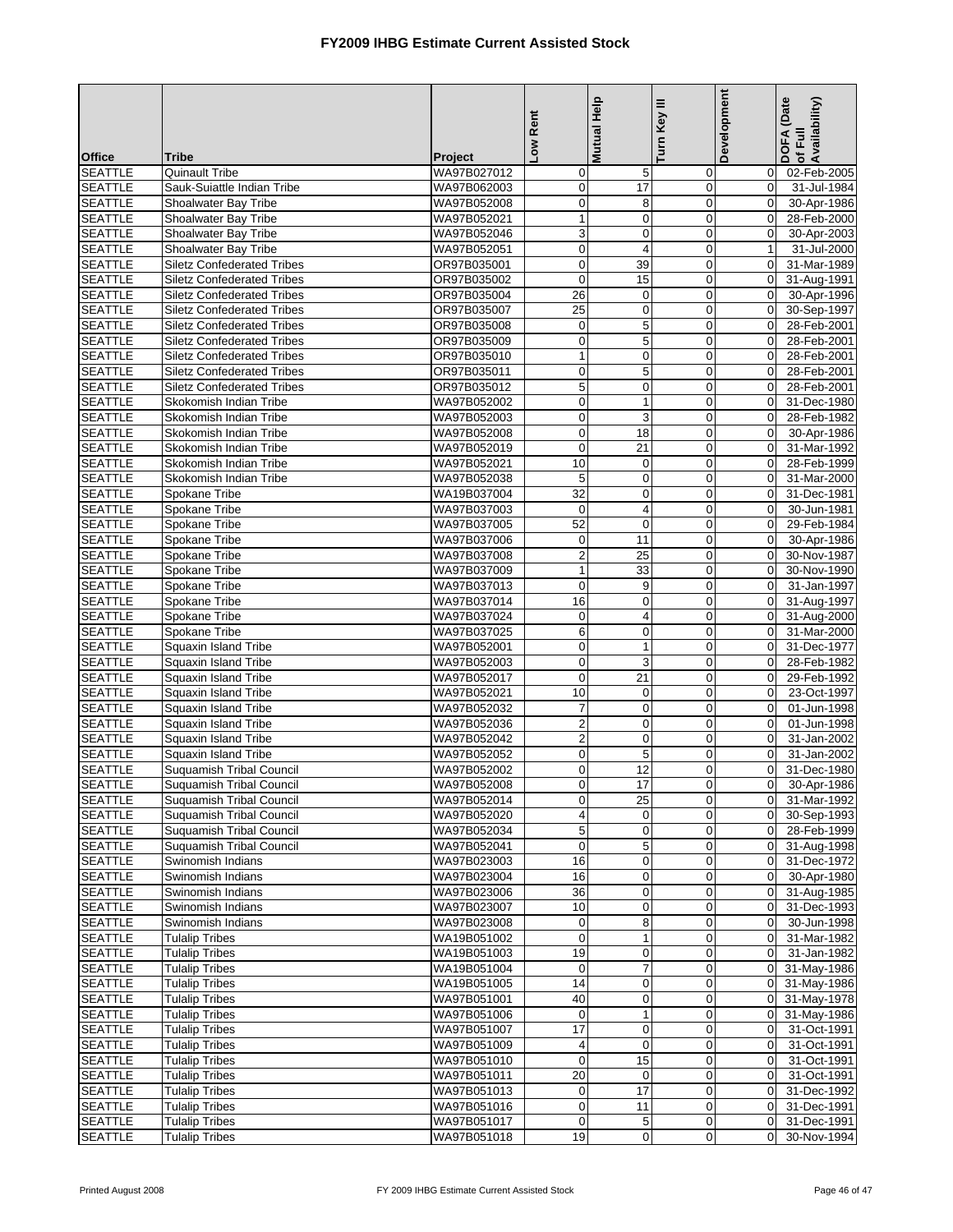# FY2009 IHBG Estimate Current Assisted Stock

| Office | Tribe | Project | Low Rent | Mutual Help | Turn Key III | Development | DOFA (Date of Full Availability) |
|---|---|---|---|---|---|---|---|
| SEATTLE | Quinault Tribe | WA97B027012 | 0 | 5 | 0 | 0 | 02-Feb-2005 |
| SEATTLE | Sauk-Suiattle Indian Tribe | WA97B062003 | 0 | 17 | 0 | 0 | 31-Jul-1984 |
| SEATTLE | Shoalwater Bay Tribe | WA97B052008 | 0 | 8 | 0 | 0 | 30-Apr-1986 |
| SEATTLE | Shoalwater Bay Tribe | WA97B052021 | 1 | 0 | 0 | 0 | 28-Feb-2000 |
| SEATTLE | Shoalwater Bay Tribe | WA97B052046 | 3 | 0 | 0 | 0 | 30-Apr-2003 |
| SEATTLE | Shoalwater Bay Tribe | WA97B052051 | 0 | 4 | 0 | 1 | 31-Jul-2000 |
| SEATTLE | Siletz Confederated Tribes | OR97B035001 | 0 | 39 | 0 | 0 | 31-Mar-1989 |
| SEATTLE | Siletz Confederated Tribes | OR97B035002 | 0 | 15 | 0 | 0 | 31-Aug-1991 |
| SEATTLE | Siletz Confederated Tribes | OR97B035004 | 26 | 0 | 0 | 0 | 30-Apr-1996 |
| SEATTLE | Siletz Confederated Tribes | OR97B035007 | 25 | 0 | 0 | 0 | 30-Sep-1997 |
| SEATTLE | Siletz Confederated Tribes | OR97B035008 | 0 | 5 | 0 | 0 | 28-Feb-2001 |
| SEATTLE | Siletz Confederated Tribes | OR97B035009 | 0 | 5 | 0 | 0 | 28-Feb-2001 |
| SEATTLE | Siletz Confederated Tribes | OR97B035010 | 1 | 0 | 0 | 0 | 28-Feb-2001 |
| SEATTLE | Siletz Confederated Tribes | OR97B035011 | 0 | 5 | 0 | 0 | 28-Feb-2001 |
| SEATTLE | Siletz Confederated Tribes | OR97B035012 | 5 | 0 | 0 | 0 | 28-Feb-2001 |
| SEATTLE | Skokomish Indian Tribe | WA97B052002 | 0 | 1 | 0 | 0 | 31-Dec-1980 |
| SEATTLE | Skokomish Indian Tribe | WA97B052003 | 0 | 3 | 0 | 0 | 28-Feb-1982 |
| SEATTLE | Skokomish Indian Tribe | WA97B052008 | 0 | 18 | 0 | 0 | 30-Apr-1986 |
| SEATTLE | Skokomish Indian Tribe | WA97B052019 | 0 | 21 | 0 | 0 | 31-Mar-1992 |
| SEATTLE | Skokomish Indian Tribe | WA97B052021 | 10 | 0 | 0 | 0 | 28-Feb-1999 |
| SEATTLE | Skokomish Indian Tribe | WA97B052038 | 5 | 0 | 0 | 0 | 31-Mar-2000 |
| SEATTLE | Spokane Tribe | WA19B037004 | 32 | 0 | 0 | 0 | 31-Dec-1981 |
| SEATTLE | Spokane Tribe | WA97B037003 | 0 | 4 | 0 | 0 | 30-Jun-1981 |
| SEATTLE | Spokane Tribe | WA97B037005 | 52 | 0 | 0 | 0 | 29-Feb-1984 |
| SEATTLE | Spokane Tribe | WA97B037006 | 0 | 11 | 0 | 0 | 30-Apr-1986 |
| SEATTLE | Spokane Tribe | WA97B037008 | 2 | 25 | 0 | 0 | 30-Nov-1987 |
| SEATTLE | Spokane Tribe | WA97B037009 | 1 | 33 | 0 | 0 | 30-Nov-1990 |
| SEATTLE | Spokane Tribe | WA97B037013 | 0 | 9 | 0 | 0 | 31-Jan-1997 |
| SEATTLE | Spokane Tribe | WA97B037014 | 16 | 0 | 0 | 0 | 31-Aug-1997 |
| SEATTLE | Spokane Tribe | WA97B037024 | 0 | 4 | 0 | 0 | 31-Aug-2000 |
| SEATTLE | Spokane Tribe | WA97B037025 | 6 | 0 | 0 | 0 | 31-Mar-2000 |
| SEATTLE | Squaxin Island Tribe | WA97B052001 | 0 | 1 | 0 | 0 | 31-Dec-1977 |
| SEATTLE | Squaxin Island Tribe | WA97B052003 | 0 | 3 | 0 | 0 | 28-Feb-1982 |
| SEATTLE | Squaxin Island Tribe | WA97B052017 | 0 | 21 | 0 | 0 | 29-Feb-1992 |
| SEATTLE | Squaxin Island Tribe | WA97B052021 | 10 | 0 | 0 | 0 | 23-Oct-1997 |
| SEATTLE | Squaxin Island Tribe | WA97B052032 | 7 | 0 | 0 | 0 | 01-Jun-1998 |
| SEATTLE | Squaxin Island Tribe | WA97B052036 | 2 | 0 | 0 | 0 | 01-Jun-1998 |
| SEATTLE | Squaxin Island Tribe | WA97B052042 | 2 | 0 | 0 | 0 | 31-Jan-2002 |
| SEATTLE | Squaxin Island Tribe | WA97B052052 | 0 | 5 | 0 | 0 | 31-Jan-2002 |
| SEATTLE | Suquamish Tribal Council | WA97B052002 | 0 | 12 | 0 | 0 | 31-Dec-1980 |
| SEATTLE | Suquamish Tribal Council | WA97B052008 | 0 | 17 | 0 | 0 | 30-Apr-1986 |
| SEATTLE | Suquamish Tribal Council | WA97B052014 | 0 | 25 | 0 | 0 | 31-Mar-1992 |
| SEATTLE | Suquamish Tribal Council | WA97B052020 | 4 | 0 | 0 | 0 | 30-Sep-1993 |
| SEATTLE | Suquamish Tribal Council | WA97B052034 | 5 | 0 | 0 | 0 | 28-Feb-1999 |
| SEATTLE | Suquamish Tribal Council | WA97B052041 | 0 | 5 | 0 | 0 | 31-Aug-1998 |
| SEATTLE | Swinomish Indians | WA97B023003 | 16 | 0 | 0 | 0 | 31-Dec-1972 |
| SEATTLE | Swinomish Indians | WA97B023004 | 16 | 0 | 0 | 0 | 30-Apr-1980 |
| SEATTLE | Swinomish Indians | WA97B023006 | 36 | 0 | 0 | 0 | 31-Aug-1985 |
| SEATTLE | Swinomish Indians | WA97B023007 | 10 | 0 | 0 | 0 | 31-Dec-1993 |
| SEATTLE | Swinomish Indians | WA97B023008 | 0 | 8 | 0 | 0 | 30-Jun-1998 |
| SEATTLE | Tulalip Tribes | WA19B051002 | 0 | 1 | 0 | 0 | 31-Mar-1982 |
| SEATTLE | Tulalip Tribes | WA19B051003 | 19 | 0 | 0 | 0 | 31-Jan-1982 |
| SEATTLE | Tulalip Tribes | WA19B051004 | 0 | 7 | 0 | 0 | 31-May-1986 |
| SEATTLE | Tulalip Tribes | WA19B051005 | 14 | 0 | 0 | 0 | 31-May-1986 |
| SEATTLE | Tulalip Tribes | WA97B051001 | 40 | 0 | 0 | 0 | 31-May-1978 |
| SEATTLE | Tulalip Tribes | WA97B051006 | 0 | 1 | 0 | 0 | 31-May-1986 |
| SEATTLE | Tulalip Tribes | WA97B051007 | 17 | 0 | 0 | 0 | 31-Oct-1991 |
| SEATTLE | Tulalip Tribes | WA97B051009 | 4 | 0 | 0 | 0 | 31-Oct-1991 |
| SEATTLE | Tulalip Tribes | WA97B051010 | 0 | 15 | 0 | 0 | 31-Oct-1991 |
| SEATTLE | Tulalip Tribes | WA97B051011 | 20 | 0 | 0 | 0 | 31-Oct-1991 |
| SEATTLE | Tulalip Tribes | WA97B051013 | 0 | 17 | 0 | 0 | 31-Dec-1992 |
| SEATTLE | Tulalip Tribes | WA97B051016 | 0 | 11 | 0 | 0 | 31-Dec-1991 |
| SEATTLE | Tulalip Tribes | WA97B051017 | 0 | 5 | 0 | 0 | 31-Dec-1991 |
| SEATTLE | Tulalip Tribes | WA97B051018 | 19 | 0 | 0 | 0 | 30-Nov-1994 |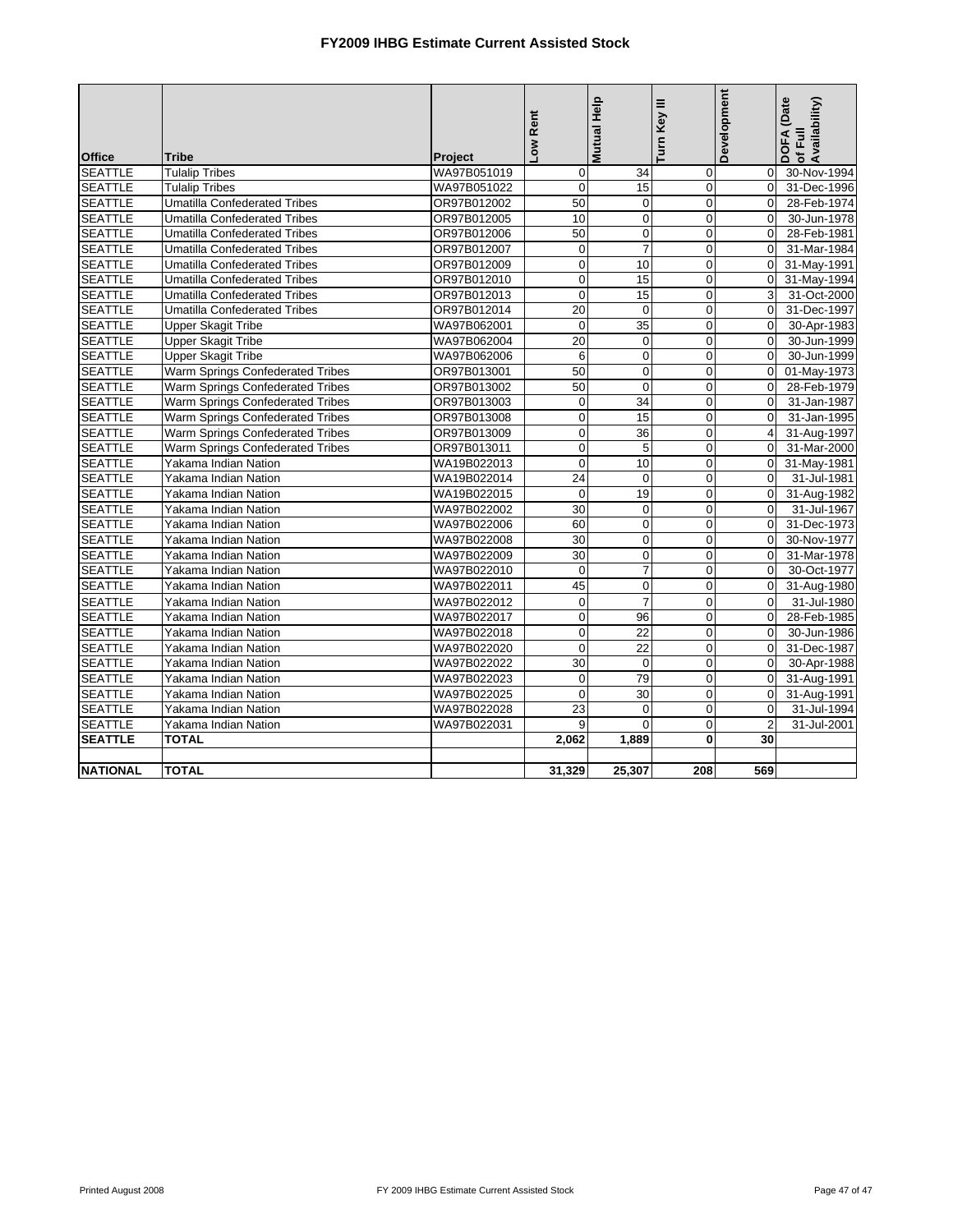# FY2009 IHBG Estimate Current Assisted Stock

| Office | Tribe | Project | Low Rent | Mutual Help | Turn Key III | Development | DOFA (Date of Full Availability) |
|---|---|---|---|---|---|---|---|
| SEATTLE | Tulalip Tribes | WA97B051019 | 0 | 34 | 0 | 0 | 30-Nov-1994 |
| SEATTLE | Tulalip Tribes | WA97B051022 | 0 | 15 | 0 | 0 | 31-Dec-1996 |
| SEATTLE | Umatilla Confederated Tribes | OR97B012002 | 50 | 0 | 0 | 0 | 28-Feb-1974 |
| SEATTLE | Umatilla Confederated Tribes | OR97B012005 | 10 | 0 | 0 | 0 | 30-Jun-1978 |
| SEATTLE | Umatilla Confederated Tribes | OR97B012006 | 50 | 0 | 0 | 0 | 28-Feb-1981 |
| SEATTLE | Umatilla Confederated Tribes | OR97B012007 | 0 | 7 | 0 | 0 | 31-Mar-1984 |
| SEATTLE | Umatilla Confederated Tribes | OR97B012009 | 0 | 10 | 0 | 0 | 31-May-1991 |
| SEATTLE | Umatilla Confederated Tribes | OR97B012010 | 0 | 15 | 0 | 0 | 31-May-1994 |
| SEATTLE | Umatilla Confederated Tribes | OR97B012013 | 0 | 15 | 0 | 3 | 31-Oct-2000 |
| SEATTLE | Umatilla Confederated Tribes | OR97B012014 | 20 | 0 | 0 | 0 | 31-Dec-1997 |
| SEATTLE | Upper Skagit Tribe | WA97B062001 | 0 | 35 | 0 | 0 | 30-Apr-1983 |
| SEATTLE | Upper Skagit Tribe | WA97B062004 | 20 | 0 | 0 | 0 | 30-Jun-1999 |
| SEATTLE | Upper Skagit Tribe | WA97B062006 | 6 | 0 | 0 | 0 | 30-Jun-1999 |
| SEATTLE | Warm Springs Confederated Tribes | OR97B013001 | 50 | 0 | 0 | 0 | 01-May-1973 |
| SEATTLE | Warm Springs Confederated Tribes | OR97B013002 | 50 | 0 | 0 | 0 | 28-Feb-1979 |
| SEATTLE | Warm Springs Confederated Tribes | OR97B013003 | 0 | 34 | 0 | 0 | 31-Jan-1987 |
| SEATTLE | Warm Springs Confederated Tribes | OR97B013008 | 0 | 15 | 0 | 0 | 31-Jan-1995 |
| SEATTLE | Warm Springs Confederated Tribes | OR97B013009 | 0 | 36 | 0 | 4 | 31-Aug-1997 |
| SEATTLE | Warm Springs Confederated Tribes | OR97B013011 | 0 | 5 | 0 | 0 | 31-Mar-2000 |
| SEATTLE | Yakama Indian Nation | WA19B022013 | 0 | 10 | 0 | 0 | 31-May-1981 |
| SEATTLE | Yakama Indian Nation | WA19B022014 | 24 | 0 | 0 | 0 | 31-Jul-1981 |
| SEATTLE | Yakama Indian Nation | WA19B022015 | 0 | 19 | 0 | 0 | 31-Aug-1982 |
| SEATTLE | Yakama Indian Nation | WA97B022002 | 30 | 0 | 0 | 0 | 31-Jul-1967 |
| SEATTLE | Yakama Indian Nation | WA97B022006 | 60 | 0 | 0 | 0 | 31-Dec-1973 |
| SEATTLE | Yakama Indian Nation | WA97B022008 | 30 | 0 | 0 | 0 | 30-Nov-1977 |
| SEATTLE | Yakama Indian Nation | WA97B022009 | 30 | 0 | 0 | 0 | 31-Mar-1978 |
| SEATTLE | Yakama Indian Nation | WA97B022010 | 0 | 7 | 0 | 0 | 30-Oct-1977 |
| SEATTLE | Yakama Indian Nation | WA97B022011 | 45 | 0 | 0 | 0 | 31-Aug-1980 |
| SEATTLE | Yakama Indian Nation | WA97B022012 | 0 | 7 | 0 | 0 | 31-Jul-1980 |
| SEATTLE | Yakama Indian Nation | WA97B022017 | 0 | 96 | 0 | 0 | 28-Feb-1985 |
| SEATTLE | Yakama Indian Nation | WA97B022018 | 0 | 22 | 0 | 0 | 30-Jun-1986 |
| SEATTLE | Yakama Indian Nation | WA97B022020 | 0 | 22 | 0 | 0 | 31-Dec-1987 |
| SEATTLE | Yakama Indian Nation | WA97B022022 | 30 | 0 | 0 | 0 | 30-Apr-1988 |
| SEATTLE | Yakama Indian Nation | WA97B022023 | 0 | 79 | 0 | 0 | 31-Aug-1991 |
| SEATTLE | Yakama Indian Nation | WA97B022025 | 0 | 30 | 0 | 0 | 31-Aug-1991 |
| SEATTLE | Yakama Indian Nation | WA97B022028 | 23 | 0 | 0 | 0 | 31-Jul-1994 |
| SEATTLE | Yakama Indian Nation | WA97B022031 | 9 | 0 | 0 | 2 | 31-Jul-2001 |
| **SEATTLE** | **TOTAL** | | **2,062** | **1,889** | **0** | **30** | |
| | | | | | | | |
| **NATIONAL** | **TOTAL** | | **31,329** | **25,307** | **208** | **569** | |